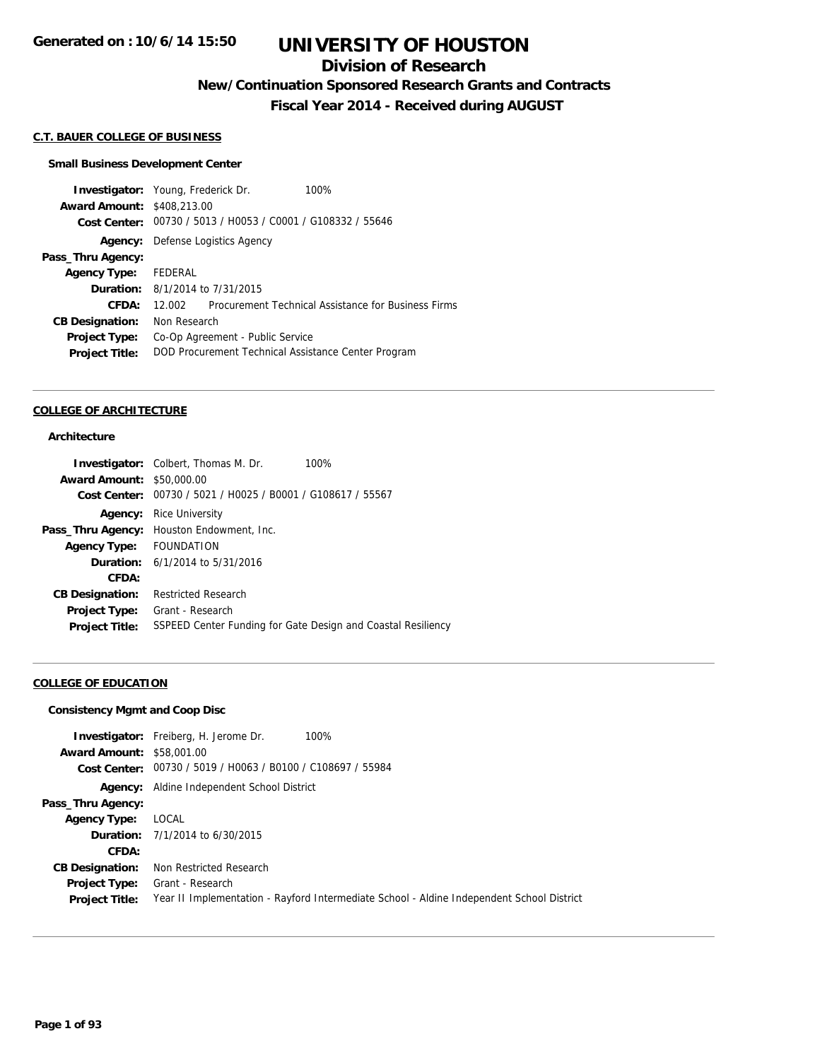Generated on : 10/6/14 15:50

# UNIVERSITY OF HOUSTON

## Division of Research

### New/Continuation Sponsored Research Grants and Contracts

### Fiscal Year 2014 - Received during AUGUST

#### C.T. BAUER COLLEGE OF BUSINESS

**Small Business Development Center**

| | |
|---|---|
| **Investigator:** | Young, Frederick Dr. 100% |
| **Award Amount:** | $408,213.00 |
| **Cost Center:** | 00730 / 5013 / H0053 / C0001 / G108332 / 55646 |
| **Agency:** | Defense Logistics Agency |
| **Pass_Thru Agency:** | |
| **Agency Type:** | FEDERAL |
| **Duration:** | 8/1/2014 to 7/31/2015 |
| **CFDA:** | 12.002 Procurement Technical Assistance for Business Firms |
| **CB Designation:** | Non Research |
| **Project Type:** | Co-Op Agreement - Public Service |
| **Project Title:** | DOD Procurement Technical Assistance Center Program |

#### COLLEGE OF ARCHITECTURE

**Architecture**

| | |
|---|---|
| **Investigator:** | Colbert, Thomas M. Dr. 100% |
| **Award Amount:** | $50,000.00 |
| **Cost Center:** | 00730 / 5021 / H0025 / B0001 / G108617 / 55567 |
| **Agency:** | Rice University |
| **Pass_Thru Agency:** | Houston Endowment, Inc. |
| **Agency Type:** | FOUNDATION |
| **Duration:** | 6/1/2014 to 5/31/2016 |
| **CFDA:** | |
| **CB Designation:** | Restricted Research |
| **Project Type:** | Grant - Research |
| **Project Title:** | SSPEED Center Funding for Gate Design and Coastal Resiliency |

#### COLLEGE OF EDUCATION

**Consistency Mgmt and Coop Disc**

| | |
|---|---|
| **Investigator:** | Freiberg, H. Jerome Dr. 100% |
| **Award Amount:** | $58,001.00 |
| **Cost Center:** | 00730 / 5019 / H0063 / B0100 / C108697 / 55984 |
| **Agency:** | Aldine Independent School District |
| **Pass_Thru Agency:** | |
| **Agency Type:** | LOCAL |
| **Duration:** | 7/1/2014 to 6/30/2015 |
| **CFDA:** | |
| **CB Designation:** | Non Restricted Research |
| **Project Type:** | Grant - Research |
| **Project Title:** | Year II Implementation - Rayford Intermediate School - Aldine Independent School District |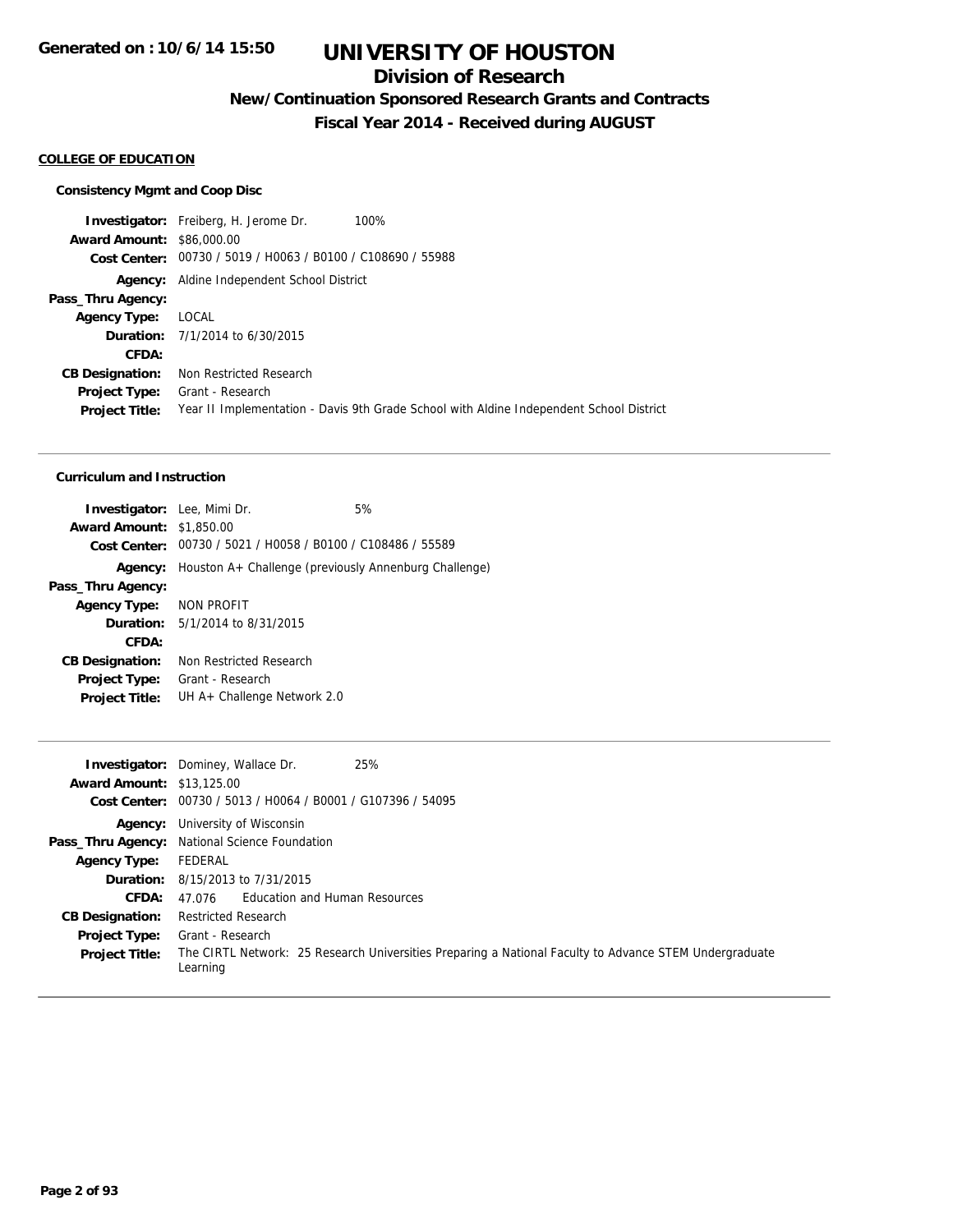# UNIVERSITY OF HOUSTON

## Division of Research

### New/Continuation Sponsored Research Grants and Contracts

### Fiscal Year 2014 - Received during AUGUST

Generated on : 10/6/14 15:50

**COLLEGE OF EDUCATION**

**Consistency Mgmt and Coop Disc**

**Investigator:** Freiberg, H. Jerome Dr. 100%
**Award Amount:** $86,000.00
**Cost Center:** 00730 / 5019 / H0063 / B0100 / C108690 / 55988
**Agency:** Aldine Independent School District
**Pass_Thru Agency:**
**Agency Type:** LOCAL
**Duration:** 7/1/2014 to 6/30/2015
**CFDA:**
**CB Designation:** Non Restricted Research
**Project Type:** Grant - Research
**Project Title:** Year II Implementation - Davis 9th Grade School with Aldine Independent School District

---

**Curriculum and Instruction**

**Investigator:** Lee, Mimi Dr. 5%
**Award Amount:** $1,850.00
**Cost Center:** 00730 / 5021 / H0058 / B0100 / C108486 / 55589
**Agency:** Houston A+ Challenge (previously Annenburg Challenge)
**Pass_Thru Agency:**
**Agency Type:** NON PROFIT
**Duration:** 5/1/2014 to 8/31/2015
**CFDA:**
**CB Designation:** Non Restricted Research
**Project Type:** Grant - Research
**Project Title:** UH A+ Challenge Network 2.0

---

**Investigator:** Dominey, Wallace Dr. 25%
**Award Amount:** $13,125.00
**Cost Center:** 00730 / 5013 / H0064 / B0001 / G107396 / 54095
**Agency:** University of Wisconsin
**Pass_Thru Agency:** National Science Foundation
**Agency Type:** FEDERAL
**Duration:** 8/15/2013 to 7/31/2015
**CFDA:** 47.076 Education and Human Resources
**CB Designation:** Restricted Research
**Project Type:** Grant - Research
**Project Title:** The CIRTL Network: 25 Research Universities Preparing a National Faculty to Advance STEM Undergraduate Learning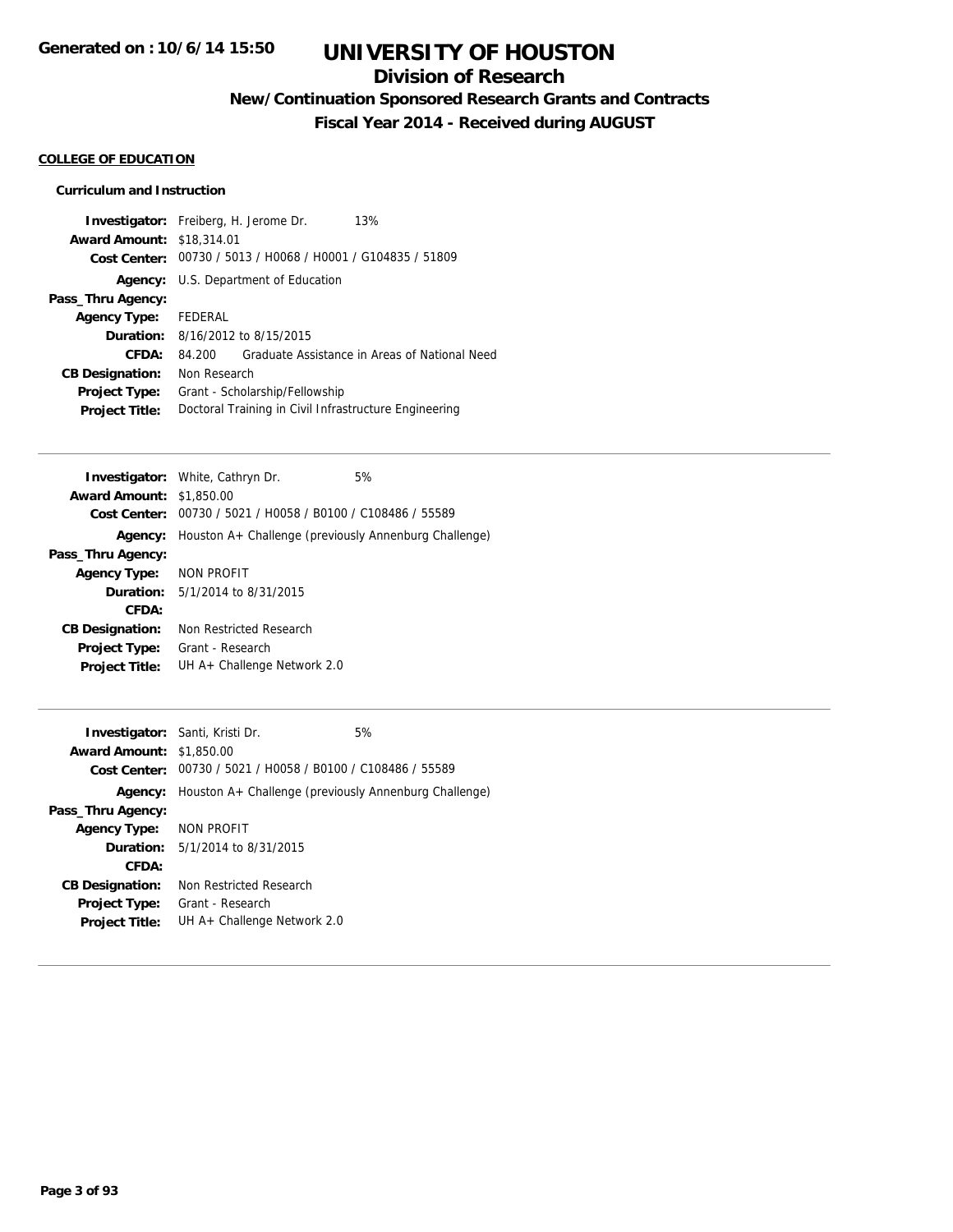# UNIVERSITY OF HOUSTON

## Division of Research

### New/Continuation Sponsored Research Grants and Contracts

### Fiscal Year 2014 - Received during AUGUST

**COLLEGE OF EDUCATION**

**Curriculum and Instruction**

**Investigator:** Freiberg, H. Jerome Dr. 13%
**Award Amount:** $18,314.01
**Cost Center:** 00730 / 5013 / H0068 / H0001 / G104835 / 51809
**Agency:** U.S. Department of Education
**Pass_Thru Agency:**
**Agency Type:** FEDERAL
**Duration:** 8/16/2012 to 8/15/2015
**CFDA:** 84.200 Graduate Assistance in Areas of National Need
**CB Designation:** Non Research
**Project Type:** Grant - Scholarship/Fellowship
**Project Title:** Doctoral Training in Civil Infrastructure Engineering

---

**Investigator:** White, Cathryn Dr. 5%
**Award Amount:** $1,850.00
**Cost Center:** 00730 / 5021 / H0058 / B0100 / C108486 / 55589
**Agency:** Houston A+ Challenge (previously Annenburg Challenge)
**Pass_Thru Agency:**
**Agency Type:** NON PROFIT
**Duration:** 5/1/2014 to 8/31/2015
**CFDA:**
**CB Designation:** Non Restricted Research
**Project Type:** Grant - Research
**Project Title:** UH A+ Challenge Network 2.0

---

**Investigator:** Santi, Kristi Dr. 5%
**Award Amount:** $1,850.00
**Cost Center:** 00730 / 5021 / H0058 / B0100 / C108486 / 55589
**Agency:** Houston A+ Challenge (previously Annenburg Challenge)
**Pass_Thru Agency:**
**Agency Type:** NON PROFIT
**Duration:** 5/1/2014 to 8/31/2015
**CFDA:**
**CB Designation:** Non Restricted Research
**Project Type:** Grant - Research
**Project Title:** UH A+ Challenge Network 2.0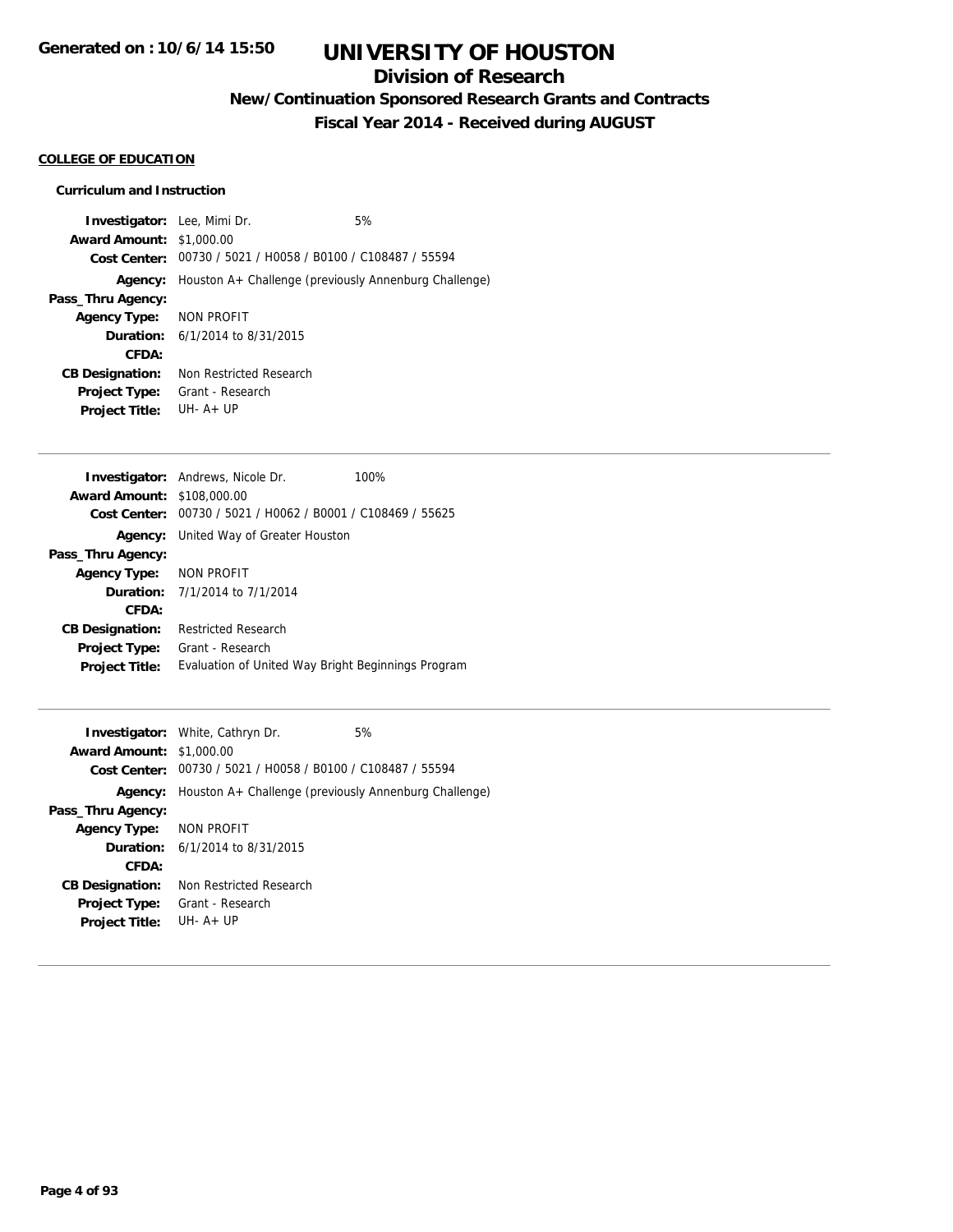# UNIVERSITY OF HOUSTON

## Division of Research

### New/Continuation Sponsored Research Grants and Contracts

### Fiscal Year 2014 - Received during AUGUST

Generated on : 10/6/14 15:50

**COLLEGE OF EDUCATION**

**Curriculum and Instruction**

**Investigator:** Lee, Mimi Dr. 5%
**Award Amount:** $1,000.00
**Cost Center:** 00730 / 5021 / H0058 / B0100 / C108487 / 55594
**Agency:** Houston A+ Challenge (previously Annenburg Challenge)
**Pass_Thru Agency:**
**Agency Type:** NON PROFIT
**Duration:** 6/1/2014 to 8/31/2015
**CFDA:**
**CB Designation:** Non Restricted Research
**Project Type:** Grant - Research
**Project Title:** UH- A+ UP

---

**Investigator:** Andrews, Nicole Dr. 100%
**Award Amount:** $108,000.00
**Cost Center:** 00730 / 5021 / H0062 / B0001 / C108469 / 55625
**Agency:** United Way of Greater Houston
**Pass_Thru Agency:**
**Agency Type:** NON PROFIT
**Duration:** 7/1/2014 to 7/1/2014
**CFDA:**
**CB Designation:** Restricted Research
**Project Type:** Grant - Research
**Project Title:** Evaluation of United Way Bright Beginnings Program

---

**Investigator:** White, Cathryn Dr. 5%
**Award Amount:** $1,000.00
**Cost Center:** 00730 / 5021 / H0058 / B0100 / C108487 / 55594
**Agency:** Houston A+ Challenge (previously Annenburg Challenge)
**Pass_Thru Agency:**
**Agency Type:** NON PROFIT
**Duration:** 6/1/2014 to 8/31/2015
**CFDA:**
**CB Designation:** Non Restricted Research
**Project Type:** Grant - Research
**Project Title:** UH- A+ UP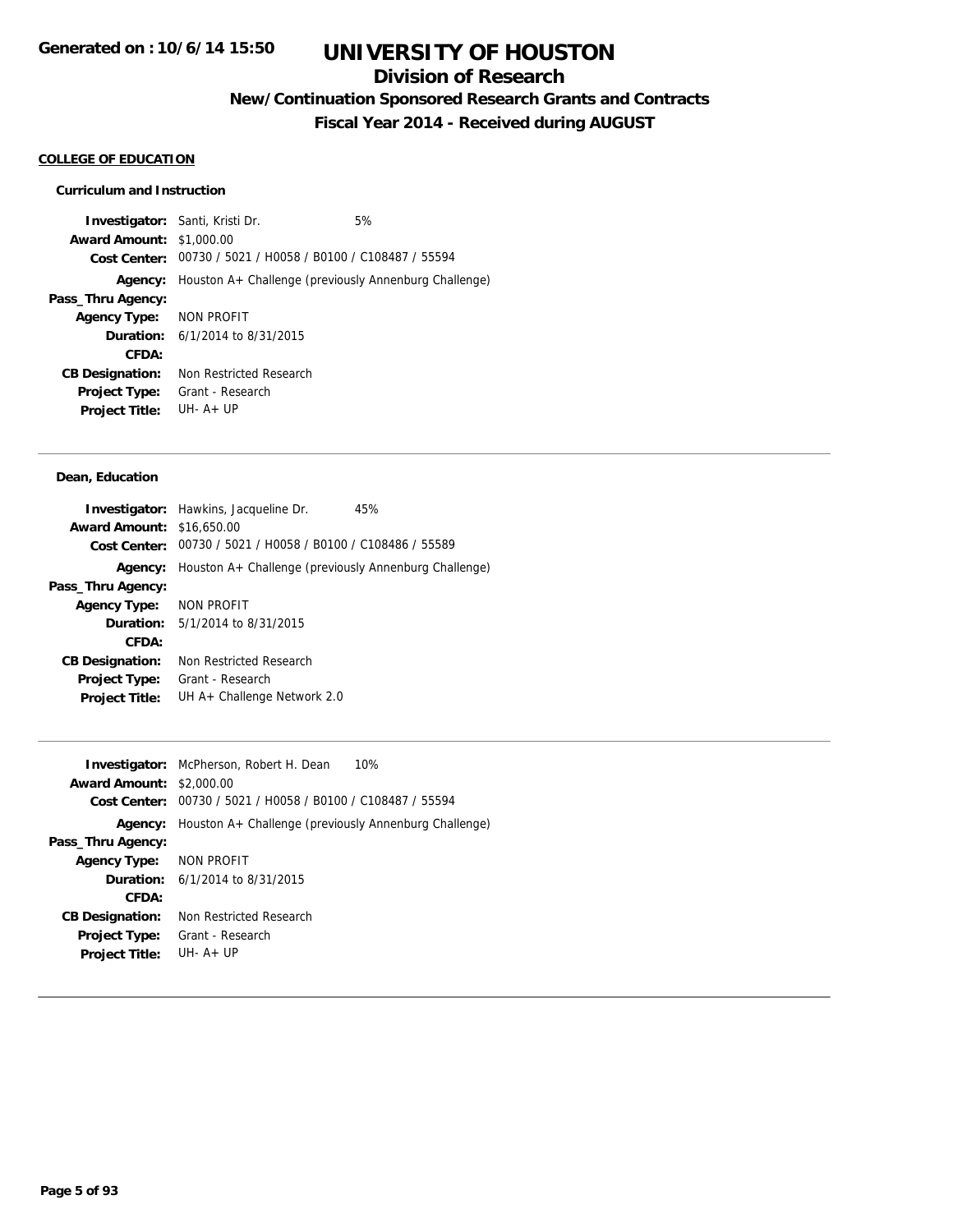# UNIVERSITY OF HOUSTON

## Division of Research

### New/Continuation Sponsored Research Grants and Contracts

### Fiscal Year 2014 - Received during AUGUST

Generated on : 10/6/14 15:50

**COLLEGE OF EDUCATION**

**Curriculum and Instruction**

**Investigator:** Santi, Kristi Dr. 5%
**Award Amount:** $1,000.00
**Cost Center:** 00730 / 5021 / H0058 / B0100 / C108487 / 55594
**Agency:** Houston A+ Challenge (previously Annenburg Challenge)
**Pass_Thru Agency:**
**Agency Type:** NON PROFIT
**Duration:** 6/1/2014 to 8/31/2015
**CFDA:**
**CB Designation:** Non Restricted Research
**Project Type:** Grant - Research
**Project Title:** UH- A+ UP

---

**Dean, Education**

**Investigator:** Hawkins, Jacqueline Dr. 45%
**Award Amount:** $16,650.00
**Cost Center:** 00730 / 5021 / H0058 / B0100 / C108486 / 55589
**Agency:** Houston A+ Challenge (previously Annenburg Challenge)
**Pass_Thru Agency:**
**Agency Type:** NON PROFIT
**Duration:** 5/1/2014 to 8/31/2015
**CFDA:**
**CB Designation:** Non Restricted Research
**Project Type:** Grant - Research
**Project Title:** UH A+ Challenge Network 2.0

---

**Investigator:** McPherson, Robert H. Dean 10%
**Award Amount:** $2,000.00
**Cost Center:** 00730 / 5021 / H0058 / B0100 / C108487 / 55594
**Agency:** Houston A+ Challenge (previously Annenburg Challenge)
**Pass_Thru Agency:**
**Agency Type:** NON PROFIT
**Duration:** 6/1/2014 to 8/31/2015
**CFDA:**
**CB Designation:** Non Restricted Research
**Project Type:** Grant - Research
**Project Title:** UH- A+ UP

---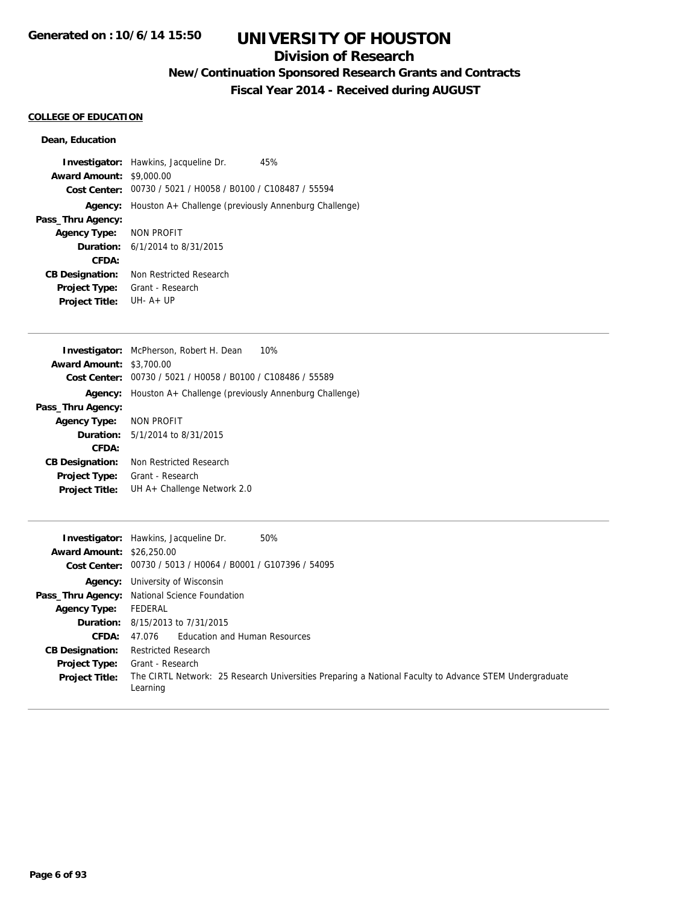# UNIVERSITY OF HOUSTON

## Division of Research

### New/Continuation Sponsored Research Grants and Contracts

### Fiscal Year 2014 - Received during AUGUST

Generated on : 10/6/14 15:50

**COLLEGE OF EDUCATION**

**Dean, Education**

**Investigator:** Hawkins, Jacqueline Dr. 45%
**Award Amount:** $9,000.00
**Cost Center:** 00730 / 5021 / H0058 / B0100 / C108487 / 55594
**Agency:** Houston A+ Challenge (previously Annenburg Challenge)
**Pass_Thru Agency:**
**Agency Type:** NON PROFIT
**Duration:** 6/1/2014 to 8/31/2015
**CFDA:**
**CB Designation:** Non Restricted Research
**Project Type:** Grant - Research
**Project Title:** UH- A+ UP

---

**Investigator:** McPherson, Robert H. Dean 10%
**Award Amount:** $3,700.00
**Cost Center:** 00730 / 5021 / H0058 / B0100 / C108486 / 55589
**Agency:** Houston A+ Challenge (previously Annenburg Challenge)
**Pass_Thru Agency:**
**Agency Type:** NON PROFIT
**Duration:** 5/1/2014 to 8/31/2015
**CFDA:**
**CB Designation:** Non Restricted Research
**Project Type:** Grant - Research
**Project Title:** UH A+ Challenge Network 2.0

---

**Investigator:** Hawkins, Jacqueline Dr. 50%
**Award Amount:** $26,250.00
**Cost Center:** 00730 / 5013 / H0064 / B0001 / G107396 / 54095
**Agency:** University of Wisconsin
**Pass_Thru Agency:** National Science Foundation
**Agency Type:** FEDERAL
**Duration:** 8/15/2013 to 7/31/2015
**CFDA:** 47.076 Education and Human Resources
**CB Designation:** Restricted Research
**Project Type:** Grant - Research
**Project Title:** The CIRTL Network: 25 Research Universities Preparing a National Faculty to Advance STEM Undergraduate Learning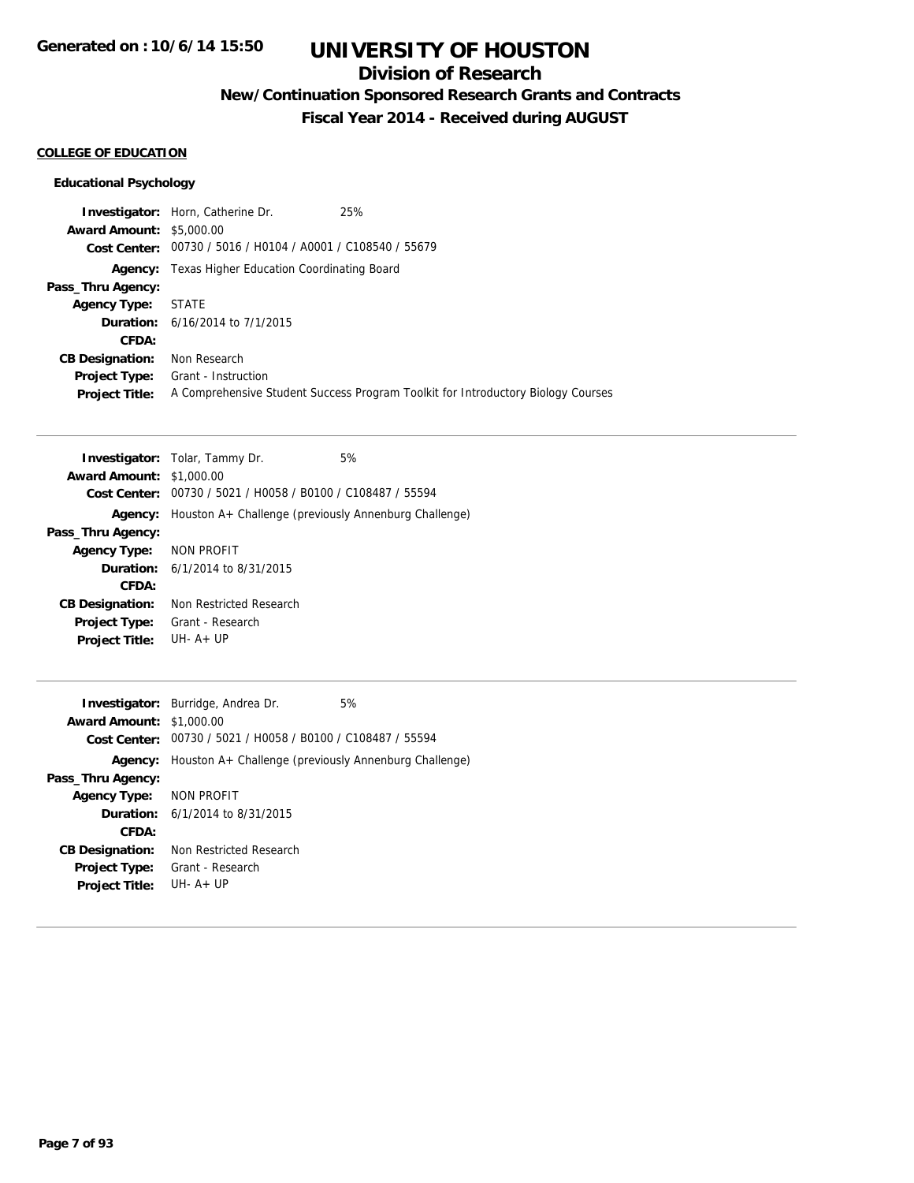# UNIVERSITY OF HOUSTON

## Division of Research

### New/Continuation Sponsored Research Grants and Contracts

### Fiscal Year 2014 - Received during AUGUST

Generated on : 10/6/14 15:50

**COLLEGE OF EDUCATION**

**Educational Psychology**

**Investigator:** Horn, Catherine Dr. 25%
**Award Amount:** $5,000.00
**Cost Center:** 00730 / 5016 / H0104 / A0001 / C108540 / 55679
**Agency:** Texas Higher Education Coordinating Board
**Pass_Thru Agency:**
**Agency Type:** STATE
**Duration:** 6/16/2014 to 7/1/2015
**CFDA:**
**CB Designation:** Non Research
**Project Type:** Grant - Instruction
**Project Title:** A Comprehensive Student Success Program Toolkit for Introductory Biology Courses

---

**Investigator:** Tolar, Tammy Dr. 5%
**Award Amount:** $1,000.00
**Cost Center:** 00730 / 5021 / H0058 / B0100 / C108487 / 55594
**Agency:** Houston A+ Challenge (previously Annenburg Challenge)
**Pass_Thru Agency:**
**Agency Type:** NON PROFIT
**Duration:** 6/1/2014 to 8/31/2015
**CFDA:**
**CB Designation:** Non Restricted Research
**Project Type:** Grant - Research
**Project Title:** UH- A+ UP

---

**Investigator:** Burridge, Andrea Dr. 5%
**Award Amount:** $1,000.00
**Cost Center:** 00730 / 5021 / H0058 / B0100 / C108487 / 55594
**Agency:** Houston A+ Challenge (previously Annenburg Challenge)
**Pass_Thru Agency:**
**Agency Type:** NON PROFIT
**Duration:** 6/1/2014 to 8/31/2015
**CFDA:**
**CB Designation:** Non Restricted Research
**Project Type:** Grant - Research
**Project Title:** UH- A+ UP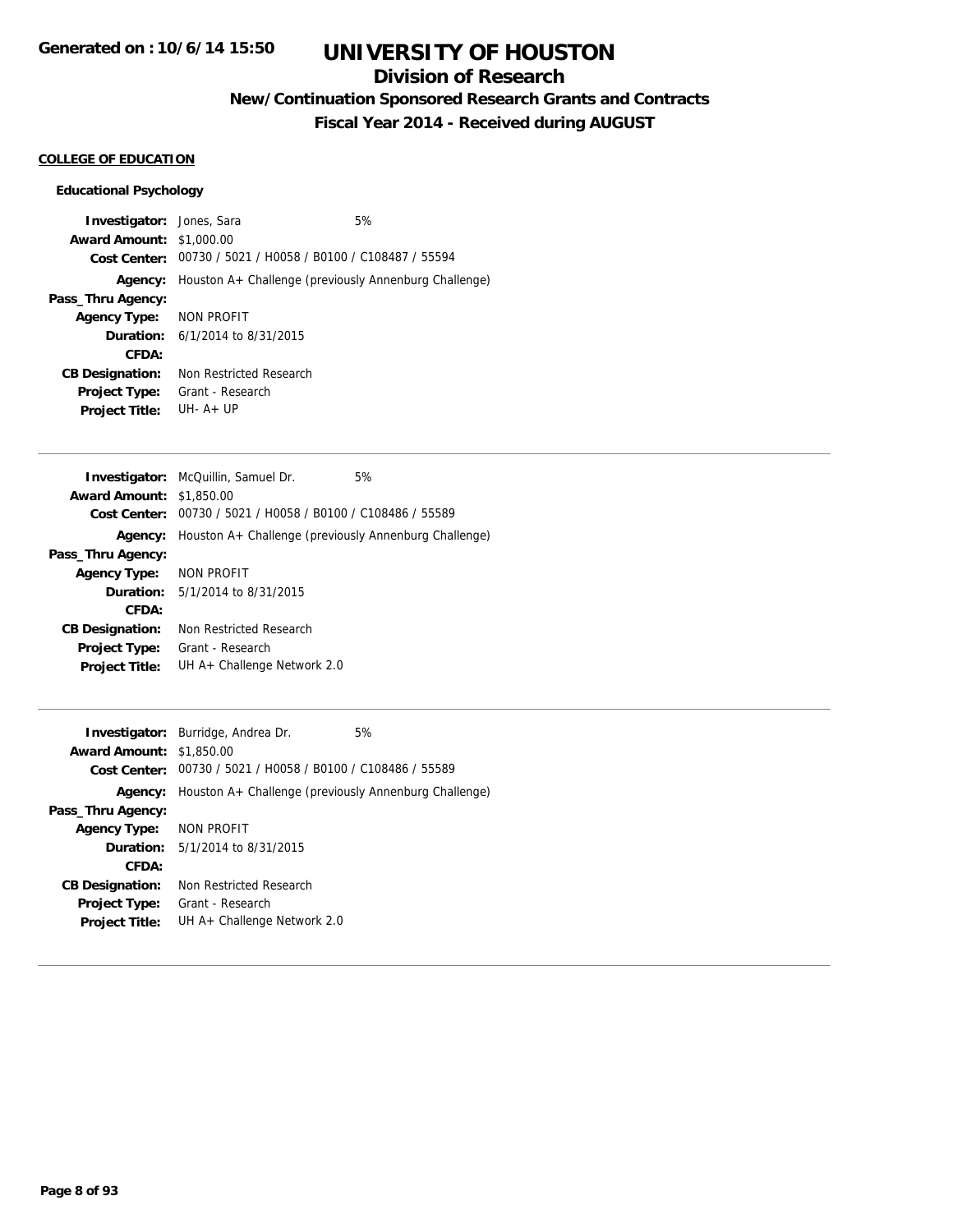# UNIVERSITY OF HOUSTON

## Division of Research

### New/Continuation Sponsored Research Grants and Contracts

### Fiscal Year 2014 - Received during AUGUST

Generated on : 10/6/14 15:50

**COLLEGE OF EDUCATION**

**Educational Psychology**

**Investigator:** Jones, Sara 5%
**Award Amount:** $1,000.00
**Cost Center:** 00730 / 5021 / H0058 / B0100 / C108487 / 55594
**Agency:** Houston A+ Challenge (previously Annenburg Challenge)
**Pass_Thru Agency:**
**Agency Type:** NON PROFIT
**Duration:** 6/1/2014 to 8/31/2015
**CFDA:**
**CB Designation:** Non Restricted Research
**Project Type:** Grant - Research
**Project Title:** UH- A+ UP

---

**Investigator:** McQuillin, Samuel Dr. 5%
**Award Amount:** $1,850.00
**Cost Center:** 00730 / 5021 / H0058 / B0100 / C108486 / 55589
**Agency:** Houston A+ Challenge (previously Annenburg Challenge)
**Pass_Thru Agency:**
**Agency Type:** NON PROFIT
**Duration:** 5/1/2014 to 8/31/2015
**CFDA:**
**CB Designation:** Non Restricted Research
**Project Type:** Grant - Research
**Project Title:** UH A+ Challenge Network 2.0

---

**Investigator:** Burridge, Andrea Dr. 5%
**Award Amount:** $1,850.00
**Cost Center:** 00730 / 5021 / H0058 / B0100 / C108486 / 55589
**Agency:** Houston A+ Challenge (previously Annenburg Challenge)
**Pass_Thru Agency:**
**Agency Type:** NON PROFIT
**Duration:** 5/1/2014 to 8/31/2015
**CFDA:**
**CB Designation:** Non Restricted Research
**Project Type:** Grant - Research
**Project Title:** UH A+ Challenge Network 2.0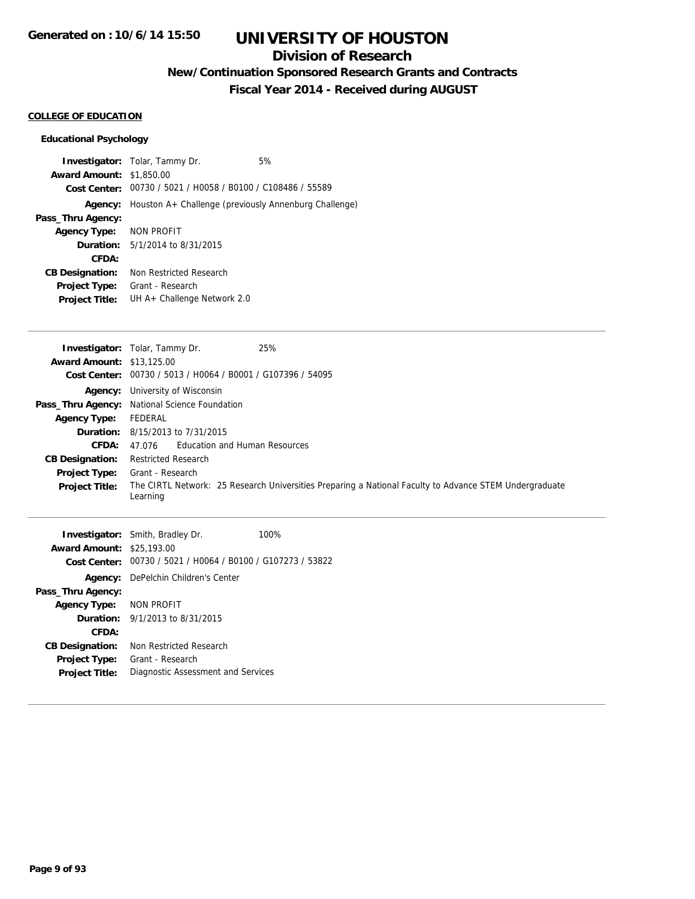# UNIVERSITY OF HOUSTON

## Division of Research

### New/Continuation Sponsored Research Grants and Contracts

### Fiscal Year 2014 - Received during AUGUST

**COLLEGE OF EDUCATION**

**Educational Psychology**

**Investigator:** Tolar, Tammy Dr. 5%
**Award Amount:** $1,850.00
**Cost Center:** 00730 / 5021 / H0058 / B0100 / C108486 / 55589
**Agency:** Houston A+ Challenge (previously Annenburg Challenge)
**Pass_Thru Agency:**
**Agency Type:** NON PROFIT
**Duration:** 5/1/2014 to 8/31/2015
**CFDA:**
**CB Designation:** Non Restricted Research
**Project Type:** Grant - Research
**Project Title:** UH A+ Challenge Network 2.0

---

**Investigator:** Tolar, Tammy Dr. 25%
**Award Amount:** $13,125.00
**Cost Center:** 00730 / 5013 / H0064 / B0001 / G107396 / 54095
**Agency:** University of Wisconsin
**Pass_Thru Agency:** National Science Foundation
**Agency Type:** FEDERAL
**Duration:** 8/15/2013 to 7/31/2015
**CFDA:** 47.076 Education and Human Resources
**CB Designation:** Restricted Research
**Project Type:** Grant - Research
**Project Title:** The CIRTL Network: 25 Research Universities Preparing a National Faculty to Advance STEM Undergraduate Learning

---

**Investigator:** Smith, Bradley Dr. 100%
**Award Amount:** $25,193.00
**Cost Center:** 00730 / 5021 / H0064 / B0100 / G107273 / 53822
**Agency:** DePelchin Children's Center
**Pass_Thru Agency:**
**Agency Type:** NON PROFIT
**Duration:** 9/1/2013 to 8/31/2015
**CFDA:**
**CB Designation:** Non Restricted Research
**Project Type:** Grant - Research
**Project Title:** Diagnostic Assessment and Services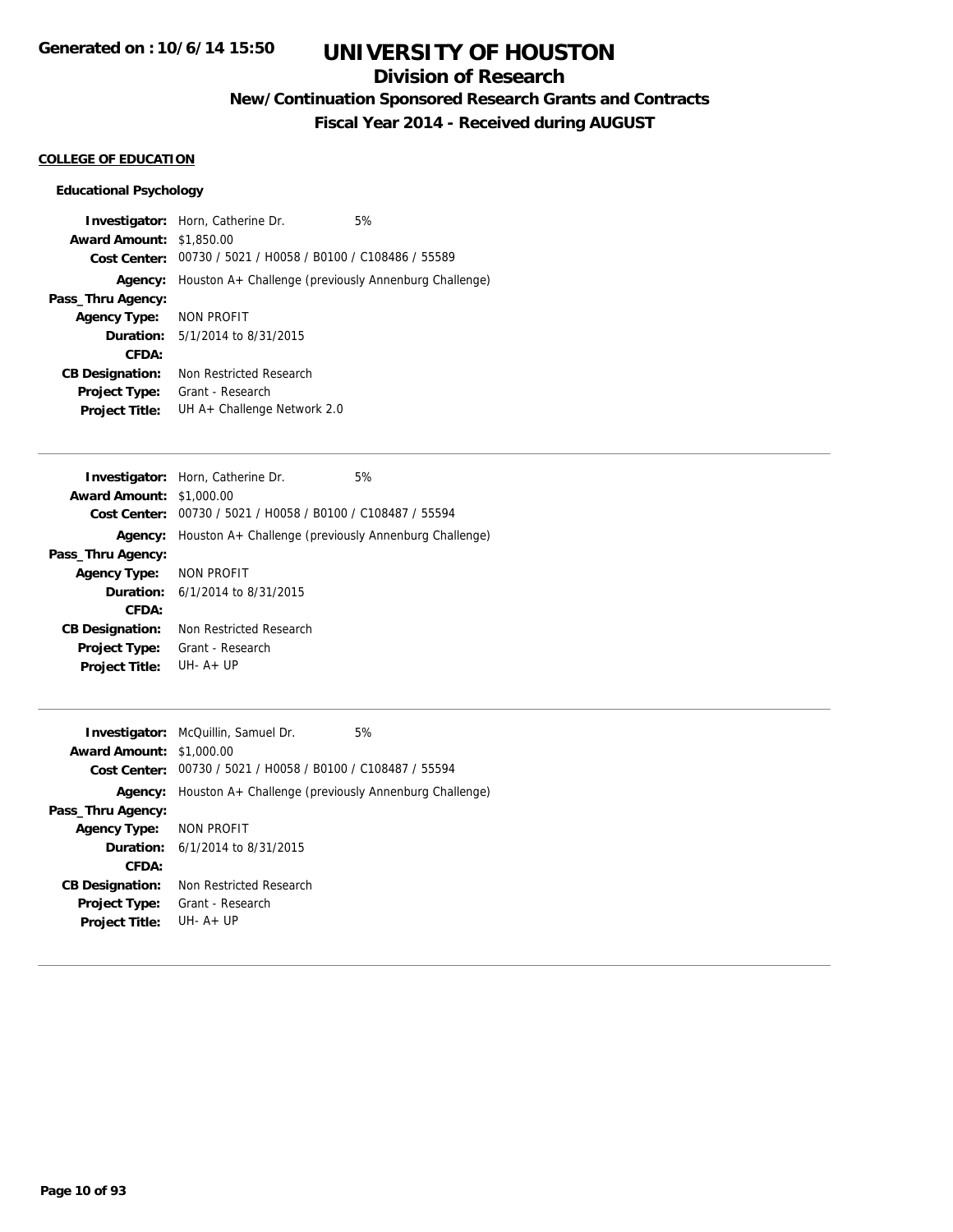# UNIVERSITY OF HOUSTON

## Division of Research

### New/Continuation Sponsored Research Grants and Contracts

### Fiscal Year 2014 - Received during AUGUST

**COLLEGE OF EDUCATION**

**Educational Psychology**

**Investigator:** Horn, Catherine Dr. 5%
**Award Amount:** $1,850.00
**Cost Center:** 00730 / 5021 / H0058 / B0100 / C108486 / 55589
**Agency:** Houston A+ Challenge (previously Annenburg Challenge)
**Pass_Thru Agency:**
**Agency Type:** NON PROFIT
**Duration:** 5/1/2014 to 8/31/2015
**CFDA:**
**CB Designation:** Non Restricted Research
**Project Type:** Grant - Research
**Project Title:** UH A+ Challenge Network 2.0

---

**Investigator:** Horn, Catherine Dr. 5%
**Award Amount:** $1,000.00
**Cost Center:** 00730 / 5021 / H0058 / B0100 / C108487 / 55594
**Agency:** Houston A+ Challenge (previously Annenburg Challenge)
**Pass_Thru Agency:**
**Agency Type:** NON PROFIT
**Duration:** 6/1/2014 to 8/31/2015
**CFDA:**
**CB Designation:** Non Restricted Research
**Project Type:** Grant - Research
**Project Title:** UH- A+ UP

---

**Investigator:** McQuillin, Samuel Dr. 5%
**Award Amount:** $1,000.00
**Cost Center:** 00730 / 5021 / H0058 / B0100 / C108487 / 55594
**Agency:** Houston A+ Challenge (previously Annenburg Challenge)
**Pass_Thru Agency:**
**Agency Type:** NON PROFIT
**Duration:** 6/1/2014 to 8/31/2015
**CFDA:**
**CB Designation:** Non Restricted Research
**Project Type:** Grant - Research
**Project Title:** UH- A+ UP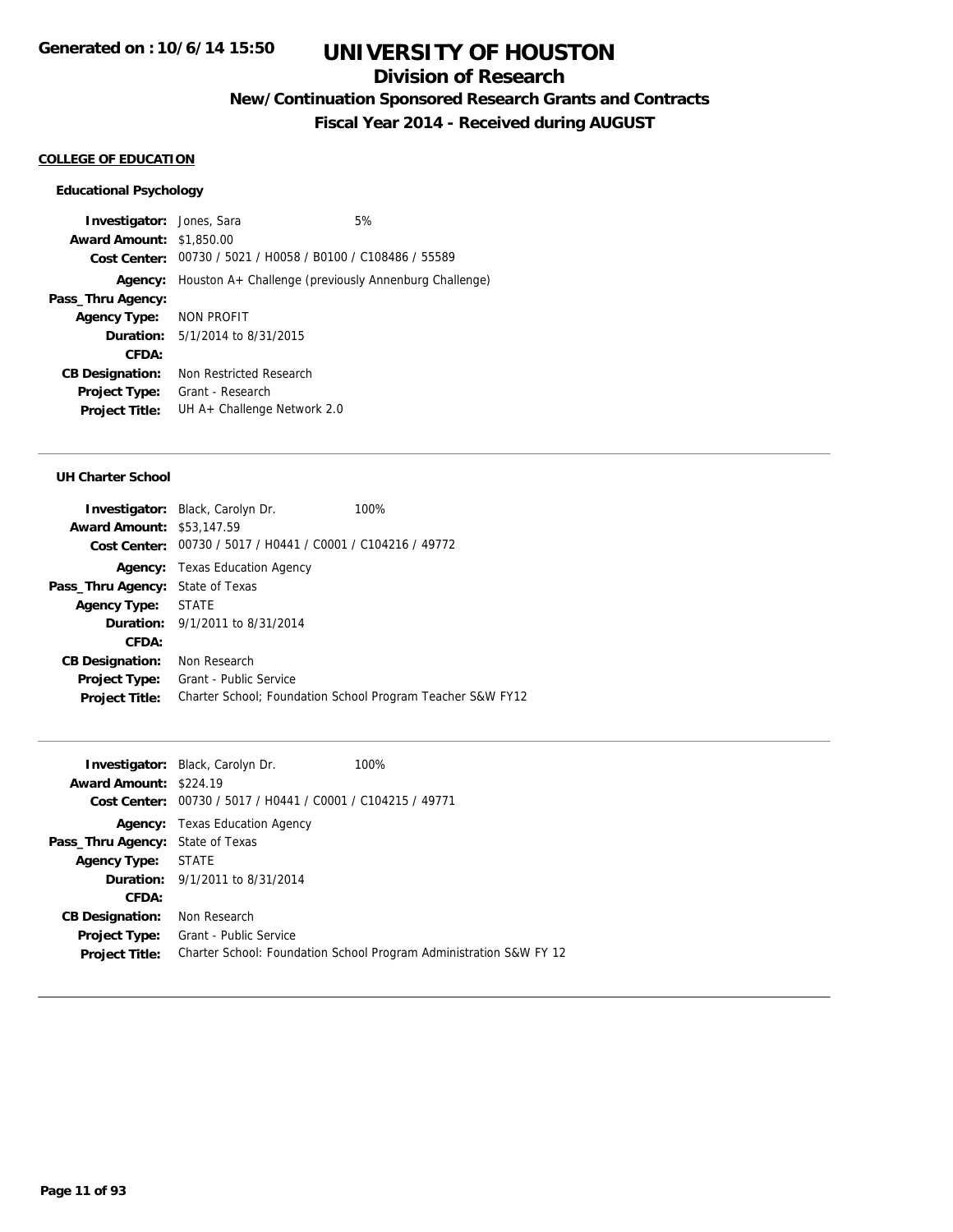# UNIVERSITY OF HOUSTON

## Division of Research

### New/Continuation Sponsored Research Grants and Contracts

### Fiscal Year 2014 - Received during AUGUST

Generated on : 10/6/14 15:50

**COLLEGE OF EDUCATION**

**Educational Psychology**

**Investigator:** Jones, Sara 5%
**Award Amount:** $1,850.00
**Cost Center:** 00730 / 5021 / H0058 / B0100 / C108486 / 55589
**Agency:** Houston A+ Challenge (previously Annenburg Challenge)
**Pass_Thru Agency:**
**Agency Type:** NON PROFIT
**Duration:** 5/1/2014 to 8/31/2015
**CFDA:**
**CB Designation:** Non Restricted Research
**Project Type:** Grant - Research
**Project Title:** UH A+ Challenge Network 2.0

---

**UH Charter School**

**Investigator:** Black, Carolyn Dr. 100%
**Award Amount:** $53,147.59
**Cost Center:** 00730 / 5017 / H0441 / C0001 / C104216 / 49772
**Agency:** Texas Education Agency
**Pass_Thru Agency:** State of Texas
**Agency Type:** STATE
**Duration:** 9/1/2011 to 8/31/2014
**CFDA:**
**CB Designation:** Non Research
**Project Type:** Grant - Public Service
**Project Title:** Charter School; Foundation School Program Teacher S&W FY12

---

**Investigator:** Black, Carolyn Dr. 100%
**Award Amount:** $224.19
**Cost Center:** 00730 / 5017 / H0441 / C0001 / C104215 / 49771
**Agency:** Texas Education Agency
**Pass_Thru Agency:** State of Texas
**Agency Type:** STATE
**Duration:** 9/1/2011 to 8/31/2014
**CFDA:**
**CB Designation:** Non Research
**Project Type:** Grant - Public Service
**Project Title:** Charter School: Foundation School Program Administration S&W FY 12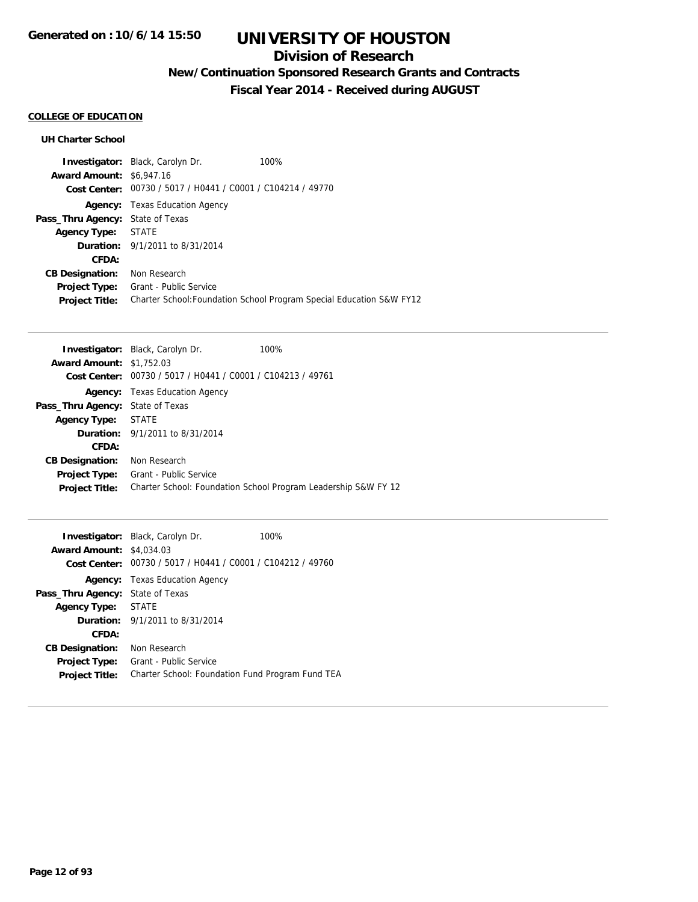# UNIVERSITY OF HOUSTON

## Division of Research

### New/Continuation Sponsored Research Grants and Contracts

### Fiscal Year 2014 - Received during AUGUST

**COLLEGE OF EDUCATION**

**UH Charter School**

**Investigator:** Black, Carolyn Dr. 100%
**Award Amount:** $6,947.16
**Cost Center:** 00730 / 5017 / H0441 / C0001 / C104214 / 49770
**Agency:** Texas Education Agency
**Pass_Thru Agency:** State of Texas
**Agency Type:** STATE
**Duration:** 9/1/2011 to 8/31/2014
**CFDA:**
**CB Designation:** Non Research
**Project Type:** Grant - Public Service
**Project Title:** Charter School:Foundation School Program Special Education S&W FY12

---

**Investigator:** Black, Carolyn Dr. 100%
**Award Amount:** $1,752.03
**Cost Center:** 00730 / 5017 / H0441 / C0001 / C104213 / 49761
**Agency:** Texas Education Agency
**Pass_Thru Agency:** State of Texas
**Agency Type:** STATE
**Duration:** 9/1/2011 to 8/31/2014
**CFDA:**
**CB Designation:** Non Research
**Project Type:** Grant - Public Service
**Project Title:** Charter School: Foundation School Program Leadership S&W FY 12

---

**Investigator:** Black, Carolyn Dr. 100%
**Award Amount:** $4,034.03
**Cost Center:** 00730 / 5017 / H0441 / C0001 / C104212 / 49760
**Agency:** Texas Education Agency
**Pass_Thru Agency:** State of Texas
**Agency Type:** STATE
**Duration:** 9/1/2011 to 8/31/2014
**CFDA:**
**CB Designation:** Non Research
**Project Type:** Grant - Public Service
**Project Title:** Charter School: Foundation Fund Program Fund TEA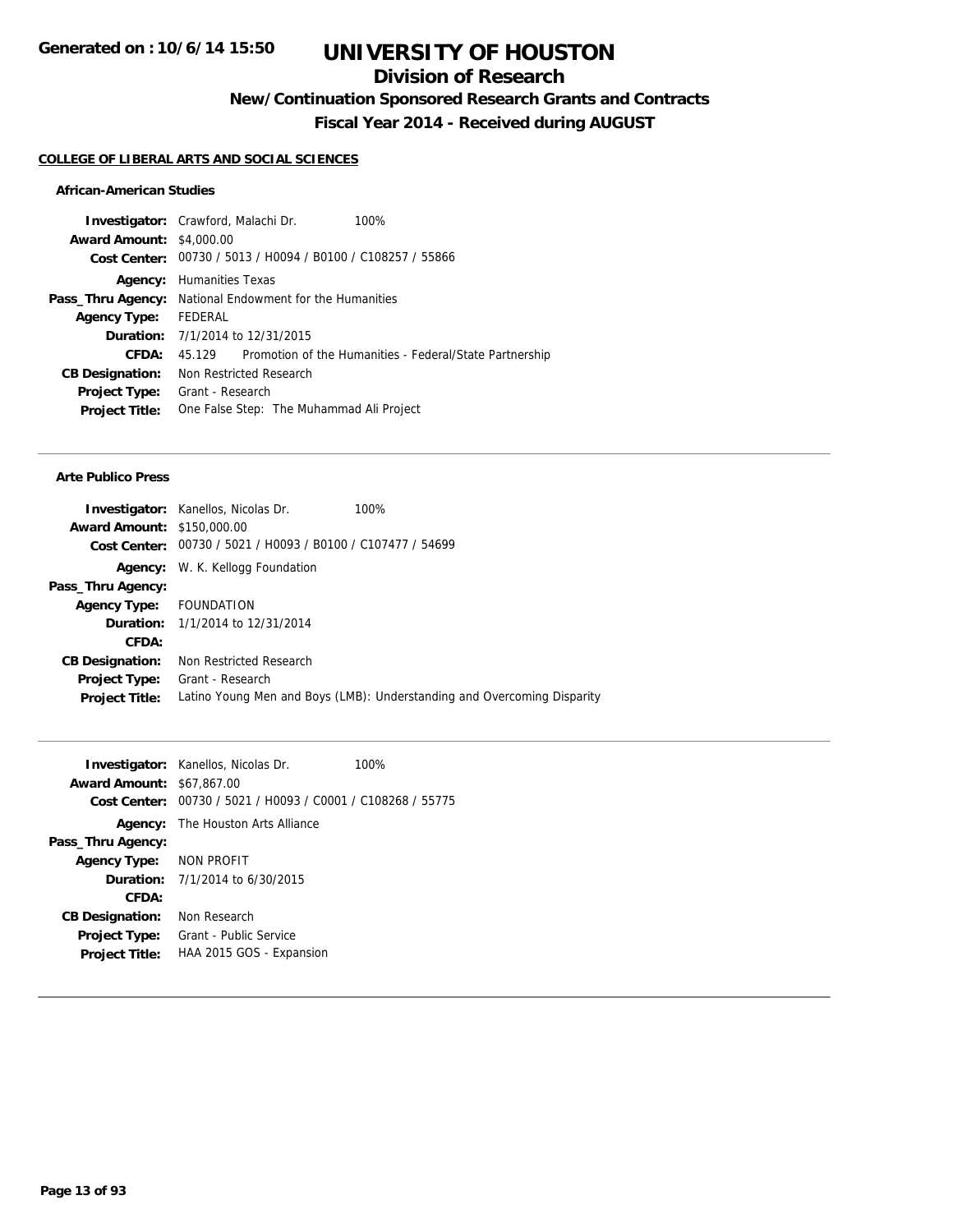# UNIVERSITY OF HOUSTON

## Division of Research

### New/Continuation Sponsored Research Grants and Contracts

### Fiscal Year 2014 - Received during AUGUST

Generated on : 10/6/14 15:50

**COLLEGE OF LIBERAL ARTS AND SOCIAL SCIENCES**

**African-American Studies**

**Investigator:** Crawford, Malachi Dr. 100%
**Award Amount:** $4,000.00
**Cost Center:** 00730 / 5013 / H0094 / B0100 / C108257 / 55866
**Agency:** Humanities Texas
**Pass_Thru Agency:** National Endowment for the Humanities
**Agency Type:** FEDERAL
**Duration:** 7/1/2014 to 12/31/2015
**CFDA:** 45.129 Promotion of the Humanities - Federal/State Partnership
**CB Designation:** Non Restricted Research
**Project Type:** Grant - Research
**Project Title:** One False Step: The Muhammad Ali Project

---

**Arte Publico Press**

**Investigator:** Kanellos, Nicolas Dr. 100%
**Award Amount:** $150,000.00
**Cost Center:** 00730 / 5021 / H0093 / B0100 / C107477 / 54699
**Agency:** W. K. Kellogg Foundation
**Pass_Thru Agency:**
**Agency Type:** FOUNDATION
**Duration:** 1/1/2014 to 12/31/2014
**CFDA:**
**CB Designation:** Non Restricted Research
**Project Type:** Grant - Research
**Project Title:** Latino Young Men and Boys (LMB): Understanding and Overcoming Disparity

---

**Investigator:** Kanellos, Nicolas Dr. 100%
**Award Amount:** $67,867.00
**Cost Center:** 00730 / 5021 / H0093 / C0001 / C108268 / 55775
**Agency:** The Houston Arts Alliance
**Pass_Thru Agency:**
**Agency Type:** NON PROFIT
**Duration:** 7/1/2014 to 6/30/2015
**CFDA:**
**CB Designation:** Non Research
**Project Type:** Grant - Public Service
**Project Title:** HAA 2015 GOS - Expansion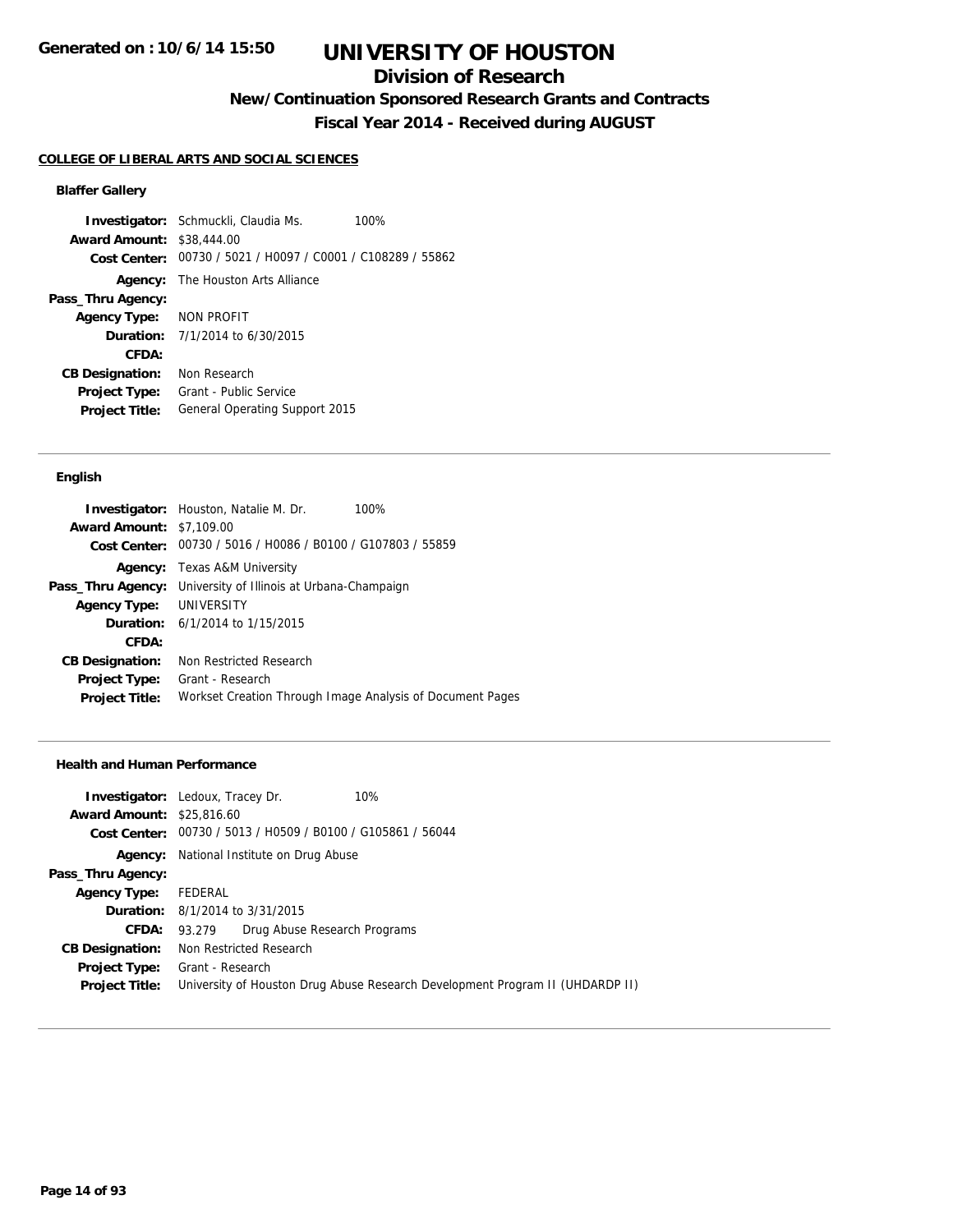# UNIVERSITY OF HOUSTON

## Division of Research

### New/Continuation Sponsored Research Grants and Contracts

### Fiscal Year 2014 - Received during AUGUST

Generated on : 10/6/14 15:50

**COLLEGE OF LIBERAL ARTS AND SOCIAL SCIENCES**

**Blaffer Gallery**

**Investigator:** Schmuckli, Claudia Ms. 100%
**Award Amount:** $38,444.00
**Cost Center:** 00730 / 5021 / H0097 / C0001 / C108289 / 55862
**Agency:** The Houston Arts Alliance
**Pass_Thru Agency:**
**Agency Type:** NON PROFIT
**Duration:** 7/1/2014 to 6/30/2015
**CFDA:**
**CB Designation:** Non Research
**Project Type:** Grant - Public Service
**Project Title:** General Operating Support 2015

---

**English**

**Investigator:** Houston, Natalie M. Dr. 100%
**Award Amount:** $7,109.00
**Cost Center:** 00730 / 5016 / H0086 / B0100 / G107803 / 55859
**Agency:** Texas A&M University
**Pass_Thru Agency:** University of Illinois at Urbana-Champaign
**Agency Type:** UNIVERSITY
**Duration:** 6/1/2014 to 1/15/2015
**CFDA:**
**CB Designation:** Non Restricted Research
**Project Type:** Grant - Research
**Project Title:** Workset Creation Through Image Analysis of Document Pages

---

**Health and Human Performance**

**Investigator:** Ledoux, Tracey Dr. 10%
**Award Amount:** $25,816.60
**Cost Center:** 00730 / 5013 / H0509 / B0100 / G105861 / 56044
**Agency:** National Institute on Drug Abuse
**Pass_Thru Agency:**
**Agency Type:** FEDERAL
**Duration:** 8/1/2014 to 3/31/2015
**CFDA:** 93.279 Drug Abuse Research Programs
**CB Designation:** Non Restricted Research
**Project Type:** Grant - Research
**Project Title:** University of Houston Drug Abuse Research Development Program II (UHDARDP II)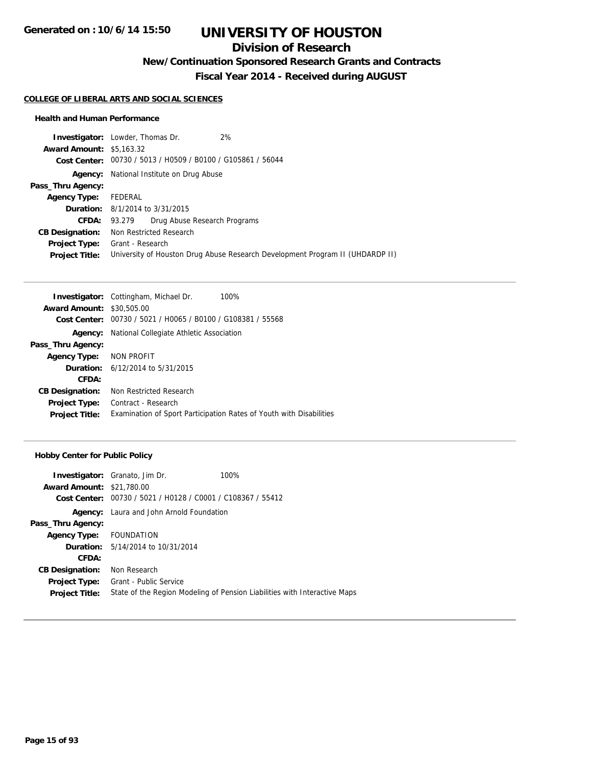# UNIVERSITY OF HOUSTON

## Division of Research

### New/Continuation Sponsored Research Grants and Contracts

### Fiscal Year 2014 - Received during AUGUST

Generated on : 10/6/14 15:50

**COLLEGE OF LIBERAL ARTS AND SOCIAL SCIENCES**

#### Health and Human Performance

**Investigator:** Lowder, Thomas Dr. 2%
**Award Amount:** $5,163.32
**Cost Center:** 00730 / 5013 / H0509 / B0100 / G105861 / 56044
**Agency:** National Institute on Drug Abuse
**Pass_Thru Agency:**
**Agency Type:** FEDERAL
**Duration:** 8/1/2014 to 3/31/2015
**CFDA:** 93.279 Drug Abuse Research Programs
**CB Designation:** Non Restricted Research
**Project Type:** Grant - Research
**Project Title:** University of Houston Drug Abuse Research Development Program II (UHDARDP II)

---

**Investigator:** Cottingham, Michael Dr. 100%
**Award Amount:** $30,505.00
**Cost Center:** 00730 / 5021 / H0065 / B0100 / G108381 / 55568
**Agency:** National Collegiate Athletic Association
**Pass_Thru Agency:**
**Agency Type:** NON PROFIT
**Duration:** 6/12/2014 to 5/31/2015
**CFDA:**
**CB Designation:** Non Restricted Research
**Project Type:** Contract - Research
**Project Title:** Examination of Sport Participation Rates of Youth with Disabilities

---

#### Hobby Center for Public Policy

**Investigator:** Granato, Jim Dr. 100%
**Award Amount:** $21,780.00
**Cost Center:** 00730 / 5021 / H0128 / C0001 / C108367 / 55412
**Agency:** Laura and John Arnold Foundation
**Pass_Thru Agency:**
**Agency Type:** FOUNDATION
**Duration:** 5/14/2014 to 10/31/2014
**CFDA:**
**CB Designation:** Non Research
**Project Type:** Grant - Public Service
**Project Title:** State of the Region Modeling of Pension Liabilities with Interactive Maps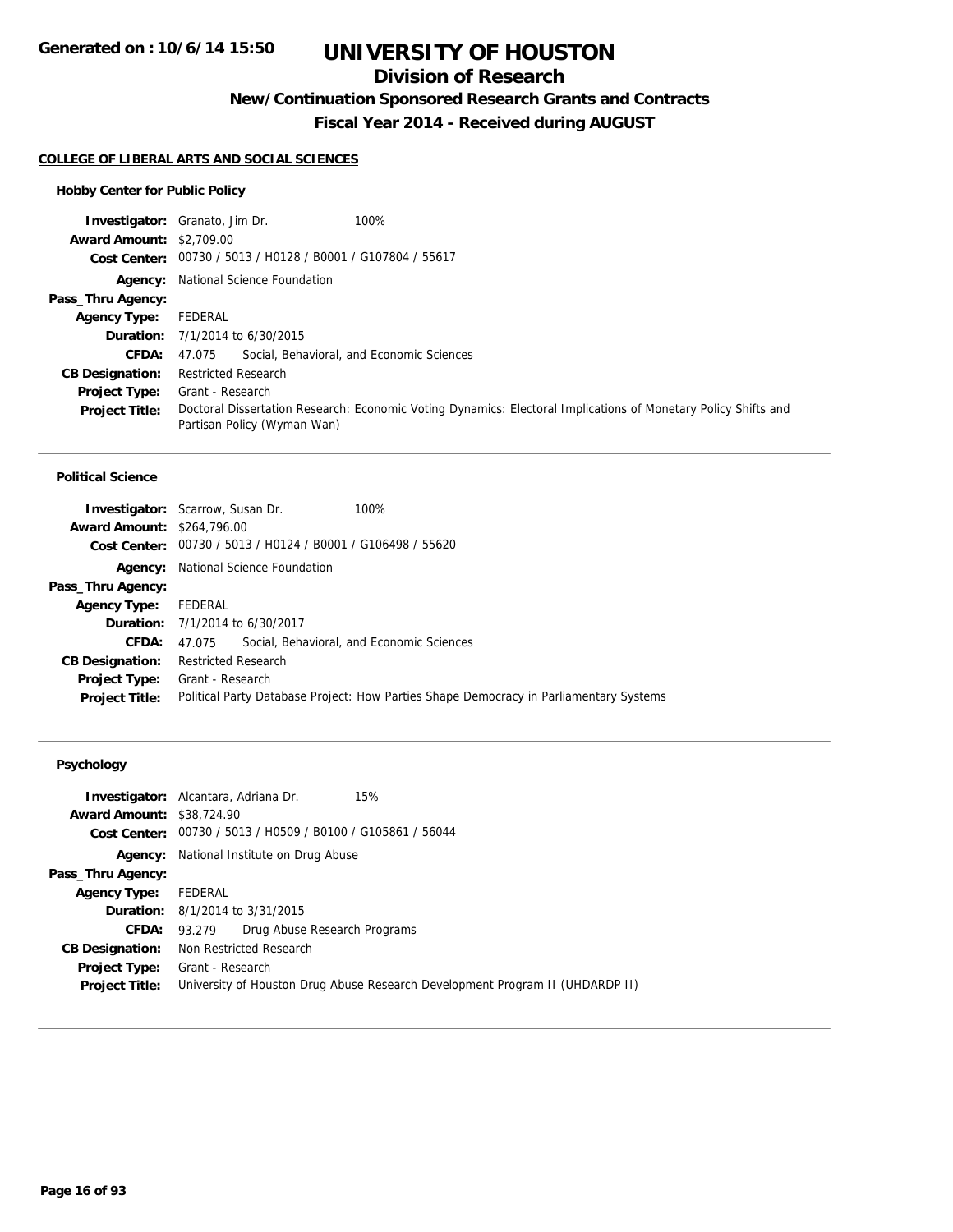# UNIVERSITY OF HOUSTON

## Division of Research

### New/Continuation Sponsored Research Grants and Contracts

### Fiscal Year 2014 - Received during AUGUST

Generated on : 10/6/14 15:50

**COLLEGE OF LIBERAL ARTS AND SOCIAL SCIENCES**

#### Hobby Center for Public Policy

**Investigator:** Granato, Jim Dr. 100%
**Award Amount:** $2,709.00
**Cost Center:** 00730 / 5013 / H0128 / B0001 / G107804 / 55617
**Agency:** National Science Foundation
**Pass_Thru Agency:**
**Agency Type:** FEDERAL
**Duration:** 7/1/2014 to 6/30/2015
**CFDA:** 47.075 Social, Behavioral, and Economic Sciences
**CB Designation:** Restricted Research
**Project Type:** Grant - Research
**Project Title:** Doctoral Dissertation Research: Economic Voting Dynamics: Electoral Implications of Monetary Policy Shifts and Partisan Policy (Wyman Wan)

#### Political Science

**Investigator:** Scarrow, Susan Dr. 100%
**Award Amount:** $264,796.00
**Cost Center:** 00730 / 5013 / H0124 / B0001 / G106498 / 55620
**Agency:** National Science Foundation
**Pass_Thru Agency:**
**Agency Type:** FEDERAL
**Duration:** 7/1/2014 to 6/30/2017
**CFDA:** 47.075 Social, Behavioral, and Economic Sciences
**CB Designation:** Restricted Research
**Project Type:** Grant - Research
**Project Title:** Political Party Database Project: How Parties Shape Democracy in Parliamentary Systems

#### Psychology

**Investigator:** Alcantara, Adriana Dr. 15%
**Award Amount:** $38,724.90
**Cost Center:** 00730 / 5013 / H0509 / B0100 / G105861 / 56044
**Agency:** National Institute on Drug Abuse
**Pass_Thru Agency:**
**Agency Type:** FEDERAL
**Duration:** 8/1/2014 to 3/31/2015
**CFDA:** 93.279 Drug Abuse Research Programs
**CB Designation:** Non Restricted Research
**Project Type:** Grant - Research
**Project Title:** University of Houston Drug Abuse Research Development Program II (UHDARDP II)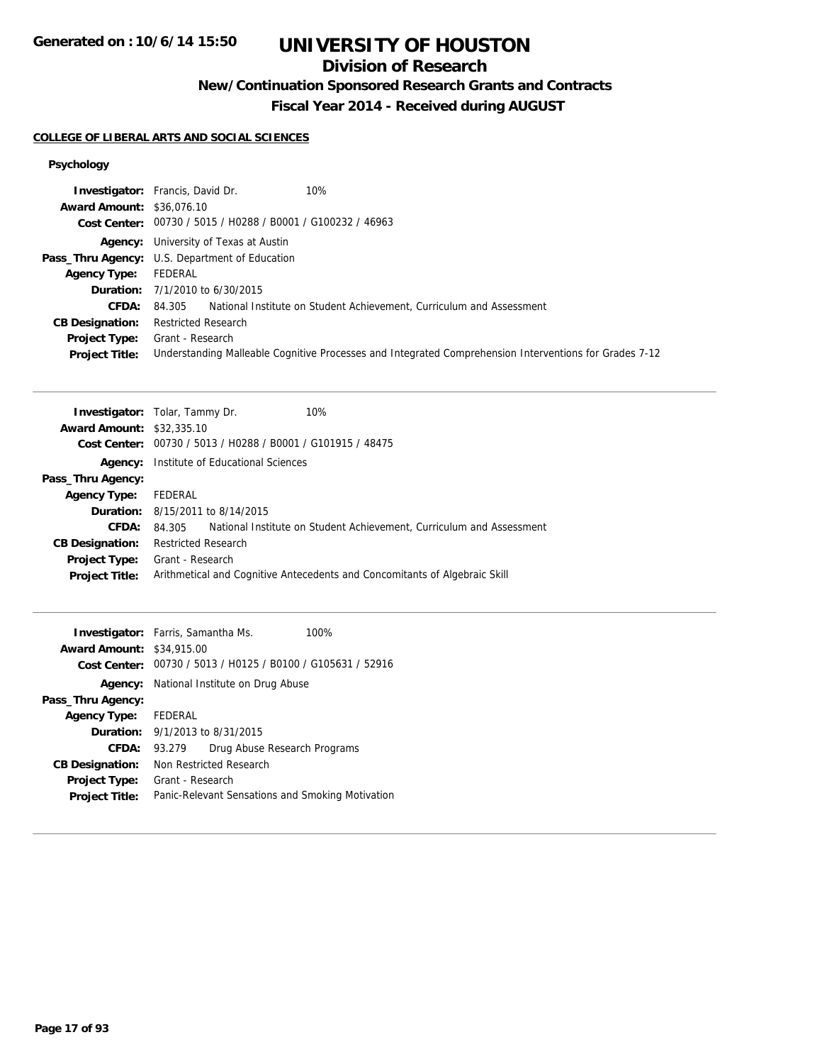# UNIVERSITY OF HOUSTON

## Division of Research

### New/Continuation Sponsored Research Grants and Contracts

### Fiscal Year 2014 - Received during AUGUST

**COLLEGE OF LIBERAL ARTS AND SOCIAL SCIENCES**

**Psychology**

**Investigator:** Francis, David Dr. 10%
**Award Amount:** $36,076.10
**Cost Center:** 00730 / 5015 / H0288 / B0001 / G100232 / 46963
**Agency:** University of Texas at Austin
**Pass_Thru Agency:** U.S. Department of Education
**Agency Type:** FEDERAL
**Duration:** 7/1/2010 to 6/30/2015
**CFDA:** 84.305 National Institute on Student Achievement, Curriculum and Assessment
**CB Designation:** Restricted Research
**Project Type:** Grant - Research
**Project Title:** Understanding Malleable Cognitive Processes and Integrated Comprehension Interventions for Grades 7-12

---

**Investigator:** Tolar, Tammy Dr. 10%
**Award Amount:** $32,335.10
**Cost Center:** 00730 / 5013 / H0288 / B0001 / G101915 / 48475
**Agency:** Institute of Educational Sciences
**Pass_Thru Agency:**
**Agency Type:** FEDERAL
**Duration:** 8/15/2011 to 8/14/2015
**CFDA:** 84.305 National Institute on Student Achievement, Curriculum and Assessment
**CB Designation:** Restricted Research
**Project Type:** Grant - Research
**Project Title:** Arithmetical and Cognitive Antecedents and Concomitants of Algebraic Skill

---

**Investigator:** Farris, Samantha Ms. 100%
**Award Amount:** $34,915.00
**Cost Center:** 00730 / 5013 / H0125 / B0100 / G105631 / 52916
**Agency:** National Institute on Drug Abuse
**Pass_Thru Agency:**
**Agency Type:** FEDERAL
**Duration:** 9/1/2013 to 8/31/2015
**CFDA:** 93.279 Drug Abuse Research Programs
**CB Designation:** Non Restricted Research
**Project Type:** Grant - Research
**Project Title:** Panic-Relevant Sensations and Smoking Motivation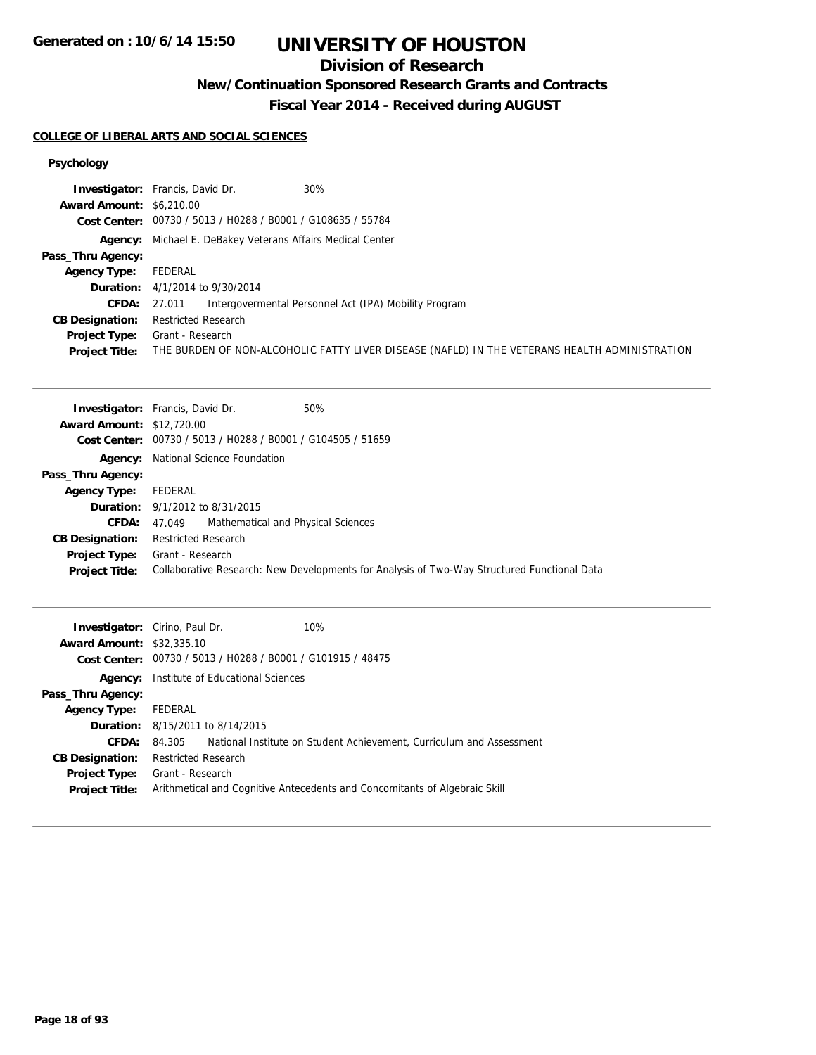# UNIVERSITY OF HOUSTON

## Division of Research

### New/Continuation Sponsored Research Grants and Contracts

### Fiscal Year 2014 - Received during AUGUST

Generated on : 10/6/14 15:50

**COLLEGE OF LIBERAL ARTS AND SOCIAL SCIENCES**

**Psychology**

**Investigator:** Francis, David Dr. 30%
**Award Amount:** $6,210.00
**Cost Center:** 00730 / 5013 / H0288 / B0001 / G108635 / 55784
**Agency:** Michael E. DeBakey Veterans Affairs Medical Center
**Pass_Thru Agency:**
**Agency Type:** FEDERAL
**Duration:** 4/1/2014 to 9/30/2014
**CFDA:** 27.011 Intergovermental Personnel Act (IPA) Mobility Program
**CB Designation:** Restricted Research
**Project Type:** Grant - Research
**Project Title:** THE BURDEN OF NON-ALCOHOLIC FATTY LIVER DISEASE (NAFLD) IN THE VETERANS HEALTH ADMINISTRATION

---

**Investigator:** Francis, David Dr. 50%
**Award Amount:** $12,720.00
**Cost Center:** 00730 / 5013 / H0288 / B0001 / G104505 / 51659
**Agency:** National Science Foundation
**Pass_Thru Agency:**
**Agency Type:** FEDERAL
**Duration:** 9/1/2012 to 8/31/2015
**CFDA:** 47.049 Mathematical and Physical Sciences
**CB Designation:** Restricted Research
**Project Type:** Grant - Research
**Project Title:** Collaborative Research: New Developments for Analysis of Two-Way Structured Functional Data

---

**Investigator:** Cirino, Paul Dr. 10%
**Award Amount:** $32,335.10
**Cost Center:** 00730 / 5013 / H0288 / B0001 / G101915 / 48475
**Agency:** Institute of Educational Sciences
**Pass_Thru Agency:**
**Agency Type:** FEDERAL
**Duration:** 8/15/2011 to 8/14/2015
**CFDA:** 84.305 National Institute on Student Achievement, Curriculum and Assessment
**CB Designation:** Restricted Research
**Project Type:** Grant - Research
**Project Title:** Arithmetical and Cognitive Antecedents and Concomitants of Algebraic Skill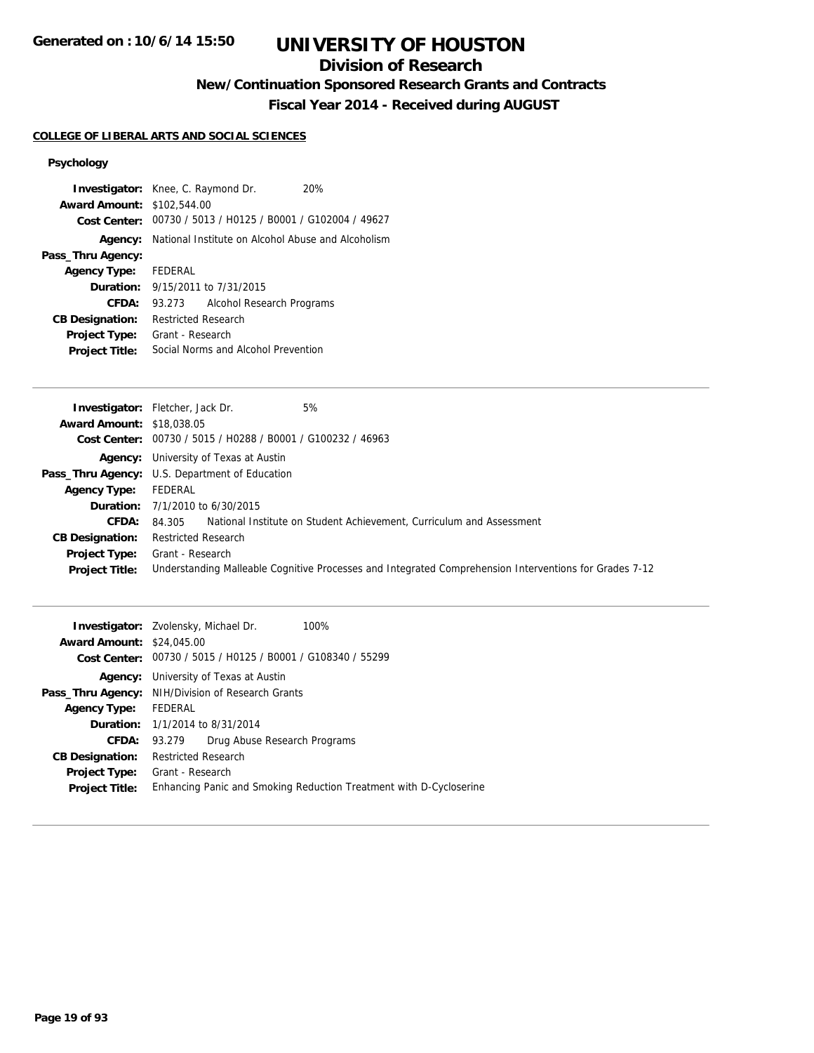# UNIVERSITY OF HOUSTON

## Division of Research

### New/Continuation Sponsored Research Grants and Contracts

### Fiscal Year 2014 - Received during AUGUST

**COLLEGE OF LIBERAL ARTS AND SOCIAL SCIENCES**

#### Psychology

**Investigator:** Knee, C. Raymond Dr. 20%
**Award Amount:** $102,544.00
**Cost Center:** 00730 / 5013 / H0125 / B0001 / G102004 / 49627
**Agency:** National Institute on Alcohol Abuse and Alcoholism
**Pass_Thru Agency:**
**Agency Type:** FEDERAL
**Duration:** 9/15/2011 to 7/31/2015
**CFDA:** 93.273 Alcohol Research Programs
**CB Designation:** Restricted Research
**Project Type:** Grant - Research
**Project Title:** Social Norms and Alcohol Prevention

---

**Investigator:** Fletcher, Jack Dr. 5%
**Award Amount:** $18,038.05
**Cost Center:** 00730 / 5015 / H0288 / B0001 / G100232 / 46963
**Agency:** University of Texas at Austin
**Pass_Thru Agency:** U.S. Department of Education
**Agency Type:** FEDERAL
**Duration:** 7/1/2010 to 6/30/2015
**CFDA:** 84.305 National Institute on Student Achievement, Curriculum and Assessment
**CB Designation:** Restricted Research
**Project Type:** Grant - Research
**Project Title:** Understanding Malleable Cognitive Processes and Integrated Comprehension Interventions for Grades 7-12

---

**Investigator:** Zvolensky, Michael Dr. 100%
**Award Amount:** $24,045.00
**Cost Center:** 00730 / 5015 / H0125 / B0001 / G108340 / 55299
**Agency:** University of Texas at Austin
**Pass_Thru Agency:** NIH/Division of Research Grants
**Agency Type:** FEDERAL
**Duration:** 1/1/2014 to 8/31/2014
**CFDA:** 93.279 Drug Abuse Research Programs
**CB Designation:** Restricted Research
**Project Type:** Grant - Research
**Project Title:** Enhancing Panic and Smoking Reduction Treatment with D-Cycloserine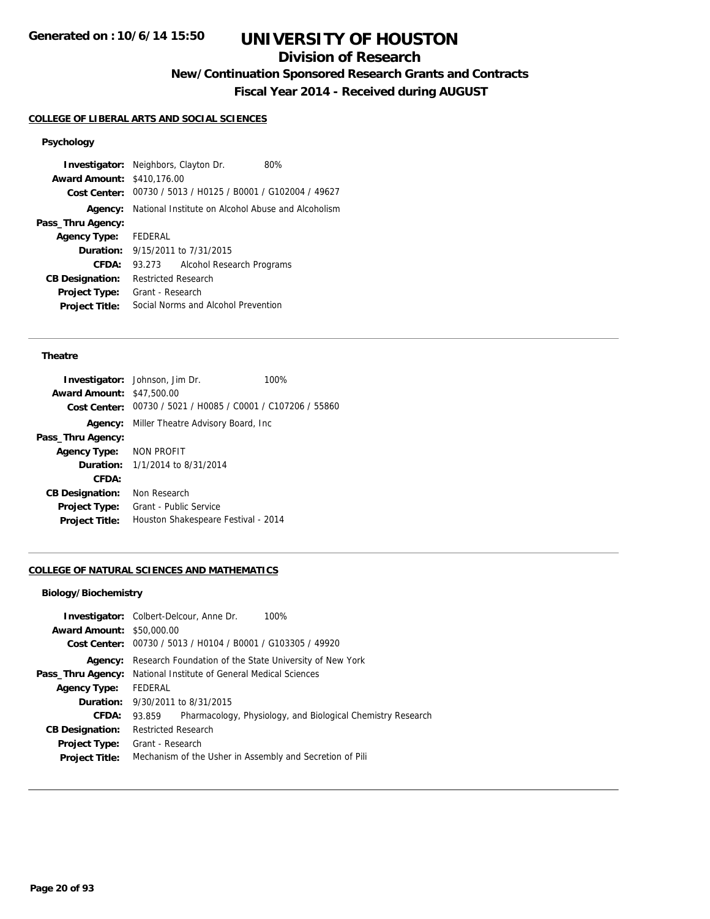# UNIVERSITY OF HOUSTON

## Division of Research

### New/Continuation Sponsored Research Grants and Contracts

### Fiscal Year 2014 - Received during AUGUST

#### COLLEGE OF LIBERAL ARTS AND SOCIAL SCIENCES

**Psychology**

**Investigator:** Neighbors, Clayton Dr. 80%
**Award Amount:** $410,176.00
**Cost Center:** 00730 / 5013 / H0125 / B0001 / G102004 / 49627
**Agency:** National Institute on Alcohol Abuse and Alcoholism
**Pass_Thru Agency:**
**Agency Type:** FEDERAL
**Duration:** 9/15/2011 to 7/31/2015
**CFDA:** 93.273 Alcohol Research Programs
**CB Designation:** Restricted Research
**Project Type:** Grant - Research
**Project Title:** Social Norms and Alcohol Prevention

---

**Theatre**

**Investigator:** Johnson, Jim Dr. 100%
**Award Amount:** $47,500.00
**Cost Center:** 00730 / 5021 / H0085 / C0001 / C107206 / 55860
**Agency:** Miller Theatre Advisory Board, Inc
**Pass_Thru Agency:**
**Agency Type:** NON PROFIT
**Duration:** 1/1/2014 to 8/31/2014
**CFDA:**
**CB Designation:** Non Research
**Project Type:** Grant - Public Service
**Project Title:** Houston Shakespeare Festival - 2014

---

#### COLLEGE OF NATURAL SCIENCES AND MATHEMATICS

**Biology/Biochemistry**

**Investigator:** Colbert-Delcour, Anne Dr. 100%
**Award Amount:** $50,000.00
**Cost Center:** 00730 / 5013 / H0104 / B0001 / G103305 / 49920
**Agency:** Research Foundation of the State University of New York
**Pass_Thru Agency:** National Institute of General Medical Sciences
**Agency Type:** FEDERAL
**Duration:** 9/30/2011 to 8/31/2015
**CFDA:** 93.859 Pharmacology, Physiology, and Biological Chemistry Research
**CB Designation:** Restricted Research
**Project Type:** Grant - Research
**Project Title:** Mechanism of the Usher in Assembly and Secretion of Pili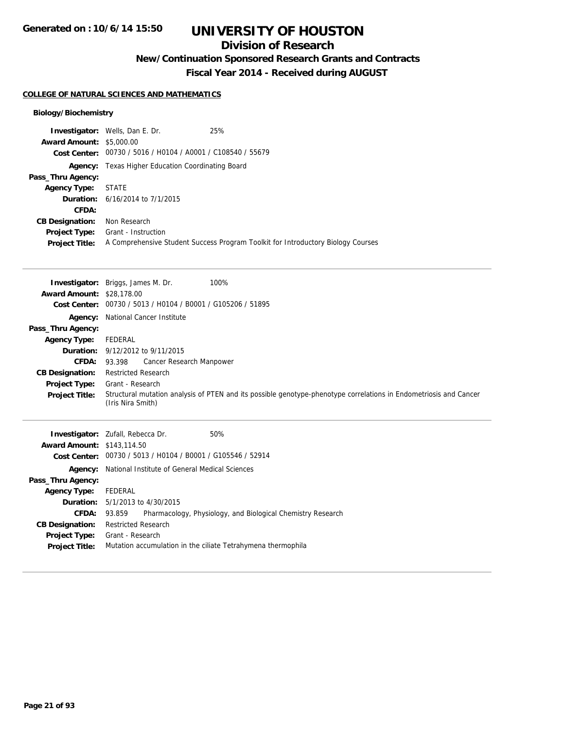# UNIVERSITY OF HOUSTON

## Division of Research

### New/Continuation Sponsored Research Grants and Contracts

### Fiscal Year 2014 - Received during AUGUST

Generated on : 10/6/14 15:50

**COLLEGE OF NATURAL SCIENCES AND MATHEMATICS**

**Biology/Biochemistry**

| | |
|---|---|
| **Investigator:** | Wells, Dan E. Dr. 25% |
| **Award Amount:** | $5,000.00 |
| **Cost Center:** | 00730 / 5016 / H0104 / A0001 / C108540 / 55679 |
| **Agency:** | Texas Higher Education Coordinating Board |
| **Pass_Thru Agency:** | |
| **Agency Type:** | STATE |
| **Duration:** | 6/16/2014 to 7/1/2015 |
| **CFDA:** | |
| **CB Designation:** | Non Research |
| **Project Type:** | Grant - Instruction |
| **Project Title:** | A Comprehensive Student Success Program Toolkit for Introductory Biology Courses |

---

| | |
|---|---|
| **Investigator:** | Briggs, James M. Dr. 100% |
| **Award Amount:** | $28,178.00 |
| **Cost Center:** | 00730 / 5013 / H0104 / B0001 / G105206 / 51895 |
| **Agency:** | National Cancer Institute |
| **Pass_Thru Agency:** | |
| **Agency Type:** | FEDERAL |
| **Duration:** | 9/12/2012 to 9/11/2015 |
| **CFDA:** | 93.398 Cancer Research Manpower |
| **CB Designation:** | Restricted Research |
| **Project Type:** | Grant - Research |
| **Project Title:** | Structural mutation analysis of PTEN and its possible genotype-phenotype correlations in Endometriosis and Cancer (Iris Nira Smith) |

---

| | |
|---|---|
| **Investigator:** | Zufall, Rebecca Dr. 50% |
| **Award Amount:** | $143,114.50 |
| **Cost Center:** | 00730 / 5013 / H0104 / B0001 / G105546 / 52914 |
| **Agency:** | National Institute of General Medical Sciences |
| **Pass_Thru Agency:** | |
| **Agency Type:** | FEDERAL |
| **Duration:** | 5/1/2013 to 4/30/2015 |
| **CFDA:** | 93.859 Pharmacology, Physiology, and Biological Chemistry Research |
| **CB Designation:** | Restricted Research |
| **Project Type:** | Grant - Research |
| **Project Title:** | Mutation accumulation in the ciliate Tetrahymena thermophila |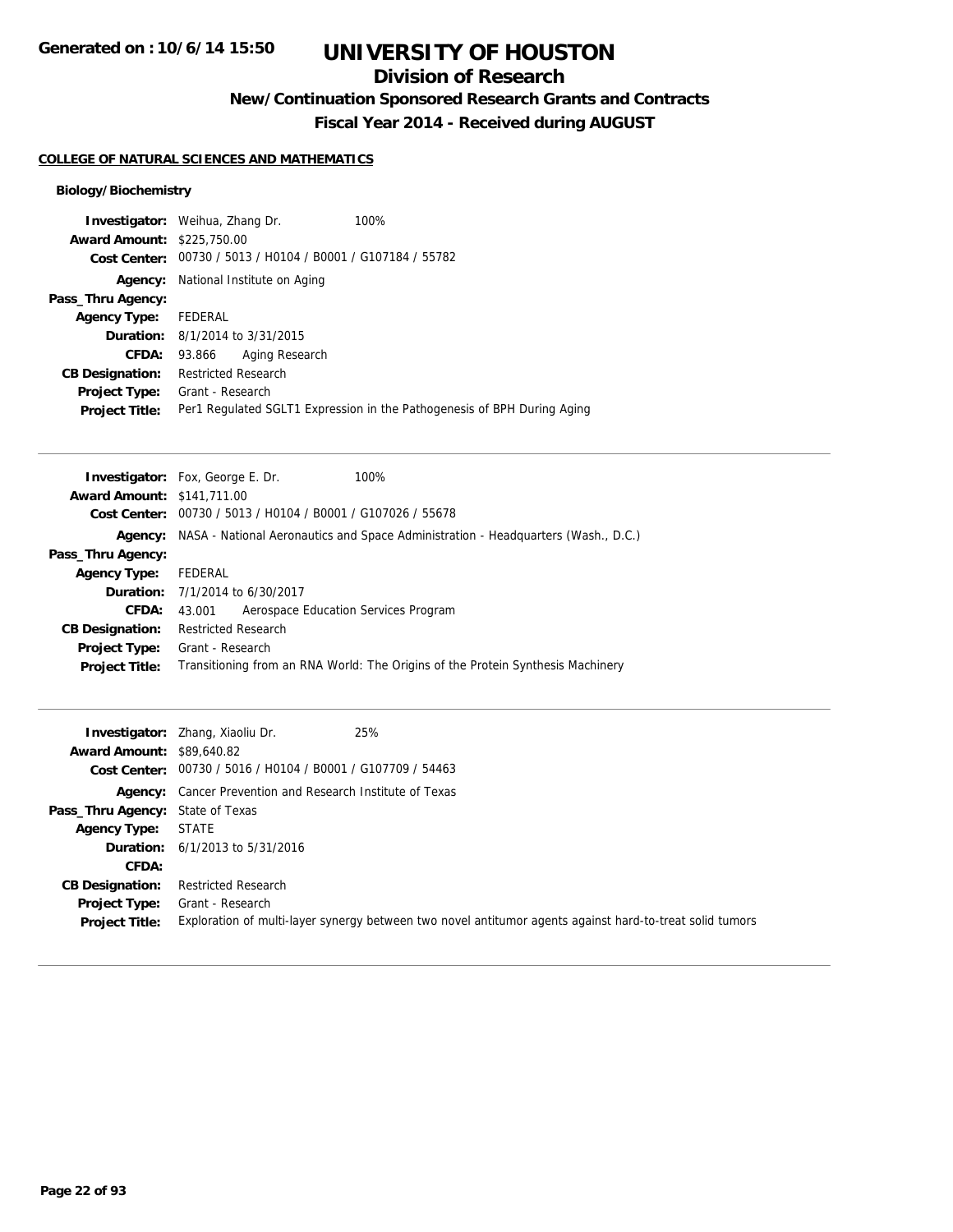# UNIVERSITY OF HOUSTON

## Division of Research

### New/Continuation Sponsored Research Grants and Contracts

### Fiscal Year 2014 - Received during AUGUST

**COLLEGE OF NATURAL SCIENCES AND MATHEMATICS**

**Biology/Biochemistry**

**Investigator:** Weihua, Zhang Dr. 100%
**Award Amount:** $225,750.00
**Cost Center:** 00730 / 5013 / H0104 / B0001 / G107184 / 55782
**Agency:** National Institute on Aging
**Pass_Thru Agency:**
**Agency Type:** FEDERAL
**Duration:** 8/1/2014 to 3/31/2015
**CFDA:** 93.866 Aging Research
**CB Designation:** Restricted Research
**Project Type:** Grant - Research
**Project Title:** Per1 Regulated SGLT1 Expression in the Pathogenesis of BPH During Aging

---

**Investigator:** Fox, George E. Dr. 100%
**Award Amount:** $141,711.00
**Cost Center:** 00730 / 5013 / H0104 / B0001 / G107026 / 55678
**Agency:** NASA - National Aeronautics and Space Administration - Headquarters (Wash., D.C.)
**Pass_Thru Agency:**
**Agency Type:** FEDERAL
**Duration:** 7/1/2014 to 6/30/2017
**CFDA:** 43.001 Aerospace Education Services Program
**CB Designation:** Restricted Research
**Project Type:** Grant - Research
**Project Title:** Transitioning from an RNA World: The Origins of the Protein Synthesis Machinery

---

**Investigator:** Zhang, Xiaoliu Dr. 25%
**Award Amount:** $89,640.82
**Cost Center:** 00730 / 5016 / H0104 / B0001 / G107709 / 54463
**Agency:** Cancer Prevention and Research Institute of Texas
**Pass_Thru Agency:** State of Texas
**Agency Type:** STATE
**Duration:** 6/1/2013 to 5/31/2016
**CFDA:**
**CB Designation:** Restricted Research
**Project Type:** Grant - Research
**Project Title:** Exploration of multi-layer synergy between two novel antitumor agents against hard-to-treat solid tumors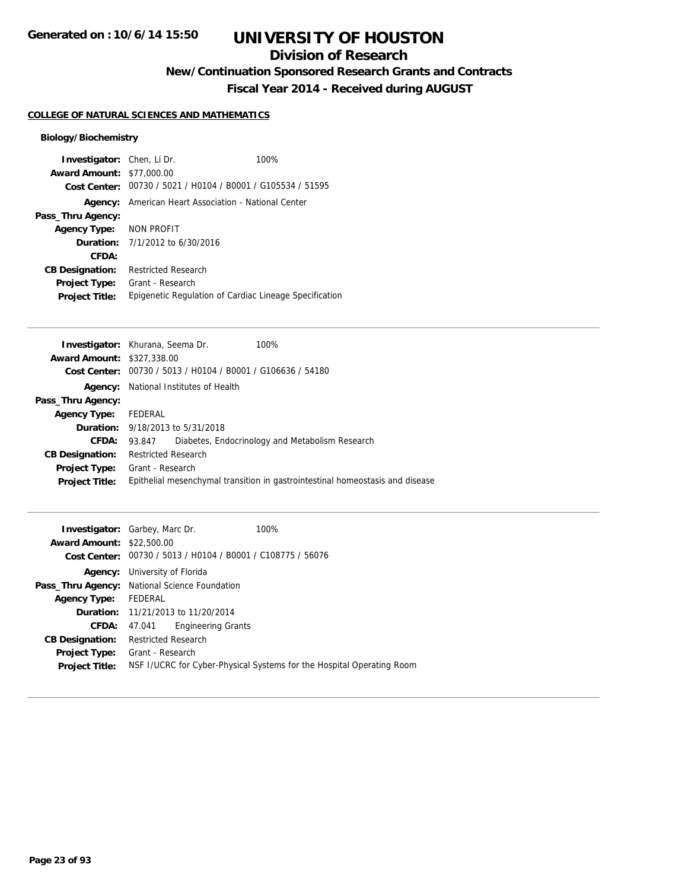# UNIVERSITY OF HOUSTON

## Division of Research

### New/Continuation Sponsored Research Grants and Contracts

### Fiscal Year 2014 - Received during AUGUST

Generated on : 10/6/14 15:50

**COLLEGE OF NATURAL SCIENCES AND MATHEMATICS**

**Biology/Biochemistry**

**Investigator:** Chen, Li Dr. 100%
**Award Amount:** $77,000.00
**Cost Center:** 00730 / 5021 / H0104 / B0001 / G105534 / 51595
**Agency:** American Heart Association - National Center
**Pass_Thru Agency:**
**Agency Type:** NON PROFIT
**Duration:** 7/1/2012 to 6/30/2016
**CFDA:**
**CB Designation:** Restricted Research
**Project Type:** Grant - Research
**Project Title:** Epigenetic Regulation of Cardiac Lineage Specification

---

**Investigator:** Khurana, Seema Dr. 100%
**Award Amount:** $327,338.00
**Cost Center:** 00730 / 5013 / H0104 / B0001 / G106636 / 54180
**Agency:** National Institutes of Health
**Pass_Thru Agency:**
**Agency Type:** FEDERAL
**Duration:** 9/18/2013 to 5/31/2018
**CFDA:** 93.847 Diabetes, Endocrinology and Metabolism Research
**CB Designation:** Restricted Research
**Project Type:** Grant - Research
**Project Title:** Epithelial mesenchymal transition in gastrointestinal homeostasis and disease

---

**Investigator:** Garbey, Marc Dr. 100%
**Award Amount:** $22,500.00
**Cost Center:** 00730 / 5013 / H0104 / B0001 / C108775 / 56076
**Agency:** University of Florida
**Pass_Thru Agency:** National Science Foundation
**Agency Type:** FEDERAL
**Duration:** 11/21/2013 to 11/20/2014
**CFDA:** 47.041 Engineering Grants
**CB Designation:** Restricted Research
**Project Type:** Grant - Research
**Project Title:** NSF I/UCRC for Cyber-Physical Systems for the Hospital Operating Room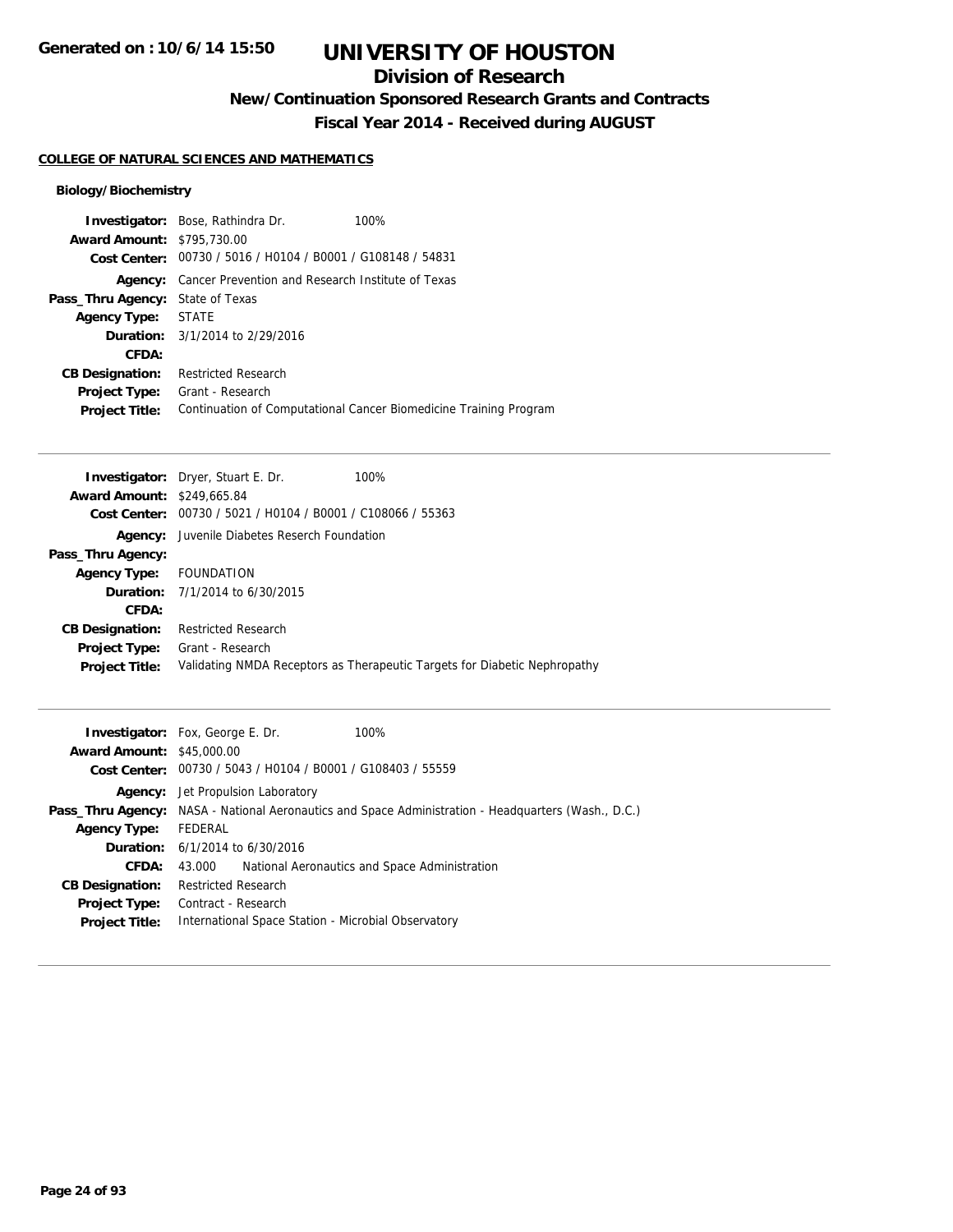# UNIVERSITY OF HOUSTON

## Division of Research

### New/Continuation Sponsored Research Grants and Contracts

### Fiscal Year 2014 - Received during AUGUST

**COLLEGE OF NATURAL SCIENCES AND MATHEMATICS**

**Biology/Biochemistry**

**Investigator:** Bose, Rathindra Dr. 100%
**Award Amount:** \$795,730.00
**Cost Center:** 00730 / 5016 / H0104 / B0001 / G108148 / 54831
**Agency:** Cancer Prevention and Research Institute of Texas
**Pass_Thru Agency:** State of Texas
**Agency Type:** STATE
**Duration:** 3/1/2014 to 2/29/2016
**CFDA:**
**CB Designation:** Restricted Research
**Project Type:** Grant - Research
**Project Title:** Continuation of Computational Cancer Biomedicine Training Program

---

**Investigator:** Dryer, Stuart E. Dr. 100%
**Award Amount:** \$249,665.84
**Cost Center:** 00730 / 5021 / H0104 / B0001 / C108066 / 55363
**Agency:** Juvenile Diabetes Reserch Foundation
**Pass_Thru Agency:**
**Agency Type:** FOUNDATION
**Duration:** 7/1/2014 to 6/30/2015
**CFDA:**
**CB Designation:** Restricted Research
**Project Type:** Grant - Research
**Project Title:** Validating NMDA Receptors as Therapeutic Targets for Diabetic Nephropathy

---

**Investigator:** Fox, George E. Dr. 100%
**Award Amount:** \$45,000.00
**Cost Center:** 00730 / 5043 / H0104 / B0001 / G108403 / 55559
**Agency:** Jet Propulsion Laboratory
**Pass_Thru Agency:** NASA - National Aeronautics and Space Administration - Headquarters (Wash., D.C.)
**Agency Type:** FEDERAL
**Duration:** 6/1/2014 to 6/30/2016
**CFDA:** 43.000 National Aeronautics and Space Administration
**CB Designation:** Restricted Research
**Project Type:** Contract - Research
**Project Title:** International Space Station - Microbial Observatory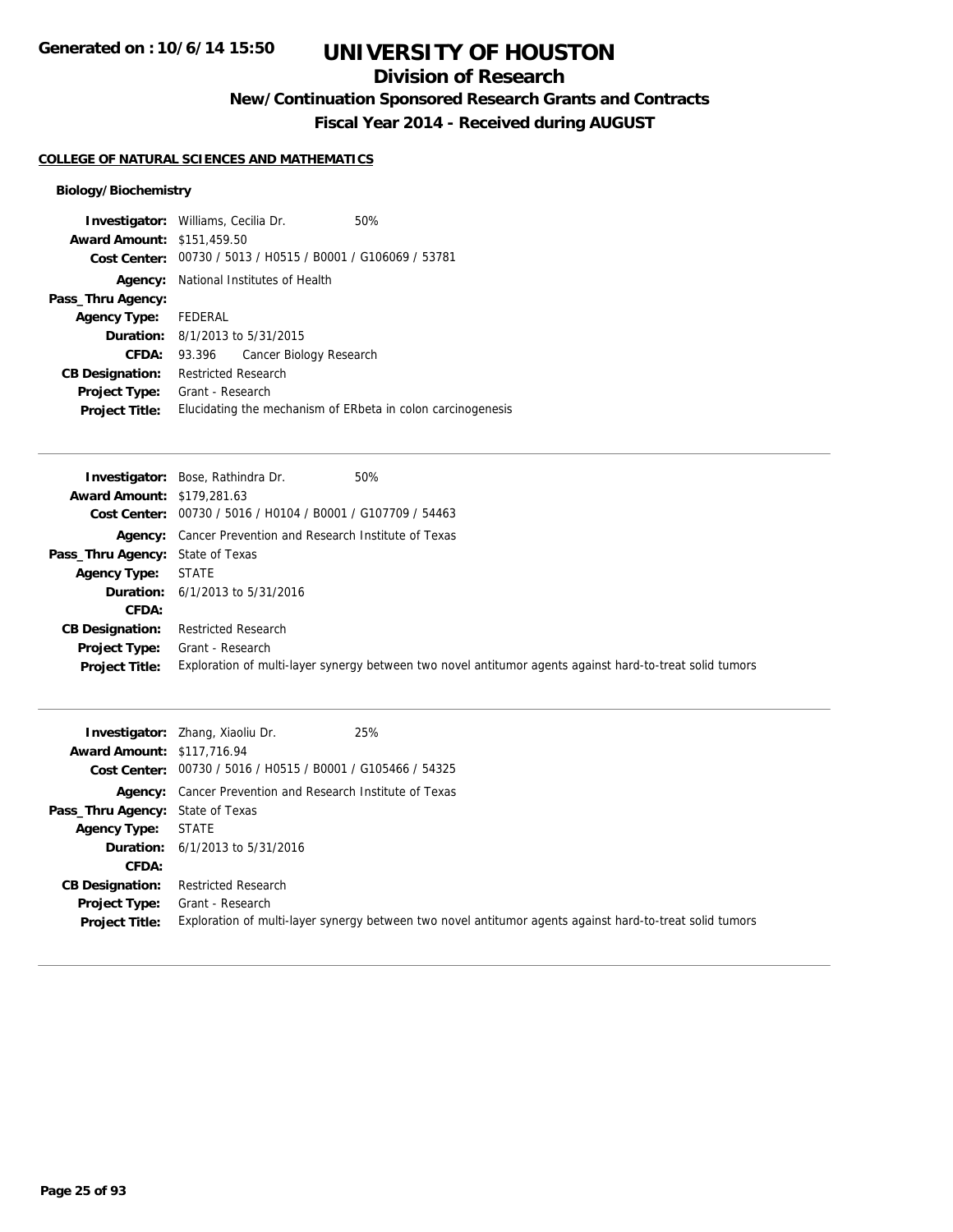**Generated on : 10/6/14 15:50**

# UNIVERSITY OF HOUSTON

## Division of Research

### New/Continuation Sponsored Research Grants and Contracts

### Fiscal Year 2014 - Received during AUGUST

**COLLEGE OF NATURAL SCIENCES AND MATHEMATICS**

**Biology/Biochemistry**

**Investigator:** Williams, Cecilia Dr. 50%
**Award Amount:** $151,459.50
**Cost Center:** 00730 / 5013 / H0515 / B0001 / G106069 / 53781
**Agency:** National Institutes of Health
**Pass_Thru Agency:**
**Agency Type:** FEDERAL
**Duration:** 8/1/2013 to 5/31/2015
**CFDA:** 93.396 Cancer Biology Research
**CB Designation:** Restricted Research
**Project Type:** Grant - Research
**Project Title:** Elucidating the mechanism of ERbeta in colon carcinogenesis

---

**Investigator:** Bose, Rathindra Dr. 50%
**Award Amount:** $179,281.63
**Cost Center:** 00730 / 5016 / H0104 / B0001 / G107709 / 54463
**Agency:** Cancer Prevention and Research Institute of Texas
**Pass_Thru Agency:** State of Texas
**Agency Type:** STATE
**Duration:** 6/1/2013 to 5/31/2016
**CFDA:**
**CB Designation:** Restricted Research
**Project Type:** Grant - Research
**Project Title:** Exploration of multi-layer synergy between two novel antitumor agents against hard-to-treat solid tumors

---

**Investigator:** Zhang, Xiaoliu Dr. 25%
**Award Amount:** $117,716.94
**Cost Center:** 00730 / 5016 / H0515 / B0001 / G105466 / 54325
**Agency:** Cancer Prevention and Research Institute of Texas
**Pass_Thru Agency:** State of Texas
**Agency Type:** STATE
**Duration:** 6/1/2013 to 5/31/2016
**CFDA:**
**CB Designation:** Restricted Research
**Project Type:** Grant - Research
**Project Title:** Exploration of multi-layer synergy between two novel antitumor agents against hard-to-treat solid tumors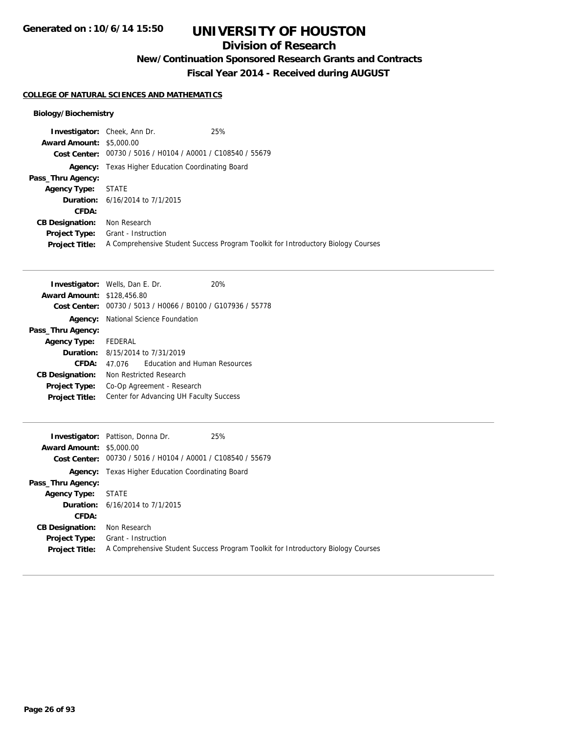# UNIVERSITY OF HOUSTON

## Division of Research

### New/Continuation Sponsored Research Grants and Contracts

### Fiscal Year 2014 - Received during AUGUST

Generated on : 10/6/14 15:50

**COLLEGE OF NATURAL SCIENCES AND MATHEMATICS**

**Biology/Biochemistry**

**Investigator:** Cheek, Ann Dr. 25%
**Award Amount:** $5,000.00
**Cost Center:** 00730 / 5016 / H0104 / A0001 / C108540 / 55679
**Agency:** Texas Higher Education Coordinating Board
**Pass_Thru Agency:**
**Agency Type:** STATE
**Duration:** 6/16/2014 to 7/1/2015
**CFDA:**
**CB Designation:** Non Research
**Project Type:** Grant - Instruction
**Project Title:** A Comprehensive Student Success Program Toolkit for Introductory Biology Courses

---

**Investigator:** Wells, Dan E. Dr. 20%
**Award Amount:** $128,456.80
**Cost Center:** 00730 / 5013 / H0066 / B0100 / G107936 / 55778
**Agency:** National Science Foundation
**Pass_Thru Agency:**
**Agency Type:** FEDERAL
**Duration:** 8/15/2014 to 7/31/2019
**CFDA:** 47.076 Education and Human Resources
**CB Designation:** Non Restricted Research
**Project Type:** Co-Op Agreement - Research
**Project Title:** Center for Advancing UH Faculty Success

---

**Investigator:** Pattison, Donna Dr. 25%
**Award Amount:** $5,000.00
**Cost Center:** 00730 / 5016 / H0104 / A0001 / C108540 / 55679
**Agency:** Texas Higher Education Coordinating Board
**Pass_Thru Agency:**
**Agency Type:** STATE
**Duration:** 6/16/2014 to 7/1/2015
**CFDA:**
**CB Designation:** Non Research
**Project Type:** Grant - Instruction
**Project Title:** A Comprehensive Student Success Program Toolkit for Introductory Biology Courses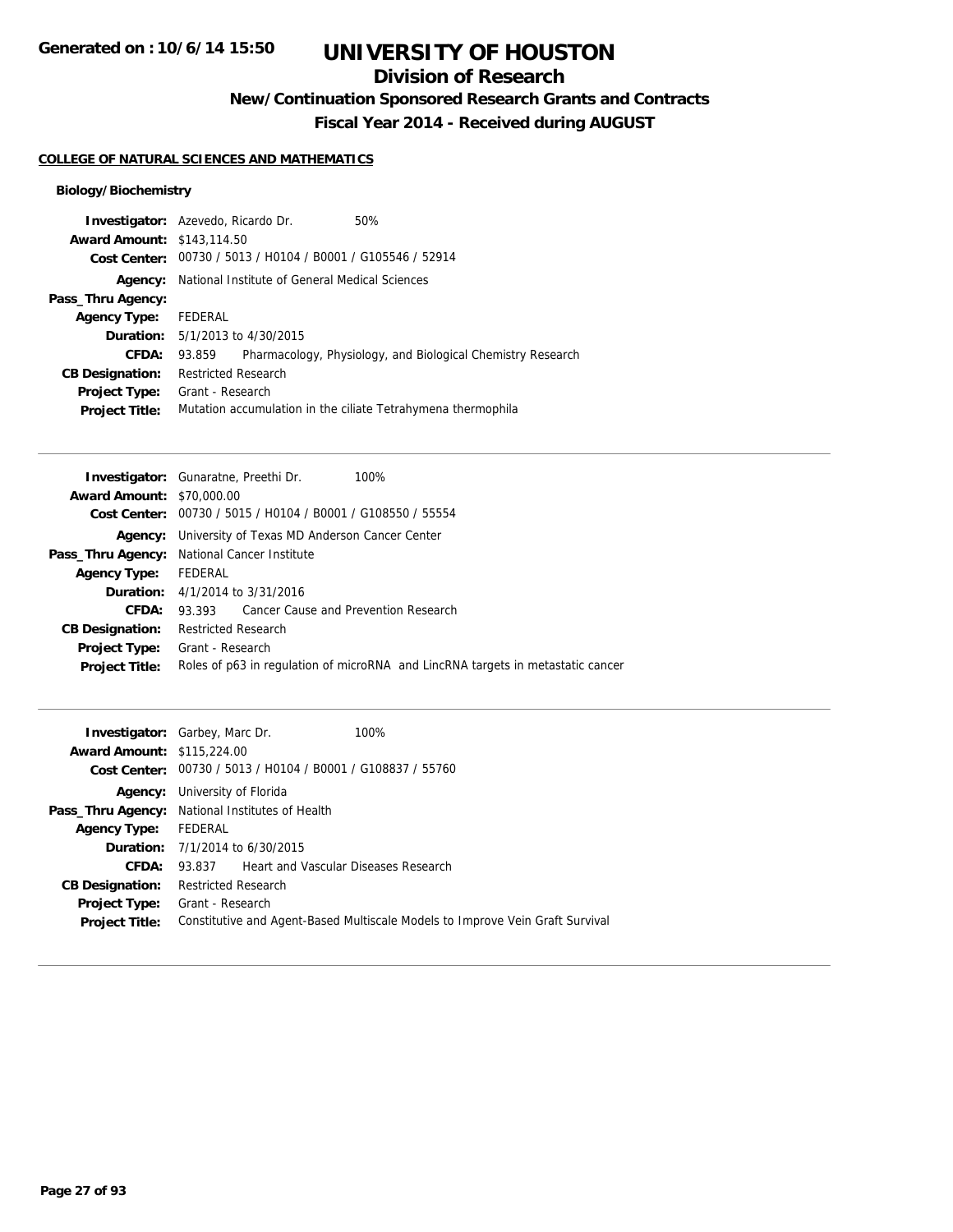**Generated on : 10/6/14 15:50**

# UNIVERSITY OF HOUSTON

## Division of Research

### New/Continuation Sponsored Research Grants and Contracts

### Fiscal Year 2014 - Received during AUGUST

**COLLEGE OF NATURAL SCIENCES AND MATHEMATICS**

#### Biology/Biochemistry

**Investigator:** Azevedo, Ricardo Dr. 50%
**Award Amount:** $143,114.50
**Cost Center:** 00730 / 5013 / H0104 / B0001 / G105546 / 52914
**Agency:** National Institute of General Medical Sciences
**Pass_Thru Agency:**
**Agency Type:** FEDERAL
**Duration:** 5/1/2013 to 4/30/2015
**CFDA:** 93.859 Pharmacology, Physiology, and Biological Chemistry Research
**CB Designation:** Restricted Research
**Project Type:** Grant - Research
**Project Title:** Mutation accumulation in the ciliate Tetrahymena thermophila

---

**Investigator:** Gunaratne, Preethi Dr. 100%
**Award Amount:** $70,000.00
**Cost Center:** 00730 / 5015 / H0104 / B0001 / G108550 / 55554
**Agency:** University of Texas MD Anderson Cancer Center
**Pass_Thru Agency:** National Cancer Institute
**Agency Type:** FEDERAL
**Duration:** 4/1/2014 to 3/31/2016
**CFDA:** 93.393 Cancer Cause and Prevention Research
**CB Designation:** Restricted Research
**Project Type:** Grant - Research
**Project Title:** Roles of p63 in regulation of microRNA and LincRNA targets in metastatic cancer

---

**Investigator:** Garbey, Marc Dr. 100%
**Award Amount:** $115,224.00
**Cost Center:** 00730 / 5013 / H0104 / B0001 / G108837 / 55760
**Agency:** University of Florida
**Pass_Thru Agency:** National Institutes of Health
**Agency Type:** FEDERAL
**Duration:** 7/1/2014 to 6/30/2015
**CFDA:** 93.837 Heart and Vascular Diseases Research
**CB Designation:** Restricted Research
**Project Type:** Grant - Research
**Project Title:** Constitutive and Agent-Based Multiscale Models to Improve Vein Graft Survival

---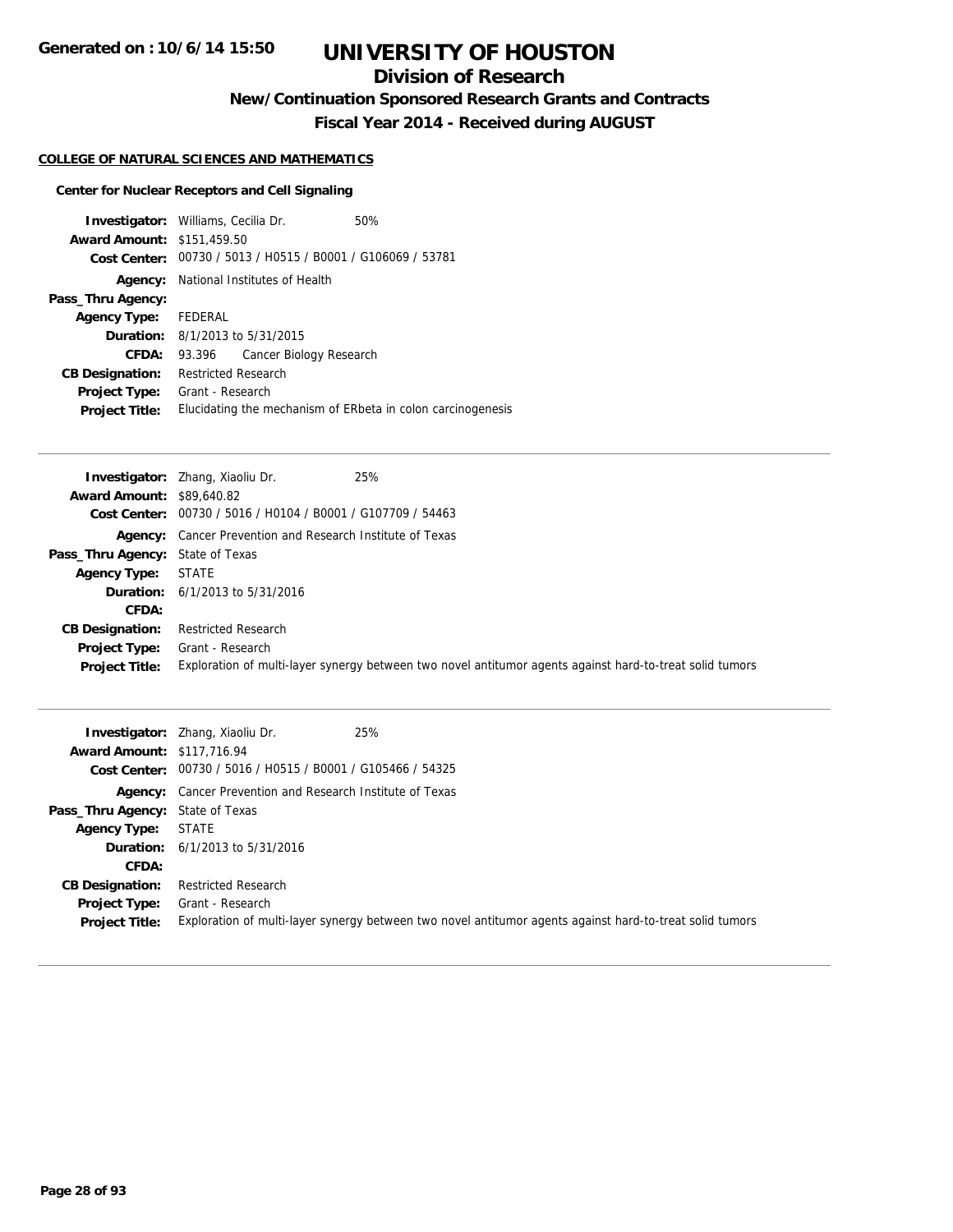# UNIVERSITY OF HOUSTON

## Division of Research

### New/Continuation Sponsored Research Grants and Contracts

### Fiscal Year 2014 - Received during AUGUST

Generated on : 10/6/14 15:50

**COLLEGE OF NATURAL SCIENCES AND MATHEMATICS**

**Center for Nuclear Receptors and Cell Signaling**

**Investigator:** Williams, Cecilia Dr. 50%
**Award Amount:** $151,459.50
**Cost Center:** 00730 / 5013 / H0515 / B0001 / G106069 / 53781
**Agency:** National Institutes of Health
**Pass_Thru Agency:**
**Agency Type:** FEDERAL
**Duration:** 8/1/2013 to 5/31/2015
**CFDA:** 93.396 Cancer Biology Research
**CB Designation:** Restricted Research
**Project Type:** Grant - Research
**Project Title:** Elucidating the mechanism of ERbeta in colon carcinogenesis

---

**Investigator:** Zhang, Xiaoliu Dr. 25%
**Award Amount:** $89,640.82
**Cost Center:** 00730 / 5016 / H0104 / B0001 / G107709 / 54463
**Agency:** Cancer Prevention and Research Institute of Texas
**Pass_Thru Agency:** State of Texas
**Agency Type:** STATE
**Duration:** 6/1/2013 to 5/31/2016
**CFDA:**
**CB Designation:** Restricted Research
**Project Type:** Grant - Research
**Project Title:** Exploration of multi-layer synergy between two novel antitumor agents against hard-to-treat solid tumors

---

**Investigator:** Zhang, Xiaoliu Dr. 25%
**Award Amount:** $117,716.94
**Cost Center:** 00730 / 5016 / H0515 / B0001 / G105466 / 54325
**Agency:** Cancer Prevention and Research Institute of Texas
**Pass_Thru Agency:** State of Texas
**Agency Type:** STATE
**Duration:** 6/1/2013 to 5/31/2016
**CFDA:**
**CB Designation:** Restricted Research
**Project Type:** Grant - Research
**Project Title:** Exploration of multi-layer synergy between two novel antitumor agents against hard-to-treat solid tumors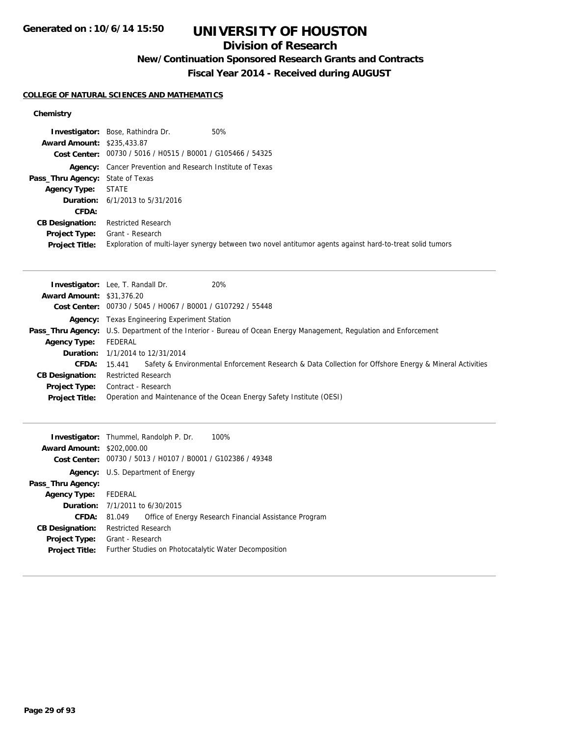# UNIVERSITY OF HOUSTON

## Division of Research

### New/Continuation Sponsored Research Grants and Contracts

### Fiscal Year 2014 - Received during AUGUST

**Generated on : 10/6/14 15:50**

#### COLLEGE OF NATURAL SCIENCES AND MATHEMATICS

**Chemistry**

**Investigator:** Bose, Rathindra Dr. 50%
**Award Amount:** $235,433.87
**Cost Center:** 00730 / 5016 / H0515 / B0001 / G105466 / 54325
**Agency:** Cancer Prevention and Research Institute of Texas
**Pass_Thru Agency:** State of Texas
**Agency Type:** STATE
**Duration:** 6/1/2013 to 5/31/2016
**CFDA:**
**CB Designation:** Restricted Research
**Project Type:** Grant - Research
**Project Title:** Exploration of multi-layer synergy between two novel antitumor agents against hard-to-treat solid tumors

---

**Investigator:** Lee, T. Randall Dr. 20%
**Award Amount:** $31,376.20
**Cost Center:** 00730 / 5045 / H0067 / B0001 / G107292 / 55448
**Agency:** Texas Engineering Experiment Station
**Pass_Thru Agency:** U.S. Department of the Interior - Bureau of Ocean Energy Management, Regulation and Enforcement
**Agency Type:** FEDERAL
**Duration:** 1/1/2014 to 12/31/2014
**CFDA:** 15.441 Safety & Environmental Enforcement Research & Data Collection for Offshore Energy & Mineral Activities
**CB Designation:** Restricted Research
**Project Type:** Contract - Research
**Project Title:** Operation and Maintenance of the Ocean Energy Safety Institute (OESI)

---

**Investigator:** Thummel, Randolph P. Dr. 100%
**Award Amount:** $202,000.00
**Cost Center:** 00730 / 5013 / H0107 / B0001 / G102386 / 49348
**Agency:** U.S. Department of Energy
**Pass_Thru Agency:**
**Agency Type:** FEDERAL
**Duration:** 7/1/2011 to 6/30/2015
**CFDA:** 81.049 Office of Energy Research Financial Assistance Program
**CB Designation:** Restricted Research
**Project Type:** Grant - Research
**Project Title:** Further Studies on Photocatalytic Water Decomposition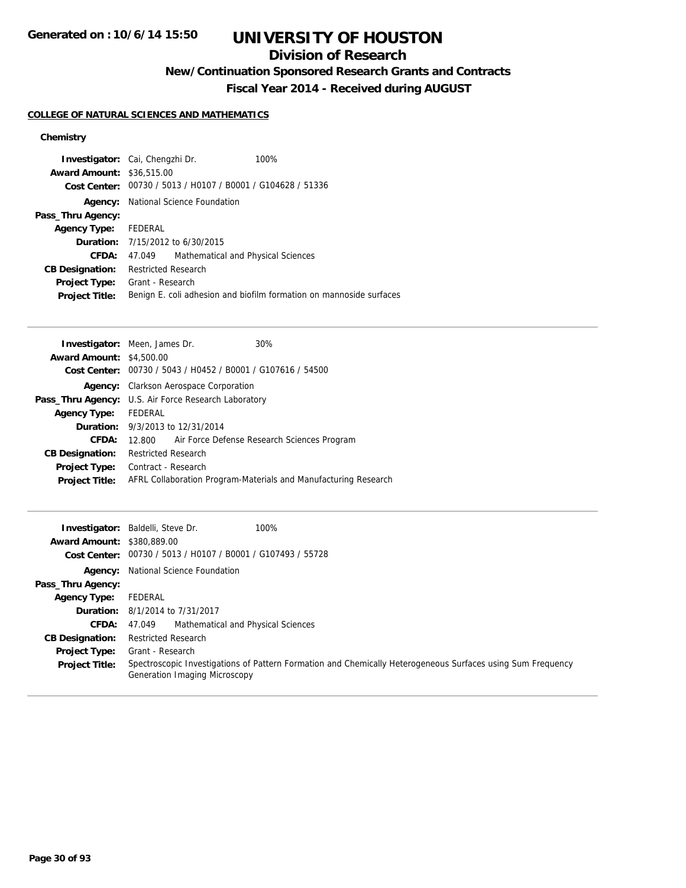# UNIVERSITY OF HOUSTON

## Division of Research

### New/Continuation Sponsored Research Grants and Contracts

### Fiscal Year 2014 - Received during AUGUST

**COLLEGE OF NATURAL SCIENCES AND MATHEMATICS**

#### Chemistry

**Investigator:** Cai, Chengzhi Dr. 100%
**Award Amount:** $36,515.00
**Cost Center:** 00730 / 5013 / H0107 / B0001 / G104628 / 51336
**Agency:** National Science Foundation
**Pass_Thru Agency:**
**Agency Type:** FEDERAL
**Duration:** 7/15/2012 to 6/30/2015
**CFDA:** 47.049 Mathematical and Physical Sciences
**CB Designation:** Restricted Research
**Project Type:** Grant - Research
**Project Title:** Benign E. coli adhesion and biofilm formation on mannoside surfaces

---

**Investigator:** Meen, James Dr. 30%
**Award Amount:** $4,500.00
**Cost Center:** 00730 / 5043 / H0452 / B0001 / G107616 / 54500
**Agency:** Clarkson Aerospace Corporation
**Pass_Thru Agency:** U.S. Air Force Research Laboratory
**Agency Type:** FEDERAL
**Duration:** 9/3/2013 to 12/31/2014
**CFDA:** 12.800 Air Force Defense Research Sciences Program
**CB Designation:** Restricted Research
**Project Type:** Contract - Research
**Project Title:** AFRL Collaboration Program-Materials and Manufacturing Research

---

**Investigator:** Baldelli, Steve Dr. 100%
**Award Amount:** $380,889.00
**Cost Center:** 00730 / 5013 / H0107 / B0001 / G107493 / 55728
**Agency:** National Science Foundation
**Pass_Thru Agency:**
**Agency Type:** FEDERAL
**Duration:** 8/1/2014 to 7/31/2017
**CFDA:** 47.049 Mathematical and Physical Sciences
**CB Designation:** Restricted Research
**Project Type:** Grant - Research
**Project Title:** Spectroscopic Investigations of Pattern Formation and Chemically Heterogeneous Surfaces using Sum Frequency Generation Imaging Microscopy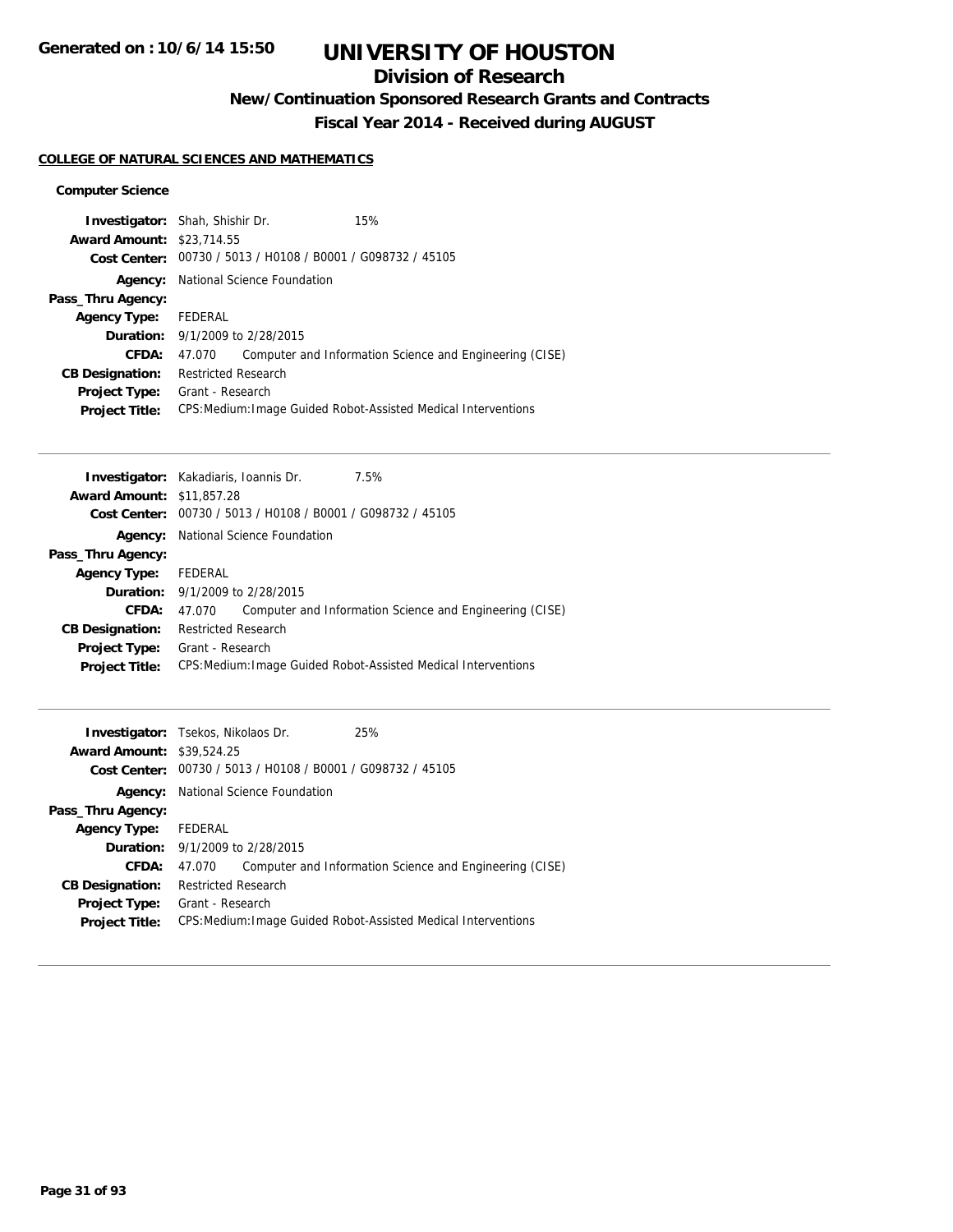# UNIVERSITY OF HOUSTON

## Division of Research

### New/Continuation Sponsored Research Grants and Contracts

### Fiscal Year 2014 - Received during AUGUST

Generated on : 10/6/14 15:50

**COLLEGE OF NATURAL SCIENCES AND MATHEMATICS**

**Computer Science**

| | |
|---|---|
| **Investigator:** | Shah, Shishir Dr. 15% |
| **Award Amount:** | $23,714.55 |
| **Cost Center:** | 00730 / 5013 / H0108 / B0001 / G098732 / 45105 |
| **Agency:** | National Science Foundation |
| **Pass_Thru Agency:** | |
| **Agency Type:** | FEDERAL |
| **Duration:** | 9/1/2009 to 2/28/2015 |
| **CFDA:** | 47.070 Computer and Information Science and Engineering (CISE) |
| **CB Designation:** | Restricted Research |
| **Project Type:** | Grant - Research |
| **Project Title:** | CPS:Medium:Image Guided Robot-Assisted Medical Interventions |

---

| | |
|---|---|
| **Investigator:** | Kakadiaris, Ioannis Dr. 7.5% |
| **Award Amount:** | $11,857.28 |
| **Cost Center:** | 00730 / 5013 / H0108 / B0001 / G098732 / 45105 |
| **Agency:** | National Science Foundation |
| **Pass_Thru Agency:** | |
| **Agency Type:** | FEDERAL |
| **Duration:** | 9/1/2009 to 2/28/2015 |
| **CFDA:** | 47.070 Computer and Information Science and Engineering (CISE) |
| **CB Designation:** | Restricted Research |
| **Project Type:** | Grant - Research |
| **Project Title:** | CPS:Medium:Image Guided Robot-Assisted Medical Interventions |

---

| | |
|---|---|
| **Investigator:** | Tsekos, Nikolaos Dr. 25% |
| **Award Amount:** | $39,524.25 |
| **Cost Center:** | 00730 / 5013 / H0108 / B0001 / G098732 / 45105 |
| **Agency:** | National Science Foundation |
| **Pass_Thru Agency:** | |
| **Agency Type:** | FEDERAL |
| **Duration:** | 9/1/2009 to 2/28/2015 |
| **CFDA:** | 47.070 Computer and Information Science and Engineering (CISE) |
| **CB Designation:** | Restricted Research |
| **Project Type:** | Grant - Research |
| **Project Title:** | CPS:Medium:Image Guided Robot-Assisted Medical Interventions |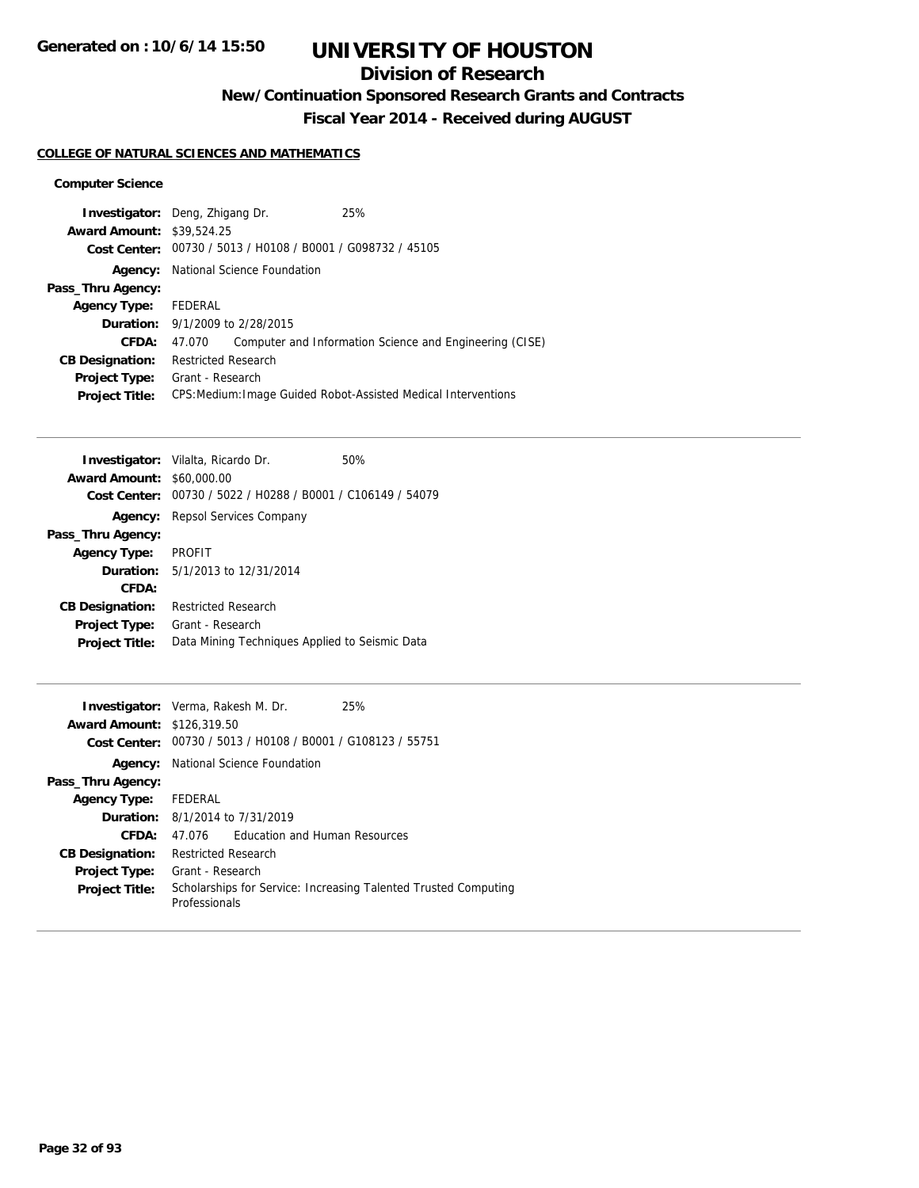Generated on : 10/6/14 15:50

# UNIVERSITY OF HOUSTON

## Division of Research

### New/Continuation Sponsored Research Grants and Contracts

### Fiscal Year 2014 - Received during AUGUST

**COLLEGE OF NATURAL SCIENCES AND MATHEMATICS**

**Computer Science**

**Investigator:** Deng, Zhigang Dr. 25%
**Award Amount:** $39,524.25
**Cost Center:** 00730 / 5013 / H0108 / B0001 / G098732 / 45105
**Agency:** National Science Foundation
**Pass_Thru Agency:**
**Agency Type:** FEDERAL
**Duration:** 9/1/2009 to 2/28/2015
**CFDA:** 47.070 Computer and Information Science and Engineering (CISE)
**CB Designation:** Restricted Research
**Project Type:** Grant - Research
**Project Title:** CPS:Medium:Image Guided Robot-Assisted Medical Interventions

---

**Investigator:** Vilalta, Ricardo Dr. 50%
**Award Amount:** $60,000.00
**Cost Center:** 00730 / 5022 / H0288 / B0001 / C106149 / 54079
**Agency:** Repsol Services Company
**Pass_Thru Agency:**
**Agency Type:** PROFIT
**Duration:** 5/1/2013 to 12/31/2014
**CFDA:**
**CB Designation:** Restricted Research
**Project Type:** Grant - Research
**Project Title:** Data Mining Techniques Applied to Seismic Data

---

**Investigator:** Verma, Rakesh M. Dr. 25%
**Award Amount:** $126,319.50
**Cost Center:** 00730 / 5013 / H0108 / B0001 / G108123 / 55751
**Agency:** National Science Foundation
**Pass_Thru Agency:**
**Agency Type:** FEDERAL
**Duration:** 8/1/2014 to 7/31/2019
**CFDA:** 47.076 Education and Human Resources
**CB Designation:** Restricted Research
**Project Type:** Grant - Research
**Project Title:** Scholarships for Service: Increasing Talented Trusted Computing Professionals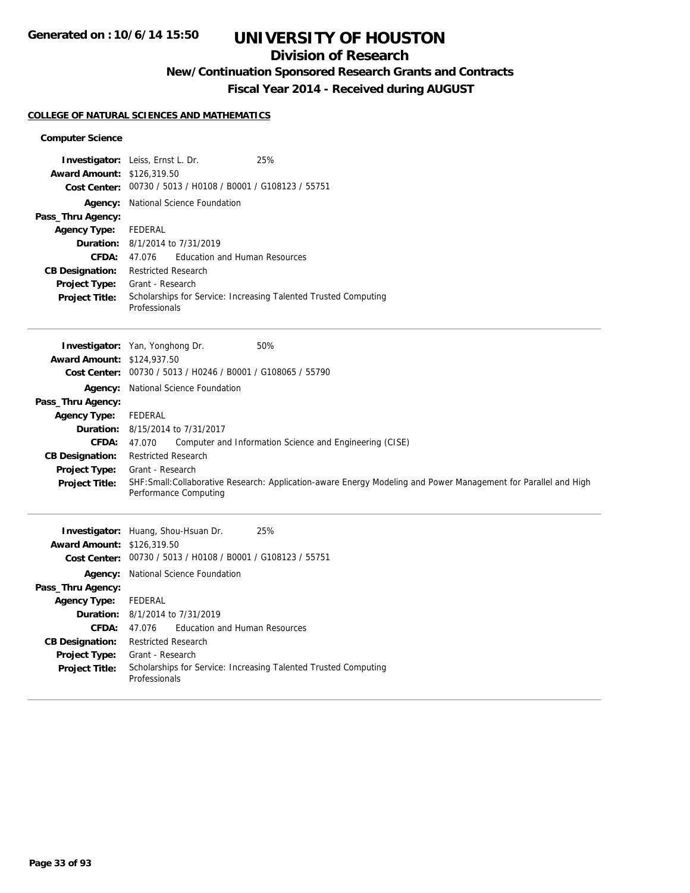# UNIVERSITY OF HOUSTON

## Division of Research

### New/Continuation Sponsored Research Grants and Contracts

### Fiscal Year 2014 - Received during AUGUST

#### COLLEGE OF NATURAL SCIENCES AND MATHEMATICS

**Computer Science**

| | |
|---|---|
| **Investigator:** | Leiss, Ernst L. Dr. 25% |
| **Award Amount:** | $126,319.50 |
| **Cost Center:** | 00730 / 5013 / H0108 / B0001 / G108123 / 55751 |
| **Agency:** | National Science Foundation |
| **Pass_Thru Agency:** | |
| **Agency Type:** | FEDERAL |
| **Duration:** | 8/1/2014 to 7/31/2019 |
| **CFDA:** | 47.076 Education and Human Resources |
| **CB Designation:** | Restricted Research |
| **Project Type:** | Grant - Research |
| **Project Title:** | Scholarships for Service: Increasing Talented Trusted Computing Professionals |

---

| | |
|---|---|
| **Investigator:** | Yan, Yonghong Dr. 50% |
| **Award Amount:** | $124,937.50 |
| **Cost Center:** | 00730 / 5013 / H0246 / B0001 / G108065 / 55790 |
| **Agency:** | National Science Foundation |
| **Pass_Thru Agency:** | |
| **Agency Type:** | FEDERAL |
| **Duration:** | 8/15/2014 to 7/31/2017 |
| **CFDA:** | 47.070 Computer and Information Science and Engineering (CISE) |
| **CB Designation:** | Restricted Research |
| **Project Type:** | Grant - Research |
| **Project Title:** | SHF:Small:Collaborative Research: Application-aware Energy Modeling and Power Management for Parallel and High Performance Computing |

---

| | |
|---|---|
| **Investigator:** | Huang, Shou-Hsuan Dr. 25% |
| **Award Amount:** | $126,319.50 |
| **Cost Center:** | 00730 / 5013 / H0108 / B0001 / G108123 / 55751 |
| **Agency:** | National Science Foundation |
| **Pass_Thru Agency:** | |
| **Agency Type:** | FEDERAL |
| **Duration:** | 8/1/2014 to 7/31/2019 |
| **CFDA:** | 47.076 Education and Human Resources |
| **CB Designation:** | Restricted Research |
| **Project Type:** | Grant - Research |
| **Project Title:** | Scholarships for Service: Increasing Talented Trusted Computing Professionals |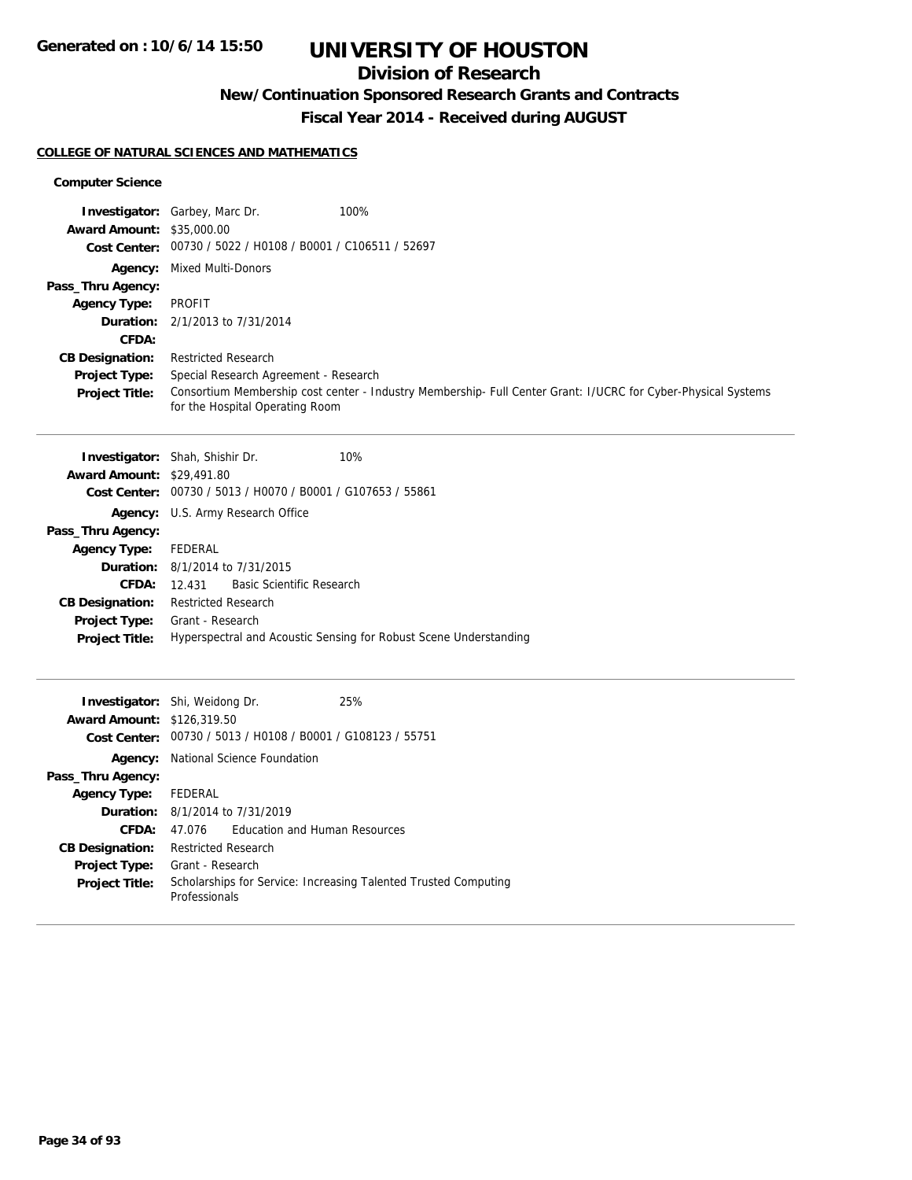# UNIVERSITY OF HOUSTON

## Division of Research

### New/Continuation Sponsored Research Grants and Contracts

### Fiscal Year 2014 - Received during AUGUST

Generated on : 10/6/14 15:50

**COLLEGE OF NATURAL SCIENCES AND MATHEMATICS**

**Computer Science**

**Investigator:** Garbey, Marc Dr. 100%
**Award Amount:** $35,000.00
**Cost Center:** 00730 / 5022 / H0108 / B0001 / C106511 / 52697
**Agency:** Mixed Multi-Donors
**Pass_Thru Agency:**
**Agency Type:** PROFIT
**Duration:** 2/1/2013 to 7/31/2014
**CFDA:**
**CB Designation:** Restricted Research
**Project Type:** Special Research Agreement - Research
**Project Title:** Consortium Membership cost center - Industry Membership- Full Center Grant: I/UCRC for Cyber-Physical Systems for the Hospital Operating Room

---

**Investigator:** Shah, Shishir Dr. 10%
**Award Amount:** $29,491.80
**Cost Center:** 00730 / 5013 / H0070 / B0001 / G107653 / 55861
**Agency:** U.S. Army Research Office
**Pass_Thru Agency:**
**Agency Type:** FEDERAL
**Duration:** 8/1/2014 to 7/31/2015
**CFDA:** 12.431 Basic Scientific Research
**CB Designation:** Restricted Research
**Project Type:** Grant - Research
**Project Title:** Hyperspectral and Acoustic Sensing for Robust Scene Understanding

---

**Investigator:** Shi, Weidong Dr. 25%
**Award Amount:** $126,319.50
**Cost Center:** 00730 / 5013 / H0108 / B0001 / G108123 / 55751
**Agency:** National Science Foundation
**Pass_Thru Agency:**
**Agency Type:** FEDERAL
**Duration:** 8/1/2014 to 7/31/2019
**CFDA:** 47.076 Education and Human Resources
**CB Designation:** Restricted Research
**Project Type:** Grant - Research
**Project Title:** Scholarships for Service: Increasing Talented Trusted Computing Professionals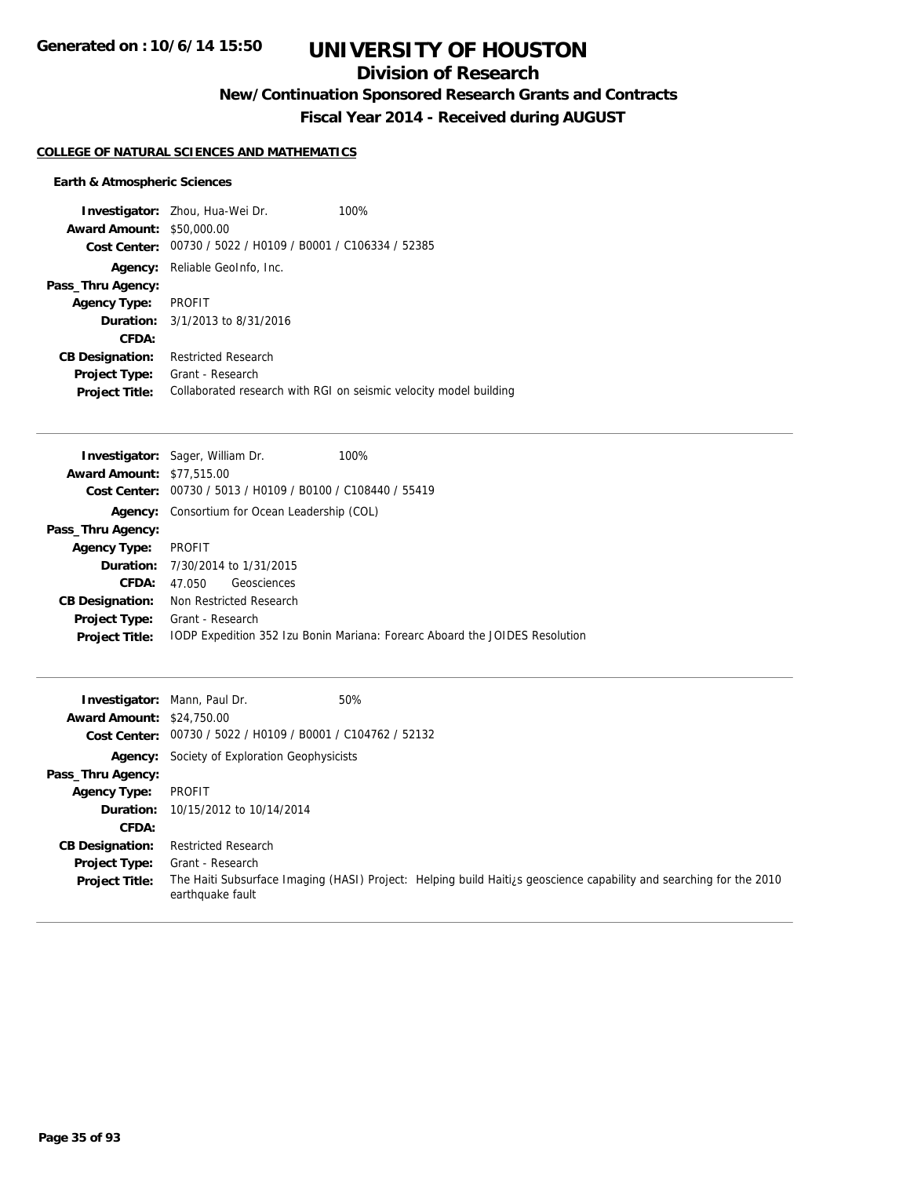# UNIVERSITY OF HOUSTON

## Division of Research

### New/Continuation Sponsored Research Grants and Contracts

### Fiscal Year 2014 - Received during AUGUST

Generated on : 10/6/14 15:50

**COLLEGE OF NATURAL SCIENCES AND MATHEMATICS**

**Earth & Atmospheric Sciences**

**Investigator:** Zhou, Hua-Wei Dr. 100%
**Award Amount:** $50,000.00
**Cost Center:** 00730 / 5022 / H0109 / B0001 / C106334 / 52385
**Agency:** Reliable GeoInfo, Inc.
**Pass_Thru Agency:**
**Agency Type:** PROFIT
**Duration:** 3/1/2013 to 8/31/2016
**CFDA:**
**CB Designation:** Restricted Research
**Project Type:** Grant - Research
**Project Title:** Collaborated research with RGI on seismic velocity model building

---

**Investigator:** Sager, William Dr. 100%
**Award Amount:** $77,515.00
**Cost Center:** 00730 / 5013 / H0109 / B0100 / C108440 / 55419
**Agency:** Consortium for Ocean Leadership (COL)
**Pass_Thru Agency:**
**Agency Type:** PROFIT
**Duration:** 7/30/2014 to 1/31/2015
**CFDA:** 47.050 Geosciences
**CB Designation:** Non Restricted Research
**Project Type:** Grant - Research
**Project Title:** IODP Expedition 352 Izu Bonin Mariana: Forearc Aboard the JOIDES Resolution

---

**Investigator:** Mann, Paul Dr. 50%
**Award Amount:** $24,750.00
**Cost Center:** 00730 / 5022 / H0109 / B0001 / C104762 / 52132
**Agency:** Society of Exploration Geophysicists
**Pass_Thru Agency:**
**Agency Type:** PROFIT
**Duration:** 10/15/2012 to 10/14/2014
**CFDA:**
**CB Designation:** Restricted Research
**Project Type:** Grant - Research
**Project Title:** The Haiti Subsurface Imaging (HASI) Project: Helping build Haiti¿s geoscience capability and searching for the 2010 earthquake fault

---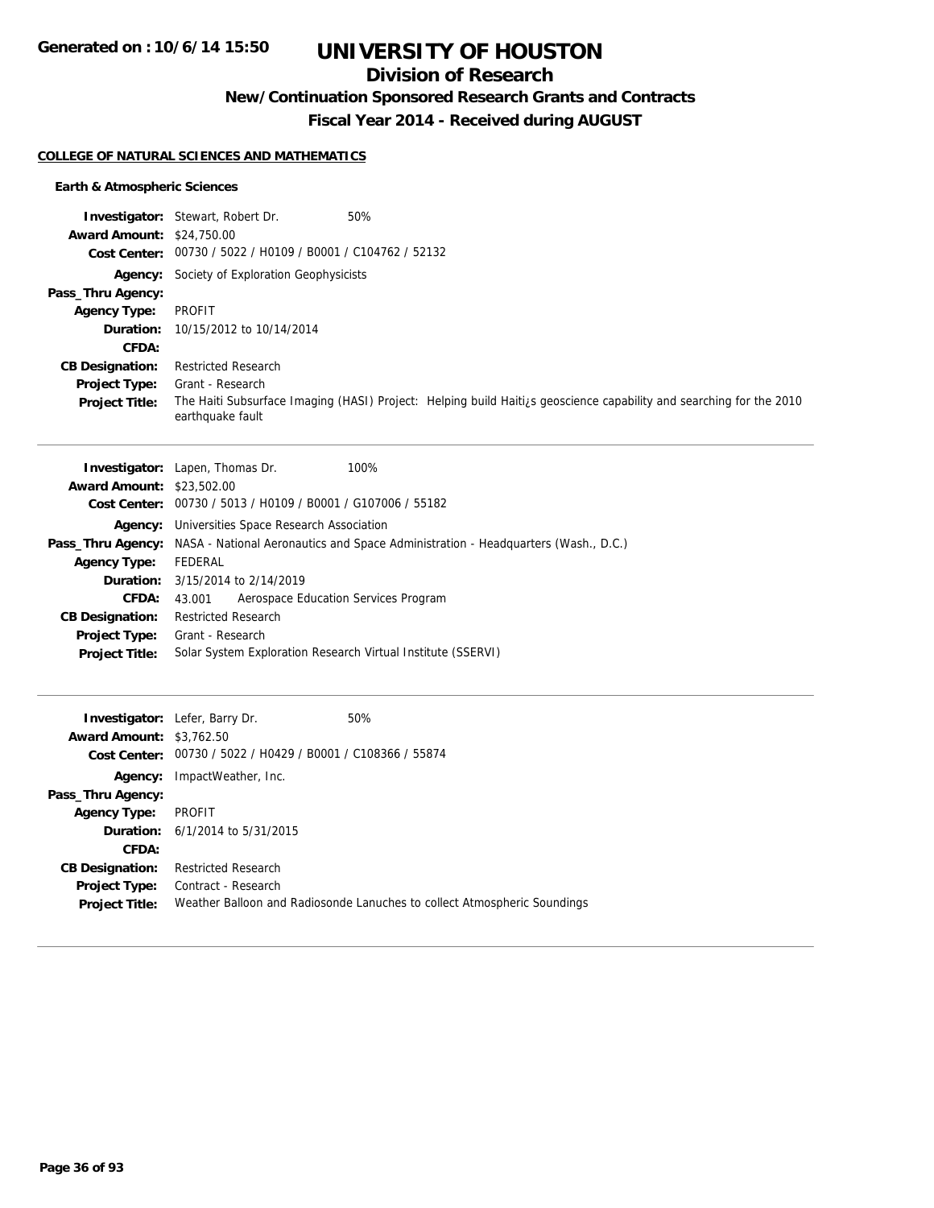# UNIVERSITY OF HOUSTON

## Division of Research

### New/Continuation Sponsored Research Grants and Contracts

### Fiscal Year 2014 - Received during AUGUST

**COLLEGE OF NATURAL SCIENCES AND MATHEMATICS**

**Earth & Atmospheric Sciences**

| | | |
|---|---|---|
| **Investigator:** | Stewart, Robert Dr. | 50% |
| **Award Amount:** | $24,750.00 | |
| **Cost Center:** | 00730 / 5022 / H0109 / B0001 / C104762 / 52132 | |
| **Agency:** | Society of Exploration Geophysicists | |
| **Pass_Thru Agency:** | | |
| **Agency Type:** | PROFIT | |
| **Duration:** | 10/15/2012 to 10/14/2014 | |
| **CFDA:** | | |
| **CB Designation:** | Restricted Research | |
| **Project Type:** | Grant - Research | |
| **Project Title:** | The Haiti Subsurface Imaging (HASI) Project: Helping build Haiti¿s geoscience capability and searching for the 2010 earthquake fault | |

| | | |
|---|---|---|
| **Investigator:** | Lapen, Thomas Dr. | 100% |
| **Award Amount:** | $23,502.00 | |
| **Cost Center:** | 00730 / 5013 / H0109 / B0001 / G107006 / 55182 | |
| **Agency:** | Universities Space Research Association | |
| **Pass_Thru Agency:** | NASA - National Aeronautics and Space Administration - Headquarters (Wash., D.C.) | |
| **Agency Type:** | FEDERAL | |
| **Duration:** | 3/15/2014 to 2/14/2019 | |
| **CFDA:** | 43.001 Aerospace Education Services Program | |
| **CB Designation:** | Restricted Research | |
| **Project Type:** | Grant - Research | |
| **Project Title:** | Solar System Exploration Research Virtual Institute (SSERVI) | |

| | | |
|---|---|---|
| **Investigator:** | Lefer, Barry Dr. | 50% |
| **Award Amount:** | $3,762.50 | |
| **Cost Center:** | 00730 / 5022 / H0429 / B0001 / C108366 / 55874 | |
| **Agency:** | ImpactWeather, Inc. | |
| **Pass_Thru Agency:** | | |
| **Agency Type:** | PROFIT | |
| **Duration:** | 6/1/2014 to 5/31/2015 | |
| **CFDA:** | | |
| **CB Designation:** | Restricted Research | |
| **Project Type:** | Contract - Research | |
| **Project Title:** | Weather Balloon and Radiosonde Lanuches to collect Atmospheric Soundings | |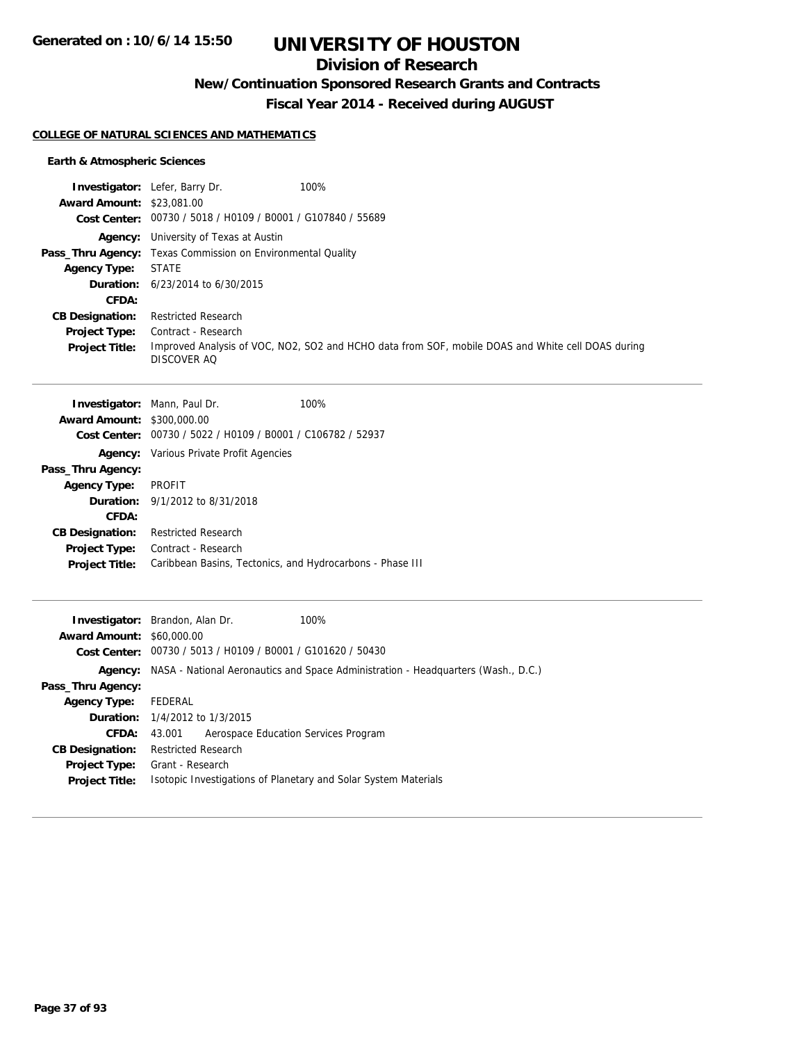# UNIVERSITY OF HOUSTON

## Division of Research

### New/Continuation Sponsored Research Grants and Contracts

### Fiscal Year 2014 - Received during AUGUST

Generated on : 10/6/14 15:50

**COLLEGE OF NATURAL SCIENCES AND MATHEMATICS**

**Earth & Atmospheric Sciences**

**Investigator:** Lefer, Barry Dr. 100%
**Award Amount:** $23,081.00
**Cost Center:** 00730 / 5018 / H0109 / B0001 / G107840 / 55689
**Agency:** University of Texas at Austin
**Pass_Thru Agency:** Texas Commission on Environmental Quality
**Agency Type:** STATE
**Duration:** 6/23/2014 to 6/30/2015
**CFDA:**
**CB Designation:** Restricted Research
**Project Type:** Contract - Research
**Project Title:** Improved Analysis of VOC, NO2, SO2 and HCHO data from SOF, mobile DOAS and White cell DOAS during DISCOVER AQ

---

**Investigator:** Mann, Paul Dr. 100%
**Award Amount:** $300,000.00
**Cost Center:** 00730 / 5022 / H0109 / B0001 / C106782 / 52937
**Agency:** Various Private Profit Agencies
**Pass_Thru Agency:**
**Agency Type:** PROFIT
**Duration:** 9/1/2012 to 8/31/2018
**CFDA:**
**CB Designation:** Restricted Research
**Project Type:** Contract - Research
**Project Title:** Caribbean Basins, Tectonics, and Hydrocarbons - Phase III

---

**Investigator:** Brandon, Alan Dr. 100%
**Award Amount:** $60,000.00
**Cost Center:** 00730 / 5013 / H0109 / B0001 / G101620 / 50430
**Agency:** NASA - National Aeronautics and Space Administration - Headquarters (Wash., D.C.)
**Pass_Thru Agency:**
**Agency Type:** FEDERAL
**Duration:** 1/4/2012 to 1/3/2015
**CFDA:** 43.001 Aerospace Education Services Program
**CB Designation:** Restricted Research
**Project Type:** Grant - Research
**Project Title:** Isotopic Investigations of Planetary and Solar System Materials

---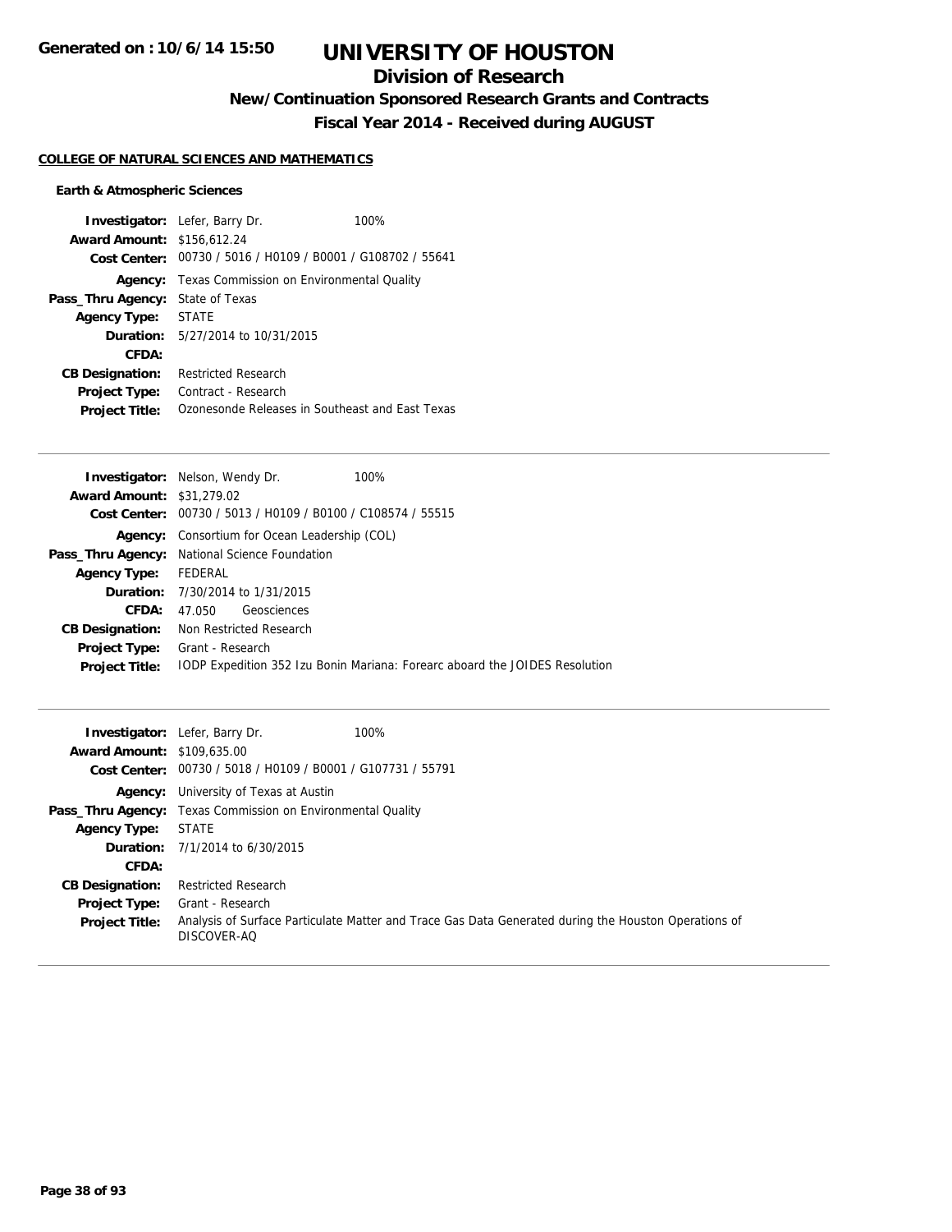# UNIVERSITY OF HOUSTON

## Division of Research

### New/Continuation Sponsored Research Grants and Contracts

### Fiscal Year 2014 - Received during AUGUST

**Generated on : 10/6/14 15:50**

#### COLLEGE OF NATURAL SCIENCES AND MATHEMATICS

**Earth & Atmospheric Sciences**

**Investigator:** Lefer, Barry Dr. 100%
**Award Amount:** $156,612.24
**Cost Center:** 00730 / 5016 / H0109 / B0001 / G108702 / 55641
**Agency:** Texas Commission on Environmental Quality
**Pass_Thru Agency:** State of Texas
**Agency Type:** STATE
**Duration:** 5/27/2014 to 10/31/2015
**CFDA:**
**CB Designation:** Restricted Research
**Project Type:** Contract - Research
**Project Title:** Ozonesonde Releases in Southeast and East Texas

---

**Investigator:** Nelson, Wendy Dr. 100%
**Award Amount:** $31,279.02
**Cost Center:** 00730 / 5013 / H0109 / B0100 / C108574 / 55515
**Agency:** Consortium for Ocean Leadership (COL)
**Pass_Thru Agency:** National Science Foundation
**Agency Type:** FEDERAL
**Duration:** 7/30/2014 to 1/31/2015
**CFDA:** 47.050 Geosciences
**CB Designation:** Non Restricted Research
**Project Type:** Grant - Research
**Project Title:** IODP Expedition 352 Izu Bonin Mariana: Forearc aboard the JOIDES Resolution

---

**Investigator:** Lefer, Barry Dr. 100%
**Award Amount:** $109,635.00
**Cost Center:** 00730 / 5018 / H0109 / B0001 / G107731 / 55791
**Agency:** University of Texas at Austin
**Pass_Thru Agency:** Texas Commission on Environmental Quality
**Agency Type:** STATE
**Duration:** 7/1/2014 to 6/30/2015
**CFDA:**
**CB Designation:** Restricted Research
**Project Type:** Grant - Research
**Project Title:** Analysis of Surface Particulate Matter and Trace Gas Data Generated during the Houston Operations of DISCOVER-AQ

---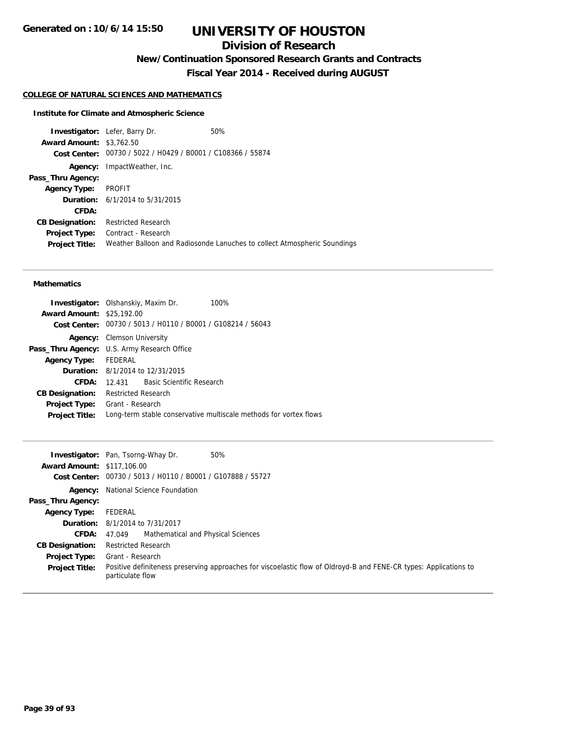# UNIVERSITY OF HOUSTON

## Division of Research

### New/Continuation Sponsored Research Grants and Contracts

### Fiscal Year 2014 - Received during AUGUST

**COLLEGE OF NATURAL SCIENCES AND MATHEMATICS**

**Institute for Climate and Atmospheric Science**

| | |
|---|---|
| **Investigator:** | Lefer, Barry Dr. 50% |
| **Award Amount:** | $3,762.50 |
| **Cost Center:** | 00730 / 5022 / H0429 / B0001 / C108366 / 55874 |
| **Agency:** | ImpactWeather, Inc. |
| **Pass_Thru Agency:** | |
| **Agency Type:** | PROFIT |
| **Duration:** | 6/1/2014 to 5/31/2015 |
| **CFDA:** | |
| **CB Designation:** | Restricted Research |
| **Project Type:** | Contract - Research |
| **Project Title:** | Weather Balloon and Radiosonde Lanuches to collect Atmospheric Soundings |

---

**Mathematics**

| | |
|---|---|
| **Investigator:** | Olshanskiy, Maxim Dr. 100% |
| **Award Amount:** | $25,192.00 |
| **Cost Center:** | 00730 / 5013 / H0110 / B0001 / G108214 / 56043 |
| **Agency:** | Clemson University |
| **Pass_Thru Agency:** | U.S. Army Research Office |
| **Agency Type:** | FEDERAL |
| **Duration:** | 8/1/2014 to 12/31/2015 |
| **CFDA:** | 12.431 Basic Scientific Research |
| **CB Designation:** | Restricted Research |
| **Project Type:** | Grant - Research |
| **Project Title:** | Long-term stable conservative multiscale methods for vortex flows |

---

| | |
|---|---|
| **Investigator:** | Pan, Tsorng-Whay Dr. 50% |
| **Award Amount:** | $117,106.00 |
| **Cost Center:** | 00730 / 5013 / H0110 / B0001 / G107888 / 55727 |
| **Agency:** | National Science Foundation |
| **Pass_Thru Agency:** | |
| **Agency Type:** | FEDERAL |
| **Duration:** | 8/1/2014 to 7/31/2017 |
| **CFDA:** | 47.049 Mathematical and Physical Sciences |
| **CB Designation:** | Restricted Research |
| **Project Type:** | Grant - Research |
| **Project Title:** | Positive definiteness preserving approaches for viscoelastic flow of Oldroyd-B and FENE-CR types: Applications to particulate flow |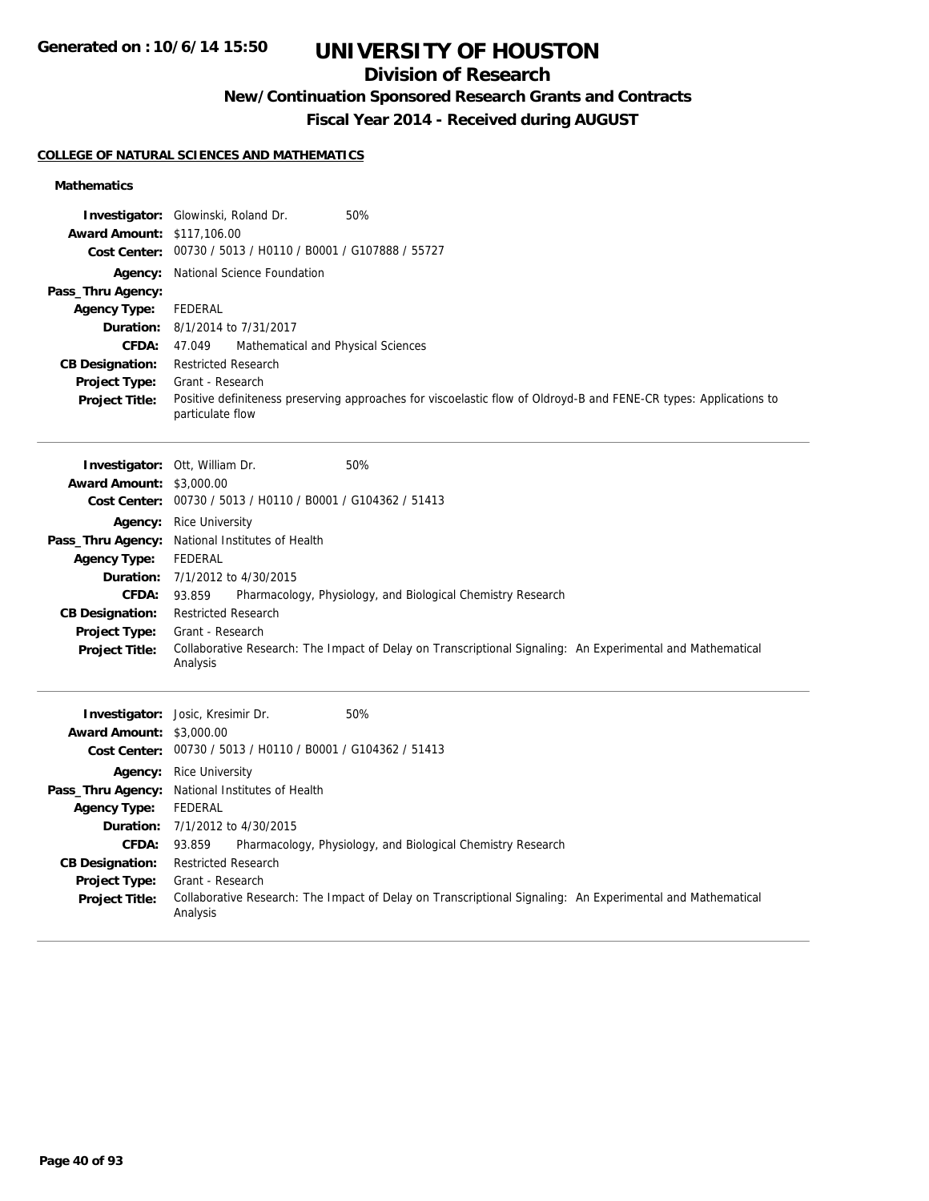# UNIVERSITY OF HOUSTON

## Division of Research

### New/Continuation Sponsored Research Grants and Contracts

### Fiscal Year 2014 - Received during AUGUST

**COLLEGE OF NATURAL SCIENCES AND MATHEMATICS**

**Mathematics**

**Investigator:** Glowinski, Roland Dr. 50%
**Award Amount:** $117,106.00
**Cost Center:** 00730 / 5013 / H0110 / B0001 / G107888 / 55727
**Agency:** National Science Foundation
**Pass_Thru Agency:**
**Agency Type:** FEDERAL
**Duration:** 8/1/2014 to 7/31/2017
**CFDA:** 47.049 Mathematical and Physical Sciences
**CB Designation:** Restricted Research
**Project Type:** Grant - Research
**Project Title:** Positive definiteness preserving approaches for viscoelastic flow of Oldroyd-B and FENE-CR types: Applications to particulate flow

---

**Investigator:** Ott, William Dr. 50%
**Award Amount:** $3,000.00
**Cost Center:** 00730 / 5013 / H0110 / B0001 / G104362 / 51413
**Agency:** Rice University
**Pass_Thru Agency:** National Institutes of Health
**Agency Type:** FEDERAL
**Duration:** 7/1/2012 to 4/30/2015
**CFDA:** 93.859 Pharmacology, Physiology, and Biological Chemistry Research
**CB Designation:** Restricted Research
**Project Type:** Grant - Research
**Project Title:** Collaborative Research: The Impact of Delay on Transcriptional Signaling: An Experimental and Mathematical Analysis

---

**Investigator:** Josic, Kresimir Dr. 50%
**Award Amount:** $3,000.00
**Cost Center:** 00730 / 5013 / H0110 / B0001 / G104362 / 51413
**Agency:** Rice University
**Pass_Thru Agency:** National Institutes of Health
**Agency Type:** FEDERAL
**Duration:** 7/1/2012 to 4/30/2015
**CFDA:** 93.859 Pharmacology, Physiology, and Biological Chemistry Research
**CB Designation:** Restricted Research
**Project Type:** Grant - Research
**Project Title:** Collaborative Research: The Impact of Delay on Transcriptional Signaling: An Experimental and Mathematical Analysis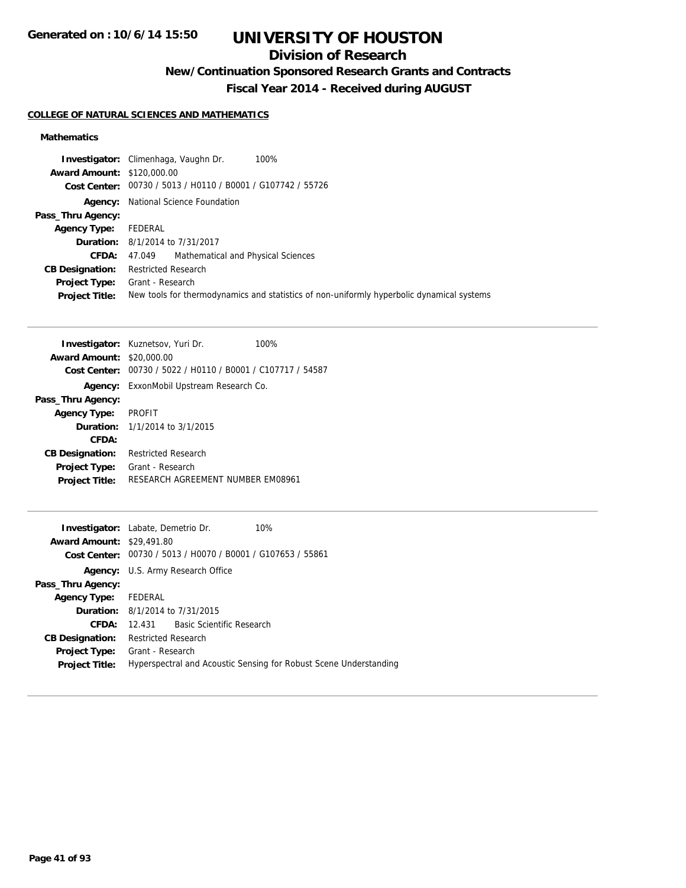# UNIVERSITY OF HOUSTON

## Division of Research

### New/Continuation Sponsored Research Grants and Contracts

### Fiscal Year 2014 - Received during AUGUST

**COLLEGE OF NATURAL SCIENCES AND MATHEMATICS**

**Mathematics**

**Investigator:** Climenhaga, Vaughn Dr. 100%
**Award Amount:** $120,000.00
**Cost Center:** 00730 / 5013 / H0110 / B0001 / G107742 / 55726
**Agency:** National Science Foundation
**Pass_Thru Agency:**
**Agency Type:** FEDERAL
**Duration:** 8/1/2014 to 7/31/2017
**CFDA:** 47.049 Mathematical and Physical Sciences
**CB Designation:** Restricted Research
**Project Type:** Grant - Research
**Project Title:** New tools for thermodynamics and statistics of non-uniformly hyperbolic dynamical systems

---

**Investigator:** Kuznetsov, Yuri Dr. 100%
**Award Amount:** $20,000.00
**Cost Center:** 00730 / 5022 / H0110 / B0001 / C107717 / 54587
**Agency:** ExxonMobil Upstream Research Co.
**Pass_Thru Agency:**
**Agency Type:** PROFIT
**Duration:** 1/1/2014 to 3/1/2015
**CFDA:**
**CB Designation:** Restricted Research
**Project Type:** Grant - Research
**Project Title:** RESEARCH AGREEMENT NUMBER EM08961

---

**Investigator:** Labate, Demetrio Dr. 10%
**Award Amount:** $29,491.80
**Cost Center:** 00730 / 5013 / H0070 / B0001 / G107653 / 55861
**Agency:** U.S. Army Research Office
**Pass_Thru Agency:**
**Agency Type:** FEDERAL
**Duration:** 8/1/2014 to 7/31/2015
**CFDA:** 12.431 Basic Scientific Research
**CB Designation:** Restricted Research
**Project Type:** Grant - Research
**Project Title:** Hyperspectral and Acoustic Sensing for Robust Scene Understanding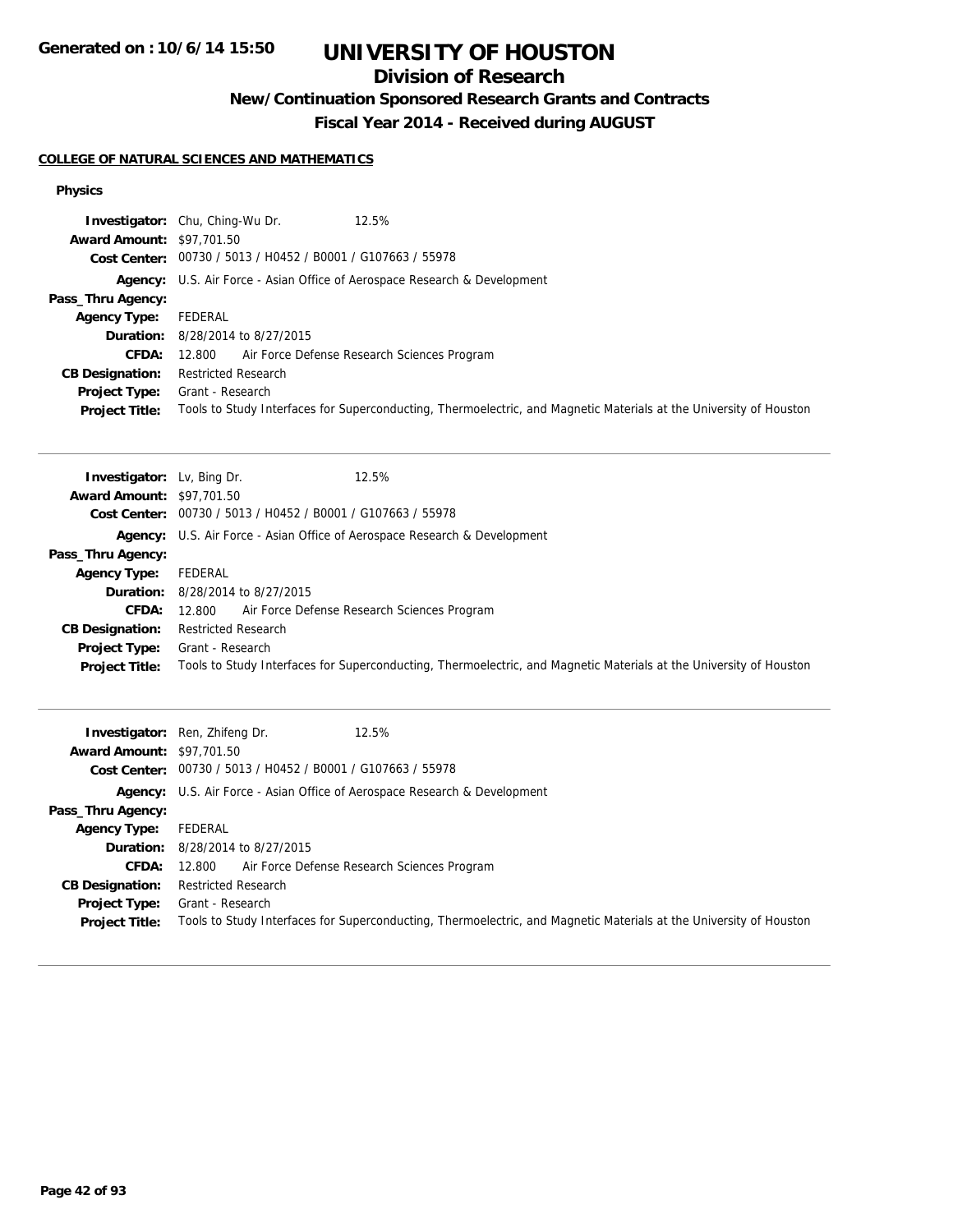# UNIVERSITY OF HOUSTON

## Division of Research

### New/Continuation Sponsored Research Grants and Contracts

### Fiscal Year 2014 - Received during AUGUST

Generated on : 10/6/14 15:50

**COLLEGE OF NATURAL SCIENCES AND MATHEMATICS**

**Physics**

**Investigator:** Chu, Ching-Wu Dr. 12.5%
**Award Amount:** $97,701.50
**Cost Center:** 00730 / 5013 / H0452 / B0001 / G107663 / 55978
**Agency:** U.S. Air Force - Asian Office of Aerospace Research & Development
**Pass_Thru Agency:**
**Agency Type:** FEDERAL
**Duration:** 8/28/2014 to 8/27/2015
**CFDA:** 12.800 Air Force Defense Research Sciences Program
**CB Designation:** Restricted Research
**Project Type:** Grant - Research
**Project Title:** Tools to Study Interfaces for Superconducting, Thermoelectric, and Magnetic Materials at the University of Houston

---

**Investigator:** Lv, Bing Dr. 12.5%
**Award Amount:** $97,701.50
**Cost Center:** 00730 / 5013 / H0452 / B0001 / G107663 / 55978
**Agency:** U.S. Air Force - Asian Office of Aerospace Research & Development
**Pass_Thru Agency:**
**Agency Type:** FEDERAL
**Duration:** 8/28/2014 to 8/27/2015
**CFDA:** 12.800 Air Force Defense Research Sciences Program
**CB Designation:** Restricted Research
**Project Type:** Grant - Research
**Project Title:** Tools to Study Interfaces for Superconducting, Thermoelectric, and Magnetic Materials at the University of Houston

---

**Investigator:** Ren, Zhifeng Dr. 12.5%
**Award Amount:** $97,701.50
**Cost Center:** 00730 / 5013 / H0452 / B0001 / G107663 / 55978
**Agency:** U.S. Air Force - Asian Office of Aerospace Research & Development
**Pass_Thru Agency:**
**Agency Type:** FEDERAL
**Duration:** 8/28/2014 to 8/27/2015
**CFDA:** 12.800 Air Force Defense Research Sciences Program
**CB Designation:** Restricted Research
**Project Type:** Grant - Research
**Project Title:** Tools to Study Interfaces for Superconducting, Thermoelectric, and Magnetic Materials at the University of Houston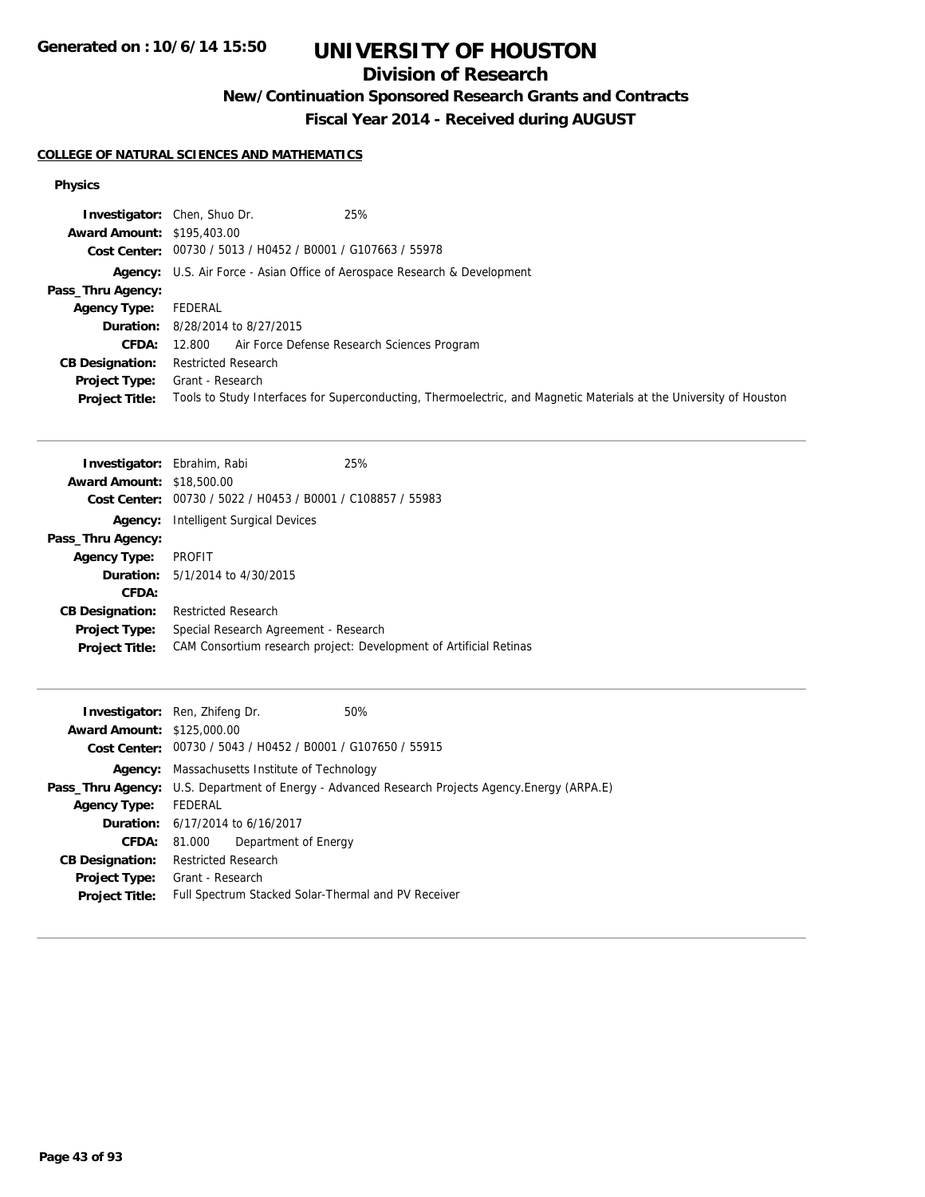# UNIVERSITY OF HOUSTON

## Division of Research

### New/Continuation Sponsored Research Grants and Contracts

### Fiscal Year 2014 - Received during AUGUST

**COLLEGE OF NATURAL SCIENCES AND MATHEMATICS**

**Physics**

**Investigator:** Chen, Shuo Dr. 25%
**Award Amount:** $195,403.00
**Cost Center:** 00730 / 5013 / H0452 / B0001 / G107663 / 55978
**Agency:** U.S. Air Force - Asian Office of Aerospace Research & Development
**Pass_Thru Agency:**
**Agency Type:** FEDERAL
**Duration:** 8/28/2014 to 8/27/2015
**CFDA:** 12.800 Air Force Defense Research Sciences Program
**CB Designation:** Restricted Research
**Project Type:** Grant - Research
**Project Title:** Tools to Study Interfaces for Superconducting, Thermoelectric, and Magnetic Materials at the University of Houston

---

**Investigator:** Ebrahim, Rabi 25%
**Award Amount:** $18,500.00
**Cost Center:** 00730 / 5022 / H0453 / B0001 / C108857 / 55983
**Agency:** Intelligent Surgical Devices
**Pass_Thru Agency:**
**Agency Type:** PROFIT
**Duration:** 5/1/2014 to 4/30/2015
**CFDA:**
**CB Designation:** Restricted Research
**Project Type:** Special Research Agreement - Research
**Project Title:** CAM Consortium research project: Development of Artificial Retinas

---

**Investigator:** Ren, Zhifeng Dr. 50%
**Award Amount:** $125,000.00
**Cost Center:** 00730 / 5043 / H0452 / B0001 / G107650 / 55915
**Agency:** Massachusetts Institute of Technology
**Pass_Thru Agency:** U.S. Department of Energy - Advanced Research Projects Agency.Energy (ARPA.E)
**Agency Type:** FEDERAL
**Duration:** 6/17/2014 to 6/16/2017
**CFDA:** 81.000 Department of Energy
**CB Designation:** Restricted Research
**Project Type:** Grant - Research
**Project Title:** Full Spectrum Stacked Solar-Thermal and PV Receiver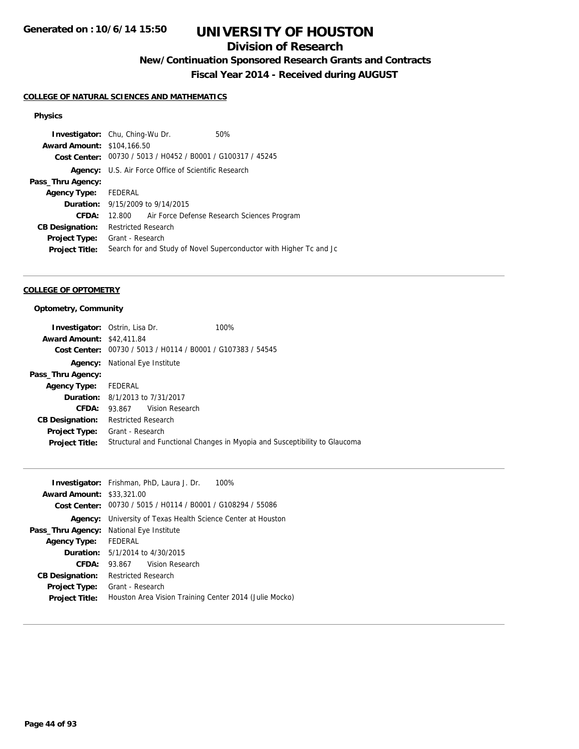# UNIVERSITY OF HOUSTON

## Division of Research

### New/Continuation Sponsored Research Grants and Contracts

### Fiscal Year 2014 - Received during AUGUST

Generated on : 10/6/14 15:50

#### COLLEGE OF NATURAL SCIENCES AND MATHEMATICS

##### Physics

**Investigator:** Chu, Ching-Wu Dr. 50%
**Award Amount:** $104,166.50
**Cost Center:** 00730 / 5013 / H0452 / B0001 / G100317 / 45245
**Agency:** U.S. Air Force Office of Scientific Research
**Pass_Thru Agency:**
**Agency Type:** FEDERAL
**Duration:** 9/15/2009 to 9/14/2015
**CFDA:** 12.800 Air Force Defense Research Sciences Program
**CB Designation:** Restricted Research
**Project Type:** Grant - Research
**Project Title:** Search for and Study of Novel Superconductor with Higher Tc and Jc

---

#### COLLEGE OF OPTOMETRY

##### Optometry, Community

**Investigator:** Ostrin, Lisa Dr. 100%
**Award Amount:** $42,411.84
**Cost Center:** 00730 / 5013 / H0114 / B0001 / G107383 / 54545
**Agency:** National Eye Institute
**Pass_Thru Agency:**
**Agency Type:** FEDERAL
**Duration:** 8/1/2013 to 7/31/2017
**CFDA:** 93.867 Vision Research
**CB Designation:** Restricted Research
**Project Type:** Grant - Research
**Project Title:** Structural and Functional Changes in Myopia and Susceptibility to Glaucoma

---

**Investigator:** Frishman, PhD, Laura J. Dr. 100%
**Award Amount:** $33,321.00
**Cost Center:** 00730 / 5015 / H0114 / B0001 / G108294 / 55086
**Agency:** University of Texas Health Science Center at Houston
**Pass_Thru Agency:** National Eye Institute
**Agency Type:** FEDERAL
**Duration:** 5/1/2014 to 4/30/2015
**CFDA:** 93.867 Vision Research
**CB Designation:** Restricted Research
**Project Type:** Grant - Research
**Project Title:** Houston Area Vision Training Center 2014 (Julie Mocko)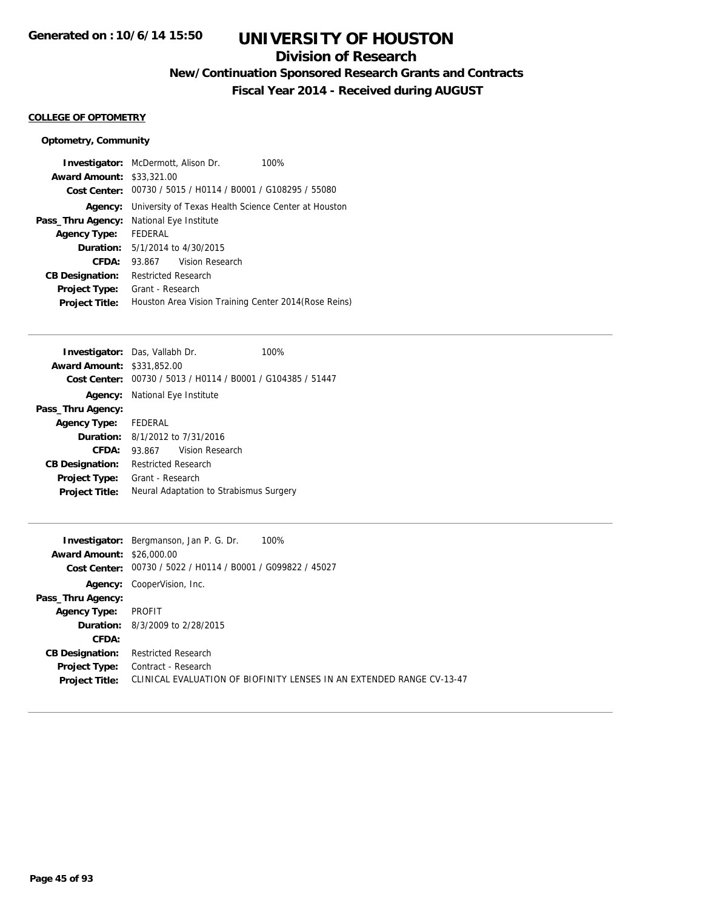# UNIVERSITY OF HOUSTON

## Division of Research

### New/Continuation Sponsored Research Grants and Contracts

### Fiscal Year 2014 - Received during AUGUST

Generated on : 10/6/14 15:50

**COLLEGE OF OPTOMETRY**

**Optometry, Community**

**Investigator:** McDermott, Alison Dr. 100%
**Award Amount:** $33,321.00
**Cost Center:** 00730 / 5015 / H0114 / B0001 / G108295 / 55080
**Agency:** University of Texas Health Science Center at Houston
**Pass_Thru Agency:** National Eye Institute
**Agency Type:** FEDERAL
**Duration:** 5/1/2014 to 4/30/2015
**CFDA:** 93.867 Vision Research
**CB Designation:** Restricted Research
**Project Type:** Grant - Research
**Project Title:** Houston Area Vision Training Center 2014(Rose Reins)

---

**Investigator:** Das, Vallabh Dr. 100%
**Award Amount:** $331,852.00
**Cost Center:** 00730 / 5013 / H0114 / B0001 / G104385 / 51447
**Agency:** National Eye Institute
**Pass_Thru Agency:**
**Agency Type:** FEDERAL
**Duration:** 8/1/2012 to 7/31/2016
**CFDA:** 93.867 Vision Research
**CB Designation:** Restricted Research
**Project Type:** Grant - Research
**Project Title:** Neural Adaptation to Strabismus Surgery

---

**Investigator:** Bergmanson, Jan P. G. Dr. 100%
**Award Amount:** $26,000.00
**Cost Center:** 00730 / 5022 / H0114 / B0001 / G099822 / 45027
**Agency:** CooperVision, Inc.
**Pass_Thru Agency:**
**Agency Type:** PROFIT
**Duration:** 8/3/2009 to 2/28/2015
**CFDA:**
**CB Designation:** Restricted Research
**Project Type:** Contract - Research
**Project Title:** CLINICAL EVALUATION OF BIOFINITY LENSES IN AN EXTENDED RANGE CV-13-47

---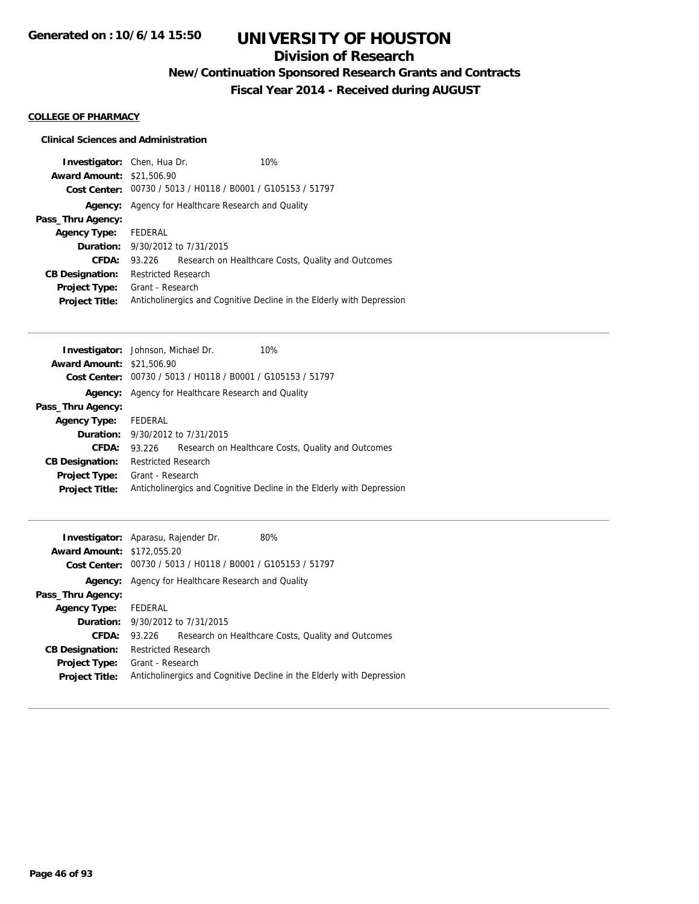# UNIVERSITY OF HOUSTON

## Division of Research

### New/Continuation Sponsored Research Grants and Contracts

### Fiscal Year 2014 - Received during AUGUST

**COLLEGE OF PHARMACY**

**Clinical Sciences and Administration**

**Investigator:** Chen, Hua Dr. 10%
**Award Amount:** $21,506.90
**Cost Center:** 00730 / 5013 / H0118 / B0001 / G105153 / 51797
**Agency:** Agency for Healthcare Research and Quality
**Pass_Thru Agency:**
**Agency Type:** FEDERAL
**Duration:** 9/30/2012 to 7/31/2015
**CFDA:** 93.226 Research on Healthcare Costs, Quality and Outcomes
**CB Designation:** Restricted Research
**Project Type:** Grant - Research
**Project Title:** Anticholinergics and Cognitive Decline in the Elderly with Depression

---

**Investigator:** Johnson, Michael Dr. 10%
**Award Amount:** $21,506.90
**Cost Center:** 00730 / 5013 / H0118 / B0001 / G105153 / 51797
**Agency:** Agency for Healthcare Research and Quality
**Pass_Thru Agency:**
**Agency Type:** FEDERAL
**Duration:** 9/30/2012 to 7/31/2015
**CFDA:** 93.226 Research on Healthcare Costs, Quality and Outcomes
**CB Designation:** Restricted Research
**Project Type:** Grant - Research
**Project Title:** Anticholinergics and Cognitive Decline in the Elderly with Depression

---

**Investigator:** Aparasu, Rajender Dr. 80%
**Award Amount:** $172,055.20
**Cost Center:** 00730 / 5013 / H0118 / B0001 / G105153 / 51797
**Agency:** Agency for Healthcare Research and Quality
**Pass_Thru Agency:**
**Agency Type:** FEDERAL
**Duration:** 9/30/2012 to 7/31/2015
**CFDA:** 93.226 Research on Healthcare Costs, Quality and Outcomes
**CB Designation:** Restricted Research
**Project Type:** Grant - Research
**Project Title:** Anticholinergics and Cognitive Decline in the Elderly with Depression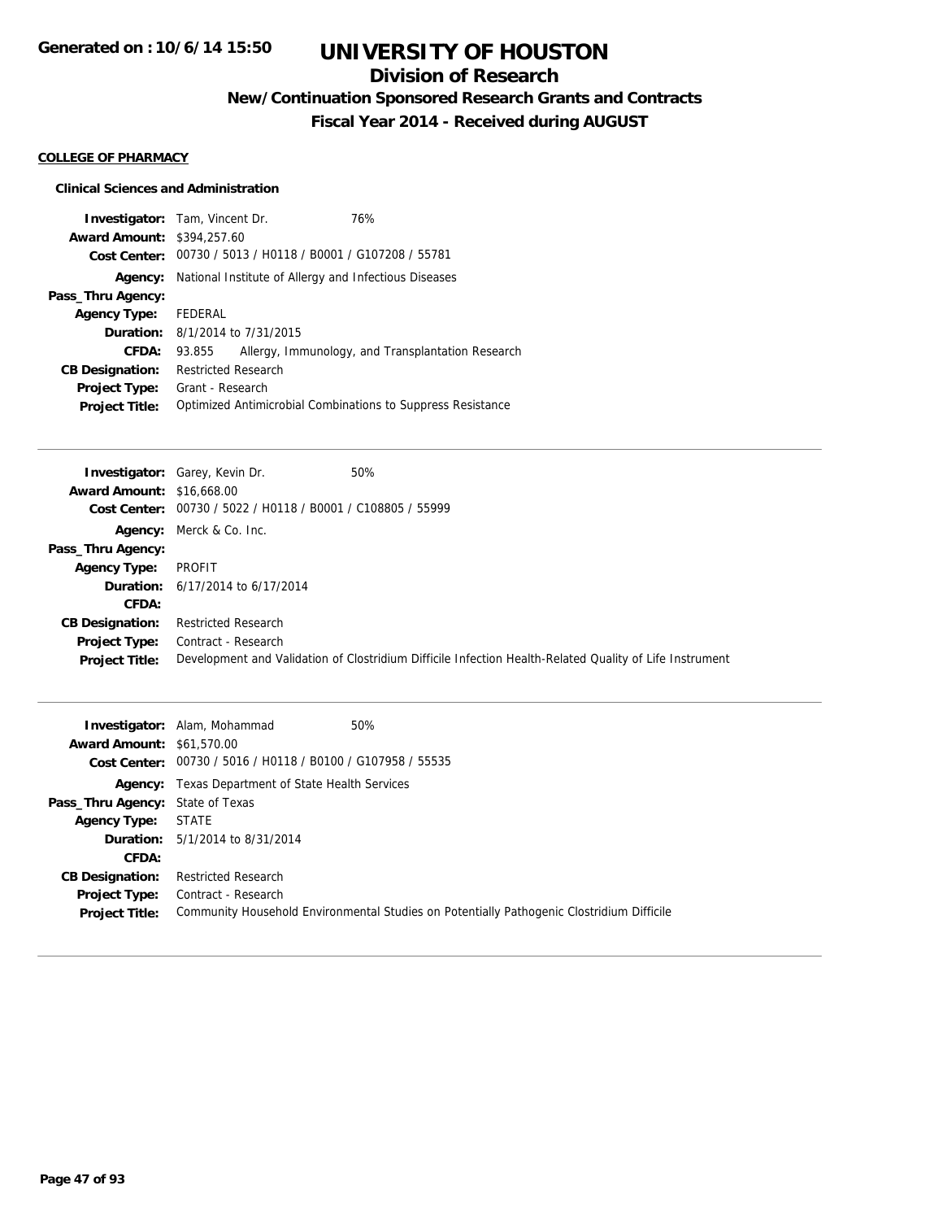# UNIVERSITY OF HOUSTON

## Division of Research

### New/Continuation Sponsored Research Grants and Contracts

### Fiscal Year 2014 - Received during AUGUST

Generated on : 10/6/14 15:50

**COLLEGE OF PHARMACY**

**Clinical Sciences and Administration**

**Investigator:** Tam, Vincent Dr. 76%
**Award Amount:** $394,257.60
**Cost Center:** 00730 / 5013 / H0118 / B0001 / G107208 / 55781
**Agency:** National Institute of Allergy and Infectious Diseases
**Pass_Thru Agency:**
**Agency Type:** FEDERAL
**Duration:** 8/1/2014 to 7/31/2015
**CFDA:** 93.855 Allergy, Immunology, and Transplantation Research
**CB Designation:** Restricted Research
**Project Type:** Grant - Research
**Project Title:** Optimized Antimicrobial Combinations to Suppress Resistance

---

**Investigator:** Garey, Kevin Dr. 50%
**Award Amount:** $16,668.00
**Cost Center:** 00730 / 5022 / H0118 / B0001 / C108805 / 55999
**Agency:** Merck & Co. Inc.
**Pass_Thru Agency:**
**Agency Type:** PROFIT
**Duration:** 6/17/2014 to 6/17/2014
**CFDA:**
**CB Designation:** Restricted Research
**Project Type:** Contract - Research
**Project Title:** Development and Validation of Clostridium Difficile Infection Health-Related Quality of Life Instrument

---

**Investigator:** Alam, Mohammad 50%
**Award Amount:** $61,570.00
**Cost Center:** 00730 / 5016 / H0118 / B0100 / G107958 / 55535
**Agency:** Texas Department of State Health Services
**Pass_Thru Agency:** State of Texas
**Agency Type:** STATE
**Duration:** 5/1/2014 to 8/31/2014
**CFDA:**
**CB Designation:** Restricted Research
**Project Type:** Contract - Research
**Project Title:** Community Household Environmental Studies on Potentially Pathogenic Clostridium Difficile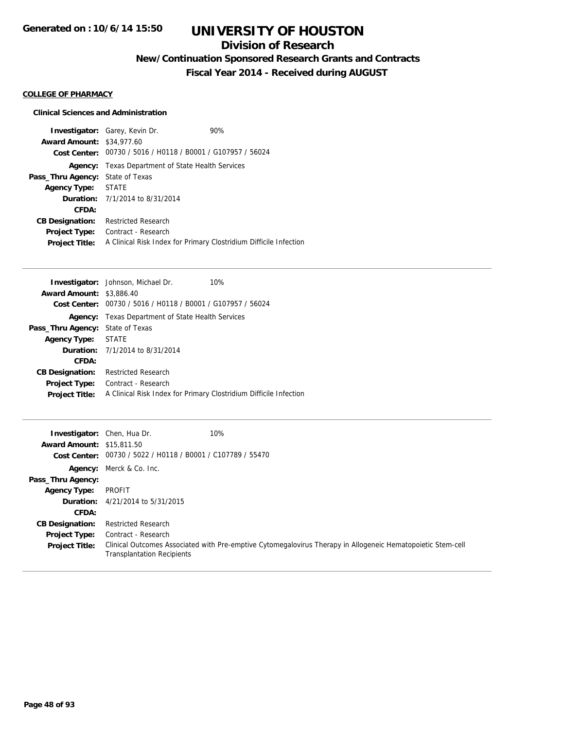# UNIVERSITY OF HOUSTON

## Division of Research

### New/Continuation Sponsored Research Grants and Contracts

### Fiscal Year 2014 - Received during AUGUST

**COLLEGE OF PHARMACY**

**Clinical Sciences and Administration**

**Investigator:** Garey, Kevin Dr. 90%
**Award Amount:** $34,977.60
**Cost Center:** 00730 / 5016 / H0118 / B0001 / G107957 / 56024
**Agency:** Texas Department of State Health Services
**Pass_Thru Agency:** State of Texas
**Agency Type:** STATE
**Duration:** 7/1/2014 to 8/31/2014
**CFDA:**
**CB Designation:** Restricted Research
**Project Type:** Contract - Research
**Project Title:** A Clinical Risk Index for Primary Clostridium Difficile Infection

---

**Investigator:** Johnson, Michael Dr. 10%
**Award Amount:** $3,886.40
**Cost Center:** 00730 / 5016 / H0118 / B0001 / G107957 / 56024
**Agency:** Texas Department of State Health Services
**Pass_Thru Agency:** State of Texas
**Agency Type:** STATE
**Duration:** 7/1/2014 to 8/31/2014
**CFDA:**
**CB Designation:** Restricted Research
**Project Type:** Contract - Research
**Project Title:** A Clinical Risk Index for Primary Clostridium Difficile Infection

---

**Investigator:** Chen, Hua Dr. 10%
**Award Amount:** $15,811.50
**Cost Center:** 00730 / 5022 / H0118 / B0001 / C107789 / 55470
**Agency:** Merck & Co. Inc.
**Pass_Thru Agency:**
**Agency Type:** PROFIT
**Duration:** 4/21/2014 to 5/31/2015
**CFDA:**
**CB Designation:** Restricted Research
**Project Type:** Contract - Research
**Project Title:** Clinical Outcomes Associated with Pre-emptive Cytomegalovirus Therapy in Allogeneic Hematopoietic Stem-cell Transplantation Recipients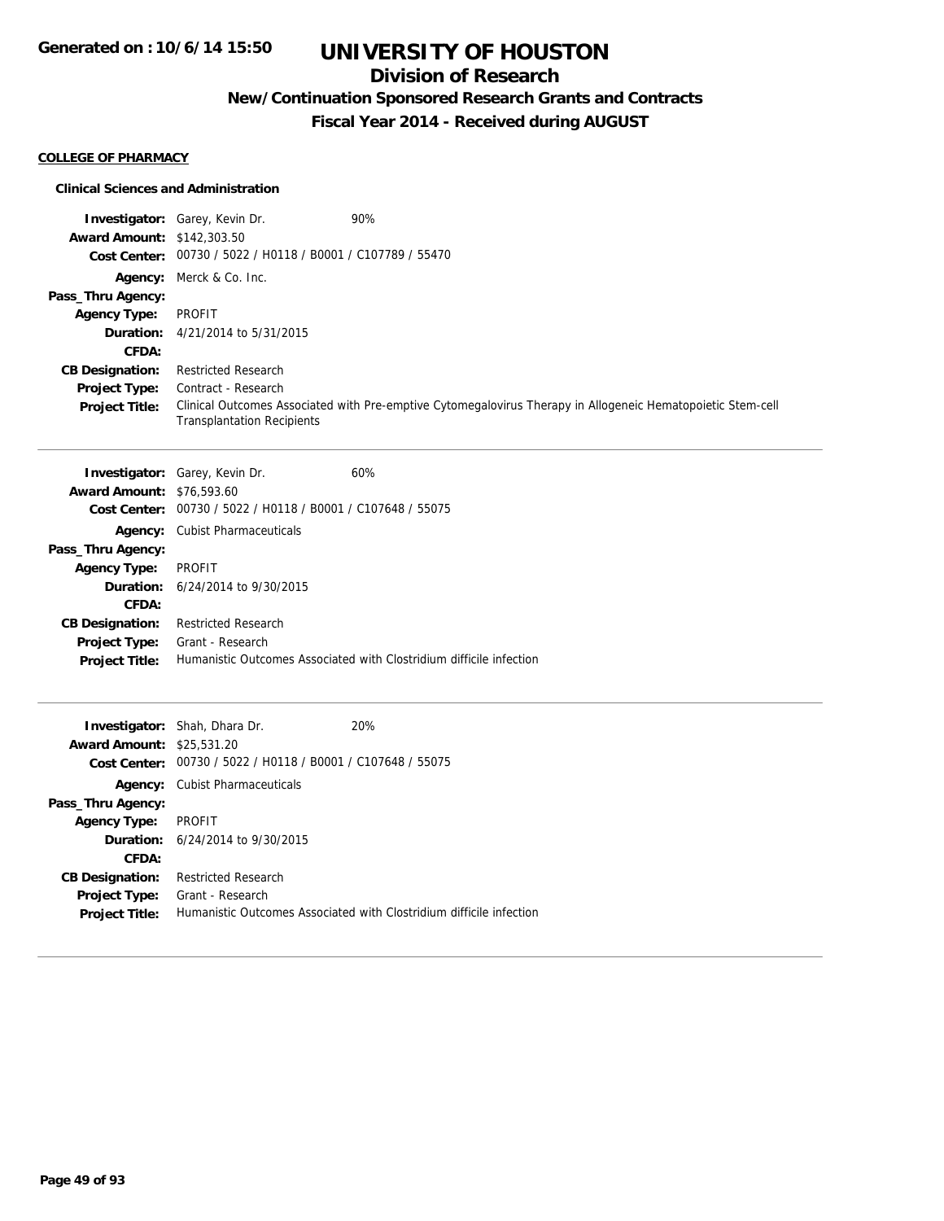# UNIVERSITY OF HOUSTON

## Division of Research

### New/Continuation Sponsored Research Grants and Contracts

### Fiscal Year 2014 - Received during AUGUST

**COLLEGE OF PHARMACY**

**Clinical Sciences and Administration**

**Investigator:** Garey, Kevin Dr. 90%
**Award Amount:** $142,303.50
**Cost Center:** 00730 / 5022 / H0118 / B0001 / C107789 / 55470
**Agency:** Merck & Co. Inc.
**Pass_Thru Agency:**
**Agency Type:** PROFIT
**Duration:** 4/21/2014 to 5/31/2015
**CFDA:**
**CB Designation:** Restricted Research
**Project Type:** Contract - Research
**Project Title:** Clinical Outcomes Associated with Pre-emptive Cytomegalovirus Therapy in Allogeneic Hematopoietic Stem-cell Transplantation Recipients

---

**Investigator:** Garey, Kevin Dr. 60%
**Award Amount:** $76,593.60
**Cost Center:** 00730 / 5022 / H0118 / B0001 / C107648 / 55075
**Agency:** Cubist Pharmaceuticals
**Pass_Thru Agency:**
**Agency Type:** PROFIT
**Duration:** 6/24/2014 to 9/30/2015
**CFDA:**
**CB Designation:** Restricted Research
**Project Type:** Grant - Research
**Project Title:** Humanistic Outcomes Associated with Clostridium difficile infection

---

**Investigator:** Shah, Dhara Dr. 20%
**Award Amount:** $25,531.20
**Cost Center:** 00730 / 5022 / H0118 / B0001 / C107648 / 55075
**Agency:** Cubist Pharmaceuticals
**Pass_Thru Agency:**
**Agency Type:** PROFIT
**Duration:** 6/24/2014 to 9/30/2015
**CFDA:**
**CB Designation:** Restricted Research
**Project Type:** Grant - Research
**Project Title:** Humanistic Outcomes Associated with Clostridium difficile infection

---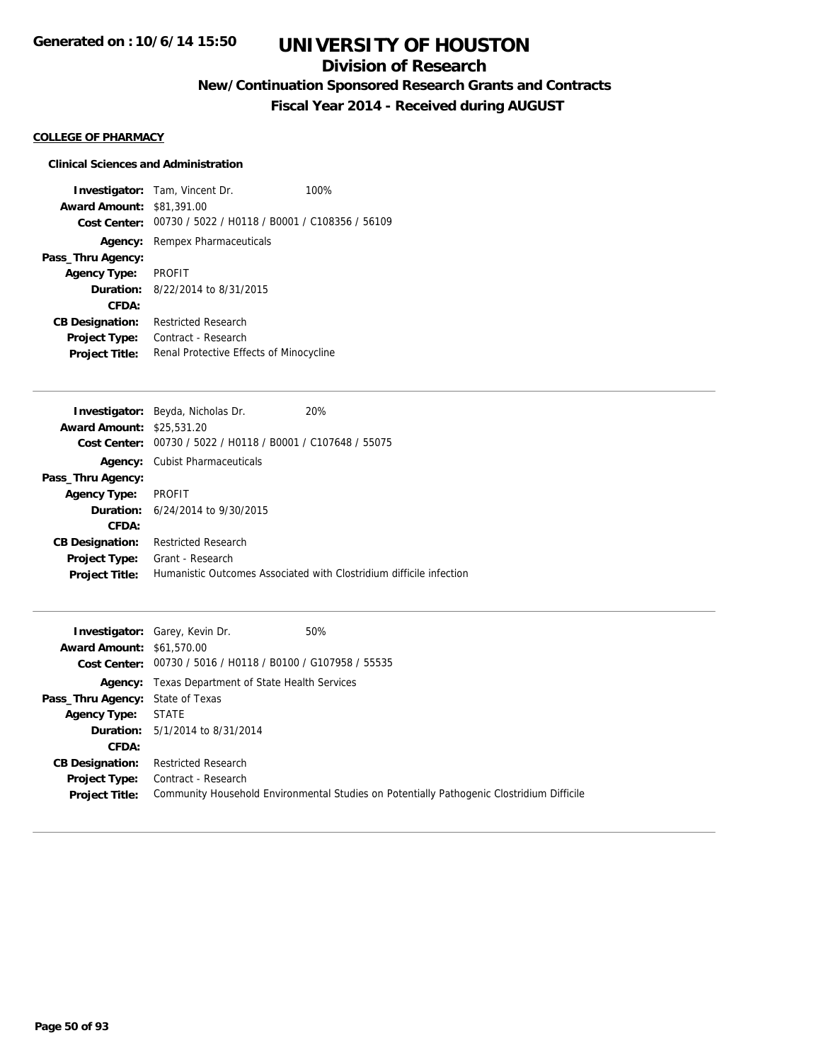# UNIVERSITY OF HOUSTON

## Division of Research

### New/Continuation Sponsored Research Grants and Contracts

### Fiscal Year 2014 - Received during AUGUST

**Generated on : 10/6/14 15:50**

**COLLEGE OF PHARMACY**

**Clinical Sciences and Administration**

**Investigator:** Tam, Vincent Dr. 100%
**Award Amount:** $81,391.00
**Cost Center:** 00730 / 5022 / H0118 / B0001 / C108356 / 56109
**Agency:** Rempex Pharmaceuticals
**Pass_Thru Agency:**
**Agency Type:** PROFIT
**Duration:** 8/22/2014 to 8/31/2015
**CFDA:**
**CB Designation:** Restricted Research
**Project Type:** Contract - Research
**Project Title:** Renal Protective Effects of Minocycline

---

**Investigator:** Beyda, Nicholas Dr. 20%
**Award Amount:** $25,531.20
**Cost Center:** 00730 / 5022 / H0118 / B0001 / C107648 / 55075
**Agency:** Cubist Pharmaceuticals
**Pass_Thru Agency:**
**Agency Type:** PROFIT
**Duration:** 6/24/2014 to 9/30/2015
**CFDA:**
**CB Designation:** Restricted Research
**Project Type:** Grant - Research
**Project Title:** Humanistic Outcomes Associated with Clostridium difficile infection

---

**Investigator:** Garey, Kevin Dr. 50%
**Award Amount:** $61,570.00
**Cost Center:** 00730 / 5016 / H0118 / B0100 / G107958 / 55535
**Agency:** Texas Department of State Health Services
**Pass_Thru Agency:** State of Texas
**Agency Type:** STATE
**Duration:** 5/1/2014 to 8/31/2014
**CFDA:**
**CB Designation:** Restricted Research
**Project Type:** Contract - Research
**Project Title:** Community Household Environmental Studies on Potentially Pathogenic Clostridium Difficile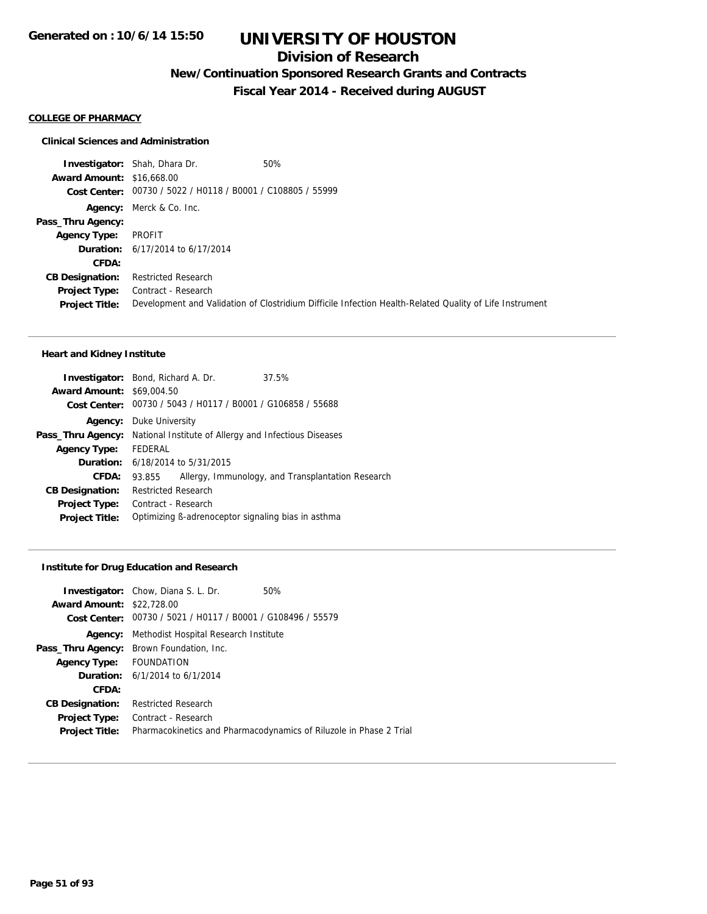# UNIVERSITY OF HOUSTON

## Division of Research

### New/Continuation Sponsored Research Grants and Contracts

### Fiscal Year 2014 - Received during AUGUST

Generated on : 10/6/14 15:50

**COLLEGE OF PHARMACY**

**Clinical Sciences and Administration**

| | |
|---|---|
| **Investigator:** | Shah, Dhara Dr. 50% |
| **Award Amount:** | $16,668.00 |
| **Cost Center:** | 00730 / 5022 / H0118 / B0001 / C108805 / 55999 |
| **Agency:** | Merck & Co. Inc. |
| **Pass_Thru Agency:** | |
| **Agency Type:** | PROFIT |
| **Duration:** | 6/17/2014 to 6/17/2014 |
| **CFDA:** | |
| **CB Designation:** | Restricted Research |
| **Project Type:** | Contract - Research |
| **Project Title:** | Development and Validation of Clostridium Difficile Infection Health-Related Quality of Life Instrument |

**Heart and Kidney Institute**

| | |
|---|---|
| **Investigator:** | Bond, Richard A. Dr. 37.5% |
| **Award Amount:** | $69,004.50 |
| **Cost Center:** | 00730 / 5043 / H0117 / B0001 / G106858 / 55688 |
| **Agency:** | Duke University |
| **Pass_Thru Agency:** | National Institute of Allergy and Infectious Diseases |
| **Agency Type:** | FEDERAL |
| **Duration:** | 6/18/2014 to 5/31/2015 |
| **CFDA:** | 93.855 Allergy, Immunology, and Transplantation Research |
| **CB Designation:** | Restricted Research |
| **Project Type:** | Contract - Research |
| **Project Title:** | Optimizing ß-adrenoceptor signaling bias in asthma |

**Institute for Drug Education and Research**

| | |
|---|---|
| **Investigator:** | Chow, Diana S. L. Dr. 50% |
| **Award Amount:** | $22,728.00 |
| **Cost Center:** | 00730 / 5021 / H0117 / B0001 / G108496 / 55579 |
| **Agency:** | Methodist Hospital Research Institute |
| **Pass_Thru Agency:** | Brown Foundation, Inc. |
| **Agency Type:** | FOUNDATION |
| **Duration:** | 6/1/2014 to 6/1/2014 |
| **CFDA:** | |
| **CB Designation:** | Restricted Research |
| **Project Type:** | Contract - Research |
| **Project Title:** | Pharmacokinetics and Pharmacodynamics of Riluzole in Phase 2 Trial |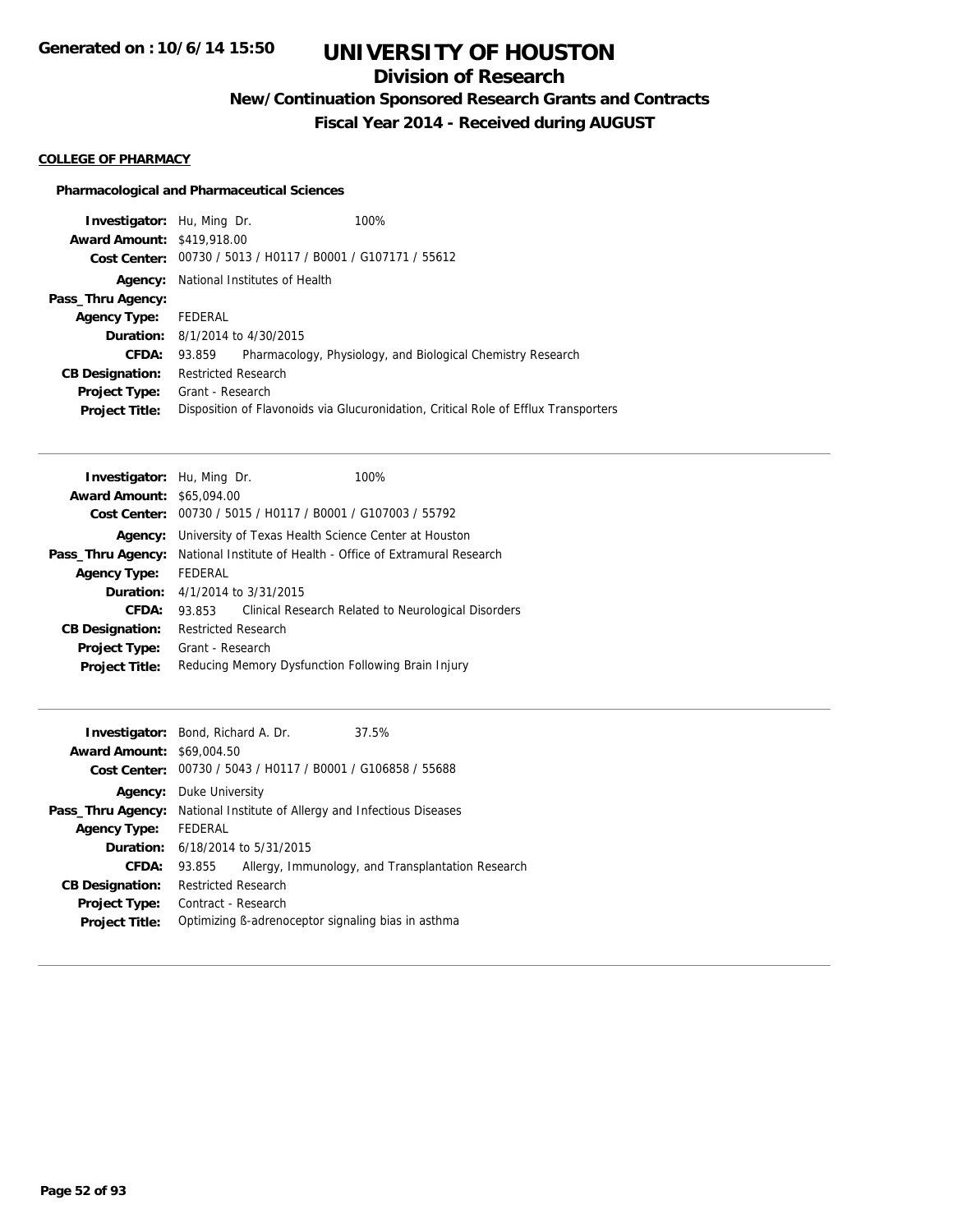# UNIVERSITY OF HOUSTON

## Division of Research

### New/Continuation Sponsored Research Grants and Contracts

### Fiscal Year 2014 - Received during AUGUST

Generated on : 10/6/14 15:50

**COLLEGE OF PHARMACY**

**Pharmacological and Pharmaceutical Sciences**

**Investigator:** Hu, Ming Dr. 100%
**Award Amount:** $419,918.00
**Cost Center:** 00730 / 5013 / H0117 / B0001 / G107171 / 55612
**Agency:** National Institutes of Health
**Pass_Thru Agency:**
**Agency Type:** FEDERAL
**Duration:** 8/1/2014 to 4/30/2015
**CFDA:** 93.859 Pharmacology, Physiology, and Biological Chemistry Research
**CB Designation:** Restricted Research
**Project Type:** Grant - Research
**Project Title:** Disposition of Flavonoids via Glucuronidation, Critical Role of Efflux Transporters

---

**Investigator:** Hu, Ming Dr. 100%
**Award Amount:** $65,094.00
**Cost Center:** 00730 / 5015 / H0117 / B0001 / G107003 / 55792
**Agency:** University of Texas Health Science Center at Houston
**Pass_Thru Agency:** National Institute of Health - Office of Extramural Research
**Agency Type:** FEDERAL
**Duration:** 4/1/2014 to 3/31/2015
**CFDA:** 93.853 Clinical Research Related to Neurological Disorders
**CB Designation:** Restricted Research
**Project Type:** Grant - Research
**Project Title:** Reducing Memory Dysfunction Following Brain Injury

---

**Investigator:** Bond, Richard A. Dr. 37.5%
**Award Amount:** $69,004.50
**Cost Center:** 00730 / 5043 / H0117 / B0001 / G106858 / 55688
**Agency:** Duke University
**Pass_Thru Agency:** National Institute of Allergy and Infectious Diseases
**Agency Type:** FEDERAL
**Duration:** 6/18/2014 to 5/31/2015
**CFDA:** 93.855 Allergy, Immunology, and Transplantation Research
**CB Designation:** Restricted Research
**Project Type:** Contract - Research
**Project Title:** Optimizing ß-adrenoceptor signaling bias in asthma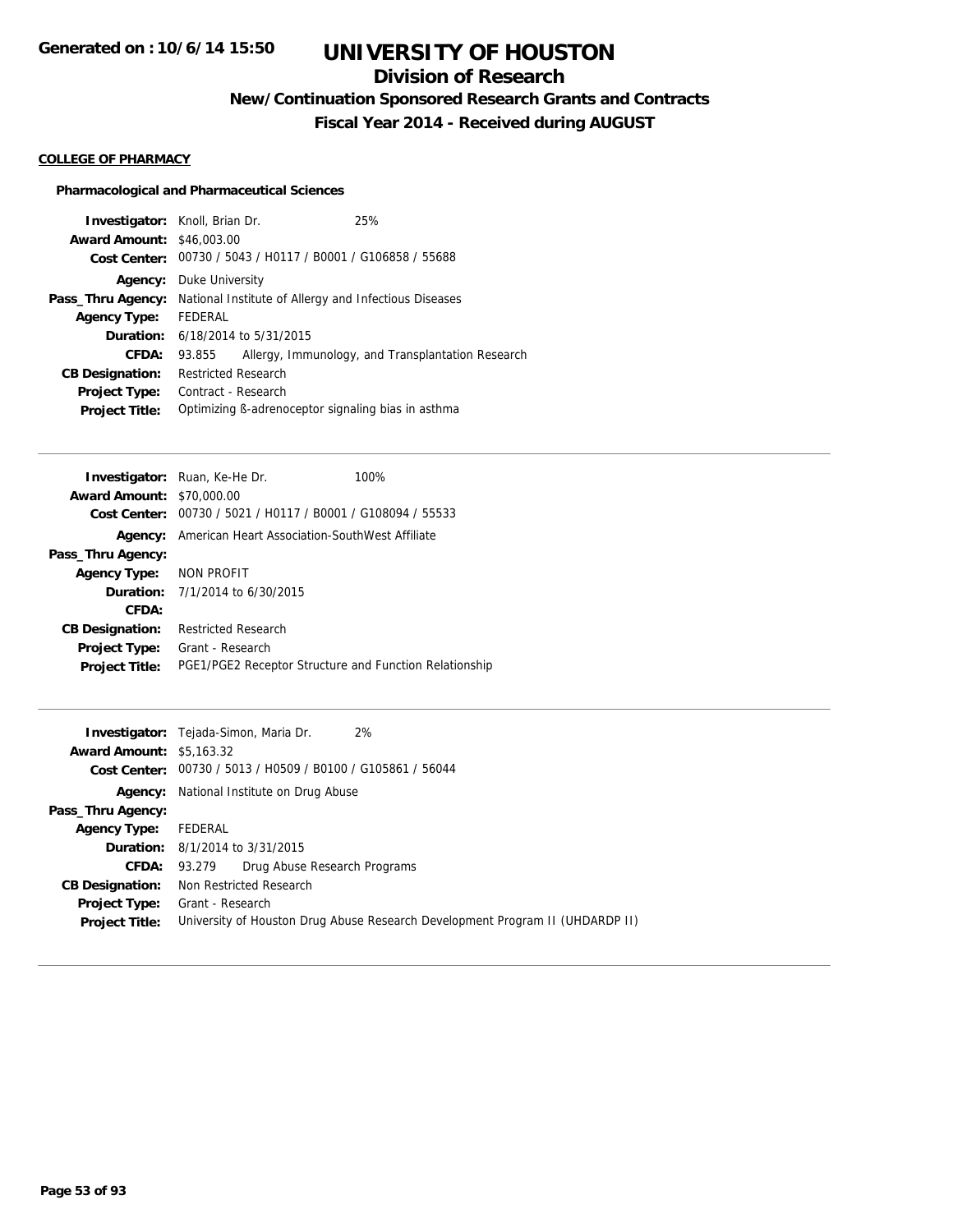# UNIVERSITY OF HOUSTON

## Division of Research

### New/Continuation Sponsored Research Grants and Contracts

### Fiscal Year 2014 - Received during AUGUST

**COLLEGE OF PHARMACY**

**Pharmacological and Pharmaceutical Sciences**

**Investigator:** Knoll, Brian Dr. 25%
**Award Amount:** $46,003.00
**Cost Center:** 00730 / 5043 / H0117 / B0001 / G106858 / 55688
**Agency:** Duke University
**Pass_Thru Agency:** National Institute of Allergy and Infectious Diseases
**Agency Type:** FEDERAL
**Duration:** 6/18/2014 to 5/31/2015
**CFDA:** 93.855 Allergy, Immunology, and Transplantation Research
**CB Designation:** Restricted Research
**Project Type:** Contract - Research
**Project Title:** Optimizing ß-adrenoceptor signaling bias in asthma

---

**Investigator:** Ruan, Ke-He Dr. 100%
**Award Amount:** $70,000.00
**Cost Center:** 00730 / 5021 / H0117 / B0001 / G108094 / 55533
**Agency:** American Heart Association-SouthWest Affiliate
**Pass_Thru Agency:**
**Agency Type:** NON PROFIT
**Duration:** 7/1/2014 to 6/30/2015
**CFDA:**
**CB Designation:** Restricted Research
**Project Type:** Grant - Research
**Project Title:** PGE1/PGE2 Receptor Structure and Function Relationship

---

**Investigator:** Tejada-Simon, Maria Dr. 2%
**Award Amount:** $5,163.32
**Cost Center:** 00730 / 5013 / H0509 / B0100 / G105861 / 56044
**Agency:** National Institute on Drug Abuse
**Pass_Thru Agency:**
**Agency Type:** FEDERAL
**Duration:** 8/1/2014 to 3/31/2015
**CFDA:** 93.279 Drug Abuse Research Programs
**CB Designation:** Non Restricted Research
**Project Type:** Grant - Research
**Project Title:** University of Houston Drug Abuse Research Development Program II (UHDARDP II)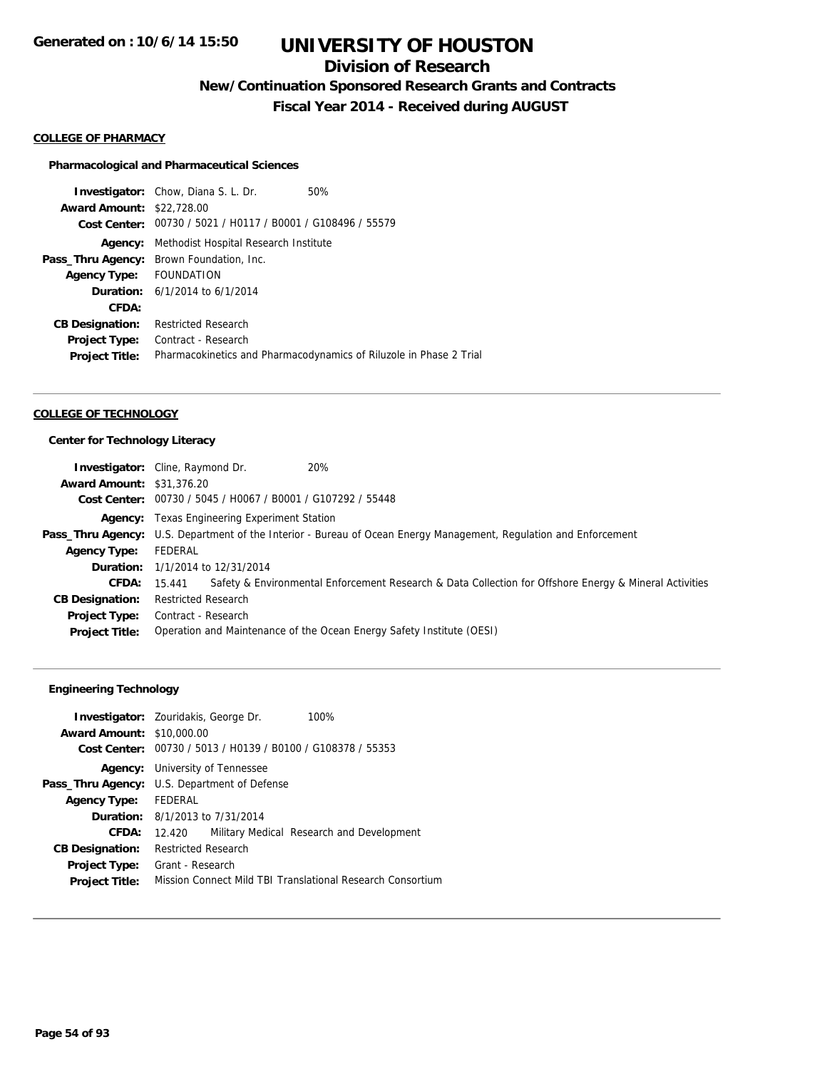# UNIVERSITY OF HOUSTON

## Division of Research

### New/Continuation Sponsored Research Grants and Contracts

### Fiscal Year 2014 - Received during AUGUST

Generated on : 10/6/14 15:50

**COLLEGE OF PHARMACY**

**Pharmacological and Pharmaceutical Sciences**

**Investigator:** Chow, Diana S. L. Dr. 50%
**Award Amount:** $22,728.00
**Cost Center:** 00730 / 5021 / H0117 / B0001 / G108496 / 55579
**Agency:** Methodist Hospital Research Institute
**Pass_Thru Agency:** Brown Foundation, Inc.
**Agency Type:** FOUNDATION
**Duration:** 6/1/2014 to 6/1/2014
**CFDA:**
**CB Designation:** Restricted Research
**Project Type:** Contract - Research
**Project Title:** Pharmacokinetics and Pharmacodynamics of Riluzole in Phase 2 Trial

---

**COLLEGE OF TECHNOLOGY**

**Center for Technology Literacy**

**Investigator:** Cline, Raymond Dr. 20%
**Award Amount:** $31,376.20
**Cost Center:** 00730 / 5045 / H0067 / B0001 / G107292 / 55448
**Agency:** Texas Engineering Experiment Station
**Pass_Thru Agency:** U.S. Department of the Interior - Bureau of Ocean Energy Management, Regulation and Enforcement
**Agency Type:** FEDERAL
**Duration:** 1/1/2014 to 12/31/2014
**CFDA:** 15.441 Safety & Environmental Enforcement Research & Data Collection for Offshore Energy & Mineral Activities
**CB Designation:** Restricted Research
**Project Type:** Contract - Research
**Project Title:** Operation and Maintenance of the Ocean Energy Safety Institute (OESI)

---

**Engineering Technology**

**Investigator:** Zouridakis, George Dr. 100%
**Award Amount:** $10,000.00
**Cost Center:** 00730 / 5013 / H0139 / B0100 / G108378 / 55353
**Agency:** University of Tennessee
**Pass_Thru Agency:** U.S. Department of Defense
**Agency Type:** FEDERAL
**Duration:** 8/1/2013 to 7/31/2014
**CFDA:** 12.420 Military Medical Research and Development
**CB Designation:** Restricted Research
**Project Type:** Grant - Research
**Project Title:** Mission Connect Mild TBI Translational Research Consortium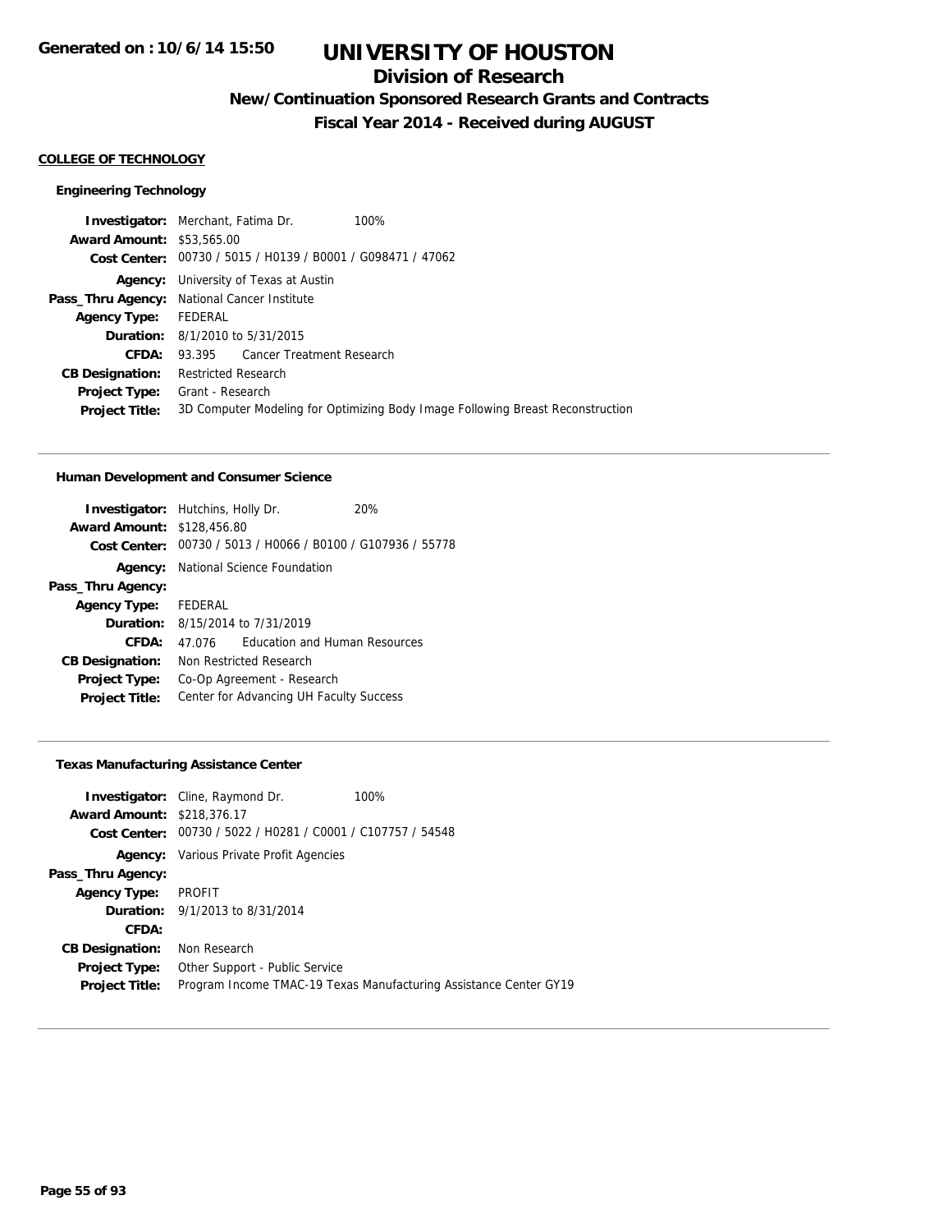# UNIVERSITY OF HOUSTON

## Division of Research

### New/Continuation Sponsored Research Grants and Contracts

### Fiscal Year 2014 - Received during AUGUST

Generated on : 10/6/14 15:50

**COLLEGE OF TECHNOLOGY**

**Engineering Technology**

**Investigator:** Merchant, Fatima Dr. 100%
**Award Amount:** $53,565.00
**Cost Center:** 00730 / 5015 / H0139 / B0001 / G098471 / 47062
**Agency:** University of Texas at Austin
**Pass_Thru Agency:** National Cancer Institute
**Agency Type:** FEDERAL
**Duration:** 8/1/2010 to 5/31/2015
**CFDA:** 93.395 Cancer Treatment Research
**CB Designation:** Restricted Research
**Project Type:** Grant - Research
**Project Title:** 3D Computer Modeling for Optimizing Body Image Following Breast Reconstruction

---

**Human Development and Consumer Science**

**Investigator:** Hutchins, Holly Dr. 20%
**Award Amount:** $128,456.80
**Cost Center:** 00730 / 5013 / H0066 / B0100 / G107936 / 55778
**Agency:** National Science Foundation
**Pass_Thru Agency:**
**Agency Type:** FEDERAL
**Duration:** 8/15/2014 to 7/31/2019
**CFDA:** 47.076 Education and Human Resources
**CB Designation:** Non Restricted Research
**Project Type:** Co-Op Agreement - Research
**Project Title:** Center for Advancing UH Faculty Success

---

**Texas Manufacturing Assistance Center**

**Investigator:** Cline, Raymond Dr. 100%
**Award Amount:** $218,376.17
**Cost Center:** 00730 / 5022 / H0281 / C0001 / C107757 / 54548
**Agency:** Various Private Profit Agencies
**Pass_Thru Agency:**
**Agency Type:** PROFIT
**Duration:** 9/1/2013 to 8/31/2014
**CFDA:**
**CB Designation:** Non Research
**Project Type:** Other Support - Public Service
**Project Title:** Program Income TMAC-19 Texas Manufacturing Assistance Center GY19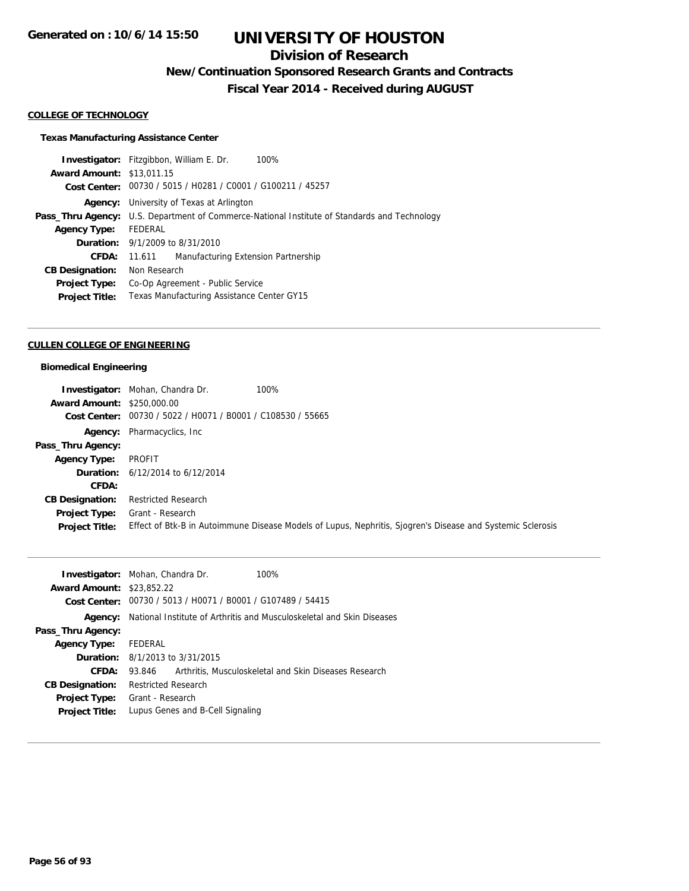# UNIVERSITY OF HOUSTON

## Division of Research

### New/Continuation Sponsored Research Grants and Contracts

### Fiscal Year 2014 - Received during AUGUST

Generated on : 10/6/14 15:50

**COLLEGE OF TECHNOLOGY**

**Texas Manufacturing Assistance Center**

**Investigator:** Fitzgibbon, William E. Dr. 100%
**Award Amount:** $13,011.15
**Cost Center:** 00730 / 5015 / H0281 / C0001 / G100211 / 45257
**Agency:** University of Texas at Arlington
**Pass_Thru Agency:** U.S. Department of Commerce-National Institute of Standards and Technology
**Agency Type:** FEDERAL
**Duration:** 9/1/2009 to 8/31/2010
**CFDA:** 11.611 Manufacturing Extension Partnership
**CB Designation:** Non Research
**Project Type:** Co-Op Agreement - Public Service
**Project Title:** Texas Manufacturing Assistance Center GY15

---

**CULLEN COLLEGE OF ENGINEERING**

**Biomedical Engineering**

**Investigator:** Mohan, Chandra Dr. 100%
**Award Amount:** $250,000.00
**Cost Center:** 00730 / 5022 / H0071 / B0001 / C108530 / 55665
**Agency:** Pharmacyclics, Inc
**Pass_Thru Agency:**
**Agency Type:** PROFIT
**Duration:** 6/12/2014 to 6/12/2014
**CFDA:**
**CB Designation:** Restricted Research
**Project Type:** Grant - Research
**Project Title:** Effect of Btk-B in Autoimmune Disease Models of Lupus, Nephritis, Sjogren's Disease and Systemic Sclerosis

---

**Investigator:** Mohan, Chandra Dr. 100%
**Award Amount:** $23,852.22
**Cost Center:** 00730 / 5013 / H0071 / B0001 / G107489 / 54415
**Agency:** National Institute of Arthritis and Musculoskeletal and Skin Diseases
**Pass_Thru Agency:**
**Agency Type:** FEDERAL
**Duration:** 8/1/2013 to 3/31/2015
**CFDA:** 93.846 Arthritis, Musculoskeletal and Skin Diseases Research
**CB Designation:** Restricted Research
**Project Type:** Grant - Research
**Project Title:** Lupus Genes and B-Cell Signaling

---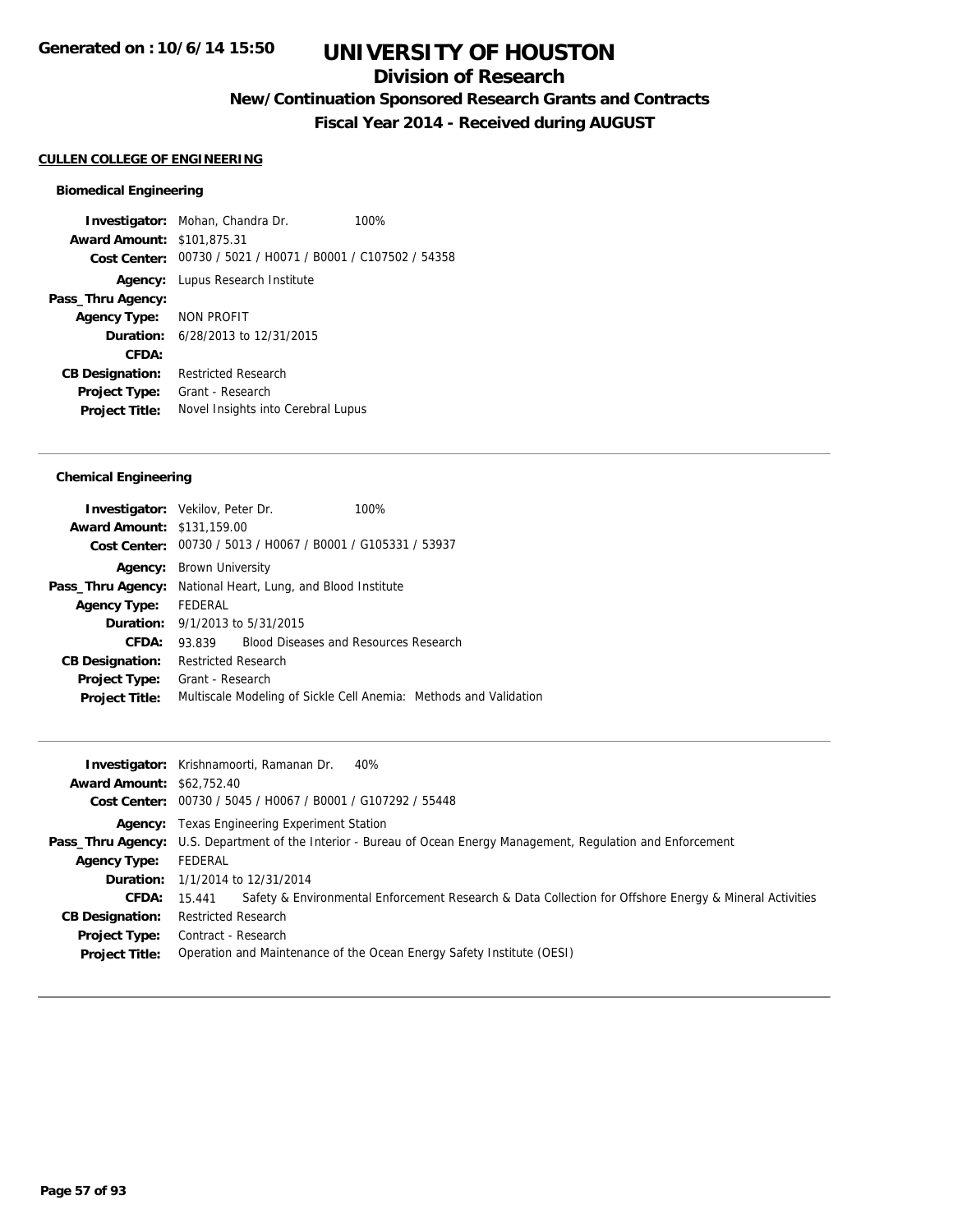# UNIVERSITY OF HOUSTON

## Division of Research

### New/Continuation Sponsored Research Grants and Contracts

### Fiscal Year 2014 - Received during AUGUST

Generated on : 10/6/14 15:50

**CULLEN COLLEGE OF ENGINEERING**

#### Biomedical Engineering

**Investigator:** Mohan, Chandra Dr. 100%
**Award Amount:** $101,875.31
**Cost Center:** 00730 / 5021 / H0071 / B0001 / C107502 / 54358
**Agency:** Lupus Research Institute
**Pass_Thru Agency:**
**Agency Type:** NON PROFIT
**Duration:** 6/28/2013 to 12/31/2015
**CFDA:**
**CB Designation:** Restricted Research
**Project Type:** Grant - Research
**Project Title:** Novel Insights into Cerebral Lupus

---

#### Chemical Engineering

**Investigator:** Vekilov, Peter Dr. 100%
**Award Amount:** $131,159.00
**Cost Center:** 00730 / 5013 / H0067 / B0001 / G105331 / 53937
**Agency:** Brown University
**Pass_Thru Agency:** National Heart, Lung, and Blood Institute
**Agency Type:** FEDERAL
**Duration:** 9/1/2013 to 5/31/2015
**CFDA:** 93.839 Blood Diseases and Resources Research
**CB Designation:** Restricted Research
**Project Type:** Grant - Research
**Project Title:** Multiscale Modeling of Sickle Cell Anemia: Methods and Validation

---

**Investigator:** Krishnamoorti, Ramanan Dr. 40%
**Award Amount:** $62,752.40
**Cost Center:** 00730 / 5045 / H0067 / B0001 / G107292 / 55448
**Agency:** Texas Engineering Experiment Station
**Pass_Thru Agency:** U.S. Department of the Interior - Bureau of Ocean Energy Management, Regulation and Enforcement
**Agency Type:** FEDERAL
**Duration:** 1/1/2014 to 12/31/2014
**CFDA:** 15.441 Safety & Environmental Enforcement Research & Data Collection for Offshore Energy & Mineral Activities
**CB Designation:** Restricted Research
**Project Type:** Contract - Research
**Project Title:** Operation and Maintenance of the Ocean Energy Safety Institute (OESI)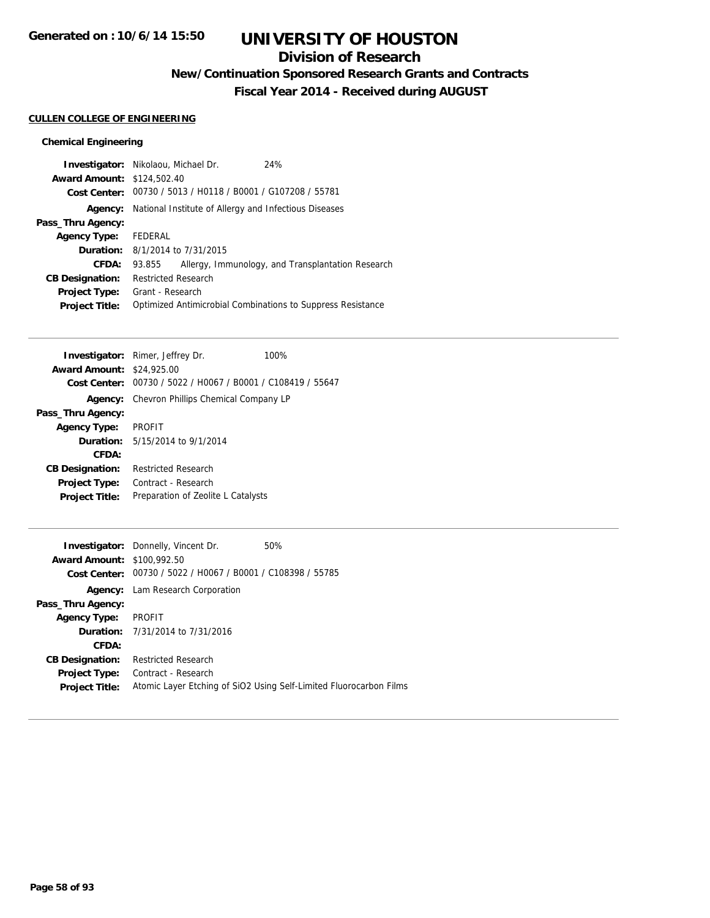# UNIVERSITY OF HOUSTON

## Division of Research

### New/Continuation Sponsored Research Grants and Contracts

### Fiscal Year 2014 - Received during AUGUST

**CULLEN COLLEGE OF ENGINEERING**

**Chemical Engineering**

**Investigator:** Nikolaou, Michael Dr. 24%
**Award Amount:** $124,502.40
**Cost Center:** 00730 / 5013 / H0118 / B0001 / G107208 / 55781
**Agency:** National Institute of Allergy and Infectious Diseases
**Pass_Thru Agency:**
**Agency Type:** FEDERAL
**Duration:** 8/1/2014 to 7/31/2015
**CFDA:** 93.855 Allergy, Immunology, and Transplantation Research
**CB Designation:** Restricted Research
**Project Type:** Grant - Research
**Project Title:** Optimized Antimicrobial Combinations to Suppress Resistance

---

**Investigator:** Rimer, Jeffrey Dr. 100%
**Award Amount:** $24,925.00
**Cost Center:** 00730 / 5022 / H0067 / B0001 / C108419 / 55647
**Agency:** Chevron Phillips Chemical Company LP
**Pass_Thru Agency:**
**Agency Type:** PROFIT
**Duration:** 5/15/2014 to 9/1/2014
**CFDA:**
**CB Designation:** Restricted Research
**Project Type:** Contract - Research
**Project Title:** Preparation of Zeolite L Catalysts

---

**Investigator:** Donnelly, Vincent Dr. 50%
**Award Amount:** $100,992.50
**Cost Center:** 00730 / 5022 / H0067 / B0001 / C108398 / 55785
**Agency:** Lam Research Corporation
**Pass_Thru Agency:**
**Agency Type:** PROFIT
**Duration:** 7/31/2014 to 7/31/2016
**CFDA:**
**CB Designation:** Restricted Research
**Project Type:** Contract - Research
**Project Title:** Atomic Layer Etching of $SiO_2$ Using Self-Limited Fluorocarbon Films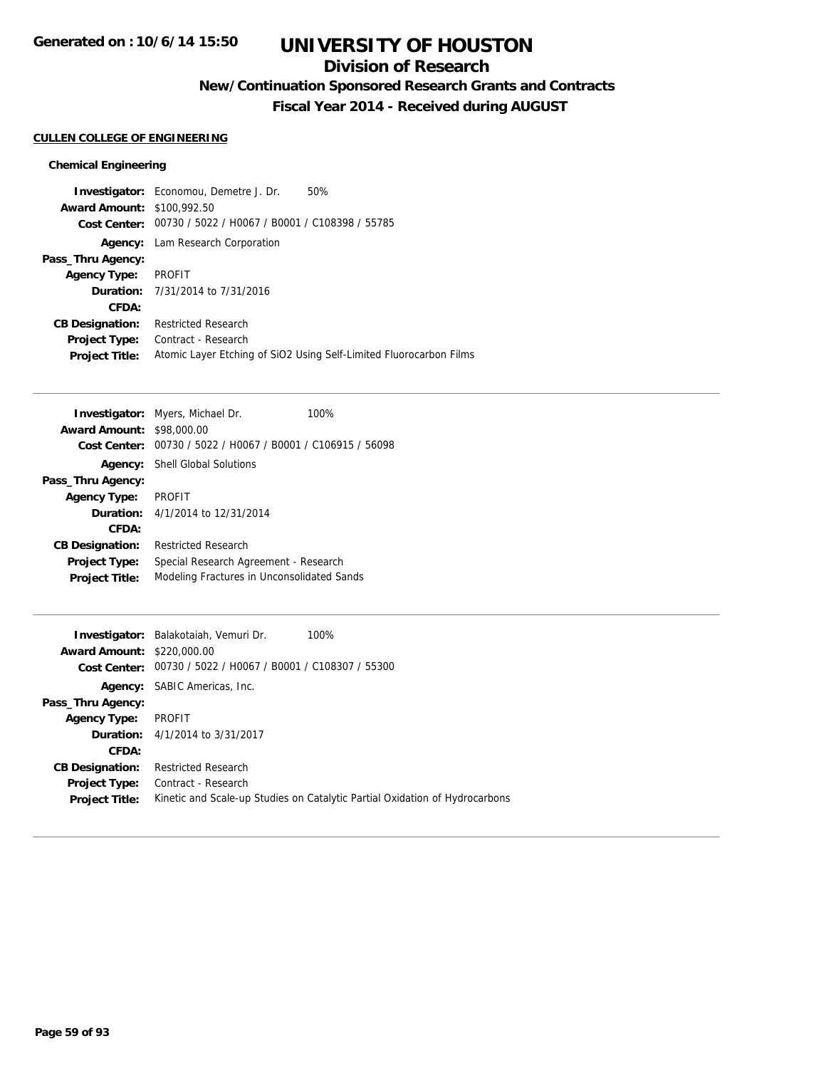# UNIVERSITY OF HOUSTON

## Division of Research

### New/Continuation Sponsored Research Grants and Contracts

### Fiscal Year 2014 - Received during AUGUST

Generated on : 10/6/14 15:50

**CULLEN COLLEGE OF ENGINEERING**

**Chemical Engineering**

**Investigator:** Economou, Demetre J. Dr. 50%
**Award Amount:** $100,992.50
**Cost Center:** 00730 / 5022 / H0067 / B0001 / C108398 / 55785
**Agency:** Lam Research Corporation
**Pass_Thru Agency:**
**Agency Type:** PROFIT
**Duration:** 7/31/2014 to 7/31/2016
**CFDA:**
**CB Designation:** Restricted Research
**Project Type:** Contract - Research
**Project Title:** Atomic Layer Etching of SiO2 Using Self-Limited Fluorocarbon Films

---

**Investigator:** Myers, Michael Dr. 100%
**Award Amount:** $98,000.00
**Cost Center:** 00730 / 5022 / H0067 / B0001 / C106915 / 56098
**Agency:** Shell Global Solutions
**Pass_Thru Agency:**
**Agency Type:** PROFIT
**Duration:** 4/1/2014 to 12/31/2014
**CFDA:**
**CB Designation:** Restricted Research
**Project Type:** Special Research Agreement - Research
**Project Title:** Modeling Fractures in Unconsolidated Sands

---

**Investigator:** Balakotaiah, Vemuri Dr. 100%
**Award Amount:** $220,000.00
**Cost Center:** 00730 / 5022 / H0067 / B0001 / C108307 / 55300
**Agency:** SABIC Americas, Inc.
**Pass_Thru Agency:**
**Agency Type:** PROFIT
**Duration:** 4/1/2014 to 3/31/2017
**CFDA:**
**CB Designation:** Restricted Research
**Project Type:** Contract - Research
**Project Title:** Kinetic and Scale-up Studies on Catalytic Partial Oxidation of Hydrocarbons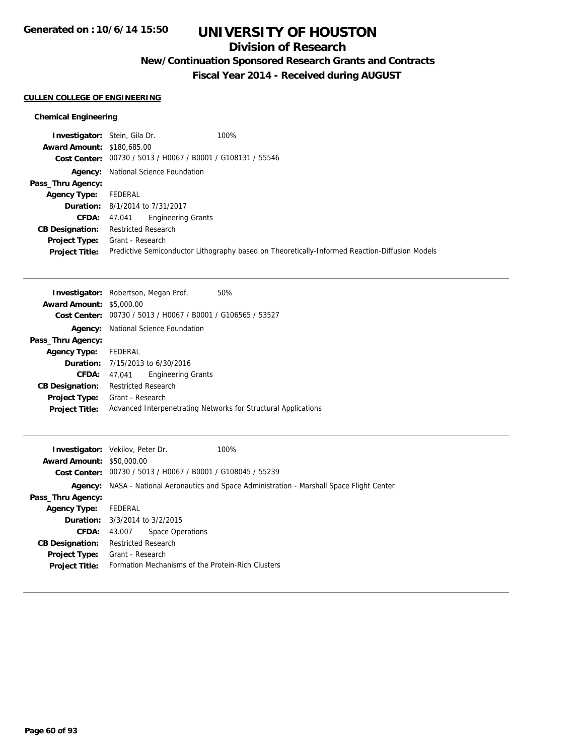# UNIVERSITY OF HOUSTON

## Division of Research

### New/Continuation Sponsored Research Grants and Contracts

### Fiscal Year 2014 - Received during AUGUST

Generated on : 10/6/14 15:50

**CULLEN COLLEGE OF ENGINEERING**

**Chemical Engineering**

**Investigator:** Stein, Gila Dr. 100%
**Award Amount:** $180,685.00
**Cost Center:** 00730 / 5013 / H0067 / B0001 / G108131 / 55546
**Agency:** National Science Foundation
**Pass_Thru Agency:**
**Agency Type:** FEDERAL
**Duration:** 8/1/2014 to 7/31/2017
**CFDA:** 47.041 Engineering Grants
**CB Designation:** Restricted Research
**Project Type:** Grant - Research
**Project Title:** Predictive Semiconductor Lithography based on Theoretically-Informed Reaction-Diffusion Models

---

**Investigator:** Robertson, Megan Prof. 50%
**Award Amount:** $5,000.00
**Cost Center:** 00730 / 5013 / H0067 / B0001 / G106565 / 53527
**Agency:** National Science Foundation
**Pass_Thru Agency:**
**Agency Type:** FEDERAL
**Duration:** 7/15/2013 to 6/30/2016
**CFDA:** 47.041 Engineering Grants
**CB Designation:** Restricted Research
**Project Type:** Grant - Research
**Project Title:** Advanced Interpenetrating Networks for Structural Applications

---

**Investigator:** Vekilov, Peter Dr. 100%
**Award Amount:** $50,000.00
**Cost Center:** 00730 / 5013 / H0067 / B0001 / G108045 / 55239
**Agency:** NASA - National Aeronautics and Space Administration - Marshall Space Flight Center
**Pass_Thru Agency:**
**Agency Type:** FEDERAL
**Duration:** 3/3/2014 to 3/2/2015
**CFDA:** 43.007 Space Operations
**CB Designation:** Restricted Research
**Project Type:** Grant - Research
**Project Title:** Formation Mechanisms of the Protein-Rich Clusters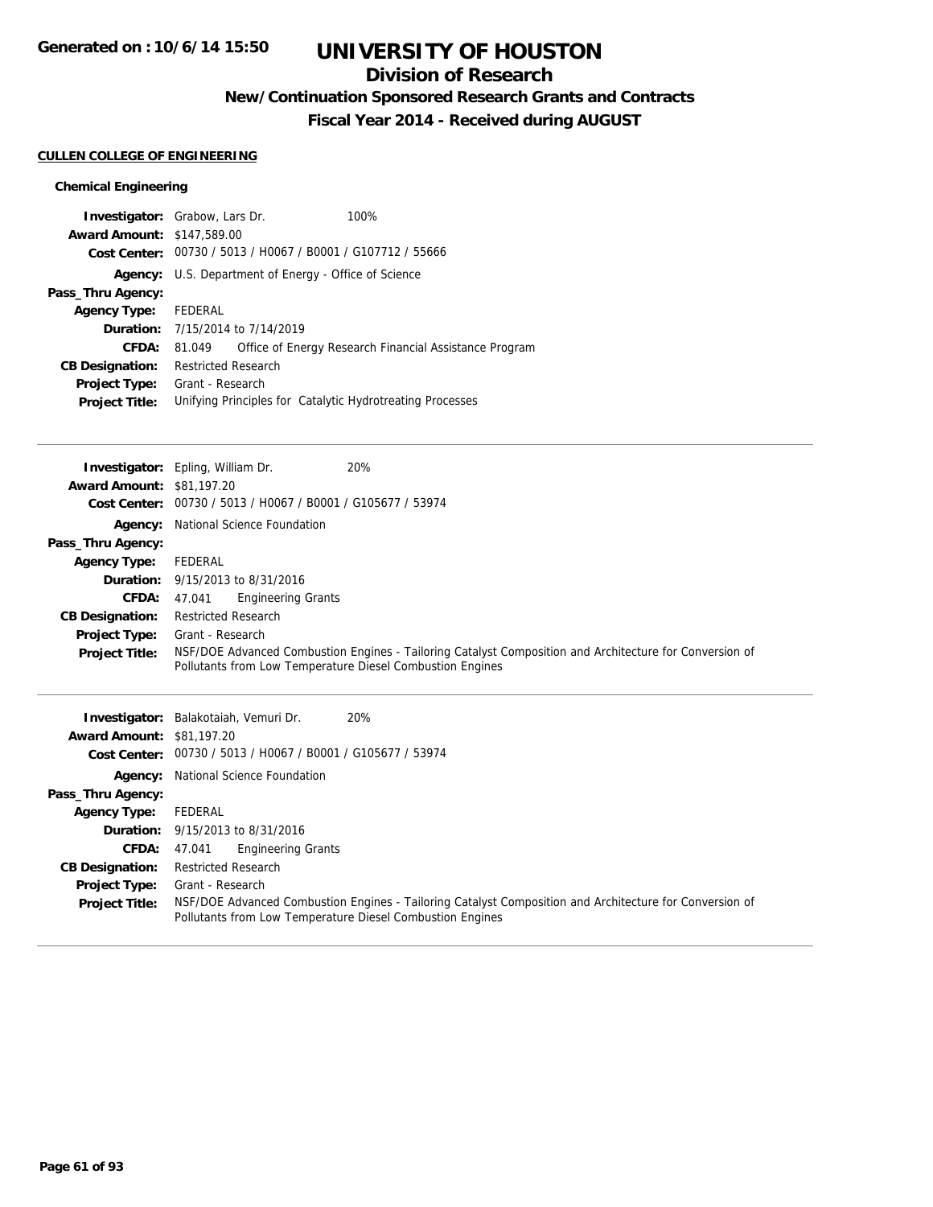# UNIVERSITY OF HOUSTON

## Division of Research

### New/Continuation Sponsored Research Grants and Contracts

### Fiscal Year 2014 - Received during AUGUST

Generated on : 10/6/14 15:50

**CULLEN COLLEGE OF ENGINEERING**

**Chemical Engineering**

**Investigator:** Grabow, Lars Dr. 100%
**Award Amount:** $147,589.00
**Cost Center:** 00730 / 5013 / H0067 / B0001 / G107712 / 55666
**Agency:** U.S. Department of Energy - Office of Science
**Pass_Thru Agency:**
**Agency Type:** FEDERAL
**Duration:** 7/15/2014 to 7/14/2019
**CFDA:** 81.049 Office of Energy Research Financial Assistance Program
**CB Designation:** Restricted Research
**Project Type:** Grant - Research
**Project Title:** Unifying Principles for Catalytic Hydrotreating Processes

---

**Investigator:** Epling, William Dr. 20%
**Award Amount:** $81,197.20
**Cost Center:** 00730 / 5013 / H0067 / B0001 / G105677 / 53974
**Agency:** National Science Foundation
**Pass_Thru Agency:**
**Agency Type:** FEDERAL
**Duration:** 9/15/2013 to 8/31/2016
**CFDA:** 47.041 Engineering Grants
**CB Designation:** Restricted Research
**Project Type:** Grant - Research
**Project Title:** NSF/DOE Advanced Combustion Engines - Tailoring Catalyst Composition and Architecture for Conversion of Pollutants from Low Temperature Diesel Combustion Engines

---

**Investigator:** Balakotaiah, Vemuri Dr. 20%
**Award Amount:** $81,197.20
**Cost Center:** 00730 / 5013 / H0067 / B0001 / G105677 / 53974
**Agency:** National Science Foundation
**Pass_Thru Agency:**
**Agency Type:** FEDERAL
**Duration:** 9/15/2013 to 8/31/2016
**CFDA:** 47.041 Engineering Grants
**CB Designation:** Restricted Research
**Project Type:** Grant - Research
**Project Title:** NSF/DOE Advanced Combustion Engines - Tailoring Catalyst Composition and Architecture for Conversion of Pollutants from Low Temperature Diesel Combustion Engines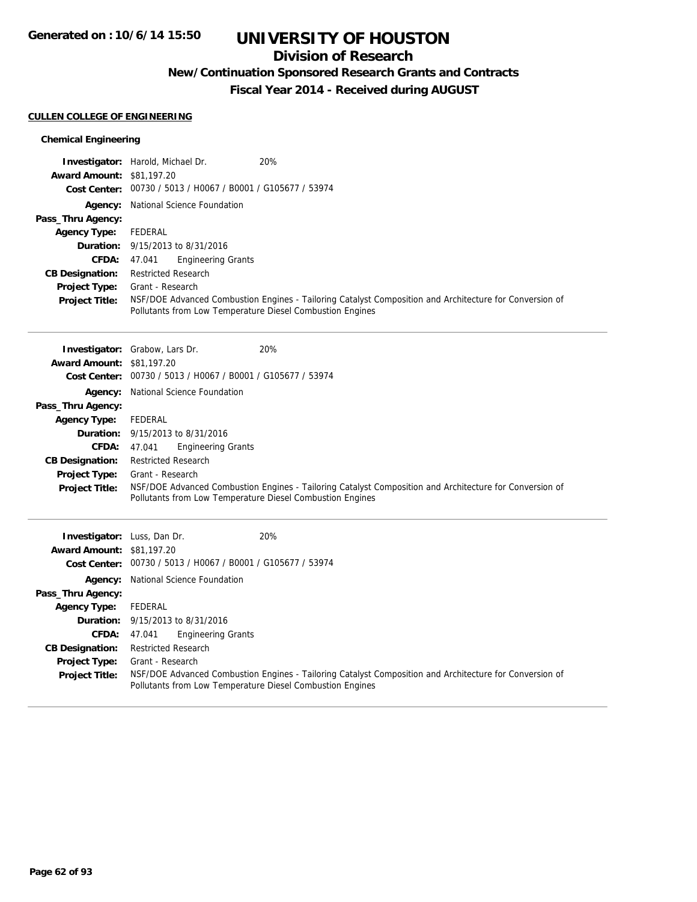# UNIVERSITY OF HOUSTON

## Division of Research

### New/Continuation Sponsored Research Grants and Contracts

### Fiscal Year 2014 - Received during AUGUST

Generated on : 10/6/14 15:50

**CULLEN COLLEGE OF ENGINEERING**

**Chemical Engineering**

**Investigator:** Harold, Michael Dr. 20%
**Award Amount:** $81,197.20
**Cost Center:** 00730 / 5013 / H0067 / B0001 / G105677 / 53974
**Agency:** National Science Foundation
**Pass_Thru Agency:**
**Agency Type:** FEDERAL
**Duration:** 9/15/2013 to 8/31/2016
**CFDA:** 47.041 Engineering Grants
**CB Designation:** Restricted Research
**Project Type:** Grant - Research
**Project Title:** NSF/DOE Advanced Combustion Engines - Tailoring Catalyst Composition and Architecture for Conversion of Pollutants from Low Temperature Diesel Combustion Engines

---

**Investigator:** Grabow, Lars Dr. 20%
**Award Amount:** $81,197.20
**Cost Center:** 00730 / 5013 / H0067 / B0001 / G105677 / 53974
**Agency:** National Science Foundation
**Pass_Thru Agency:**
**Agency Type:** FEDERAL
**Duration:** 9/15/2013 to 8/31/2016
**CFDA:** 47.041 Engineering Grants
**CB Designation:** Restricted Research
**Project Type:** Grant - Research
**Project Title:** NSF/DOE Advanced Combustion Engines - Tailoring Catalyst Composition and Architecture for Conversion of Pollutants from Low Temperature Diesel Combustion Engines

---

**Investigator:** Luss, Dan Dr. 20%
**Award Amount:** $81,197.20
**Cost Center:** 00730 / 5013 / H0067 / B0001 / G105677 / 53974
**Agency:** National Science Foundation
**Pass_Thru Agency:**
**Agency Type:** FEDERAL
**Duration:** 9/15/2013 to 8/31/2016
**CFDA:** 47.041 Engineering Grants
**CB Designation:** Restricted Research
**Project Type:** Grant - Research
**Project Title:** NSF/DOE Advanced Combustion Engines - Tailoring Catalyst Composition and Architecture for Conversion of Pollutants from Low Temperature Diesel Combustion Engines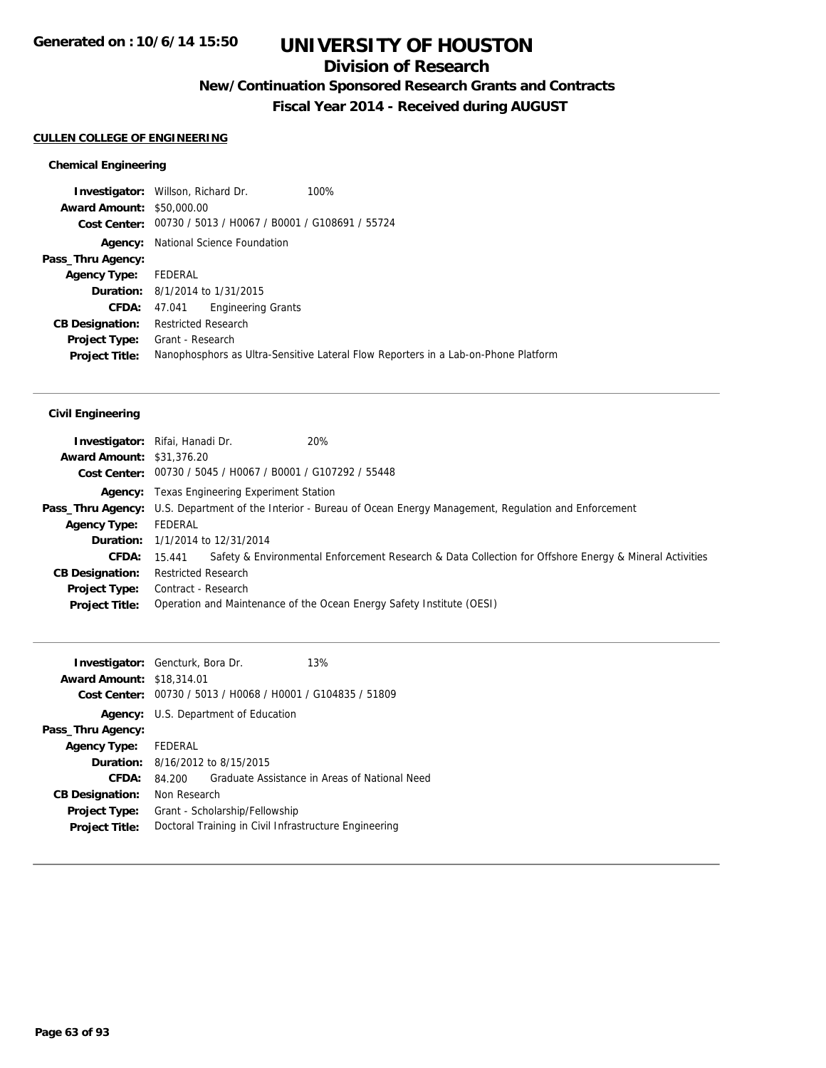# UNIVERSITY OF HOUSTON

## Division of Research

### New/Continuation Sponsored Research Grants and Contracts

### Fiscal Year 2014 - Received during AUGUST

Generated on : 10/6/14 15:50

**CULLEN COLLEGE OF ENGINEERING**

#### Chemical Engineering

**Investigator:** Willson, Richard Dr. 100%
**Award Amount:** $50,000.00
**Cost Center:** 00730 / 5013 / H0067 / B0001 / G108691 / 55724
**Agency:** National Science Foundation
**Pass_Thru Agency:**
**Agency Type:** FEDERAL
**Duration:** 8/1/2014 to 1/31/2015
**CFDA:** 47.041 Engineering Grants
**CB Designation:** Restricted Research
**Project Type:** Grant - Research
**Project Title:** Nanophosphors as Ultra-Sensitive Lateral Flow Reporters in a Lab-on-Phone Platform

---

#### Civil Engineering

**Investigator:** Rifai, Hanadi Dr. 20%
**Award Amount:** $31,376.20
**Cost Center:** 00730 / 5045 / H0067 / B0001 / G107292 / 55448
**Agency:** Texas Engineering Experiment Station
**Pass_Thru Agency:** U.S. Department of the Interior - Bureau of Ocean Energy Management, Regulation and Enforcement
**Agency Type:** FEDERAL
**Duration:** 1/1/2014 to 12/31/2014
**CFDA:** 15.441 Safety & Environmental Enforcement Research & Data Collection for Offshore Energy & Mineral Activities
**CB Designation:** Restricted Research
**Project Type:** Contract - Research
**Project Title:** Operation and Maintenance of the Ocean Energy Safety Institute (OESI)

---

**Investigator:** Gencturk, Bora Dr. 13%
**Award Amount:** $18,314.01
**Cost Center:** 00730 / 5013 / H0068 / H0001 / G104835 / 51809
**Agency:** U.S. Department of Education
**Pass_Thru Agency:**
**Agency Type:** FEDERAL
**Duration:** 8/16/2012 to 8/15/2015
**CFDA:** 84.200 Graduate Assistance in Areas of National Need
**CB Designation:** Non Research
**Project Type:** Grant - Scholarship/Fellowship
**Project Title:** Doctoral Training in Civil Infrastructure Engineering

---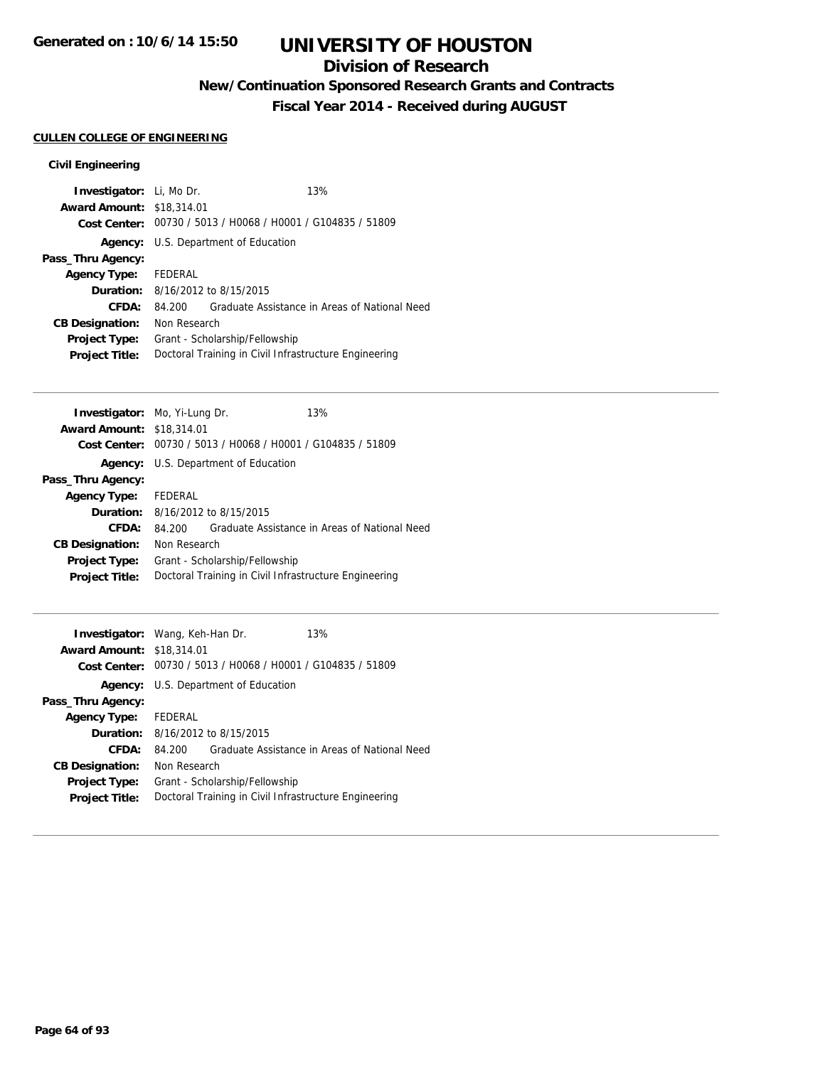# UNIVERSITY OF HOUSTON

## Division of Research

### New/Continuation Sponsored Research Grants and Contracts

### Fiscal Year 2014 - Received during AUGUST

Generated on : 10/6/14 15:50

**CULLEN COLLEGE OF ENGINEERING**

**Civil Engineering**

**Investigator:** Li, Mo Dr. 13%
**Award Amount:** $18,314.01
**Cost Center:** 00730 / 5013 / H0068 / H0001 / G104835 / 51809
**Agency:** U.S. Department of Education
**Pass_Thru Agency:**
**Agency Type:** FEDERAL
**Duration:** 8/16/2012 to 8/15/2015
**CFDA:** 84.200 Graduate Assistance in Areas of National Need
**CB Designation:** Non Research
**Project Type:** Grant - Scholarship/Fellowship
**Project Title:** Doctoral Training in Civil Infrastructure Engineering

---

**Investigator:** Mo, Yi-Lung Dr. 13%
**Award Amount:** $18,314.01
**Cost Center:** 00730 / 5013 / H0068 / H0001 / G104835 / 51809
**Agency:** U.S. Department of Education
**Pass_Thru Agency:**
**Agency Type:** FEDERAL
**Duration:** 8/16/2012 to 8/15/2015
**CFDA:** 84.200 Graduate Assistance in Areas of National Need
**CB Designation:** Non Research
**Project Type:** Grant - Scholarship/Fellowship
**Project Title:** Doctoral Training in Civil Infrastructure Engineering

---

**Investigator:** Wang, Keh-Han Dr. 13%
**Award Amount:** $18,314.01
**Cost Center:** 00730 / 5013 / H0068 / H0001 / G104835 / 51809
**Agency:** U.S. Department of Education
**Pass_Thru Agency:**
**Agency Type:** FEDERAL
**Duration:** 8/16/2012 to 8/15/2015
**CFDA:** 84.200 Graduate Assistance in Areas of National Need
**CB Designation:** Non Research
**Project Type:** Grant - Scholarship/Fellowship
**Project Title:** Doctoral Training in Civil Infrastructure Engineering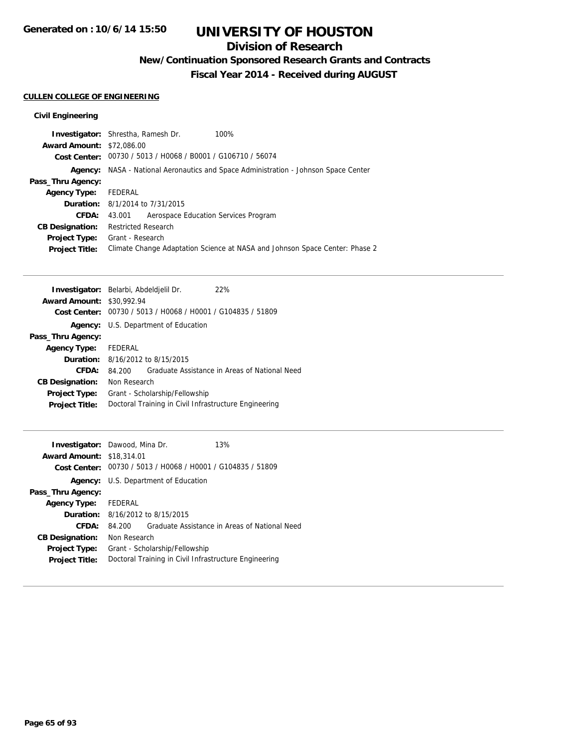# UNIVERSITY OF HOUSTON

## Division of Research

### New/Continuation Sponsored Research Grants and Contracts

### Fiscal Year 2014 - Received during AUGUST

Generated on : 10/6/14 15:50

**CULLEN COLLEGE OF ENGINEERING**

**Civil Engineering**

**Investigator:** Shrestha, Ramesh Dr. 100%
**Award Amount:** $72,086.00
**Cost Center:** 00730 / 5013 / H0068 / B0001 / G106710 / 56074
**Agency:** NASA - National Aeronautics and Space Administration - Johnson Space Center
**Pass_Thru Agency:**
**Agency Type:** FEDERAL
**Duration:** 8/1/2014 to 7/31/2015
**CFDA:** 43.001 Aerospace Education Services Program
**CB Designation:** Restricted Research
**Project Type:** Grant - Research
**Project Title:** Climate Change Adaptation Science at NASA and Johnson Space Center: Phase 2

---

**Investigator:** Belarbi, Abdeldjelil Dr. 22%
**Award Amount:** $30,992.94
**Cost Center:** 00730 / 5013 / H0068 / H0001 / G104835 / 51809
**Agency:** U.S. Department of Education
**Pass_Thru Agency:**
**Agency Type:** FEDERAL
**Duration:** 8/16/2012 to 8/15/2015
**CFDA:** 84.200 Graduate Assistance in Areas of National Need
**CB Designation:** Non Research
**Project Type:** Grant - Scholarship/Fellowship
**Project Title:** Doctoral Training in Civil Infrastructure Engineering

---

**Investigator:** Dawood, Mina Dr. 13%
**Award Amount:** $18,314.01
**Cost Center:** 00730 / 5013 / H0068 / H0001 / G104835 / 51809
**Agency:** U.S. Department of Education
**Pass_Thru Agency:**
**Agency Type:** FEDERAL
**Duration:** 8/16/2012 to 8/15/2015
**CFDA:** 84.200 Graduate Assistance in Areas of National Need
**CB Designation:** Non Research
**Project Type:** Grant - Scholarship/Fellowship
**Project Title:** Doctoral Training in Civil Infrastructure Engineering

---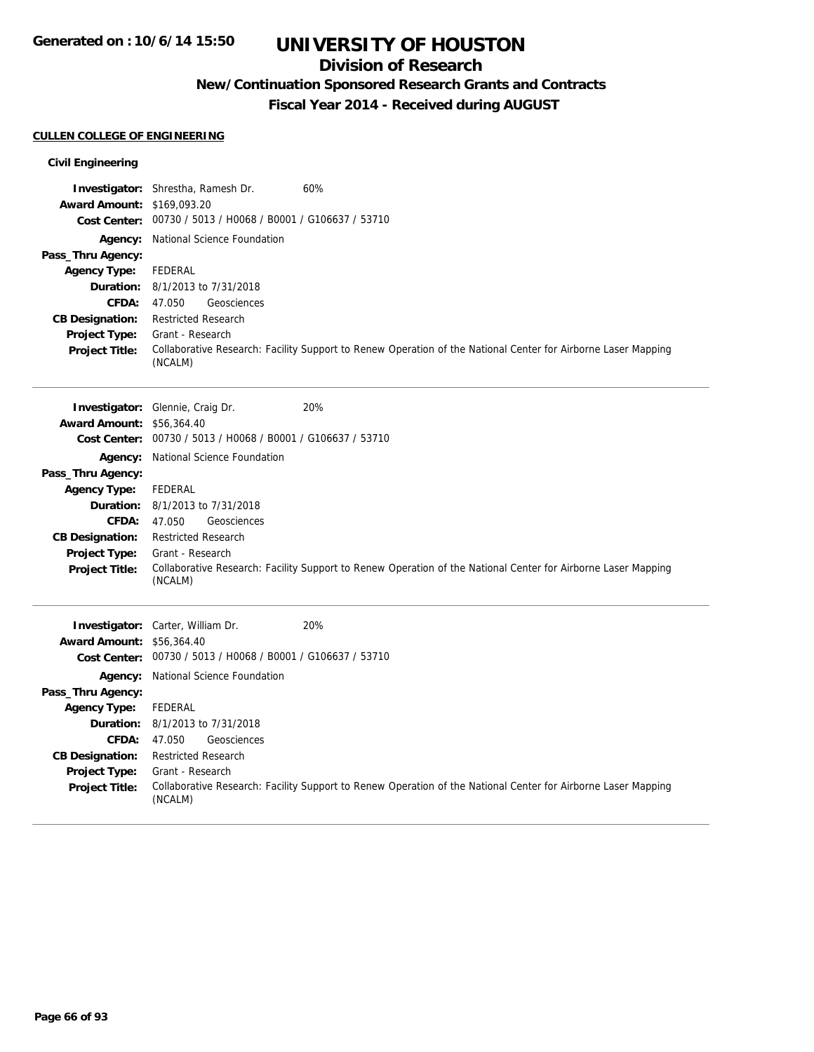# UNIVERSITY OF HOUSTON

## Division of Research

### New/Continuation Sponsored Research Grants and Contracts

### Fiscal Year 2014 - Received during AUGUST

**CULLEN COLLEGE OF ENGINEERING**

**Civil Engineering**

**Investigator:** Shrestha, Ramesh Dr. 60%
**Award Amount:** $169,093.20
**Cost Center:** 00730 / 5013 / H0068 / B0001 / G106637 / 53710
**Agency:** National Science Foundation
**Pass_Thru Agency:**
**Agency Type:** FEDERAL
**Duration:** 8/1/2013 to 7/31/2018
**CFDA:** 47.050 Geosciences
**CB Designation:** Restricted Research
**Project Type:** Grant - Research
**Project Title:** Collaborative Research: Facility Support to Renew Operation of the National Center for Airborne Laser Mapping (NCALM)

---

**Investigator:** Glennie, Craig Dr. 20%
**Award Amount:** $56,364.40
**Cost Center:** 00730 / 5013 / H0068 / B0001 / G106637 / 53710
**Agency:** National Science Foundation
**Pass_Thru Agency:**
**Agency Type:** FEDERAL
**Duration:** 8/1/2013 to 7/31/2018
**CFDA:** 47.050 Geosciences
**CB Designation:** Restricted Research
**Project Type:** Grant - Research
**Project Title:** Collaborative Research: Facility Support to Renew Operation of the National Center for Airborne Laser Mapping (NCALM)

---

**Investigator:** Carter, William Dr. 20%
**Award Amount:** $56,364.40
**Cost Center:** 00730 / 5013 / H0068 / B0001 / G106637 / 53710
**Agency:** National Science Foundation
**Pass_Thru Agency:**
**Agency Type:** FEDERAL
**Duration:** 8/1/2013 to 7/31/2018
**CFDA:** 47.050 Geosciences
**CB Designation:** Restricted Research
**Project Type:** Grant - Research
**Project Title:** Collaborative Research: Facility Support to Renew Operation of the National Center for Airborne Laser Mapping (NCALM)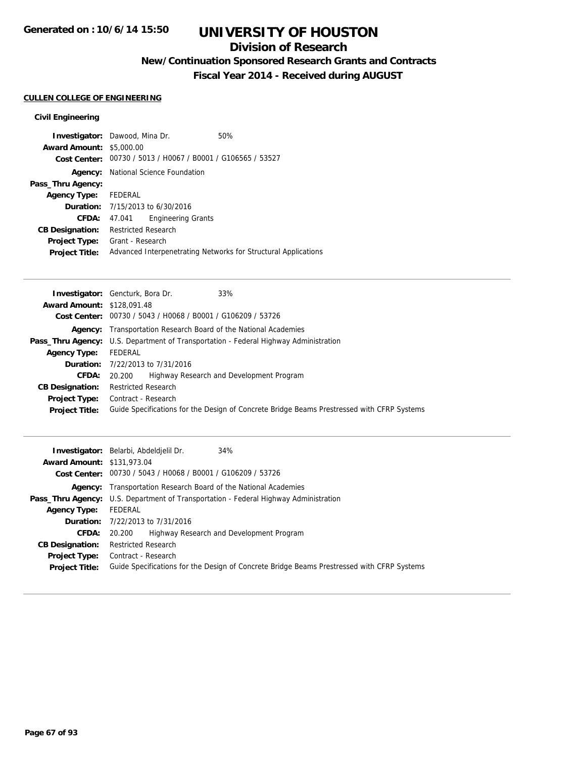# UNIVERSITY OF HOUSTON

## Division of Research

### New/Continuation Sponsored Research Grants and Contracts

### Fiscal Year 2014 - Received during AUGUST

Generated on : 10/6/14 15:50

**CULLEN COLLEGE OF ENGINEERING**

**Civil Engineering**

**Investigator:** Dawood, Mina Dr. 50%
**Award Amount:** $5,000.00
**Cost Center:** 00730 / 5013 / H0067 / B0001 / G106565 / 53527
**Agency:** National Science Foundation
**Pass_Thru Agency:**
**Agency Type:** FEDERAL
**Duration:** 7/15/2013 to 6/30/2016
**CFDA:** 47.041 Engineering Grants
**CB Designation:** Restricted Research
**Project Type:** Grant - Research
**Project Title:** Advanced Interpenetrating Networks for Structural Applications

---

**Investigator:** Gencturk, Bora Dr. 33%
**Award Amount:** $128,091.48
**Cost Center:** 00730 / 5043 / H0068 / B0001 / G106209 / 53726
**Agency:** Transportation Research Board of the National Academies
**Pass_Thru Agency:** U.S. Department of Transportation - Federal Highway Administration
**Agency Type:** FEDERAL
**Duration:** 7/22/2013 to 7/31/2016
**CFDA:** 20.200 Highway Research and Development Program
**CB Designation:** Restricted Research
**Project Type:** Contract - Research
**Project Title:** Guide Specifications for the Design of Concrete Bridge Beams Prestressed with CFRP Systems

---

**Investigator:** Belarbi, Abdeldjelil Dr. 34%
**Award Amount:** $131,973.04
**Cost Center:** 00730 / 5043 / H0068 / B0001 / G106209 / 53726
**Agency:** Transportation Research Board of the National Academies
**Pass_Thru Agency:** U.S. Department of Transportation - Federal Highway Administration
**Agency Type:** FEDERAL
**Duration:** 7/22/2013 to 7/31/2016
**CFDA:** 20.200 Highway Research and Development Program
**CB Designation:** Restricted Research
**Project Type:** Contract - Research
**Project Title:** Guide Specifications for the Design of Concrete Bridge Beams Prestressed with CFRP Systems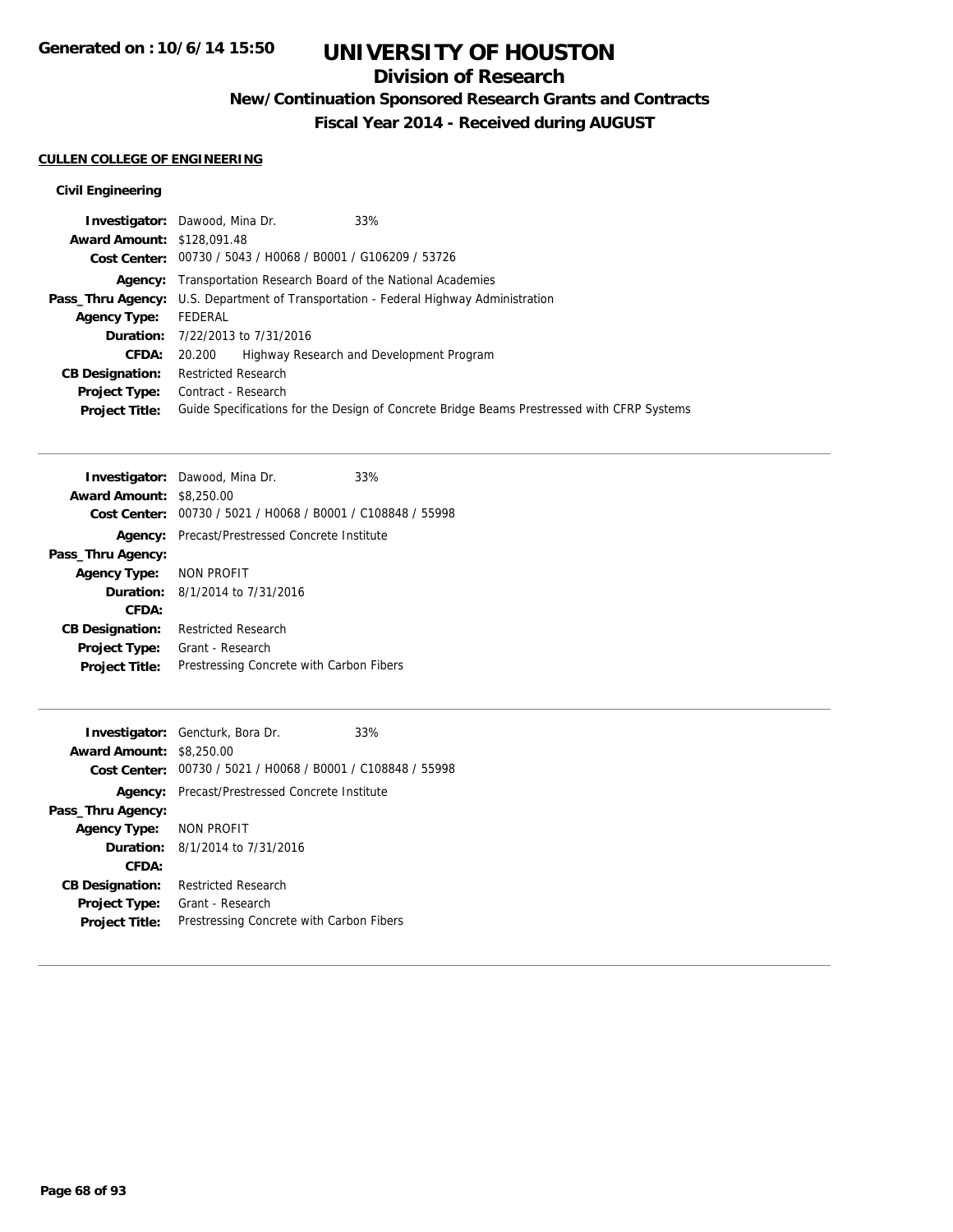# UNIVERSITY OF HOUSTON

## Division of Research

### New/Continuation Sponsored Research Grants and Contracts

### Fiscal Year 2014 - Received during AUGUST

**CULLEN COLLEGE OF ENGINEERING**

**Civil Engineering**

**Investigator:** Dawood, Mina Dr. 33%
**Award Amount:** $128,091.48
**Cost Center:** 00730 / 5043 / H0068 / B0001 / G106209 / 53726
**Agency:** Transportation Research Board of the National Academies
**Pass_Thru Agency:** U.S. Department of Transportation - Federal Highway Administration
**Agency Type:** FEDERAL
**Duration:** 7/22/2013 to 7/31/2016
**CFDA:** 20.200 Highway Research and Development Program
**CB Designation:** Restricted Research
**Project Type:** Contract - Research
**Project Title:** Guide Specifications for the Design of Concrete Bridge Beams Prestressed with CFRP Systems

---

**Investigator:** Dawood, Mina Dr. 33%
**Award Amount:** $8,250.00
**Cost Center:** 00730 / 5021 / H0068 / B0001 / C108848 / 55998
**Agency:** Precast/Prestressed Concrete Institute
**Pass_Thru Agency:**
**Agency Type:** NON PROFIT
**Duration:** 8/1/2014 to 7/31/2016
**CFDA:**
**CB Designation:** Restricted Research
**Project Type:** Grant - Research
**Project Title:** Prestressing Concrete with Carbon Fibers

---

**Investigator:** Gencturk, Bora Dr. 33%
**Award Amount:** $8,250.00
**Cost Center:** 00730 / 5021 / H0068 / B0001 / C108848 / 55998
**Agency:** Precast/Prestressed Concrete Institute
**Pass_Thru Agency:**
**Agency Type:** NON PROFIT
**Duration:** 8/1/2014 to 7/31/2016
**CFDA:**
**CB Designation:** Restricted Research
**Project Type:** Grant - Research
**Project Title:** Prestressing Concrete with Carbon Fibers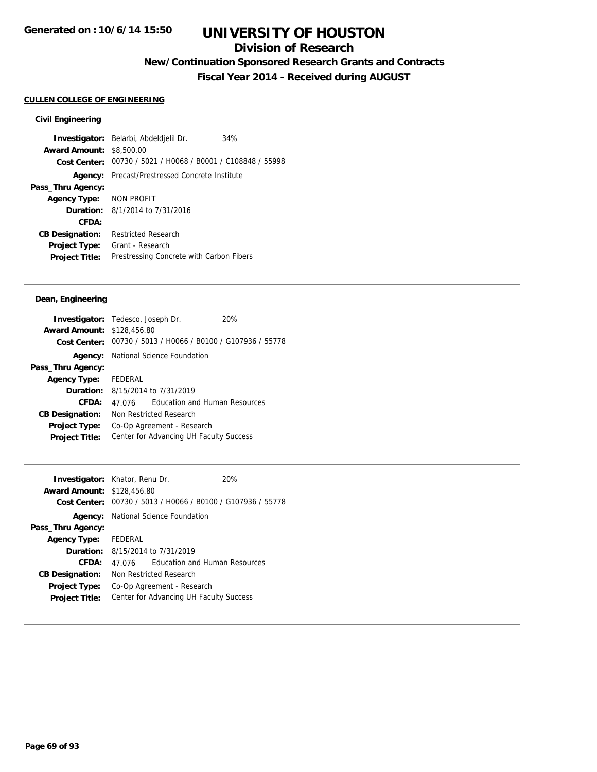# UNIVERSITY OF HOUSTON

## Division of Research

### New/Continuation Sponsored Research Grants and Contracts

### Fiscal Year 2014 - Received during AUGUST

**CULLEN COLLEGE OF ENGINEERING**

**Civil Engineering**

**Investigator:** Belarbi, Abdeldjelil Dr. 34%
**Award Amount:** $8,500.00
**Cost Center:** 00730 / 5021 / H0068 / B0001 / C108848 / 55998
**Agency:** Precast/Prestressed Concrete Institute
**Pass_Thru Agency:**
**Agency Type:** NON PROFIT
**Duration:** 8/1/2014 to 7/31/2016
**CFDA:**
**CB Designation:** Restricted Research
**Project Type:** Grant - Research
**Project Title:** Prestressing Concrete with Carbon Fibers

---

**Dean, Engineering**

**Investigator:** Tedesco, Joseph Dr. 20%
**Award Amount:** $128,456.80
**Cost Center:** 00730 / 5013 / H0066 / B0100 / G107936 / 55778
**Agency:** National Science Foundation
**Pass_Thru Agency:**
**Agency Type:** FEDERAL
**Duration:** 8/15/2014 to 7/31/2019
**CFDA:** 47.076 Education and Human Resources
**CB Designation:** Non Restricted Research
**Project Type:** Co-Op Agreement - Research
**Project Title:** Center for Advancing UH Faculty Success

---

**Investigator:** Khator, Renu Dr. 20%
**Award Amount:** $128,456.80
**Cost Center:** 00730 / 5013 / H0066 / B0100 / G107936 / 55778
**Agency:** National Science Foundation
**Pass_Thru Agency:**
**Agency Type:** FEDERAL
**Duration:** 8/15/2014 to 7/31/2019
**CFDA:** 47.076 Education and Human Resources
**CB Designation:** Non Restricted Research
**Project Type:** Co-Op Agreement - Research
**Project Title:** Center for Advancing UH Faculty Success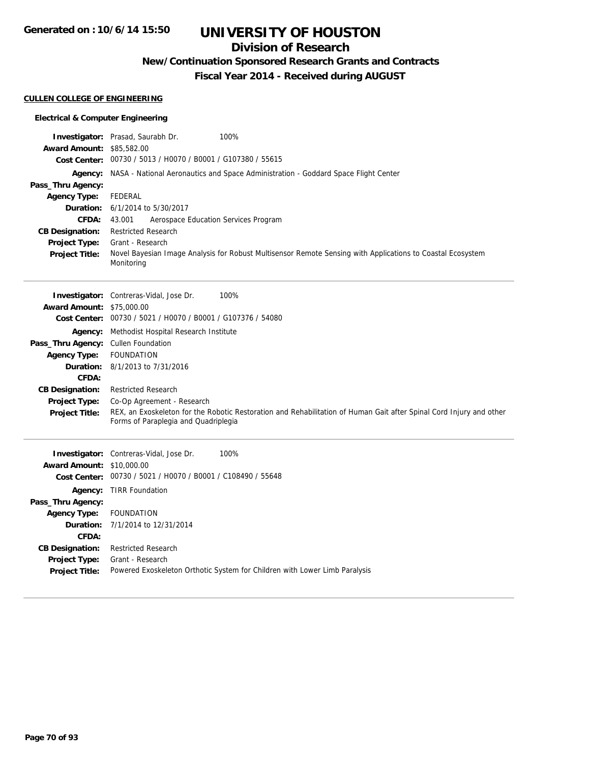# UNIVERSITY OF HOUSTON

## Division of Research

### New/Continuation Sponsored Research Grants and Contracts

### Fiscal Year 2014 - Received during AUGUST

**CULLEN COLLEGE OF ENGINEERING**

**Electrical & Computer Engineering**

**Investigator:** Prasad, Saurabh Dr. 100%
**Award Amount:** $85,582.00
**Cost Center:** 00730 / 5013 / H0070 / B0001 / G107380 / 55615
**Agency:** NASA - National Aeronautics and Space Administration - Goddard Space Flight Center
**Pass_Thru Agency:**
**Agency Type:** FEDERAL
**Duration:** 6/1/2014 to 5/30/2017
**CFDA:** 43.001 Aerospace Education Services Program
**CB Designation:** Restricted Research
**Project Type:** Grant - Research
**Project Title:** Novel Bayesian Image Analysis for Robust Multisensor Remote Sensing with Applications to Coastal Ecosystem Monitoring

---

**Investigator:** Contreras-Vidal, Jose Dr. 100%
**Award Amount:** $75,000.00
**Cost Center:** 00730 / 5021 / H0070 / B0001 / G107376 / 54080
**Agency:** Methodist Hospital Research Institute
**Pass_Thru Agency:** Cullen Foundation
**Agency Type:** FOUNDATION
**Duration:** 8/1/2013 to 7/31/2016
**CFDA:**
**CB Designation:** Restricted Research
**Project Type:** Co-Op Agreement - Research
**Project Title:** REX, an Exoskeleton for the Robotic Restoration and Rehabilitation of Human Gait after Spinal Cord Injury and other Forms of Paraplegia and Quadriplegia

---

**Investigator:** Contreras-Vidal, Jose Dr. 100%
**Award Amount:** $10,000.00
**Cost Center:** 00730 / 5021 / H0070 / B0001 / C108490 / 55648
**Agency:** TIRR Foundation
**Pass_Thru Agency:**
**Agency Type:** FOUNDATION
**Duration:** 7/1/2014 to 12/31/2014
**CFDA:**
**CB Designation:** Restricted Research
**Project Type:** Grant - Research
**Project Title:** Powered Exoskeleton Orthotic System for Children with Lower Limb Paralysis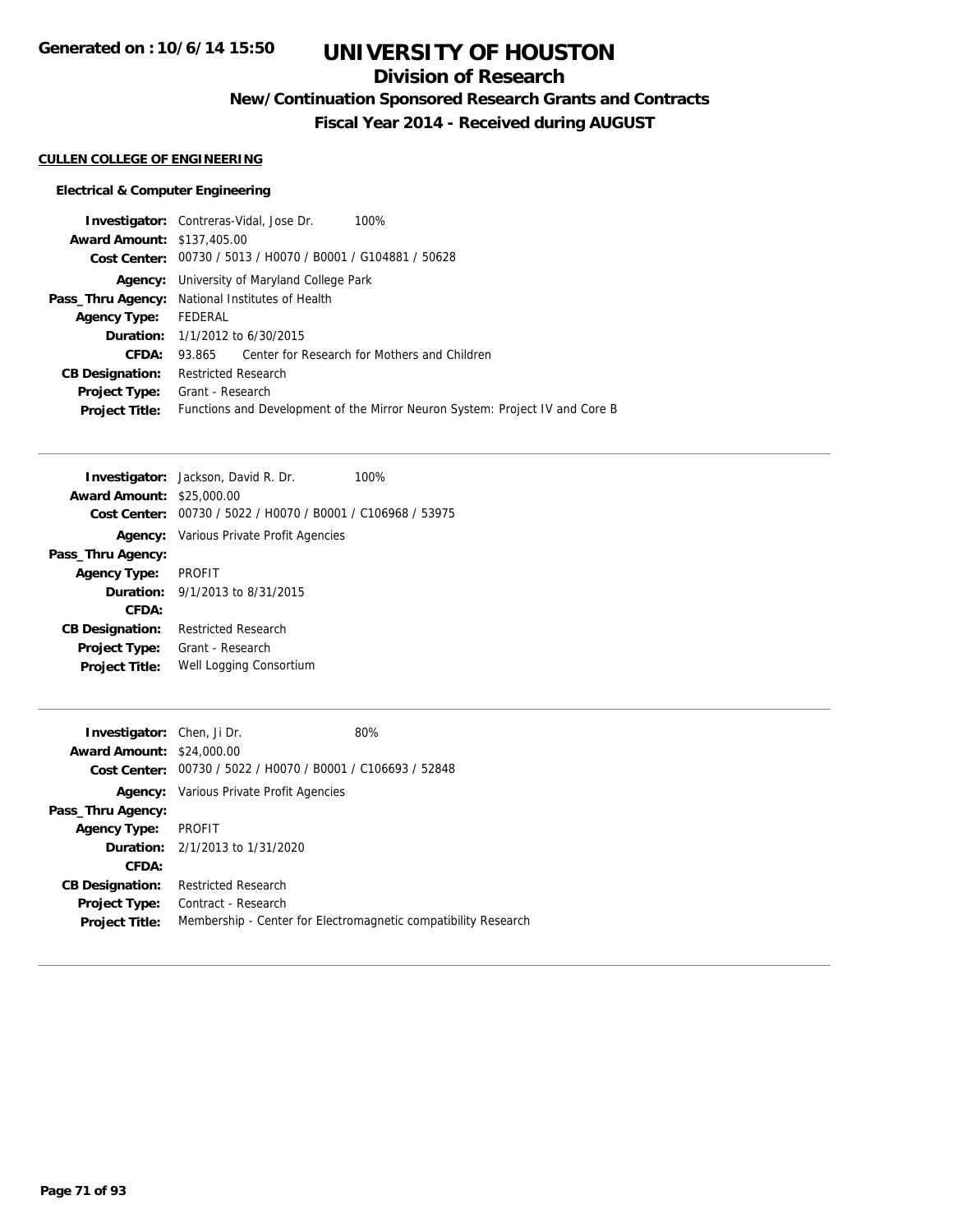# UNIVERSITY OF HOUSTON

## Division of Research

### New/Continuation Sponsored Research Grants and Contracts

### Fiscal Year 2014 - Received during AUGUST

**CULLEN COLLEGE OF ENGINEERING**

**Electrical & Computer Engineering**

**Investigator:** Contreras-Vidal, Jose Dr. 100%
**Award Amount:** $137,405.00
**Cost Center:** 00730 / 5013 / H0070 / B0001 / G104881 / 50628
**Agency:** University of Maryland College Park
**Pass_Thru Agency:** National Institutes of Health
**Agency Type:** FEDERAL
**Duration:** 1/1/2012 to 6/30/2015
**CFDA:** 93.865 Center for Research for Mothers and Children
**CB Designation:** Restricted Research
**Project Type:** Grant - Research
**Project Title:** Functions and Development of the Mirror Neuron System: Project IV and Core B

---

**Investigator:** Jackson, David R. Dr. 100%
**Award Amount:** $25,000.00
**Cost Center:** 00730 / 5022 / H0070 / B0001 / C106968 / 53975
**Agency:** Various Private Profit Agencies
**Pass_Thru Agency:**
**Agency Type:** PROFIT
**Duration:** 9/1/2013 to 8/31/2015
**CFDA:**
**CB Designation:** Restricted Research
**Project Type:** Grant - Research
**Project Title:** Well Logging Consortium

---

**Investigator:** Chen, Ji Dr. 80%
**Award Amount:** $24,000.00
**Cost Center:** 00730 / 5022 / H0070 / B0001 / C106693 / 52848
**Agency:** Various Private Profit Agencies
**Pass_Thru Agency:**
**Agency Type:** PROFIT
**Duration:** 2/1/2013 to 1/31/2020
**CFDA:**
**CB Designation:** Restricted Research
**Project Type:** Contract - Research
**Project Title:** Membership - Center for Electromagnetic compatibility Research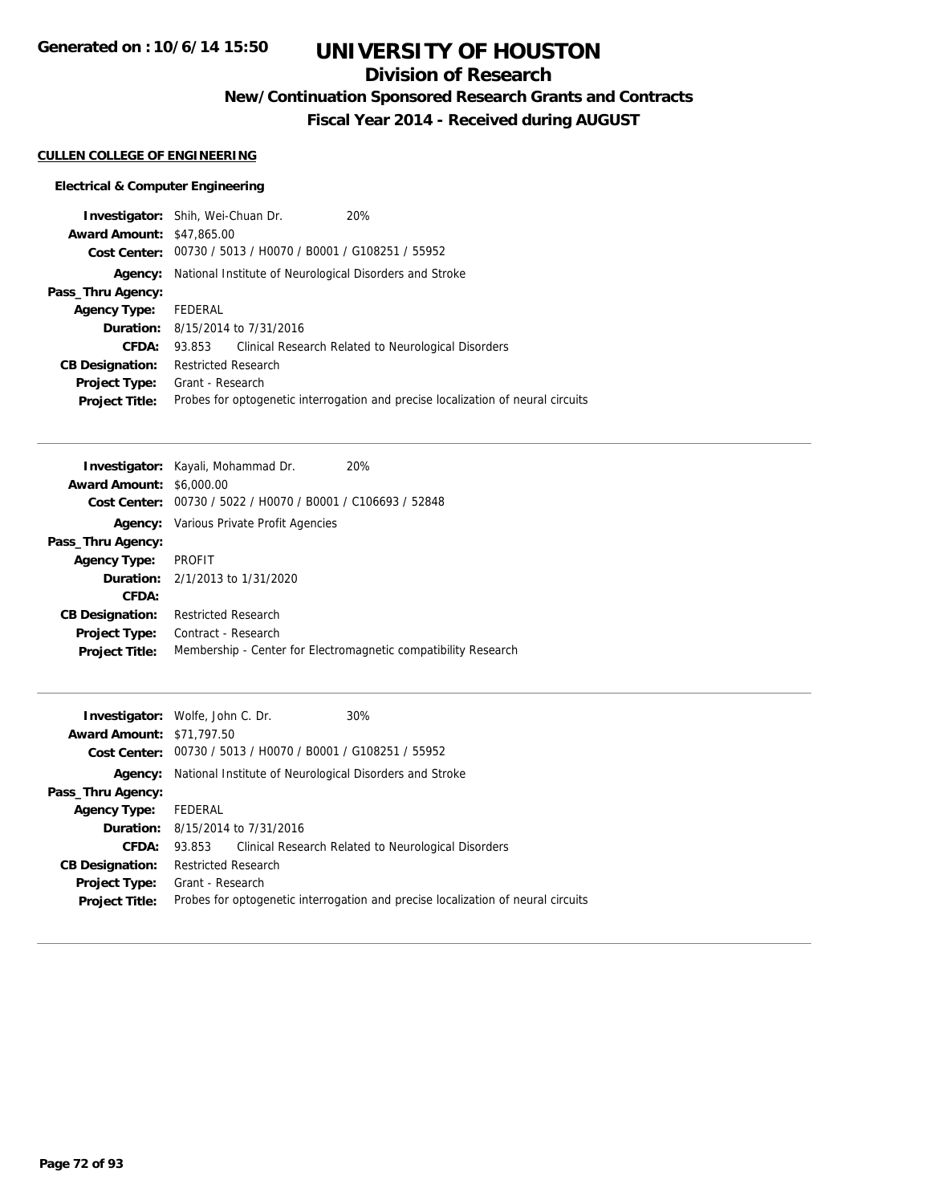# UNIVERSITY OF HOUSTON

## Division of Research

### New/Continuation Sponsored Research Grants and Contracts

### Fiscal Year 2014 - Received during AUGUST

Generated on : 10/6/14 15:50

**CULLEN COLLEGE OF ENGINEERING**

**Electrical & Computer Engineering**

**Investigator:** Shih, Wei-Chuan Dr. 20%
**Award Amount:** $47,865.00
**Cost Center:** 00730 / 5013 / H0070 / B0001 / G108251 / 55952
**Agency:** National Institute of Neurological Disorders and Stroke
**Pass_Thru Agency:**
**Agency Type:** FEDERAL
**Duration:** 8/15/2014 to 7/31/2016
**CFDA:** 93.853 Clinical Research Related to Neurological Disorders
**CB Designation:** Restricted Research
**Project Type:** Grant - Research
**Project Title:** Probes for optogenetic interrogation and precise localization of neural circuits

---

**Investigator:** Kayali, Mohammad Dr. 20%
**Award Amount:** $6,000.00
**Cost Center:** 00730 / 5022 / H0070 / B0001 / C106693 / 52848
**Agency:** Various Private Profit Agencies
**Pass_Thru Agency:**
**Agency Type:** PROFIT
**Duration:** 2/1/2013 to 1/31/2020
**CFDA:**
**CB Designation:** Restricted Research
**Project Type:** Contract - Research
**Project Title:** Membership - Center for Electromagnetic compatibility Research

---

**Investigator:** Wolfe, John C. Dr. 30%
**Award Amount:** $71,797.50
**Cost Center:** 00730 / 5013 / H0070 / B0001 / G108251 / 55952
**Agency:** National Institute of Neurological Disorders and Stroke
**Pass_Thru Agency:**
**Agency Type:** FEDERAL
**Duration:** 8/15/2014 to 7/31/2016
**CFDA:** 93.853 Clinical Research Related to Neurological Disorders
**CB Designation:** Restricted Research
**Project Type:** Grant - Research
**Project Title:** Probes for optogenetic interrogation and precise localization of neural circuits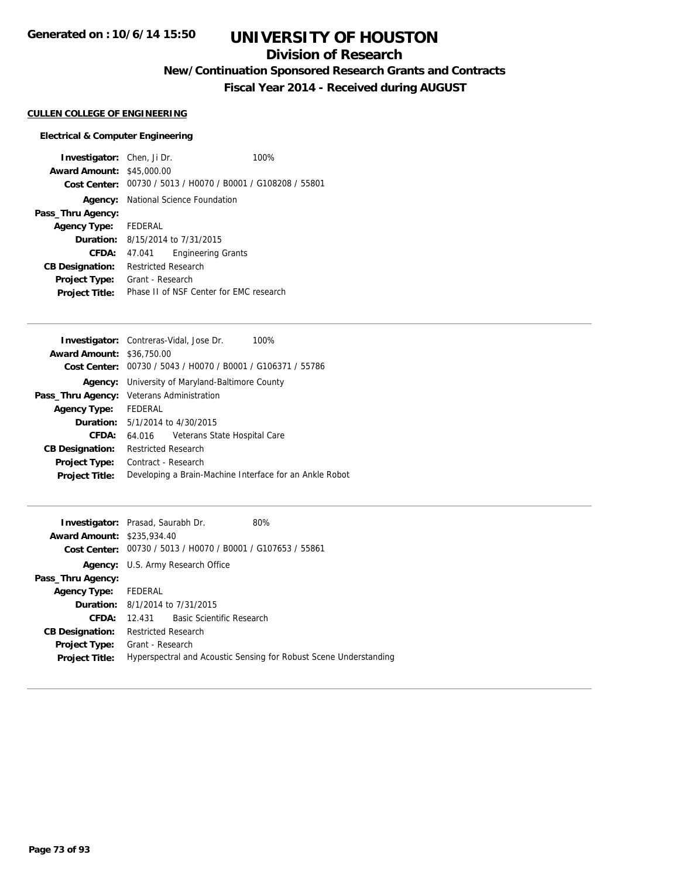Generated on : 10/6/14 15:50

# UNIVERSITY OF HOUSTON

## Division of Research

### New/Continuation Sponsored Research Grants and Contracts

### Fiscal Year 2014 - Received during AUGUST

**CULLEN COLLEGE OF ENGINEERING**

**Electrical & Computer Engineering**

**Investigator:** Chen, Ji Dr. 100%
**Award Amount:** $45,000.00
**Cost Center:** 00730 / 5013 / H0070 / B0001 / G108208 / 55801
**Agency:** National Science Foundation
**Pass_Thru Agency:**
**Agency Type:** FEDERAL
**Duration:** 8/15/2014 to 7/31/2015
**CFDA:** 47.041 Engineering Grants
**CB Designation:** Restricted Research
**Project Type:** Grant - Research
**Project Title:** Phase II of NSF Center for EMC research

---

**Investigator:** Contreras-Vidal, Jose Dr. 100%
**Award Amount:** $36,750.00
**Cost Center:** 00730 / 5043 / H0070 / B0001 / G106371 / 55786
**Agency:** University of Maryland-Baltimore County
**Pass_Thru Agency:** Veterans Administration
**Agency Type:** FEDERAL
**Duration:** 5/1/2014 to 4/30/2015
**CFDA:** 64.016 Veterans State Hospital Care
**CB Designation:** Restricted Research
**Project Type:** Contract - Research
**Project Title:** Developing a Brain-Machine Interface for an Ankle Robot

---

**Investigator:** Prasad, Saurabh Dr. 80%
**Award Amount:** $235,934.40
**Cost Center:** 00730 / 5013 / H0070 / B0001 / G107653 / 55861
**Agency:** U.S. Army Research Office
**Pass_Thru Agency:**
**Agency Type:** FEDERAL
**Duration:** 8/1/2014 to 7/31/2015
**CFDA:** 12.431 Basic Scientific Research
**CB Designation:** Restricted Research
**Project Type:** Grant - Research
**Project Title:** Hyperspectral and Acoustic Sensing for Robust Scene Understanding

---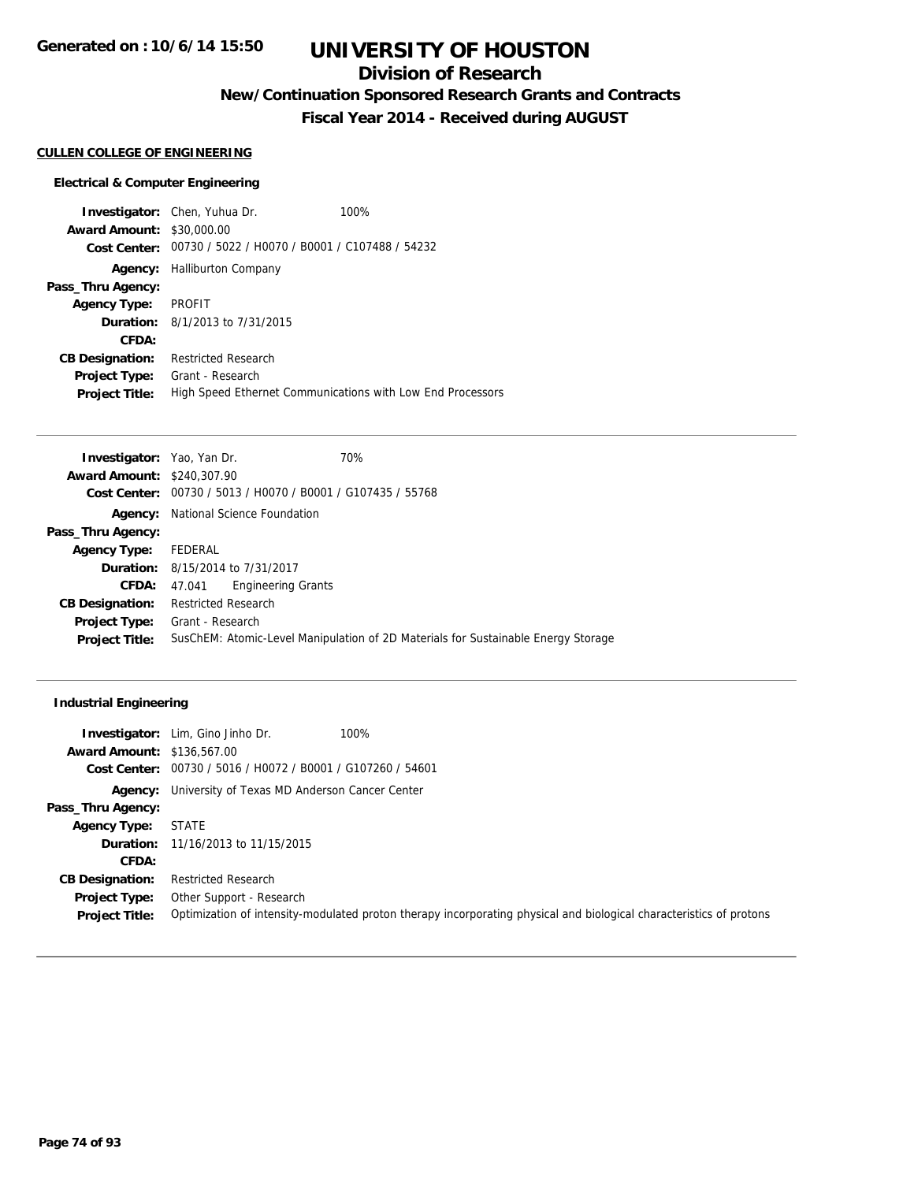# UNIVERSITY OF HOUSTON

## Division of Research

### New/Continuation Sponsored Research Grants and Contracts

### Fiscal Year 2014 - Received during AUGUST

**CULLEN COLLEGE OF ENGINEERING**

**Electrical & Computer Engineering**

**Investigator:** Chen, Yuhua Dr. 100%
**Award Amount:** $30,000.00
**Cost Center:** 00730 / 5022 / H0070 / B0001 / C107488 / 54232
**Agency:** Halliburton Company
**Pass_Thru Agency:**
**Agency Type:** PROFIT
**Duration:** 8/1/2013 to 7/31/2015
**CFDA:**
**CB Designation:** Restricted Research
**Project Type:** Grant - Research
**Project Title:** High Speed Ethernet Communications with Low End Processors

---

**Investigator:** Yao, Yan Dr. 70%
**Award Amount:** $240,307.90
**Cost Center:** 00730 / 5013 / H0070 / B0001 / G107435 / 55768
**Agency:** National Science Foundation
**Pass_Thru Agency:**
**Agency Type:** FEDERAL
**Duration:** 8/15/2014 to 7/31/2017
**CFDA:** 47.041 Engineering Grants
**CB Designation:** Restricted Research
**Project Type:** Grant - Research
**Project Title:** SusChEM: Atomic-Level Manipulation of 2D Materials for Sustainable Energy Storage

---

**Industrial Engineering**

**Investigator:** Lim, Gino Jinho Dr. 100%
**Award Amount:** $136,567.00
**Cost Center:** 00730 / 5016 / H0072 / B0001 / G107260 / 54601
**Agency:** University of Texas MD Anderson Cancer Center
**Pass_Thru Agency:**
**Agency Type:** STATE
**Duration:** 11/16/2013 to 11/15/2015
**CFDA:**
**CB Designation:** Restricted Research
**Project Type:** Other Support - Research
**Project Title:** Optimization of intensity-modulated proton therapy incorporating physical and biological characteristics of protons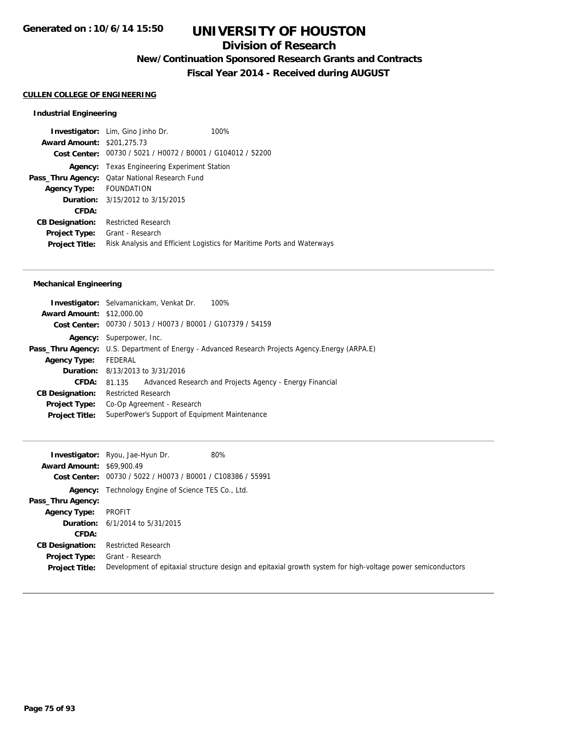# UNIVERSITY OF HOUSTON

## Division of Research

### New/Continuation Sponsored Research Grants and Contracts

### Fiscal Year 2014 - Received during AUGUST

Generated on : 10/6/14 15:50

**CULLEN COLLEGE OF ENGINEERING**

#### Industrial Engineering

**Investigator:** Lim, Gino Jinho Dr. 100%
**Award Amount:** $201,275.73
**Cost Center:** 00730 / 5021 / H0072 / B0001 / G104012 / 52200
**Agency:** Texas Engineering Experiment Station
**Pass_Thru Agency:** Qatar National Research Fund
**Agency Type:** FOUNDATION
**Duration:** 3/15/2012 to 3/15/2015
**CFDA:**
**CB Designation:** Restricted Research
**Project Type:** Grant - Research
**Project Title:** Risk Analysis and Efficient Logistics for Maritime Ports and Waterways

---

#### Mechanical Engineering

**Investigator:** Selvamanickam, Venkat Dr. 100%
**Award Amount:** $12,000.00
**Cost Center:** 00730 / 5013 / H0073 / B0001 / G107379 / 54159
**Agency:** Superpower, Inc.
**Pass_Thru Agency:** U.S. Department of Energy - Advanced Research Projects Agency.Energy (ARPA.E)
**Agency Type:** FEDERAL
**Duration:** 8/13/2013 to 3/31/2016
**CFDA:** 81.135 Advanced Research and Projects Agency - Energy Financial
**CB Designation:** Restricted Research
**Project Type:** Co-Op Agreement - Research
**Project Title:** SuperPower's Support of Equipment Maintenance

---

**Investigator:** Ryou, Jae-Hyun Dr. 80%
**Award Amount:** $69,900.49
**Cost Center:** 00730 / 5022 / H0073 / B0001 / C108386 / 55991
**Agency:** Technology Engine of Science TES Co., Ltd.
**Pass_Thru Agency:**
**Agency Type:** PROFIT
**Duration:** 6/1/2014 to 5/31/2015
**CFDA:**
**CB Designation:** Restricted Research
**Project Type:** Grant - Research
**Project Title:** Development of epitaxial structure design and epitaxial growth system for high-voltage power semiconductors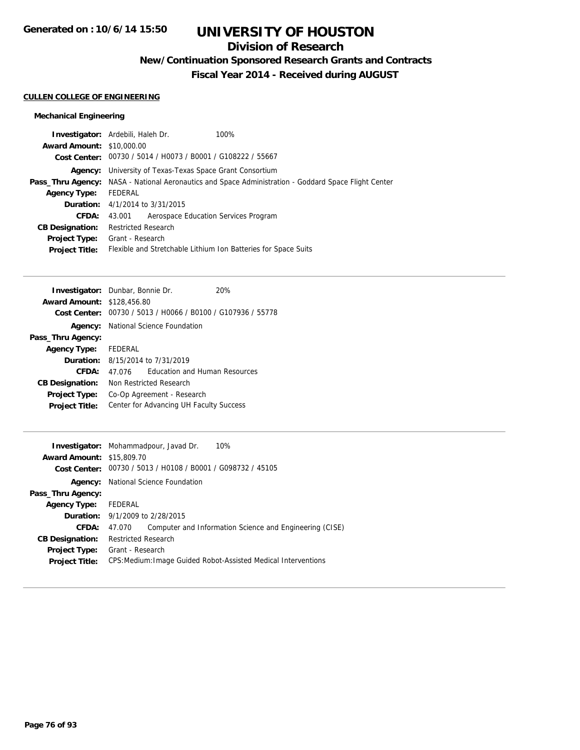# UNIVERSITY OF HOUSTON

## Division of Research

### New/Continuation Sponsored Research Grants and Contracts

### Fiscal Year 2014 - Received during AUGUST

Generated on : 10/6/14 15:50

**CULLEN COLLEGE OF ENGINEERING**

**Mechanical Engineering**

**Investigator:** Ardebili, Haleh Dr. 100%
**Award Amount:** $10,000.00
**Cost Center:** 00730 / 5014 / H0073 / B0001 / G108222 / 55667
**Agency:** University of Texas-Texas Space Grant Consortium
**Pass_Thru Agency:** NASA - National Aeronautics and Space Administration - Goddard Space Flight Center
**Agency Type:** FEDERAL
**Duration:** 4/1/2014 to 3/31/2015
**CFDA:** 43.001 Aerospace Education Services Program
**CB Designation:** Restricted Research
**Project Type:** Grant - Research
**Project Title:** Flexible and Stretchable Lithium Ion Batteries for Space Suits

---

**Investigator:** Dunbar, Bonnie Dr. 20%
**Award Amount:** $128,456.80
**Cost Center:** 00730 / 5013 / H0066 / B0100 / G107936 / 55778
**Agency:** National Science Foundation
**Pass_Thru Agency:**
**Agency Type:** FEDERAL
**Duration:** 8/15/2014 to 7/31/2019
**CFDA:** 47.076 Education and Human Resources
**CB Designation:** Non Restricted Research
**Project Type:** Co-Op Agreement - Research
**Project Title:** Center for Advancing UH Faculty Success

---

**Investigator:** Mohammadpour, Javad Dr. 10%
**Award Amount:** $15,809.70
**Cost Center:** 00730 / 5013 / H0108 / B0001 / G098732 / 45105
**Agency:** National Science Foundation
**Pass_Thru Agency:**
**Agency Type:** FEDERAL
**Duration:** 9/1/2009 to 2/28/2015
**CFDA:** 47.070 Computer and Information Science and Engineering (CISE)
**CB Designation:** Restricted Research
**Project Type:** Grant - Research
**Project Title:** CPS:Medium:Image Guided Robot-Assisted Medical Interventions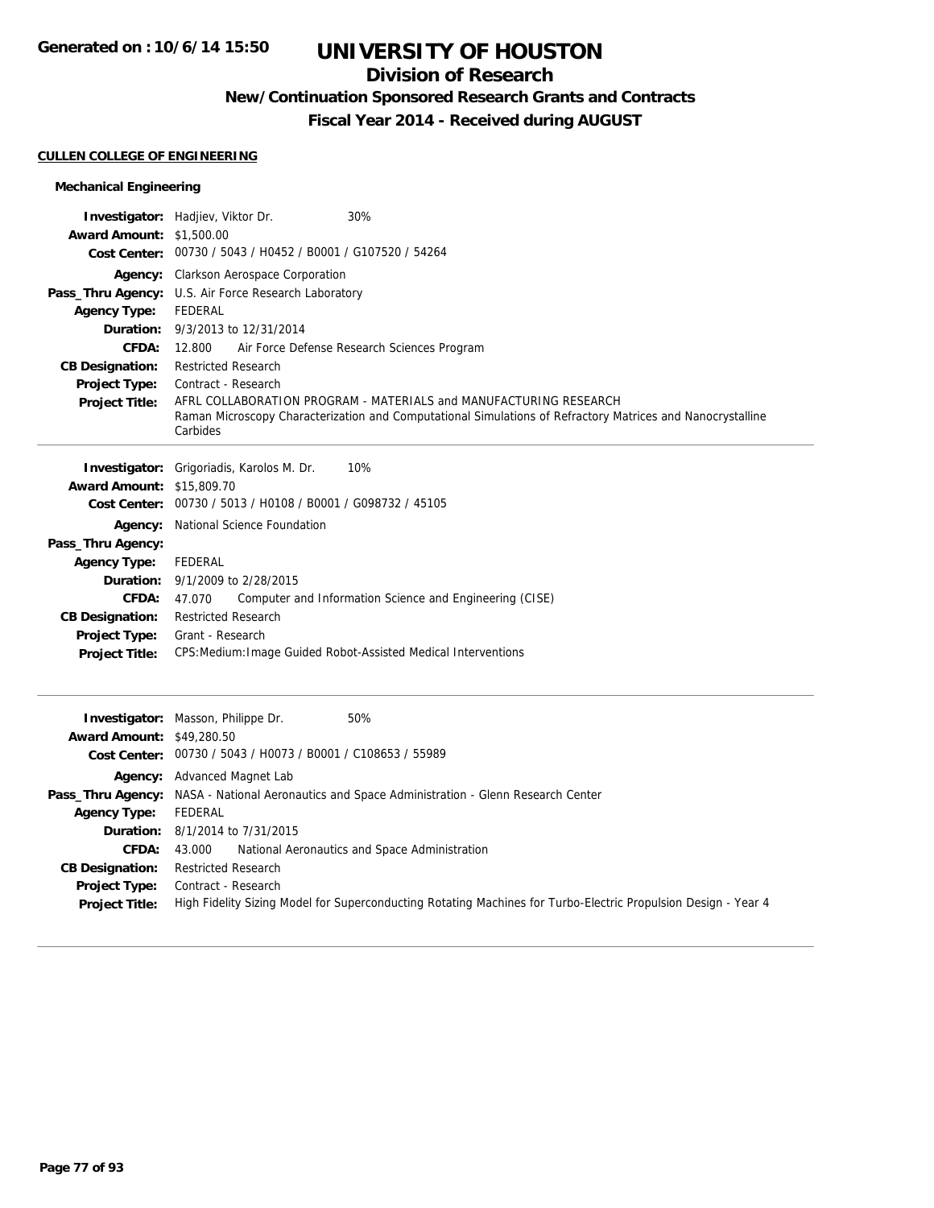# UNIVERSITY OF HOUSTON

## Division of Research

### New/Continuation Sponsored Research Grants and Contracts

### Fiscal Year 2014 - Received during AUGUST

Generated on : 10/6/14 15:50

**CULLEN COLLEGE OF ENGINEERING**

**Mechanical Engineering**

| | |
|---|---|
| **Investigator:** | Hadjiev, Viktor Dr. 30% |
| **Award Amount:** | $1,500.00 |
| **Cost Center:** | 00730 / 5043 / H0452 / B0001 / G107520 / 54264 |
| **Agency:** | Clarkson Aerospace Corporation |
| **Pass_Thru Agency:** | U.S. Air Force Research Laboratory |
| **Agency Type:** | FEDERAL |
| **Duration:** | 9/3/2013 to 12/31/2014 |
| **CFDA:** | 12.800 Air Force Defense Research Sciences Program |
| **CB Designation:** | Restricted Research |
| **Project Type:** | Contract - Research |
| **Project Title:** | AFRL COLLABORATION PROGRAM - MATERIALS and MANUFACTURING RESEARCH Raman Microscopy Characterization and Computational Simulations of Refractory Matrices and Nanocrystalline Carbides |

| | |
|---|---|
| **Investigator:** | Grigoriadis, Karolos M. Dr. 10% |
| **Award Amount:** | $15,809.70 |
| **Cost Center:** | 00730 / 5013 / H0108 / B0001 / G098732 / 45105 |
| **Agency:** | National Science Foundation |
| **Pass_Thru Agency:** | |
| **Agency Type:** | FEDERAL |
| **Duration:** | 9/1/2009 to 2/28/2015 |
| **CFDA:** | 47.070 Computer and Information Science and Engineering (CISE) |
| **CB Designation:** | Restricted Research |
| **Project Type:** | Grant - Research |
| **Project Title:** | CPS:Medium:Image Guided Robot-Assisted Medical Interventions |

| | |
|---|---|
| **Investigator:** | Masson, Philippe Dr. 50% |
| **Award Amount:** | $49,280.50 |
| **Cost Center:** | 00730 / 5043 / H0073 / B0001 / C108653 / 55989 |
| **Agency:** | Advanced Magnet Lab |
| **Pass_Thru Agency:** | NASA - National Aeronautics and Space Administration - Glenn Research Center |
| **Agency Type:** | FEDERAL |
| **Duration:** | 8/1/2014 to 7/31/2015 |
| **CFDA:** | 43.000 National Aeronautics and Space Administration |
| **CB Designation:** | Restricted Research |
| **Project Type:** | Contract - Research |
| **Project Title:** | High Fidelity Sizing Model for Superconducting Rotating Machines for Turbo-Electric Propulsion Design - Year 4 |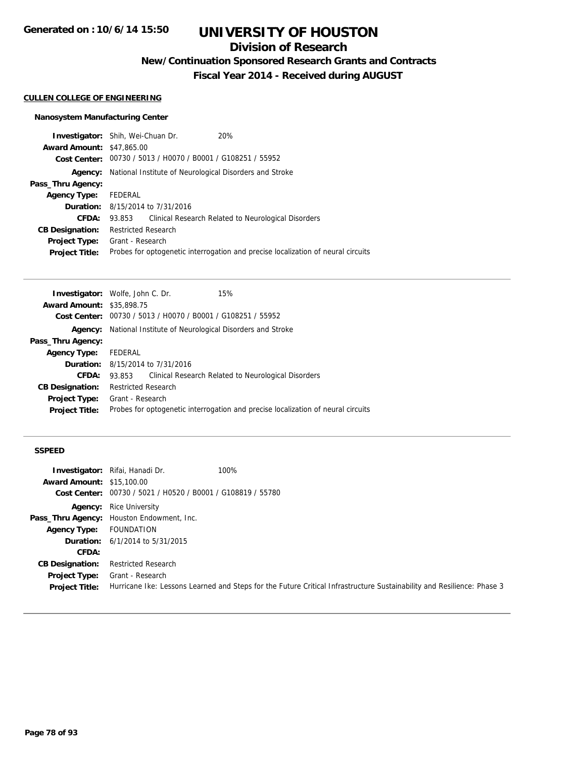Generated on : 10/6/14 15:50

# UNIVERSITY OF HOUSTON

## Division of Research

### New/Continuation Sponsored Research Grants and Contracts

### Fiscal Year 2014 - Received during AUGUST

**CULLEN COLLEGE OF ENGINEERING**

**Nanosystem Manufacturing Center**

| | |
|---|---|
| **Investigator:** | Shih, Wei-Chuan Dr. 20% |
| **Award Amount:** | $47,865.00 |
| **Cost Center:** | 00730 / 5013 / H0070 / B0001 / G108251 / 55952 |
| **Agency:** | National Institute of Neurological Disorders and Stroke |
| **Pass_Thru Agency:** | |
| **Agency Type:** | FEDERAL |
| **Duration:** | 8/15/2014 to 7/31/2016 |
| **CFDA:** | 93.853 Clinical Research Related to Neurological Disorders |
| **CB Designation:** | Restricted Research |
| **Project Type:** | Grant - Research |
| **Project Title:** | Probes for optogenetic interrogation and precise localization of neural circuits |

---

| | |
|---|---|
| **Investigator:** | Wolfe, John C. Dr. 15% |
| **Award Amount:** | $35,898.75 |
| **Cost Center:** | 00730 / 5013 / H0070 / B0001 / G108251 / 55952 |
| **Agency:** | National Institute of Neurological Disorders and Stroke |
| **Pass_Thru Agency:** | |
| **Agency Type:** | FEDERAL |
| **Duration:** | 8/15/2014 to 7/31/2016 |
| **CFDA:** | 93.853 Clinical Research Related to Neurological Disorders |
| **CB Designation:** | Restricted Research |
| **Project Type:** | Grant - Research |
| **Project Title:** | Probes for optogenetic interrogation and precise localization of neural circuits |

---

**SSPEED**

| | |
|---|---|
| **Investigator:** | Rifai, Hanadi Dr. 100% |
| **Award Amount:** | $15,100.00 |
| **Cost Center:** | 00730 / 5021 / H0520 / B0001 / G108819 / 55780 |
| **Agency:** | Rice University |
| **Pass_Thru Agency:** | Houston Endowment, Inc. |
| **Agency Type:** | FOUNDATION |
| **Duration:** | 6/1/2014 to 5/31/2015 |
| **CFDA:** | |
| **CB Designation:** | Restricted Research |
| **Project Type:** | Grant - Research |
| **Project Title:** | Hurricane Ike: Lessons Learned and Steps for the Future Critical Infrastructure Sustainability and Resilience: Phase 3 |

---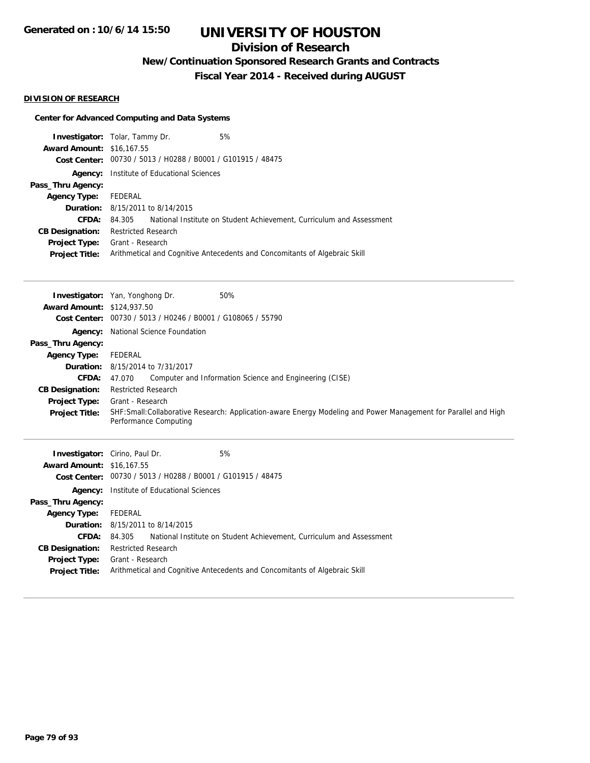# UNIVERSITY OF HOUSTON

## Division of Research

### New/Continuation Sponsored Research Grants and Contracts

### Fiscal Year 2014 - Received during AUGUST

Generated on : 10/6/14 15:50

**DIVISION OF RESEARCH**

**Center for Advanced Computing and Data Systems**

**Investigator:** Tolar, Tammy Dr. 5%
**Award Amount:** $16,167.55
**Cost Center:** 00730 / 5013 / H0288 / B0001 / G101915 / 48475
**Agency:** Institute of Educational Sciences
**Pass_Thru Agency:**
**Agency Type:** FEDERAL
**Duration:** 8/15/2011 to 8/14/2015
**CFDA:** 84.305 National Institute on Student Achievement, Curriculum and Assessment
**CB Designation:** Restricted Research
**Project Type:** Grant - Research
**Project Title:** Arithmetical and Cognitive Antecedents and Concomitants of Algebraic Skill

---

**Investigator:** Yan, Yonghong Dr. 50%
**Award Amount:** $124,937.50
**Cost Center:** 00730 / 5013 / H0246 / B0001 / G108065 / 55790
**Agency:** National Science Foundation
**Pass_Thru Agency:**
**Agency Type:** FEDERAL
**Duration:** 8/15/2014 to 7/31/2017
**CFDA:** 47.070 Computer and Information Science and Engineering (CISE)
**CB Designation:** Restricted Research
**Project Type:** Grant - Research
**Project Title:** SHF:Small:Collaborative Research: Application-aware Energy Modeling and Power Management for Parallel and High Performance Computing

---

**Investigator:** Cirino, Paul Dr. 5%
**Award Amount:** $16,167.55
**Cost Center:** 00730 / 5013 / H0288 / B0001 / G101915 / 48475
**Agency:** Institute of Educational Sciences
**Pass_Thru Agency:**
**Agency Type:** FEDERAL
**Duration:** 8/15/2011 to 8/14/2015
**CFDA:** 84.305 National Institute on Student Achievement, Curriculum and Assessment
**CB Designation:** Restricted Research
**Project Type:** Grant - Research
**Project Title:** Arithmetical and Cognitive Antecedents and Concomitants of Algebraic Skill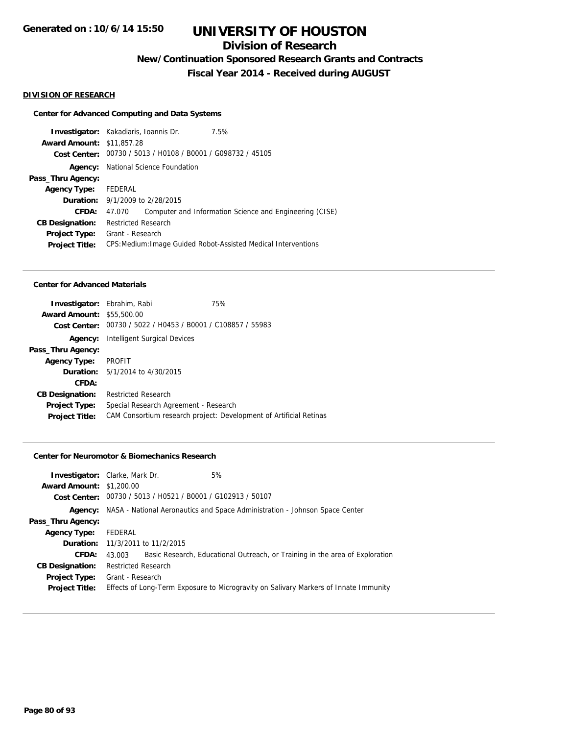# UNIVERSITY OF HOUSTON

## Division of Research

### New/Continuation Sponsored Research Grants and Contracts

### Fiscal Year 2014 - Received during AUGUST

Generated on : 10/6/14 15:50

**DIVISION OF RESEARCH**

**Center for Advanced Computing and Data Systems**

**Investigator:** Kakadiaris, Ioannis Dr. 7.5%
**Award Amount:** $11,857.28
**Cost Center:** 00730 / 5013 / H0108 / B0001 / G098732 / 45105
**Agency:** National Science Foundation
**Pass_Thru Agency:**
**Agency Type:** FEDERAL
**Duration:** 9/1/2009 to 2/28/2015
**CFDA:** 47.070 Computer and Information Science and Engineering (CISE)
**CB Designation:** Restricted Research
**Project Type:** Grant - Research
**Project Title:** CPS:Medium:Image Guided Robot-Assisted Medical Interventions

---

**Center for Advanced Materials**

**Investigator:** Ebrahim, Rabi 75%
**Award Amount:** $55,500.00
**Cost Center:** 00730 / 5022 / H0453 / B0001 / C108857 / 55983
**Agency:** Intelligent Surgical Devices
**Pass_Thru Agency:**
**Agency Type:** PROFIT
**Duration:** 5/1/2014 to 4/30/2015
**CFDA:**
**CB Designation:** Restricted Research
**Project Type:** Special Research Agreement - Research
**Project Title:** CAM Consortium research project: Development of Artificial Retinas

---

**Center for Neuromotor & Biomechanics Research**

**Investigator:** Clarke, Mark Dr. 5%
**Award Amount:** $1,200.00
**Cost Center:** 00730 / 5013 / H0521 / B0001 / G102913 / 50107
**Agency:** NASA - National Aeronautics and Space Administration - Johnson Space Center
**Pass_Thru Agency:**
**Agency Type:** FEDERAL
**Duration:** 11/3/2011 to 11/2/2015
**CFDA:** 43.003 Basic Research, Educational Outreach, or Training in the area of Exploration
**CB Designation:** Restricted Research
**Project Type:** Grant - Research
**Project Title:** Effects of Long-Term Exposure to Microgravity on Salivary Markers of Innate Immunity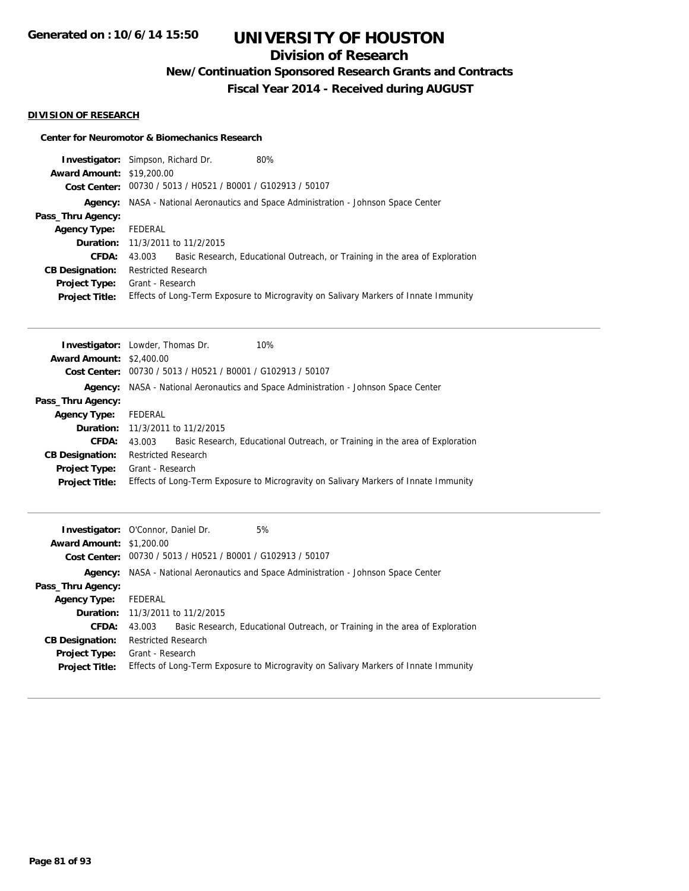## DIVISION OF RESEARCH

### Center for Neuromotor & Biomechanics Research

**Investigator:** Simpson, Richard Dr. 80%
**Award Amount:** $19,200.00
**Cost Center:** 00730 / 5013 / H0521 / B0001 / G102913 / 50107
**Agency:** NASA - National Aeronautics and Space Administration - Johnson Space Center
**Pass_Thru Agency:**
**Agency Type:** FEDERAL
**Duration:** 11/3/2011 to 11/2/2015
**CFDA:** 43.003 Basic Research, Educational Outreach, or Training in the area of Exploration
**CB Designation:** Restricted Research
**Project Type:** Grant - Research
**Project Title:** Effects of Long-Term Exposure to Microgravity on Salivary Markers of Innate Immunity

---

**Investigator:** Lowder, Thomas Dr. 10%
**Award Amount:** $2,400.00
**Cost Center:** 00730 / 5013 / H0521 / B0001 / G102913 / 50107
**Agency:** NASA - National Aeronautics and Space Administration - Johnson Space Center
**Pass_Thru Agency:**
**Agency Type:** FEDERAL
**Duration:** 11/3/2011 to 11/2/2015
**CFDA:** 43.003 Basic Research, Educational Outreach, or Training in the area of Exploration
**CB Designation:** Restricted Research
**Project Type:** Grant - Research
**Project Title:** Effects of Long-Term Exposure to Microgravity on Salivary Markers of Innate Immunity

---

**Investigator:** O'Connor, Daniel Dr. 5%
**Award Amount:** $1,200.00
**Cost Center:** 00730 / 5013 / H0521 / B0001 / G102913 / 50107
**Agency:** NASA - National Aeronautics and Space Administration - Johnson Space Center
**Pass_Thru Agency:**
**Agency Type:** FEDERAL
**Duration:** 11/3/2011 to 11/2/2015
**CFDA:** 43.003 Basic Research, Educational Outreach, or Training in the area of Exploration
**CB Designation:** Restricted Research
**Project Type:** Grant - Research
**Project Title:** Effects of Long-Term Exposure to Microgravity on Salivary Markers of Innate Immunity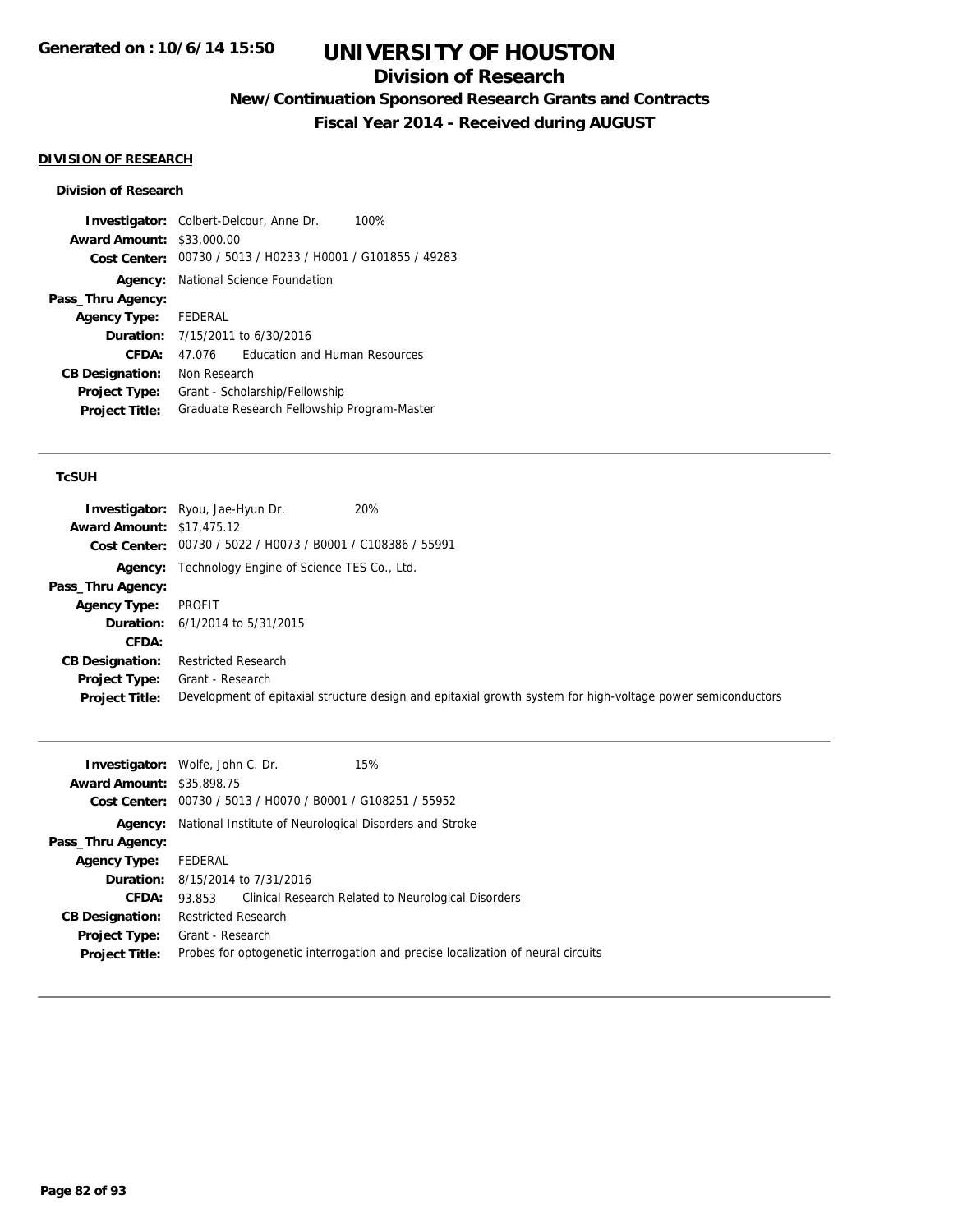# UNIVERSITY OF HOUSTON

## Division of Research

### New/Continuation Sponsored Research Grants and Contracts

### Fiscal Year 2014 - Received during AUGUST

Generated on : 10/6/14 15:50

**DIVISION OF RESEARCH**

**Division of Research**

**Investigator:** Colbert-Delcour, Anne Dr. 100%
**Award Amount:** $33,000.00
**Cost Center:** 00730 / 5013 / H0233 / H0001 / G101855 / 49283
**Agency:** National Science Foundation
**Pass_Thru Agency:**
**Agency Type:** FEDERAL
**Duration:** 7/15/2011 to 6/30/2016
**CFDA:** 47.076 Education and Human Resources
**CB Designation:** Non Research
**Project Type:** Grant - Scholarship/Fellowship
**Project Title:** Graduate Research Fellowship Program-Master

---

**TcSUH**

**Investigator:** Ryou, Jae-Hyun Dr. 20%
**Award Amount:** $17,475.12
**Cost Center:** 00730 / 5022 / H0073 / B0001 / C108386 / 55991
**Agency:** Technology Engine of Science TES Co., Ltd.
**Pass_Thru Agency:**
**Agency Type:** PROFIT
**Duration:** 6/1/2014 to 5/31/2015
**CFDA:**
**CB Designation:** Restricted Research
**Project Type:** Grant - Research
**Project Title:** Development of epitaxial structure design and epitaxial growth system for high-voltage power semiconductors

---

**Investigator:** Wolfe, John C. Dr. 15%
**Award Amount:** $35,898.75
**Cost Center:** 00730 / 5013 / H0070 / B0001 / G108251 / 55952
**Agency:** National Institute of Neurological Disorders and Stroke
**Pass_Thru Agency:**
**Agency Type:** FEDERAL
**Duration:** 8/15/2014 to 7/31/2016
**CFDA:** 93.853 Clinical Research Related to Neurological Disorders
**CB Designation:** Restricted Research
**Project Type:** Grant - Research
**Project Title:** Probes for optogenetic interrogation and precise localization of neural circuits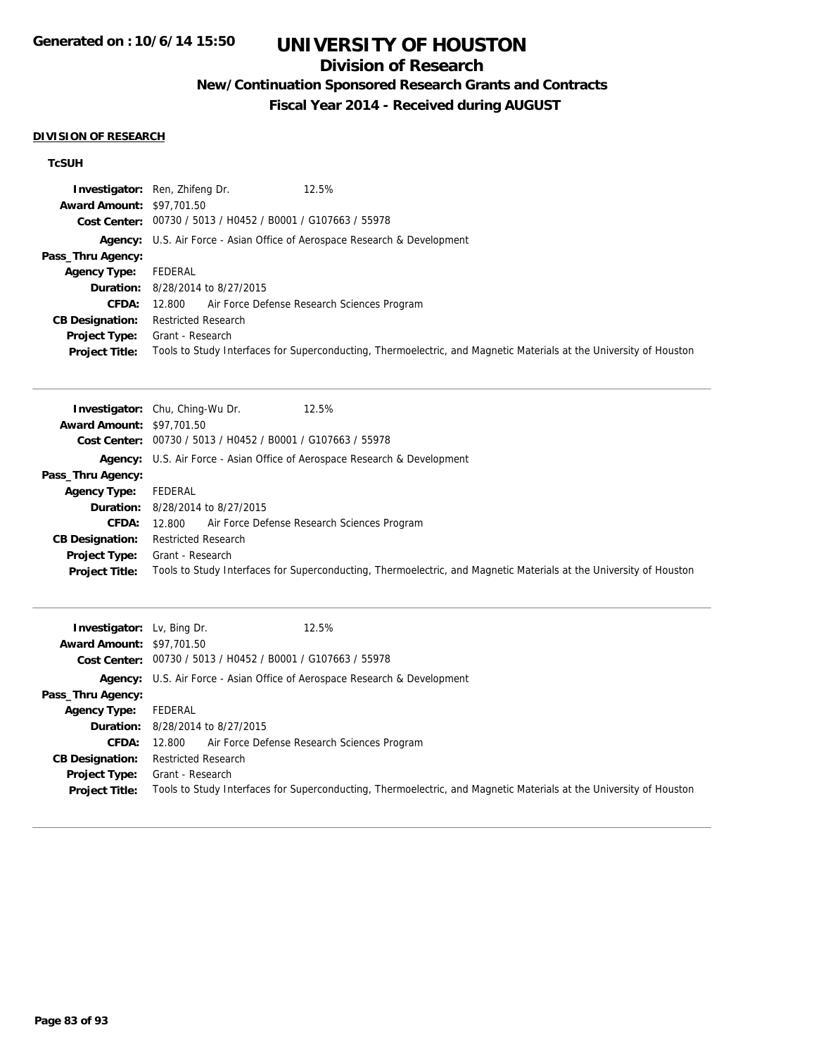# UNIVERSITY OF HOUSTON

## Division of Research

### New/Continuation Sponsored Research Grants and Contracts

### Fiscal Year 2014 - Received during AUGUST

Generated on : 10/6/14 15:50

**DIVISION OF RESEARCH**

**TcSUH**

**Investigator:** Ren, Zhifeng Dr. 12.5%
**Award Amount:** $97,701.50
**Cost Center:** 00730 / 5013 / H0452 / B0001 / G107663 / 55978
**Agency:** U.S. Air Force - Asian Office of Aerospace Research & Development
**Pass_Thru Agency:**
**Agency Type:** FEDERAL
**Duration:** 8/28/2014 to 8/27/2015
**CFDA:** 12.800 Air Force Defense Research Sciences Program
**CB Designation:** Restricted Research
**Project Type:** Grant - Research
**Project Title:** Tools to Study Interfaces for Superconducting, Thermoelectric, and Magnetic Materials at the University of Houston

---

**Investigator:** Chu, Ching-Wu Dr. 12.5%
**Award Amount:** $97,701.50
**Cost Center:** 00730 / 5013 / H0452 / B0001 / G107663 / 55978
**Agency:** U.S. Air Force - Asian Office of Aerospace Research & Development
**Pass_Thru Agency:**
**Agency Type:** FEDERAL
**Duration:** 8/28/2014 to 8/27/2015
**CFDA:** 12.800 Air Force Defense Research Sciences Program
**CB Designation:** Restricted Research
**Project Type:** Grant - Research
**Project Title:** Tools to Study Interfaces for Superconducting, Thermoelectric, and Magnetic Materials at the University of Houston

---

**Investigator:** Lv, Bing Dr. 12.5%
**Award Amount:** $97,701.50
**Cost Center:** 00730 / 5013 / H0452 / B0001 / G107663 / 55978
**Agency:** U.S. Air Force - Asian Office of Aerospace Research & Development
**Pass_Thru Agency:**
**Agency Type:** FEDERAL
**Duration:** 8/28/2014 to 8/27/2015
**CFDA:** 12.800 Air Force Defense Research Sciences Program
**CB Designation:** Restricted Research
**Project Type:** Grant - Research
**Project Title:** Tools to Study Interfaces for Superconducting, Thermoelectric, and Magnetic Materials at the University of Houston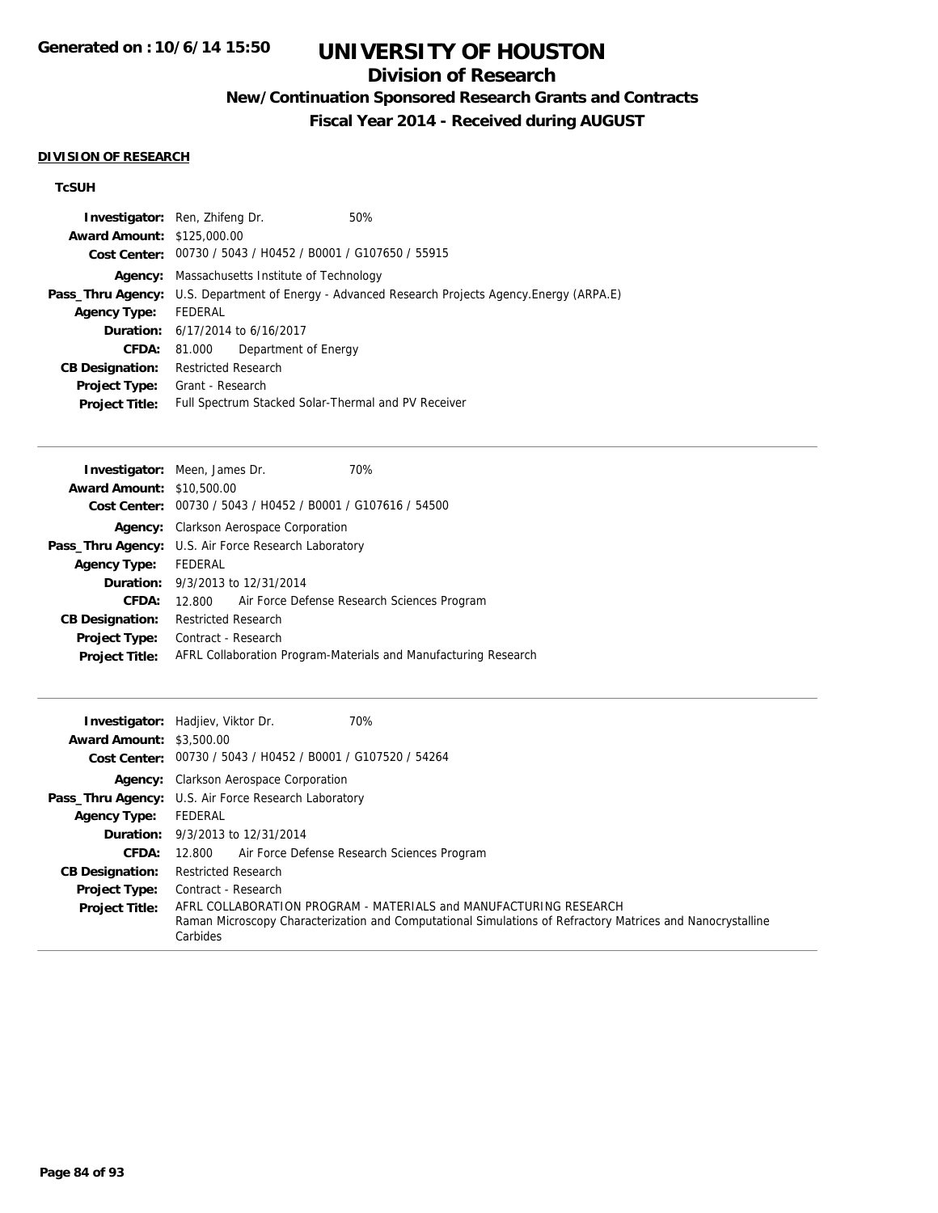# UNIVERSITY OF HOUSTON

## Division of Research

### New/Continuation Sponsored Research Grants and Contracts

### Fiscal Year 2014 - Received during AUGUST

**Generated on : 10/6/14 15:50**

#### DIVISION OF RESEARCH

#### TcSUH

| | |
|---|---|
| **Investigator:** | Ren, Zhifeng Dr. 50% |
| **Award Amount:** | $125,000.00 |
| **Cost Center:** | 00730 / 5043 / H0452 / B0001 / G107650 / 55915 |
| **Agency:** | Massachusetts Institute of Technology |
| **Pass_Thru Agency:** | U.S. Department of Energy - Advanced Research Projects Agency.Energy (ARPA.E) |
| **Agency Type:** | FEDERAL |
| **Duration:** | 6/17/2014 to 6/16/2017 |
| **CFDA:** | 81.000 Department of Energy |
| **CB Designation:** | Restricted Research |
| **Project Type:** | Grant - Research |
| **Project Title:** | Full Spectrum Stacked Solar-Thermal and PV Receiver |

---

| | |
|---|---|
| **Investigator:** | Meen, James Dr. 70% |
| **Award Amount:** | $10,500.00 |
| **Cost Center:** | 00730 / 5043 / H0452 / B0001 / G107616 / 54500 |
| **Agency:** | Clarkson Aerospace Corporation |
| **Pass_Thru Agency:** | U.S. Air Force Research Laboratory |
| **Agency Type:** | FEDERAL |
| **Duration:** | 9/3/2013 to 12/31/2014 |
| **CFDA:** | 12.800 Air Force Defense Research Sciences Program |
| **CB Designation:** | Restricted Research |
| **Project Type:** | Contract - Research |
| **Project Title:** | AFRL Collaboration Program-Materials and Manufacturing Research |

---

| | |
|---|---|
| **Investigator:** | Hadjiev, Viktor Dr. 70% |
| **Award Amount:** | $3,500.00 |
| **Cost Center:** | 00730 / 5043 / H0452 / B0001 / G107520 / 54264 |
| **Agency:** | Clarkson Aerospace Corporation |
| **Pass_Thru Agency:** | U.S. Air Force Research Laboratory |
| **Agency Type:** | FEDERAL |
| **Duration:** | 9/3/2013 to 12/31/2014 |
| **CFDA:** | 12.800 Air Force Defense Research Sciences Program |
| **CB Designation:** | Restricted Research |
| **Project Type:** | Contract - Research |
| **Project Title:** | AFRL COLLABORATION PROGRAM - MATERIALS and MANUFACTURING RESEARCH Raman Microscopy Characterization and Computational Simulations of Refractory Matrices and Nanocrystalline Carbides |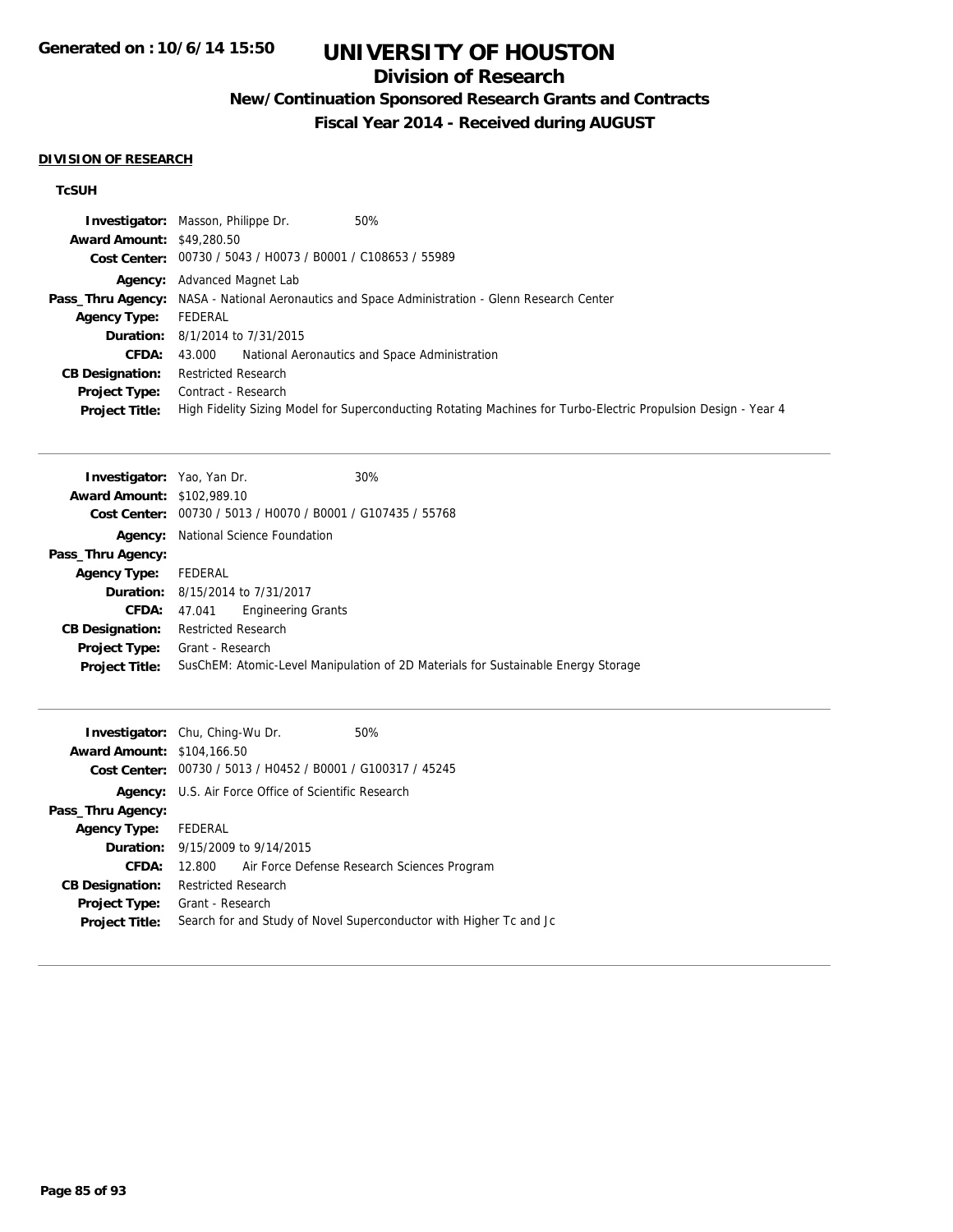# UNIVERSITY OF HOUSTON

## Division of Research

### New/Continuation Sponsored Research Grants and Contracts

### Fiscal Year 2014 - Received during AUGUST

Generated on : 10/6/14 15:50

**DIVISION OF RESEARCH**

**TcSUH**

**Investigator:** Masson, Philippe Dr. 50%
**Award Amount:** $49,280.50
**Cost Center:** 00730 / 5043 / H0073 / B0001 / C108653 / 55989
**Agency:** Advanced Magnet Lab
**Pass_Thru Agency:** NASA - National Aeronautics and Space Administration - Glenn Research Center
**Agency Type:** FEDERAL
**Duration:** 8/1/2014 to 7/31/2015
**CFDA:** 43.000 National Aeronautics and Space Administration
**CB Designation:** Restricted Research
**Project Type:** Contract - Research
**Project Title:** High Fidelity Sizing Model for Superconducting Rotating Machines for Turbo-Electric Propulsion Design - Year 4

---

**Investigator:** Yao, Yan Dr. 30%
**Award Amount:** $102,989.10
**Cost Center:** 00730 / 5013 / H0070 / B0001 / G107435 / 55768
**Agency:** National Science Foundation
**Pass_Thru Agency:**
**Agency Type:** FEDERAL
**Duration:** 8/15/2014 to 7/31/2017
**CFDA:** 47.041 Engineering Grants
**CB Designation:** Restricted Research
**Project Type:** Grant - Research
**Project Title:** SusChEM: Atomic-Level Manipulation of 2D Materials for Sustainable Energy Storage

---

**Investigator:** Chu, Ching-Wu Dr. 50%
**Award Amount:** $104,166.50
**Cost Center:** 00730 / 5013 / H0452 / B0001 / G100317 / 45245
**Agency:** U.S. Air Force Office of Scientific Research
**Pass_Thru Agency:**
**Agency Type:** FEDERAL
**Duration:** 9/15/2009 to 9/14/2015
**CFDA:** 12.800 Air Force Defense Research Sciences Program
**CB Designation:** Restricted Research
**Project Type:** Grant - Research
**Project Title:** Search for and Study of Novel Superconductor with Higher Tc and Jc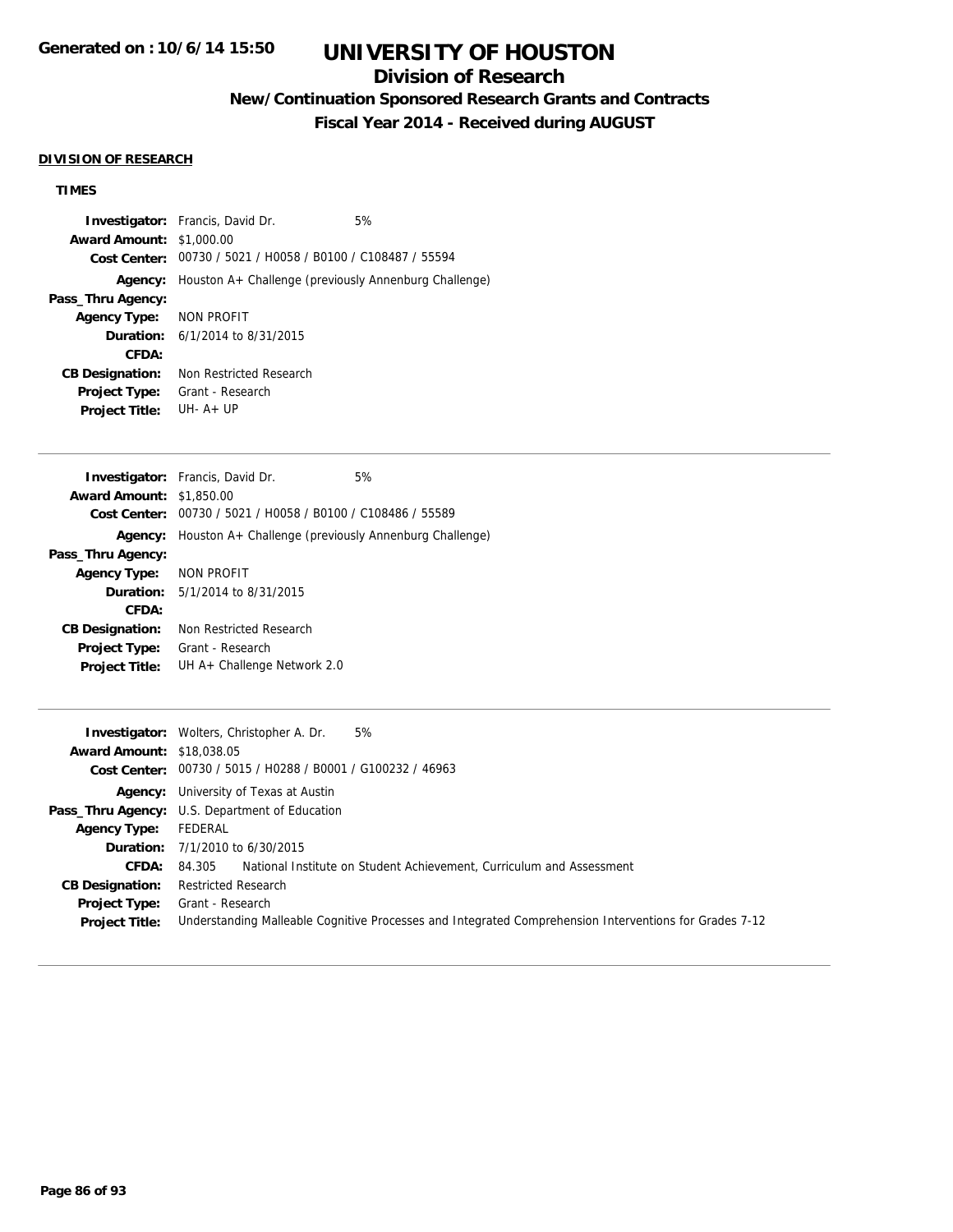# UNIVERSITY OF HOUSTON

## Division of Research

### New/Continuation Sponsored Research Grants and Contracts

### Fiscal Year 2014 - Received during AUGUST

**DIVISION OF RESEARCH**

**TIMES**

**Investigator:** Francis, David Dr. 5%
**Award Amount:** $1,000.00
**Cost Center:** 00730 / 5021 / H0058 / B0100 / C108487 / 55594
**Agency:** Houston A+ Challenge (previously Annenburg Challenge)
**Pass_Thru Agency:**
**Agency Type:** NON PROFIT
**Duration:** 6/1/2014 to 8/31/2015
**CFDA:**
**CB Designation:** Non Restricted Research
**Project Type:** Grant - Research
**Project Title:** UH- A+ UP

---

**Investigator:** Francis, David Dr. 5%
**Award Amount:** $1,850.00
**Cost Center:** 00730 / 5021 / H0058 / B0100 / C108486 / 55589
**Agency:** Houston A+ Challenge (previously Annenburg Challenge)
**Pass_Thru Agency:**
**Agency Type:** NON PROFIT
**Duration:** 5/1/2014 to 8/31/2015
**CFDA:**
**CB Designation:** Non Restricted Research
**Project Type:** Grant - Research
**Project Title:** UH A+ Challenge Network 2.0

---

**Investigator:** Wolters, Christopher A. Dr. 5%
**Award Amount:** $18,038.05
**Cost Center:** 00730 / 5015 / H0288 / B0001 / G100232 / 46963
**Agency:** University of Texas at Austin
**Pass_Thru Agency:** U.S. Department of Education
**Agency Type:** FEDERAL
**Duration:** 7/1/2010 to 6/30/2015
**CFDA:** 84.305 National Institute on Student Achievement, Curriculum and Assessment
**CB Designation:** Restricted Research
**Project Type:** Grant - Research
**Project Title:** Understanding Malleable Cognitive Processes and Integrated Comprehension Interventions for Grades 7-12

---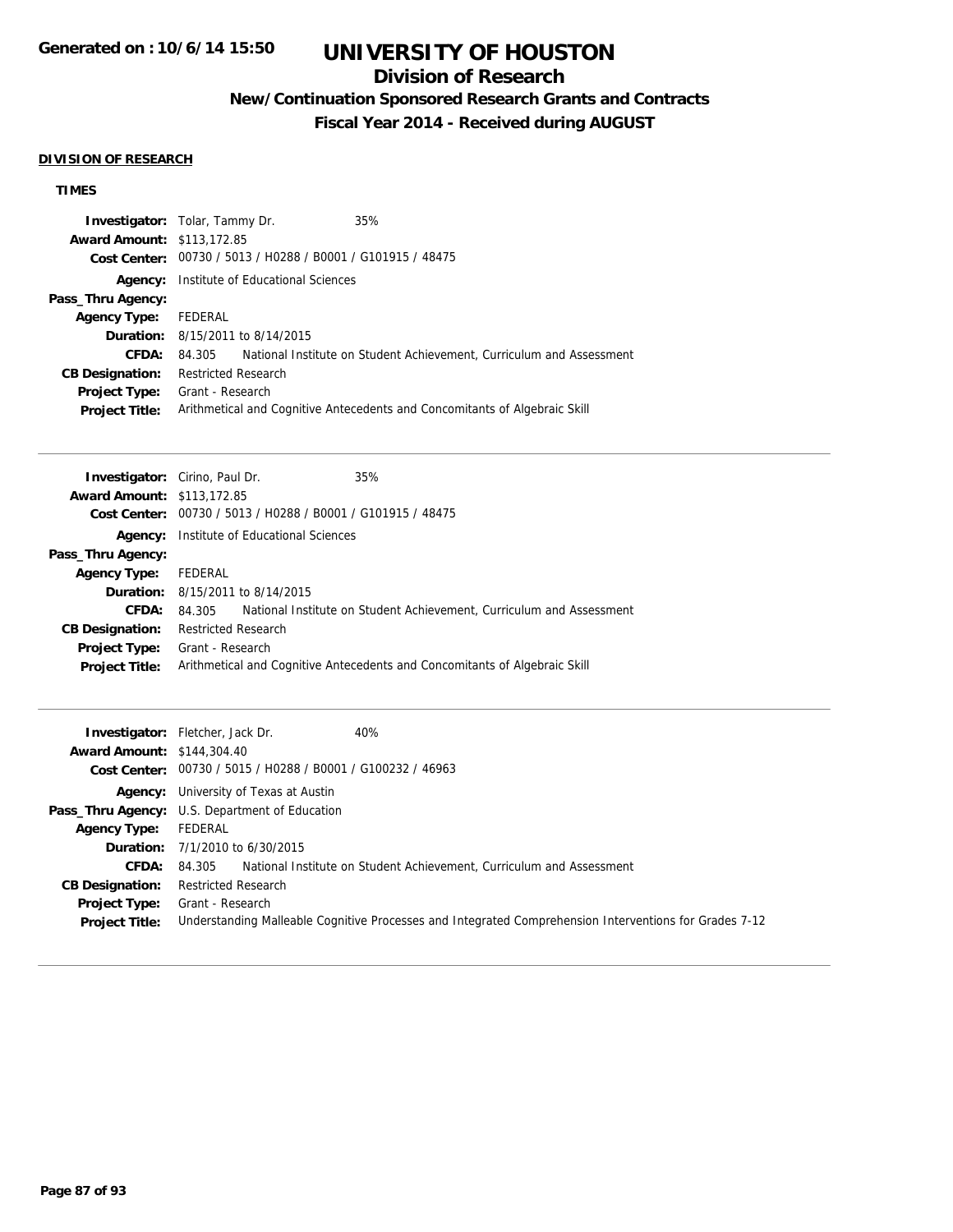# UNIVERSITY OF HOUSTON

## Division of Research

### New/Continuation Sponsored Research Grants and Contracts

### Fiscal Year 2014 - Received during AUGUST

Generated on : 10/6/14 15:50

**DIVISION OF RESEARCH**

**TIMES**

**Investigator:** Tolar, Tammy Dr. 35%
**Award Amount:** $113,172.85
**Cost Center:** 00730 / 5013 / H0288 / B0001 / G101915 / 48475
**Agency:** Institute of Educational Sciences
**Pass_Thru Agency:**
**Agency Type:** FEDERAL
**Duration:** 8/15/2011 to 8/14/2015
**CFDA:** 84.305 National Institute on Student Achievement, Curriculum and Assessment
**CB Designation:** Restricted Research
**Project Type:** Grant - Research
**Project Title:** Arithmetical and Cognitive Antecedents and Concomitants of Algebraic Skill

---

**Investigator:** Cirino, Paul Dr. 35%
**Award Amount:** $113,172.85
**Cost Center:** 00730 / 5013 / H0288 / B0001 / G101915 / 48475
**Agency:** Institute of Educational Sciences
**Pass_Thru Agency:**
**Agency Type:** FEDERAL
**Duration:** 8/15/2011 to 8/14/2015
**CFDA:** 84.305 National Institute on Student Achievement, Curriculum and Assessment
**CB Designation:** Restricted Research
**Project Type:** Grant - Research
**Project Title:** Arithmetical and Cognitive Antecedents and Concomitants of Algebraic Skill

---

**Investigator:** Fletcher, Jack Dr. 40%
**Award Amount:** $144,304.40
**Cost Center:** 00730 / 5015 / H0288 / B0001 / G100232 / 46963
**Agency:** University of Texas at Austin
**Pass_Thru Agency:** U.S. Department of Education
**Agency Type:** FEDERAL
**Duration:** 7/1/2010 to 6/30/2015
**CFDA:** 84.305 National Institute on Student Achievement, Curriculum and Assessment
**CB Designation:** Restricted Research
**Project Type:** Grant - Research
**Project Title:** Understanding Malleable Cognitive Processes and Integrated Comprehension Interventions for Grades 7-12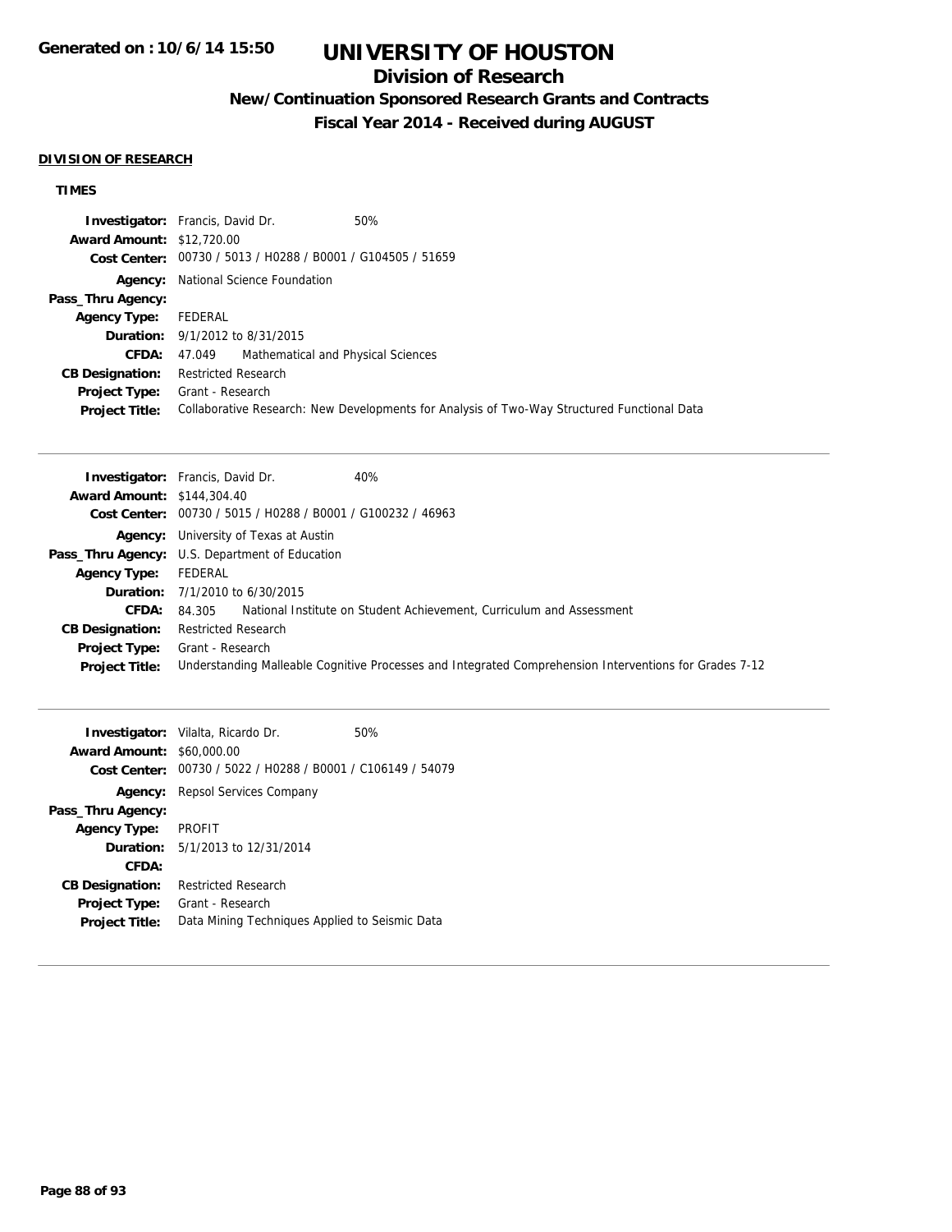# UNIVERSITY OF HOUSTON

## Division of Research

### New/Continuation Sponsored Research Grants and Contracts

### Fiscal Year 2014 - Received during AUGUST

**DIVISION OF RESEARCH**

**TIMES**

| | | |
|---|---|---|
| **Investigator:** | Francis, David Dr. | 50% |
| **Award Amount:** | $12,720.00 | |
| **Cost Center:** | 00730 / 5013 / H0288 / B0001 / G104505 / 51659 | |
| **Agency:** | National Science Foundation | |
| **Pass_Thru Agency:** | | |
| **Agency Type:** | FEDERAL | |
| **Duration:** | 9/1/2012 to 8/31/2015 | |
| **CFDA:** | 47.049 Mathematical and Physical Sciences | |
| **CB Designation:** | Restricted Research | |
| **Project Type:** | Grant - Research | |
| **Project Title:** | Collaborative Research: New Developments for Analysis of Two-Way Structured Functional Data | |

---

| | | |
|---|---|---|
| **Investigator:** | Francis, David Dr. | 40% |
| **Award Amount:** | $144,304.40 | |
| **Cost Center:** | 00730 / 5015 / H0288 / B0001 / G100232 / 46963 | |
| **Agency:** | University of Texas at Austin | |
| **Pass_Thru Agency:** | U.S. Department of Education | |
| **Agency Type:** | FEDERAL | |
| **Duration:** | 7/1/2010 to 6/30/2015 | |
| **CFDA:** | 84.305 National Institute on Student Achievement, Curriculum and Assessment | |
| **CB Designation:** | Restricted Research | |
| **Project Type:** | Grant - Research | |
| **Project Title:** | Understanding Malleable Cognitive Processes and Integrated Comprehension Interventions for Grades 7-12 | |

---

| | | |
|---|---|---|
| **Investigator:** | Vilalta, Ricardo Dr. | 50% |
| **Award Amount:** | $60,000.00 | |
| **Cost Center:** | 00730 / 5022 / H0288 / B0001 / C106149 / 54079 | |
| **Agency:** | Repsol Services Company | |
| **Pass_Thru Agency:** | | |
| **Agency Type:** | PROFIT | |
| **Duration:** | 5/1/2013 to 12/31/2014 | |
| **CFDA:** | | |
| **CB Designation:** | Restricted Research | |
| **Project Type:** | Grant - Research | |
| **Project Title:** | Data Mining Techniques Applied to Seismic Data | |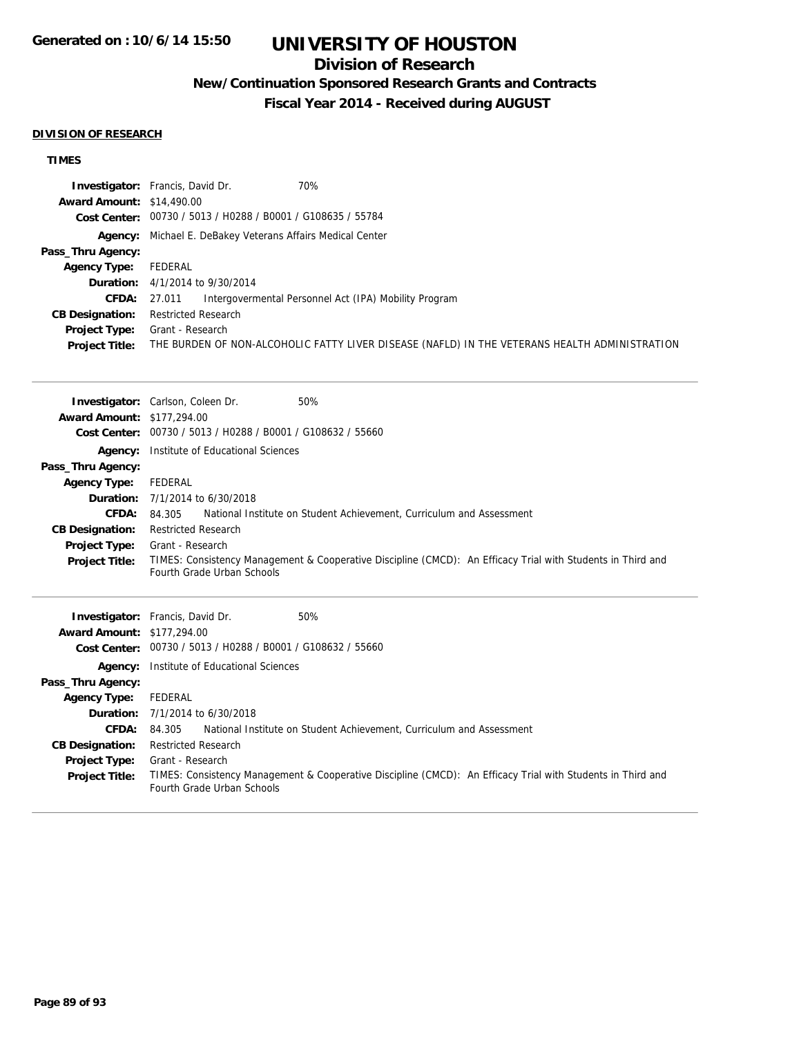# UNIVERSITY OF HOUSTON

## Division of Research

### New/Continuation Sponsored Research Grants and Contracts

### Fiscal Year 2014 - Received during AUGUST

Generated on : 10/6/14 15:50

**DIVISION OF RESEARCH**

**TIMES**

**Investigator:** Francis, David Dr. 70%
**Award Amount:** $14,490.00
**Cost Center:** 00730 / 5013 / H0288 / B0001 / G108635 / 55784
**Agency:** Michael E. DeBakey Veterans Affairs Medical Center
**Pass_Thru Agency:**
**Agency Type:** FEDERAL
**Duration:** 4/1/2014 to 9/30/2014
**CFDA:** 27.011 Intergovermental Personnel Act (IPA) Mobility Program
**CB Designation:** Restricted Research
**Project Type:** Grant - Research
**Project Title:** THE BURDEN OF NON-ALCOHOLIC FATTY LIVER DISEASE (NAFLD) IN THE VETERANS HEALTH ADMINISTRATION

---

**Investigator:** Carlson, Coleen Dr. 50%
**Award Amount:** $177,294.00
**Cost Center:** 00730 / 5013 / H0288 / B0001 / G108632 / 55660
**Agency:** Institute of Educational Sciences
**Pass_Thru Agency:**
**Agency Type:** FEDERAL
**Duration:** 7/1/2014 to 6/30/2018
**CFDA:** 84.305 National Institute on Student Achievement, Curriculum and Assessment
**CB Designation:** Restricted Research
**Project Type:** Grant - Research
**Project Title:** TIMES: Consistency Management & Cooperative Discipline (CMCD): An Efficacy Trial with Students in Third and Fourth Grade Urban Schools

---

**Investigator:** Francis, David Dr. 50%
**Award Amount:** $177,294.00
**Cost Center:** 00730 / 5013 / H0288 / B0001 / G108632 / 55660
**Agency:** Institute of Educational Sciences
**Pass_Thru Agency:**
**Agency Type:** FEDERAL
**Duration:** 7/1/2014 to 6/30/2018
**CFDA:** 84.305 National Institute on Student Achievement, Curriculum and Assessment
**CB Designation:** Restricted Research
**Project Type:** Grant - Research
**Project Title:** TIMES: Consistency Management & Cooperative Discipline (CMCD): An Efficacy Trial with Students in Third and Fourth Grade Urban Schools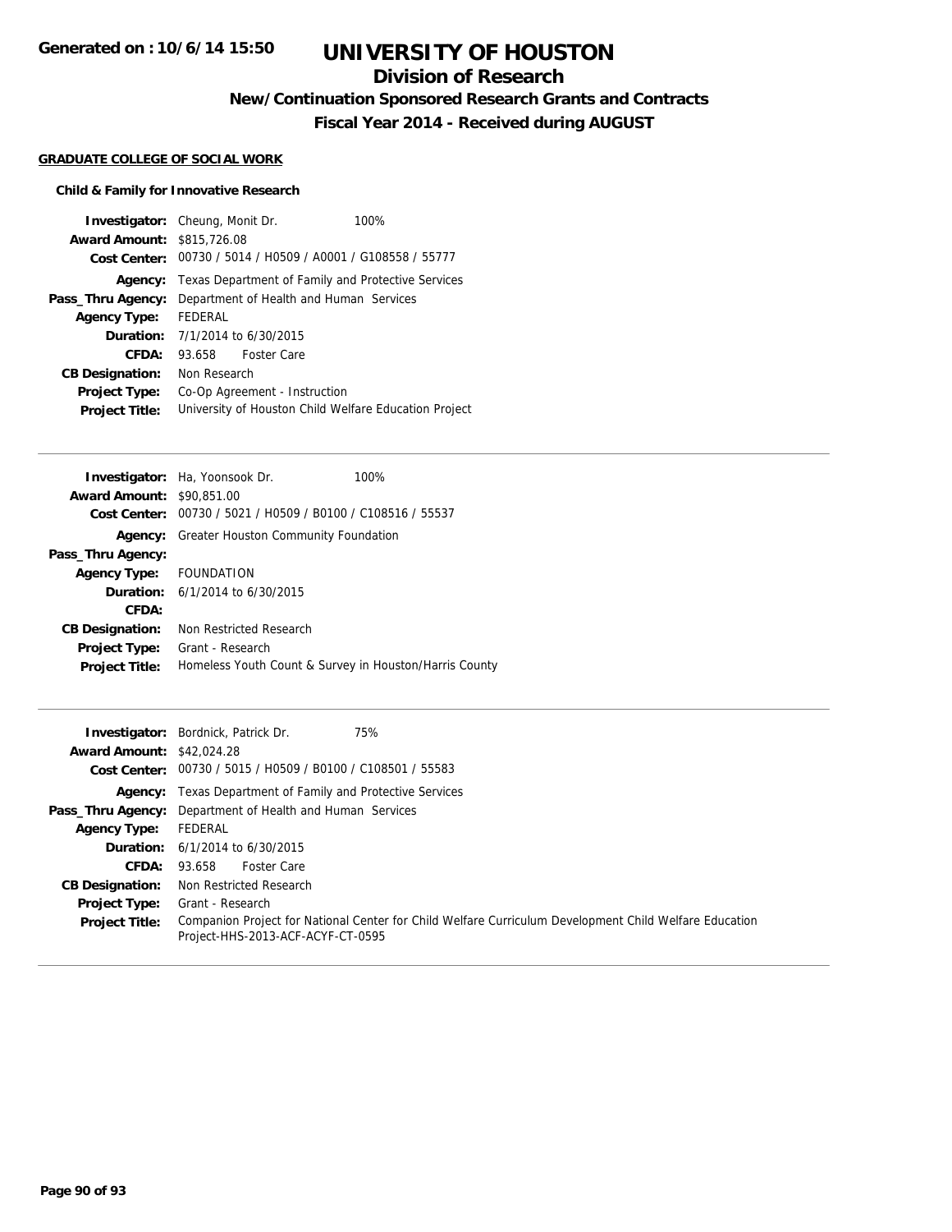# UNIVERSITY OF HOUSTON

## Division of Research

### New/Continuation Sponsored Research Grants and Contracts

### Fiscal Year 2014 - Received during AUGUST

**Generated on : 10/6/14 15:50**

#### GRADUATE COLLEGE OF SOCIAL WORK

##### Child & Family for Innovative Research

**Investigator:** Cheung, Monit Dr. 100%
**Award Amount:** $815,726.08
**Cost Center:** 00730 / 5014 / H0509 / A0001 / G108558 / 55777
**Agency:** Texas Department of Family and Protective Services
**Pass_Thru Agency:** Department of Health and Human Services
**Agency Type:** FEDERAL
**Duration:** 7/1/2014 to 6/30/2015
**CFDA:** 93.658 Foster Care
**CB Designation:** Non Research
**Project Type:** Co-Op Agreement - Instruction
**Project Title:** University of Houston Child Welfare Education Project

---

**Investigator:** Ha, Yoonsook Dr. 100%
**Award Amount:** $90,851.00
**Cost Center:** 00730 / 5021 / H0509 / B0100 / C108516 / 55537
**Agency:** Greater Houston Community Foundation
**Pass_Thru Agency:**
**Agency Type:** FOUNDATION
**Duration:** 6/1/2014 to 6/30/2015
**CFDA:**
**CB Designation:** Non Restricted Research
**Project Type:** Grant - Research
**Project Title:** Homeless Youth Count & Survey in Houston/Harris County

---

**Investigator:** Bordnick, Patrick Dr. 75%
**Award Amount:** $42,024.28
**Cost Center:** 00730 / 5015 / H0509 / B0100 / C108501 / 55583
**Agency:** Texas Department of Family and Protective Services
**Pass_Thru Agency:** Department of Health and Human Services
**Agency Type:** FEDERAL
**Duration:** 6/1/2014 to 6/30/2015
**CFDA:** 93.658 Foster Care
**CB Designation:** Non Restricted Research
**Project Type:** Grant - Research
**Project Title:** Companion Project for National Center for Child Welfare Curriculum Development Child Welfare Education Project-HHS-2013-ACF-ACYF-CT-0595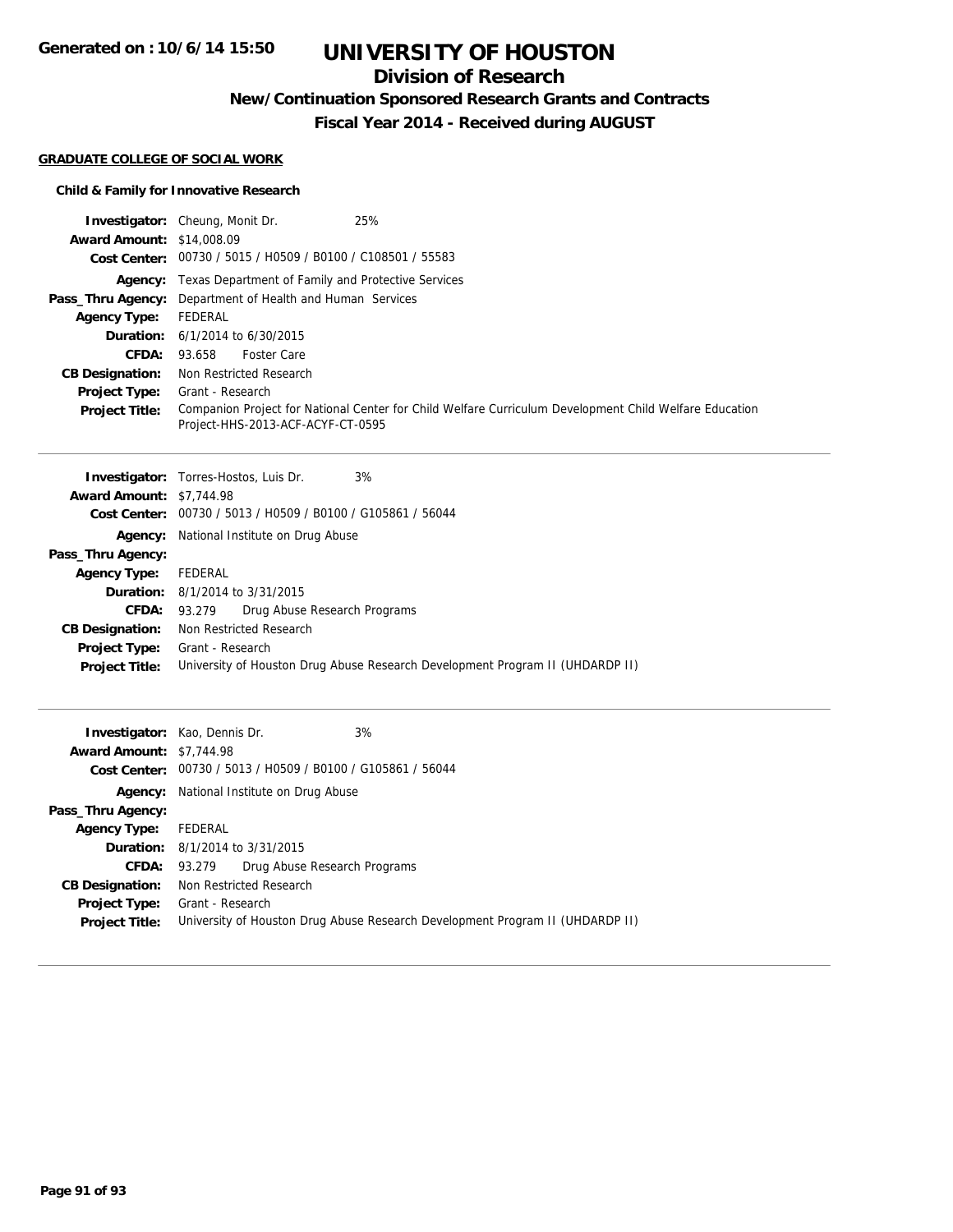# UNIVERSITY OF HOUSTON

## Division of Research

### New/Continuation Sponsored Research Grants and Contracts

### Fiscal Year 2014 - Received during AUGUST

**GRADUATE COLLEGE OF SOCIAL WORK**

**Child & Family for Innovative Research**

**Investigator:** Cheung, Monit Dr. 25%
**Award Amount:** $14,008.09
**Cost Center:** 00730 / 5015 / H0509 / B0100 / C108501 / 55583
**Agency:** Texas Department of Family and Protective Services
**Pass_Thru Agency:** Department of Health and Human Services
**Agency Type:** FEDERAL
**Duration:** 6/1/2014 to 6/30/2015
**CFDA:** 93.658 Foster Care
**CB Designation:** Non Restricted Research
**Project Type:** Grant - Research
**Project Title:** Companion Project for National Center for Child Welfare Curriculum Development Child Welfare Education Project-HHS-2013-ACF-ACYF-CT-0595

---

**Investigator:** Torres-Hostos, Luis Dr. 3%
**Award Amount:** $7,744.98
**Cost Center:** 00730 / 5013 / H0509 / B0100 / G105861 / 56044
**Agency:** National Institute on Drug Abuse
**Pass_Thru Agency:**
**Agency Type:** FEDERAL
**Duration:** 8/1/2014 to 3/31/2015
**CFDA:** 93.279 Drug Abuse Research Programs
**CB Designation:** Non Restricted Research
**Project Type:** Grant - Research
**Project Title:** University of Houston Drug Abuse Research Development Program II (UHDARDP II)

---

**Investigator:** Kao, Dennis Dr. 3%
**Award Amount:** $7,744.98
**Cost Center:** 00730 / 5013 / H0509 / B0100 / G105861 / 56044
**Agency:** National Institute on Drug Abuse
**Pass_Thru Agency:**
**Agency Type:** FEDERAL
**Duration:** 8/1/2014 to 3/31/2015
**CFDA:** 93.279 Drug Abuse Research Programs
**CB Designation:** Non Restricted Research
**Project Type:** Grant - Research
**Project Title:** University of Houston Drug Abuse Research Development Program II (UHDARDP II)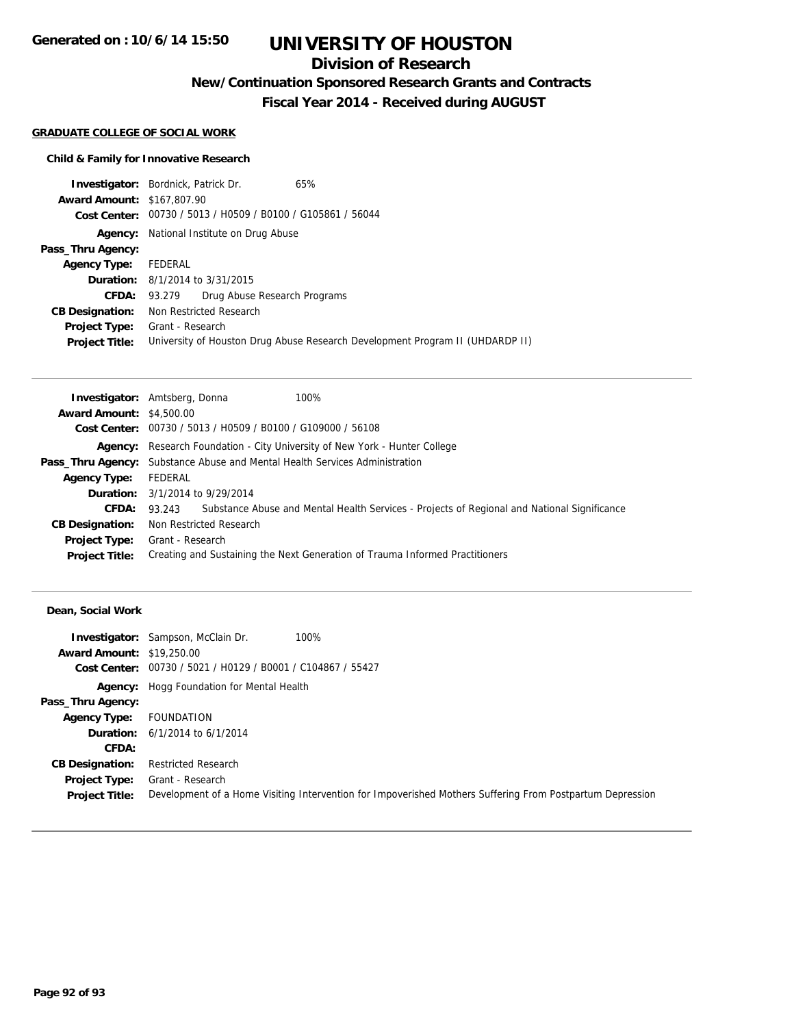# UNIVERSITY OF HOUSTON

## Division of Research

### New/Continuation Sponsored Research Grants and Contracts

### Fiscal Year 2014 - Received during AUGUST

Generated on : 10/6/14 15:50

**GRADUATE COLLEGE OF SOCIAL WORK**

**Child & Family for Innovative Research**

**Investigator:** Bordnick, Patrick Dr. 65%
**Award Amount:** $167,807.90
**Cost Center:** 00730 / 5013 / H0509 / B0100 / G105861 / 56044
**Agency:** National Institute on Drug Abuse
**Pass_Thru Agency:**
**Agency Type:** FEDERAL
**Duration:** 8/1/2014 to 3/31/2015
**CFDA:** 93.279 Drug Abuse Research Programs
**CB Designation:** Non Restricted Research
**Project Type:** Grant - Research
**Project Title:** University of Houston Drug Abuse Research Development Program II (UHDARDP II)

---

**Investigator:** Amtsberg, Donna 100%
**Award Amount:** $4,500.00
**Cost Center:** 00730 / 5013 / H0509 / B0100 / G109000 / 56108
**Agency:** Research Foundation - City University of New York - Hunter College
**Pass_Thru Agency:** Substance Abuse and Mental Health Services Administration
**Agency Type:** FEDERAL
**Duration:** 3/1/2014 to 9/29/2014
**CFDA:** 93.243 Substance Abuse and Mental Health Services - Projects of Regional and National Significance
**CB Designation:** Non Restricted Research
**Project Type:** Grant - Research
**Project Title:** Creating and Sustaining the Next Generation of Trauma Informed Practitioners

---

**Dean, Social Work**

**Investigator:** Sampson, McClain Dr. 100%
**Award Amount:** $19,250.00
**Cost Center:** 00730 / 5021 / H0129 / B0001 / C104867 / 55427
**Agency:** Hogg Foundation for Mental Health
**Pass_Thru Agency:**
**Agency Type:** FOUNDATION
**Duration:** 6/1/2014 to 6/1/2014
**CFDA:**
**CB Designation:** Restricted Research
**Project Type:** Grant - Research
**Project Title:** Development of a Home Visiting Intervention for Impoverished Mothers Suffering From Postpartum Depression

---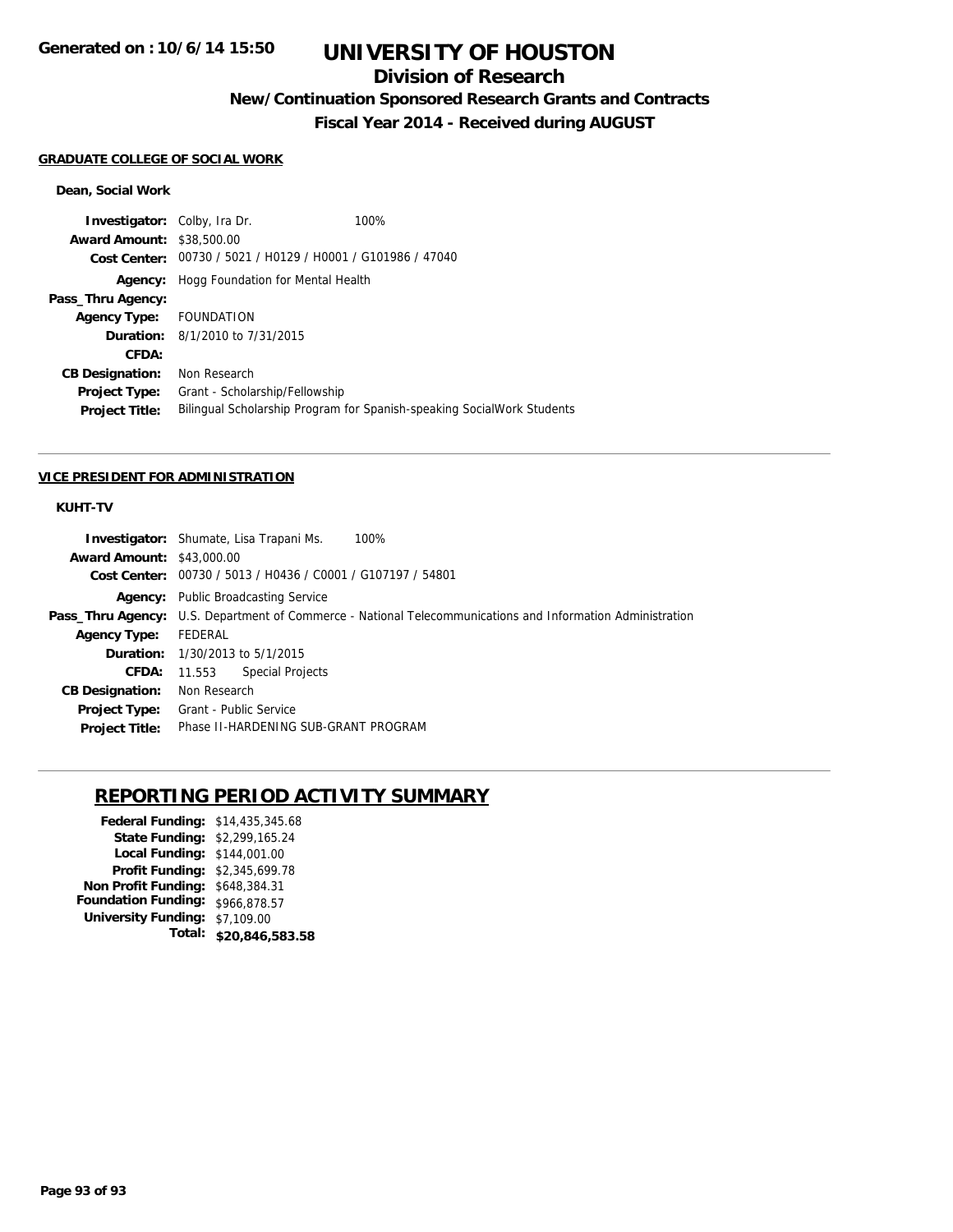# UNIVERSITY OF HOUSTON

## Division of Research

### New/Continuation Sponsored Research Grants and Contracts

### Fiscal Year 2014 - Received during AUGUST

Generated on : 10/6/14 15:50

**GRADUATE COLLEGE OF SOCIAL WORK**

**Dean, Social Work**

| | |
|---|---|
| **Investigator:** | Colby, Ira Dr. 100% |
| **Award Amount:** | $38,500.00 |
| **Cost Center:** | 00730 / 5021 / H0129 / H0001 / G101986 / 47040 |
| **Agency:** | Hogg Foundation for Mental Health |
| **Pass_Thru Agency:** | |
| **Agency Type:** | FOUNDATION |
| **Duration:** | 8/1/2010 to 7/31/2015 |
| **CFDA:** | |
| **CB Designation:** | Non Research |
| **Project Type:** | Grant - Scholarship/Fellowship |
| **Project Title:** | Bilingual Scholarship Program for Spanish-speaking SocialWork Students |

**VICE PRESIDENT FOR ADMINISTRATION**

**KUHT-TV**

| | |
|---|---|
| **Investigator:** | Shumate, Lisa Trapani Ms. 100% |
| **Award Amount:** | $43,000.00 |
| **Cost Center:** | 00730 / 5013 / H0436 / C0001 / G107197 / 54801 |
| **Agency:** | Public Broadcasting Service |
| **Pass_Thru Agency:** | U.S. Department of Commerce - National Telecommunications and Information Administration |
| **Agency Type:** | FEDERAL |
| **Duration:** | 1/30/2013 to 5/1/2015 |
| **CFDA:** | 11.553 Special Projects |
| **CB Designation:** | Non Research |
| **Project Type:** | Grant - Public Service |
| **Project Title:** | Phase II-HARDENING SUB-GRANT PROGRAM |

## REPORTING PERIOD ACTIVITY SUMMARY

| | |
|---|---|
| **Federal Funding:** | $14,435,345.68 |
| **State Funding:** | $2,299,165.24 |
| **Local Funding:** | $144,001.00 |
| **Profit Funding:** | $2,345,699.78 |
| **Non Profit Funding:** | $648,384.31 |
| **Foundation Funding:** | $966,878.57 |
| **University Funding:** | $7,109.00 |
| **Total:** | **$20,846,583.58** |